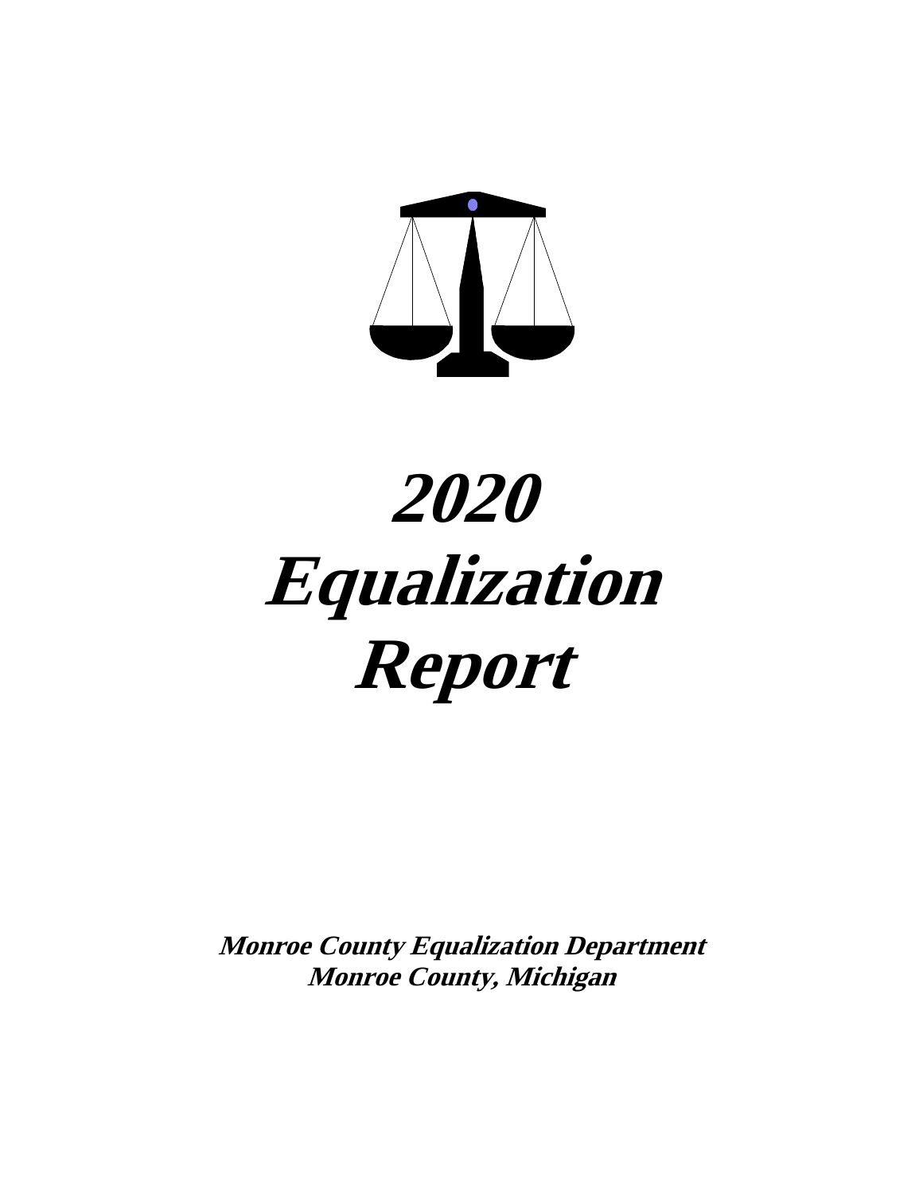# 2020 Equalization Report

***Monroe County Equalization Department***
***Monroe County, Michigan***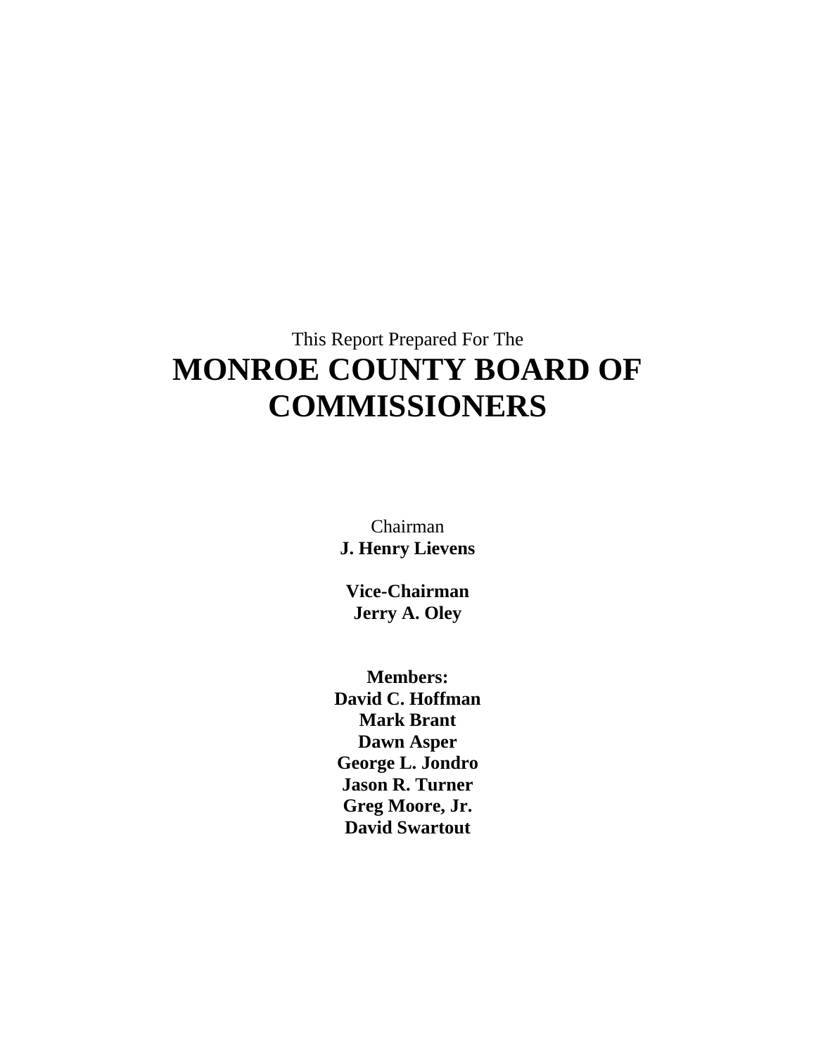This Report Prepared For The

# MONROE COUNTY BOARD OF COMMISSIONERS

Chairman
**J. Henry Lievens**

**Vice-Chairman**
**Jerry A. Oley**

**Members:**
**David C. Hoffman**
**Mark Brant**
**Dawn Asper**
**George L. Jondro**
**Jason R. Turner**
**Greg Moore, Jr.**
**David Swartout**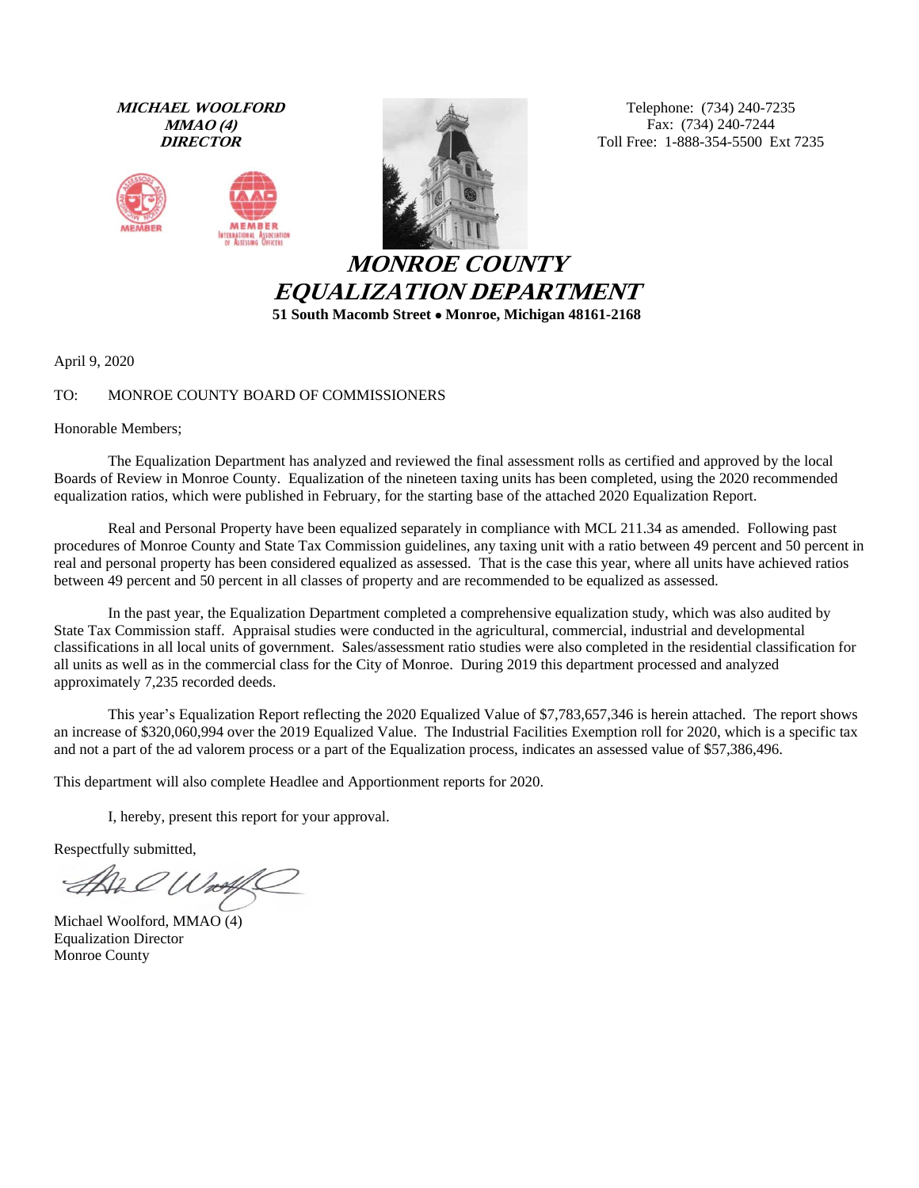***MICHAEL WOOLFORD***
***MMAO (4)***
***DIRECTOR***

Telephone: (734) 240-7235
Fax: (734) 240-7244
Toll Free: 1-888-354-5500 Ext 7235

# *MONROE COUNTY EQUALIZATION DEPARTMENT*

**51 South Macomb Street • Monroe, Michigan 48161-2168**

April 9, 2020

TO: MONROE COUNTY BOARD OF COMMISSIONERS

Honorable Members;

The Equalization Department has analyzed and reviewed the final assessment rolls as certified and approved by the local Boards of Review in Monroe County. Equalization of the nineteen taxing units has been completed, using the 2020 recommended equalization ratios, which were published in February, for the starting base of the attached 2020 Equalization Report.

Real and Personal Property have been equalized separately in compliance with MCL 211.34 as amended. Following past procedures of Monroe County and State Tax Commission guidelines, any taxing unit with a ratio between 49 percent and 50 percent in real and personal property has been considered equalized as assessed. That is the case this year, where all units have achieved ratios between 49 percent and 50 percent in all classes of property and are recommended to be equalized as assessed.

In the past year, the Equalization Department completed a comprehensive equalization study, which was also audited by State Tax Commission staff. Appraisal studies were conducted in the agricultural, commercial, industrial and developmental classifications in all local units of government. Sales/assessment ratio studies were also completed in the residential classification for all units as well as in the commercial class for the City of Monroe. During 2019 this department processed and analyzed approximately 7,235 recorded deeds.

This year's Equalization Report reflecting the 2020 Equalized Value of $7,783,657,346 is herein attached. The report shows an increase of $320,060,994 over the 2019 Equalized Value. The Industrial Facilities Exemption roll for 2020, which is a specific tax and not a part of the ad valorem process or a part of the Equalization process, indicates an assessed value of $57,386,496.

This department will also complete Headlee and Apportionment reports for 2020.

I, hereby, present this report for your approval.

Respectfully submitted,

Michael Woolford, MMAO (4)
Equalization Director
Monroe County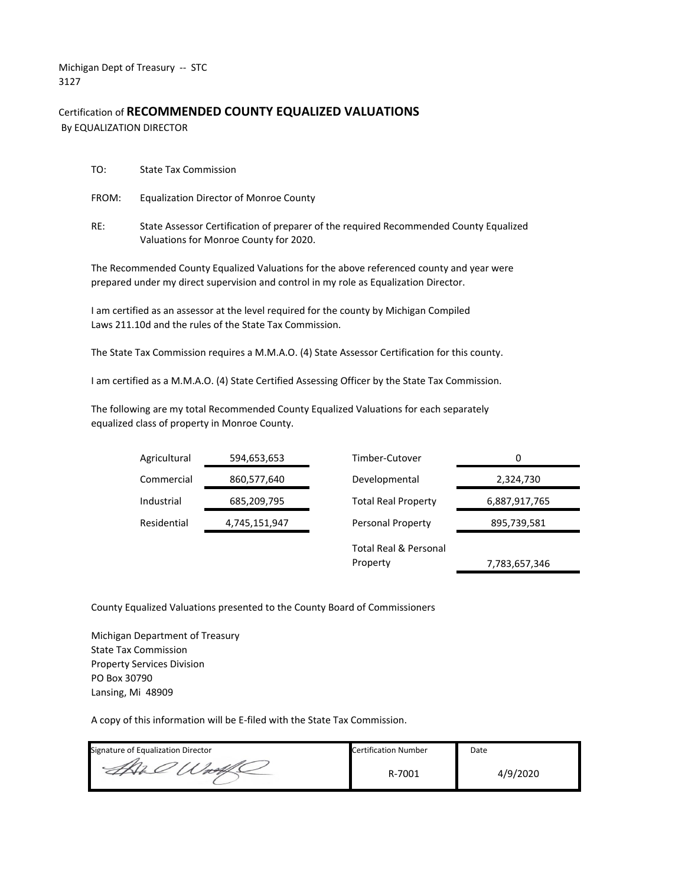Michigan Dept of Treasury -- STC
3127

Certification of **RECOMMENDED COUNTY EQUALIZED VALUATIONS**
By EQUALIZATION DIRECTOR

TO: State Tax Commission

FROM: Equalization Director of Monroe County

RE: State Assessor Certification of preparer of the required Recommended County Equalized Valuations for Monroe County for 2020.

The Recommended County Equalized Valuations for the above referenced county and year were prepared under my direct supervision and control in my role as Equalization Director.

I am certified as an assessor at the level required for the county by Michigan Compiled Laws 211.10d and the rules of the State Tax Commission.

The State Tax Commission requires a M.M.A.O. (4) State Assessor Certification for this county.

I am certified as a M.M.A.O. (4) State Certified Assessing Officer by the State Tax Commission.

The following are my total Recommended County Equalized Valuations for each separately equalized class of property in Monroe County.

| | | | |
|---|---|---|---|
| Agricultural | 594,653,653 | Timber-Cutover | 0 |
| Commercial | 860,577,640 | Developmental | 2,324,730 |
| Industrial | 685,209,795 | Total Real Property | 6,887,917,765 |
| Residential | 4,745,151,947 | Personal Property | 895,739,581 |
| | | Total Real & Personal Property | 7,783,657,346 |

County Equalized Valuations presented to the County Board of Commissioners

Michigan Department of Treasury
State Tax Commission
Property Services Division
PO Box 30790
Lansing, Mi 48909

A copy of this information will be E-filed with the State Tax Commission.

| Signature of Equalization Director | Certification Number | Date |
|---|---|---|
| | R-7001 | 4/9/2020 |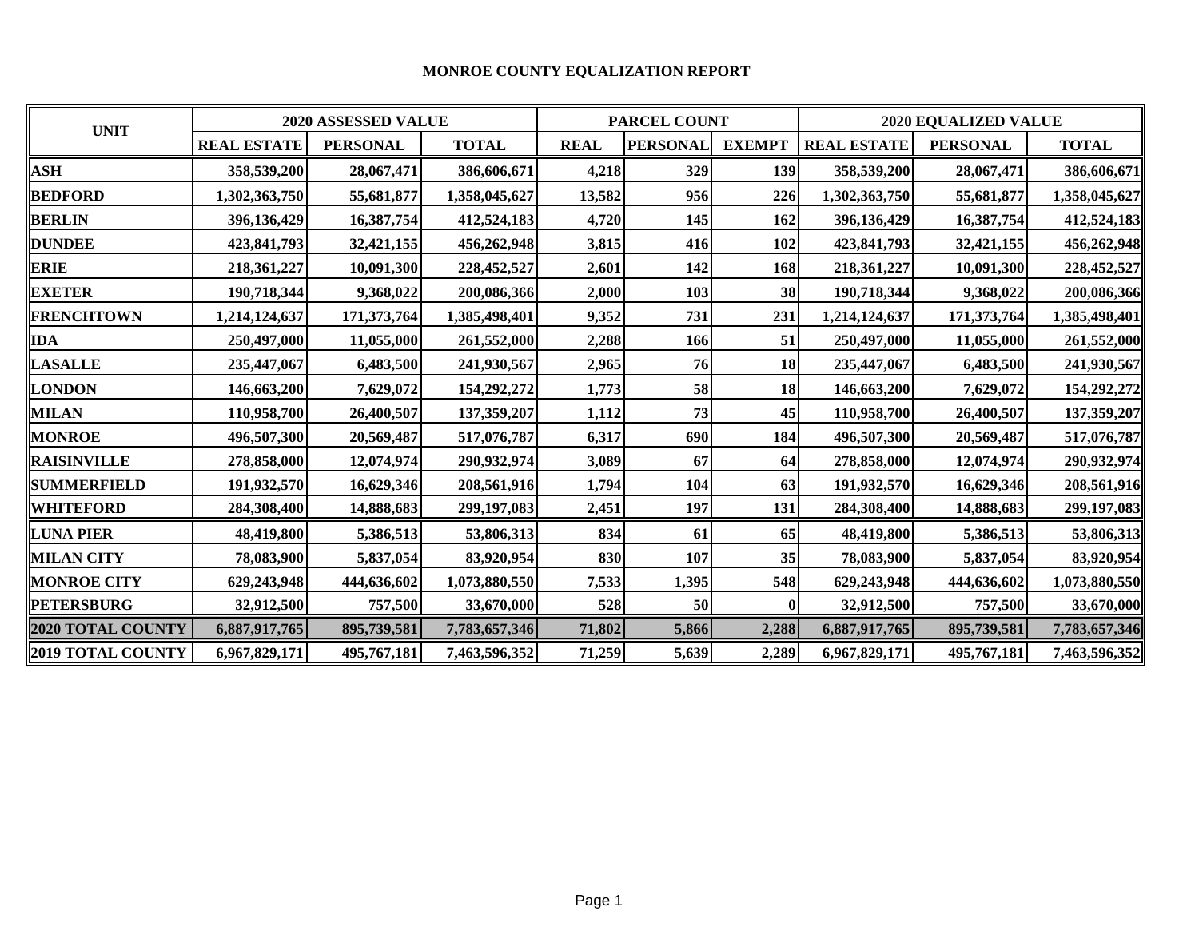# MONROE COUNTY EQUALIZATION REPORT

| UNIT | 2020 ASSESSED VALUE | | | PARCEL COUNT | | | 2020 EQUALIZED VALUE | | |
|---|---|---|---|---|---|---|---|---|---|
| | REAL ESTATE | PERSONAL | TOTAL | REAL | PERSONAL | EXEMPT | REAL ESTATE | PERSONAL | TOTAL |
| ASH | 358,539,200 | 28,067,471 | 386,606,671 | 4,218 | 329 | 139 | 358,539,200 | 28,067,471 | 386,606,671 |
| BEDFORD | 1,302,363,750 | 55,681,877 | 1,358,045,627 | 13,582 | 956 | 226 | 1,302,363,750 | 55,681,877 | 1,358,045,627 |
| BERLIN | 396,136,429 | 16,387,754 | 412,524,183 | 4,720 | 145 | 162 | 396,136,429 | 16,387,754 | 412,524,183 |
| DUNDEE | 423,841,793 | 32,421,155 | 456,262,948 | 3,815 | 416 | 102 | 423,841,793 | 32,421,155 | 456,262,948 |
| ERIE | 218,361,227 | 10,091,300 | 228,452,527 | 2,601 | 142 | 168 | 218,361,227 | 10,091,300 | 228,452,527 |
| EXETER | 190,718,344 | 9,368,022 | 200,086,366 | 2,000 | 103 | 38 | 190,718,344 | 9,368,022 | 200,086,366 |
| FRENCHTOWN | 1,214,124,637 | 171,373,764 | 1,385,498,401 | 9,352 | 731 | 231 | 1,214,124,637 | 171,373,764 | 1,385,498,401 |
| IDA | 250,497,000 | 11,055,000 | 261,552,000 | 2,288 | 166 | 51 | 250,497,000 | 11,055,000 | 261,552,000 |
| LASALLE | 235,447,067 | 6,483,500 | 241,930,567 | 2,965 | 76 | 18 | 235,447,067 | 6,483,500 | 241,930,567 |
| LONDON | 146,663,200 | 7,629,072 | 154,292,272 | 1,773 | 58 | 18 | 146,663,200 | 7,629,072 | 154,292,272 |
| MILAN | 110,958,700 | 26,400,507 | 137,359,207 | 1,112 | 73 | 45 | 110,958,700 | 26,400,507 | 137,359,207 |
| MONROE | 496,507,300 | 20,569,487 | 517,076,787 | 6,317 | 690 | 184 | 496,507,300 | 20,569,487 | 517,076,787 |
| RAISINVILLE | 278,858,000 | 12,074,974 | 290,932,974 | 3,089 | 67 | 64 | 278,858,000 | 12,074,974 | 290,932,974 |
| SUMMERFIELD | 191,932,570 | 16,629,346 | 208,561,916 | 1,794 | 104 | 63 | 191,932,570 | 16,629,346 | 208,561,916 |
| WHITEFORD | 284,308,400 | 14,888,683 | 299,197,083 | 2,451 | 197 | 131 | 284,308,400 | 14,888,683 | 299,197,083 |
| LUNA PIER | 48,419,800 | 5,386,513 | 53,806,313 | 834 | 61 | 65 | 48,419,800 | 5,386,513 | 53,806,313 |
| MILAN CITY | 78,083,900 | 5,837,054 | 83,920,954 | 830 | 107 | 35 | 78,083,900 | 5,837,054 | 83,920,954 |
| MONROE CITY | 629,243,948 | 444,636,602 | 1,073,880,550 | 7,533 | 1,395 | 548 | 629,243,948 | 444,636,602 | 1,073,880,550 |
| PETERSBURG | 32,912,500 | 757,500 | 33,670,000 | 528 | 50 | 0 | 32,912,500 | 757,500 | 33,670,000 |
| 2020 TOTAL COUNTY | 6,887,917,765 | 895,739,581 | 7,783,657,346 | 71,802 | 5,866 | 2,288 | 6,887,917,765 | 895,739,581 | 7,783,657,346 |
| 2019 TOTAL COUNTY | 6,967,829,171 | 495,767,181 | 7,463,596,352 | 71,259 | 5,639 | 2,289 | 6,967,829,171 | 495,767,181 | 7,463,596,352 |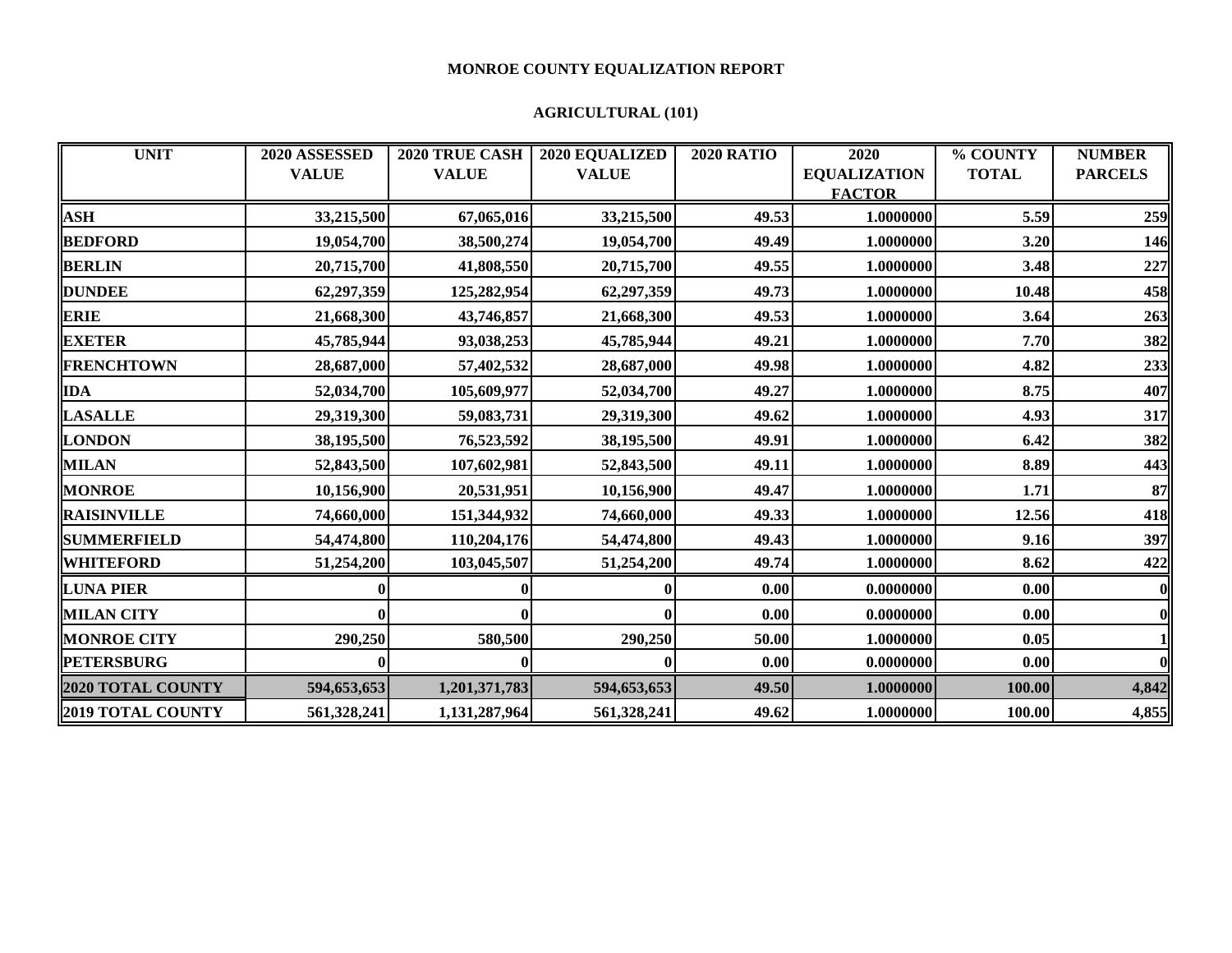# MONROE COUNTY EQUALIZATION REPORT

## AGRICULTURAL (101)

| UNIT | 2020 ASSESSED VALUE | 2020 TRUE CASH VALUE | 2020 EQUALIZED VALUE | 2020 RATIO | 2020 EQUALIZATION FACTOR | % COUNTY TOTAL | NUMBER PARCELS |
|---|---|---|---|---|---|---|---|
| ASH | 33,215,500 | 67,065,016 | 33,215,500 | 49.53 | 1.0000000 | 5.59 | 259 |
| BEDFORD | 19,054,700 | 38,500,274 | 19,054,700 | 49.49 | 1.0000000 | 3.20 | 146 |
| BERLIN | 20,715,700 | 41,808,550 | 20,715,700 | 49.55 | 1.0000000 | 3.48 | 227 |
| DUNDEE | 62,297,359 | 125,282,954 | 62,297,359 | 49.73 | 1.0000000 | 10.48 | 458 |
| ERIE | 21,668,300 | 43,746,857 | 21,668,300 | 49.53 | 1.0000000 | 3.64 | 263 |
| EXETER | 45,785,944 | 93,038,253 | 45,785,944 | 49.21 | 1.0000000 | 7.70 | 382 |
| FRENCHTOWN | 28,687,000 | 57,402,532 | 28,687,000 | 49.98 | 1.0000000 | 4.82 | 233 |
| IDA | 52,034,700 | 105,609,977 | 52,034,700 | 49.27 | 1.0000000 | 8.75 | 407 |
| LASALLE | 29,319,300 | 59,083,731 | 29,319,300 | 49.62 | 1.0000000 | 4.93 | 317 |
| LONDON | 38,195,500 | 76,523,592 | 38,195,500 | 49.91 | 1.0000000 | 6.42 | 382 |
| MILAN | 52,843,500 | 107,602,981 | 52,843,500 | 49.11 | 1.0000000 | 8.89 | 443 |
| MONROE | 10,156,900 | 20,531,951 | 10,156,900 | 49.47 | 1.0000000 | 1.71 | 87 |
| RAISINVILLE | 74,660,000 | 151,344,932 | 74,660,000 | 49.33 | 1.0000000 | 12.56 | 418 |
| SUMMERFIELD | 54,474,800 | 110,204,176 | 54,474,800 | 49.43 | 1.0000000 | 9.16 | 397 |
| WHITEFORD | 51,254,200 | 103,045,507 | 51,254,200 | 49.74 | 1.0000000 | 8.62 | 422 |
| LUNA PIER | 0 | 0 | 0 | 0.00 | 0.0000000 | 0.00 | 0 |
| MILAN CITY | 0 | 0 | 0 | 0.00 | 0.0000000 | 0.00 | 0 |
| MONROE CITY | 290,250 | 580,500 | 290,250 | 50.00 | 1.0000000 | 0.05 | 1 |
| PETERSBURG | 0 | 0 | 0 | 0.00 | 0.0000000 | 0.00 | 0 |
| 2020 TOTAL COUNTY | 594,653,653 | 1,201,371,783 | 594,653,653 | 49.50 | 1.0000000 | 100.00 | 4,842 |
| 2019 TOTAL COUNTY | 561,328,241 | 1,131,287,964 | 561,328,241 | 49.62 | 1.0000000 | 100.00 | 4,855 |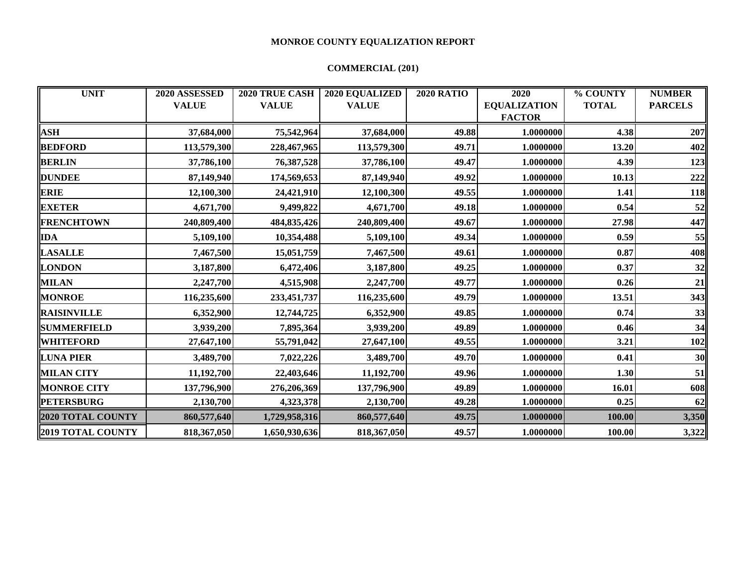# MONROE COUNTY EQUALIZATION REPORT

## COMMERCIAL (201)

| UNIT | 2020 ASSESSED VALUE | 2020 TRUE CASH VALUE | 2020 EQUALIZED VALUE | 2020 RATIO | 2020 EQUALIZATION FACTOR | % COUNTY TOTAL | NUMBER PARCELS |
|---|---|---|---|---|---|---|---|
| **ASH** | **37,684,000** | **75,542,964** | **37,684,000** | **49.88** | **1.0000000** | **4.38** | **207** |
| **BEDFORD** | **113,579,300** | **228,467,965** | **113,579,300** | **49.71** | **1.0000000** | **13.20** | **402** |
| **BERLIN** | **37,786,100** | **76,387,528** | **37,786,100** | **49.47** | **1.0000000** | **4.39** | **123** |
| **DUNDEE** | **87,149,940** | **174,569,653** | **87,149,940** | **49.92** | **1.0000000** | **10.13** | **222** |
| **ERIE** | **12,100,300** | **24,421,910** | **12,100,300** | **49.55** | **1.0000000** | **1.41** | **118** |
| **EXETER** | **4,671,700** | **9,499,822** | **4,671,700** | **49.18** | **1.0000000** | **0.54** | **52** |
| **FRENCHTOWN** | **240,809,400** | **484,835,426** | **240,809,400** | **49.67** | **1.0000000** | **27.98** | **447** |
| **IDA** | **5,109,100** | **10,354,488** | **5,109,100** | **49.34** | **1.0000000** | **0.59** | **55** |
| **LASALLE** | **7,467,500** | **15,051,759** | **7,467,500** | **49.61** | **1.0000000** | **0.87** | **408** |
| **LONDON** | **3,187,800** | **6,472,406** | **3,187,800** | **49.25** | **1.0000000** | **0.37** | **32** |
| **MILAN** | **2,247,700** | **4,515,908** | **2,247,700** | **49.77** | **1.0000000** | **0.26** | **21** |
| **MONROE** | **116,235,600** | **233,451,737** | **116,235,600** | **49.79** | **1.0000000** | **13.51** | **343** |
| **RAISINVILLE** | **6,352,900** | **12,744,725** | **6,352,900** | **49.85** | **1.0000000** | **0.74** | **33** |
| **SUMMERFIELD** | **3,939,200** | **7,895,364** | **3,939,200** | **49.89** | **1.0000000** | **0.46** | **34** |
| **WHITEFORD** | **27,647,100** | **55,791,042** | **27,647,100** | **49.55** | **1.0000000** | **3.21** | **102** |
| **LUNA PIER** | **3,489,700** | **7,022,226** | **3,489,700** | **49.70** | **1.0000000** | **0.41** | **30** |
| **MILAN CITY** | **11,192,700** | **22,403,646** | **11,192,700** | **49.96** | **1.0000000** | **1.30** | **51** |
| **MONROE CITY** | **137,796,900** | **276,206,369** | **137,796,900** | **49.89** | **1.0000000** | **16.01** | **608** |
| **PETERSBURG** | **2,130,700** | **4,323,378** | **2,130,700** | **49.28** | **1.0000000** | **0.25** | **62** |
| **2020 TOTAL COUNTY** | **860,577,640** | **1,729,958,316** | **860,577,640** | **49.75** | **1.0000000** | **100.00** | **3,350** |
| **2019 TOTAL COUNTY** | **818,367,050** | **1,650,930,636** | **818,367,050** | **49.57** | **1.0000000** | **100.00** | **3,322** |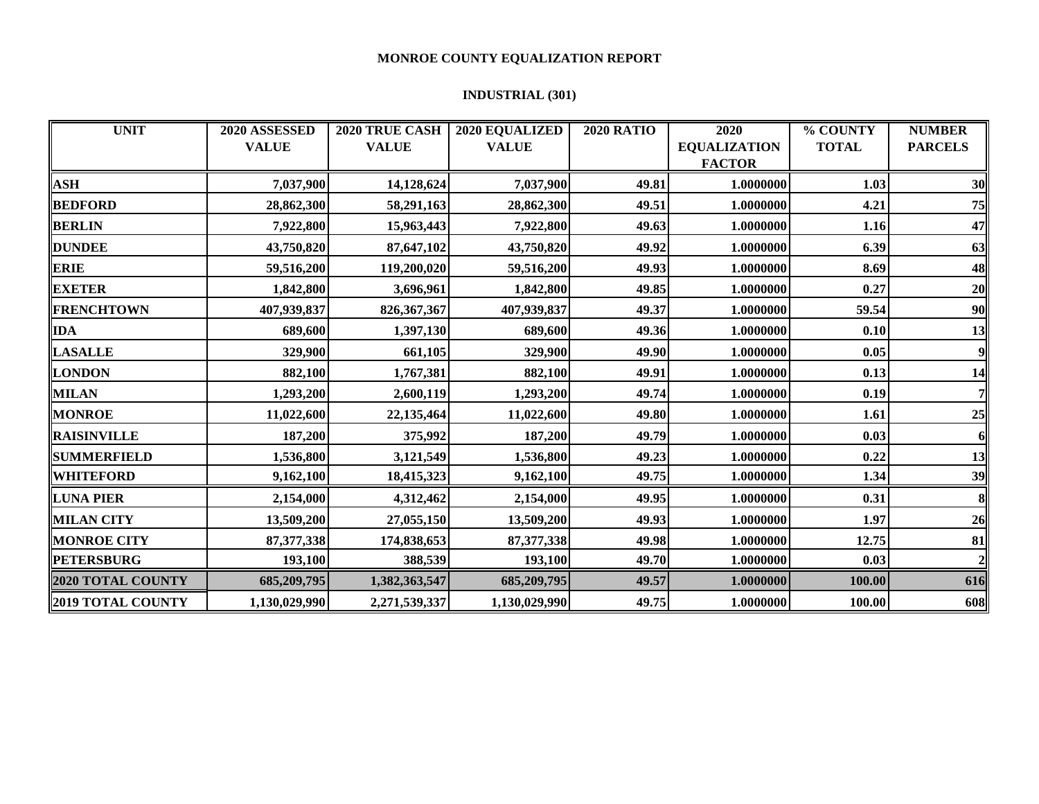# MONROE COUNTY EQUALIZATION REPORT

## INDUSTRIAL (301)

| UNIT | 2020 ASSESSED VALUE | 2020 TRUE CASH VALUE | 2020 EQUALIZED VALUE | 2020 RATIO | 2020 EQUALIZATION FACTOR | % COUNTY TOTAL | NUMBER PARCELS |
|---|---|---|---|---|---|---|---|
| ASH | 7,037,900 | 14,128,624 | 7,037,900 | 49.81 | 1.0000000 | 1.03 | 30 |
| BEDFORD | 28,862,300 | 58,291,163 | 28,862,300 | 49.51 | 1.0000000 | 4.21 | 75 |
| BERLIN | 7,922,800 | 15,963,443 | 7,922,800 | 49.63 | 1.0000000 | 1.16 | 47 |
| DUNDEE | 43,750,820 | 87,647,102 | 43,750,820 | 49.92 | 1.0000000 | 6.39 | 63 |
| ERIE | 59,516,200 | 119,200,020 | 59,516,200 | 49.93 | 1.0000000 | 8.69 | 48 |
| EXETER | 1,842,800 | 3,696,961 | 1,842,800 | 49.85 | 1.0000000 | 0.27 | 20 |
| FRENCHTOWN | 407,939,837 | 826,367,367 | 407,939,837 | 49.37 | 1.0000000 | 59.54 | 90 |
| IDA | 689,600 | 1,397,130 | 689,600 | 49.36 | 1.0000000 | 0.10 | 13 |
| LASALLE | 329,900 | 661,105 | 329,900 | 49.90 | 1.0000000 | 0.05 | 9 |
| LONDON | 882,100 | 1,767,381 | 882,100 | 49.91 | 1.0000000 | 0.13 | 14 |
| MILAN | 1,293,200 | 2,600,119 | 1,293,200 | 49.74 | 1.0000000 | 0.19 | 7 |
| MONROE | 11,022,600 | 22,135,464 | 11,022,600 | 49.80 | 1.0000000 | 1.61 | 25 |
| RAISINVILLE | 187,200 | 375,992 | 187,200 | 49.79 | 1.0000000 | 0.03 | 6 |
| SUMMERFIELD | 1,536,800 | 3,121,549 | 1,536,800 | 49.23 | 1.0000000 | 0.22 | 13 |
| WHITEFORD | 9,162,100 | 18,415,323 | 9,162,100 | 49.75 | 1.0000000 | 1.34 | 39 |
| LUNA PIER | 2,154,000 | 4,312,462 | 2,154,000 | 49.95 | 1.0000000 | 0.31 | 8 |
| MILAN CITY | 13,509,200 | 27,055,150 | 13,509,200 | 49.93 | 1.0000000 | 1.97 | 26 |
| MONROE CITY | 87,377,338 | 174,838,653 | 87,377,338 | 49.98 | 1.0000000 | 12.75 | 81 |
| PETERSBURG | 193,100 | 388,539 | 193,100 | 49.70 | 1.0000000 | 0.03 | 2 |
| 2020 TOTAL COUNTY | 685,209,795 | 1,382,363,547 | 685,209,795 | 49.57 | 1.0000000 | 100.00 | 616 |
| 2019 TOTAL COUNTY | 1,130,029,990 | 2,271,539,337 | 1,130,029,990 | 49.75 | 1.0000000 | 100.00 | 608 |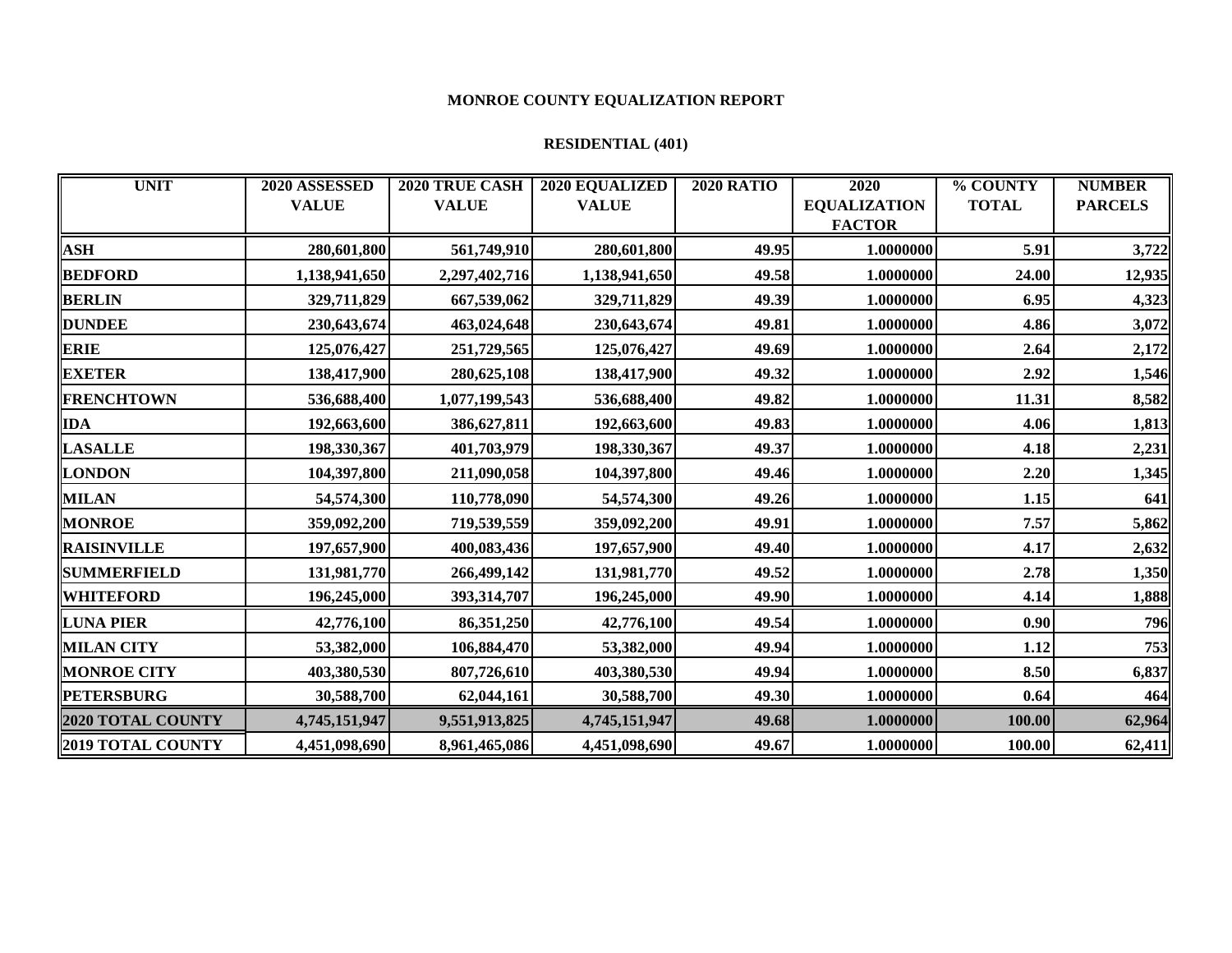**MONROE COUNTY EQUALIZATION REPORT**

**RESIDENTIAL (401)**

| UNIT | 2020 ASSESSED VALUE | 2020 TRUE CASH VALUE | 2020 EQUALIZED VALUE | 2020 RATIO | 2020 EQUALIZATION FACTOR | % COUNTY TOTAL | NUMBER PARCELS |
|---|---|---|---|---|---|---|---|
| ASH | 280,601,800 | 561,749,910 | 280,601,800 | 49.95 | 1.0000000 | 5.91 | 3,722 |
| BEDFORD | 1,138,941,650 | 2,297,402,716 | 1,138,941,650 | 49.58 | 1.0000000 | 24.00 | 12,935 |
| BERLIN | 329,711,829 | 667,539,062 | 329,711,829 | 49.39 | 1.0000000 | 6.95 | 4,323 |
| DUNDEE | 230,643,674 | 463,024,648 | 230,643,674 | 49.81 | 1.0000000 | 4.86 | 3,072 |
| ERIE | 125,076,427 | 251,729,565 | 125,076,427 | 49.69 | 1.0000000 | 2.64 | 2,172 |
| EXETER | 138,417,900 | 280,625,108 | 138,417,900 | 49.32 | 1.0000000 | 2.92 | 1,546 |
| FRENCHTOWN | 536,688,400 | 1,077,199,543 | 536,688,400 | 49.82 | 1.0000000 | 11.31 | 8,582 |
| IDA | 192,663,600 | 386,627,811 | 192,663,600 | 49.83 | 1.0000000 | 4.06 | 1,813 |
| LASALLE | 198,330,367 | 401,703,979 | 198,330,367 | 49.37 | 1.0000000 | 4.18 | 2,231 |
| LONDON | 104,397,800 | 211,090,058 | 104,397,800 | 49.46 | 1.0000000 | 2.20 | 1,345 |
| MILAN | 54,574,300 | 110,778,090 | 54,574,300 | 49.26 | 1.0000000 | 1.15 | 641 |
| MONROE | 359,092,200 | 719,539,559 | 359,092,200 | 49.91 | 1.0000000 | 7.57 | 5,862 |
| RAISINVILLE | 197,657,900 | 400,083,436 | 197,657,900 | 49.40 | 1.0000000 | 4.17 | 2,632 |
| SUMMERFIELD | 131,981,770 | 266,499,142 | 131,981,770 | 49.52 | 1.0000000 | 2.78 | 1,350 |
| WHITEFORD | 196,245,000 | 393,314,707 | 196,245,000 | 49.90 | 1.0000000 | 4.14 | 1,888 |
| LUNA PIER | 42,776,100 | 86,351,250 | 42,776,100 | 49.54 | 1.0000000 | 0.90 | 796 |
| MILAN CITY | 53,382,000 | 106,884,470 | 53,382,000 | 49.94 | 1.0000000 | 1.12 | 753 |
| MONROE CITY | 403,380,530 | 807,726,610 | 403,380,530 | 49.94 | 1.0000000 | 8.50 | 6,837 |
| PETERSBURG | 30,588,700 | 62,044,161 | 30,588,700 | 49.30 | 1.0000000 | 0.64 | 464 |
| 2020 TOTAL COUNTY | 4,745,151,947 | 9,551,913,825 | 4,745,151,947 | 49.68 | 1.0000000 | 100.00 | 62,964 |
| 2019 TOTAL COUNTY | 4,451,098,690 | 8,961,465,086 | 4,451,098,690 | 49.67 | 1.0000000 | 100.00 | 62,411 |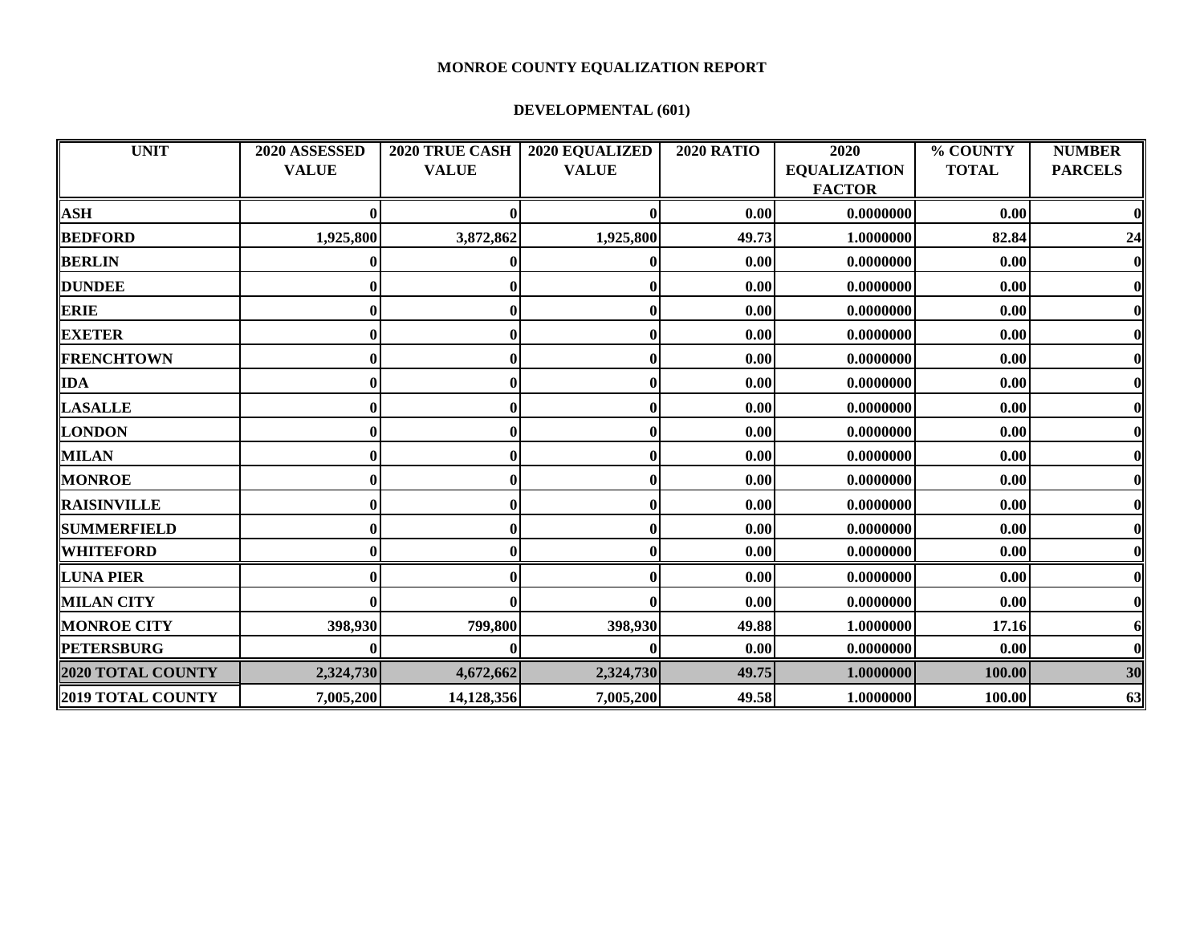# MONROE COUNTY EQUALIZATION REPORT

## DEVELOPMENTAL (601)

| UNIT | 2020 ASSESSED VALUE | 2020 TRUE CASH VALUE | 2020 EQUALIZED VALUE | 2020 RATIO | 2020 EQUALIZATION FACTOR | % COUNTY TOTAL | NUMBER PARCELS |
|---|---|---|---|---|---|---|---|
| ASH | 0 | 0 | 0 | 0.00 | 0.0000000 | 0.00 | 0 |
| BEDFORD | 1,925,800 | 3,872,862 | 1,925,800 | 49.73 | 1.0000000 | 82.84 | 24 |
| BERLIN | 0 | 0 | 0 | 0.00 | 0.0000000 | 0.00 | 0 |
| DUNDEE | 0 | 0 | 0 | 0.00 | 0.0000000 | 0.00 | 0 |
| ERIE | 0 | 0 | 0 | 0.00 | 0.0000000 | 0.00 | 0 |
| EXETER | 0 | 0 | 0 | 0.00 | 0.0000000 | 0.00 | 0 |
| FRENCHTOWN | 0 | 0 | 0 | 0.00 | 0.0000000 | 0.00 | 0 |
| IDA | 0 | 0 | 0 | 0.00 | 0.0000000 | 0.00 | 0 |
| LASALLE | 0 | 0 | 0 | 0.00 | 0.0000000 | 0.00 | 0 |
| LONDON | 0 | 0 | 0 | 0.00 | 0.0000000 | 0.00 | 0 |
| MILAN | 0 | 0 | 0 | 0.00 | 0.0000000 | 0.00 | 0 |
| MONROE | 0 | 0 | 0 | 0.00 | 0.0000000 | 0.00 | 0 |
| RAISINVILLE | 0 | 0 | 0 | 0.00 | 0.0000000 | 0.00 | 0 |
| SUMMERFIELD | 0 | 0 | 0 | 0.00 | 0.0000000 | 0.00 | 0 |
| WHITEFORD | 0 | 0 | 0 | 0.00 | 0.0000000 | 0.00 | 0 |
| LUNA PIER | 0 | 0 | 0 | 0.00 | 0.0000000 | 0.00 | 0 |
| MILAN CITY | 0 | 0 | 0 | 0.00 | 0.0000000 | 0.00 | 0 |
| MONROE CITY | 398,930 | 799,800 | 398,930 | 49.88 | 1.0000000 | 17.16 | 6 |
| PETERSBURG | 0 | 0 | 0 | 0.00 | 0.0000000 | 0.00 | 0 |
| 2020 TOTAL COUNTY | 2,324,730 | 4,672,662 | 2,324,730 | 49.75 | 1.0000000 | 100.00 | 30 |
| 2019 TOTAL COUNTY | 7,005,200 | 14,128,356 | 7,005,200 | 49.58 | 1.0000000 | 100.00 | 63 |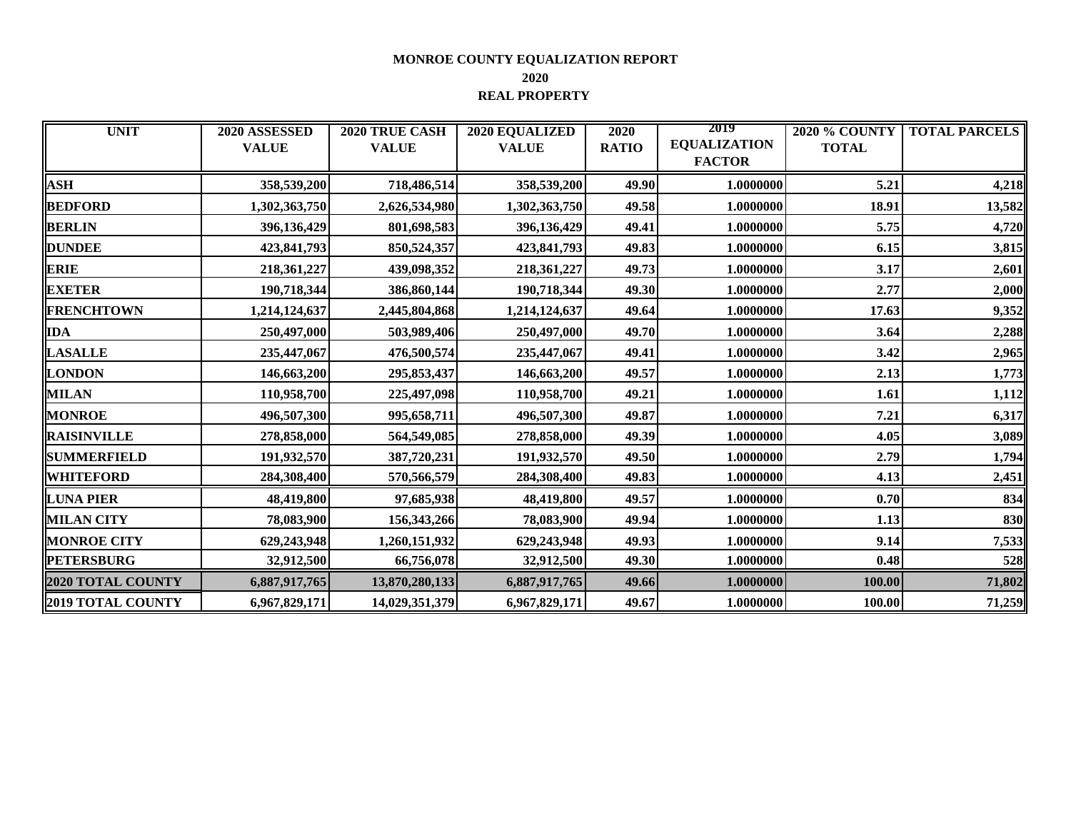# MONROE COUNTY EQUALIZATION REPORT

## 2020

## REAL PROPERTY

| UNIT | 2020 ASSESSED VALUE | 2020 TRUE CASH VALUE | 2020 EQUALIZED VALUE | 2020 RATIO | 2019 EQUALIZATION FACTOR | 2020 % COUNTY TOTAL | TOTAL PARCELS |
|---|---|---|---|---|---|---|---|
| ASH | 358,539,200 | 718,486,514 | 358,539,200 | 49.90 | 1.0000000 | 5.21 | 4,218 |
| BEDFORD | 1,302,363,750 | 2,626,534,980 | 1,302,363,750 | 49.58 | 1.0000000 | 18.91 | 13,582 |
| BERLIN | 396,136,429 | 801,698,583 | 396,136,429 | 49.41 | 1.0000000 | 5.75 | 4,720 |
| DUNDEE | 423,841,793 | 850,524,357 | 423,841,793 | 49.83 | 1.0000000 | 6.15 | 3,815 |
| ERIE | 218,361,227 | 439,098,352 | 218,361,227 | 49.73 | 1.0000000 | 3.17 | 2,601 |
| EXETER | 190,718,344 | 386,860,144 | 190,718,344 | 49.30 | 1.0000000 | 2.77 | 2,000 |
| FRENCHTOWN | 1,214,124,637 | 2,445,804,868 | 1,214,124,637 | 49.64 | 1.0000000 | 17.63 | 9,352 |
| IDA | 250,497,000 | 503,989,406 | 250,497,000 | 49.70 | 1.0000000 | 3.64 | 2,288 |
| LASALLE | 235,447,067 | 476,500,574 | 235,447,067 | 49.41 | 1.0000000 | 3.42 | 2,965 |
| LONDON | 146,663,200 | 295,853,437 | 146,663,200 | 49.57 | 1.0000000 | 2.13 | 1,773 |
| MILAN | 110,958,700 | 225,497,098 | 110,958,700 | 49.21 | 1.0000000 | 1.61 | 1,112 |
| MONROE | 496,507,300 | 995,658,711 | 496,507,300 | 49.87 | 1.0000000 | 7.21 | 6,317 |
| RAISINVILLE | 278,858,000 | 564,549,085 | 278,858,000 | 49.39 | 1.0000000 | 4.05 | 3,089 |
| SUMMERFIELD | 191,932,570 | 387,720,231 | 191,932,570 | 49.50 | 1.0000000 | 2.79 | 1,794 |
| WHITEFORD | 284,308,400 | 570,566,579 | 284,308,400 | 49.83 | 1.0000000 | 4.13 | 2,451 |
| LUNA PIER | 48,419,800 | 97,685,938 | 48,419,800 | 49.57 | 1.0000000 | 0.70 | 834 |
| MILAN CITY | 78,083,900 | 156,343,266 | 78,083,900 | 49.94 | 1.0000000 | 1.13 | 830 |
| MONROE CITY | 629,243,948 | 1,260,151,932 | 629,243,948 | 49.93 | 1.0000000 | 9.14 | 7,533 |
| PETERSBURG | 32,912,500 | 66,756,078 | 32,912,500 | 49.30 | 1.0000000 | 0.48 | 528 |
| 2020 TOTAL COUNTY | 6,887,917,765 | 13,870,280,133 | 6,887,917,765 | 49.66 | 1.0000000 | 100.00 | 71,802 |
| 2019 TOTAL COUNTY | 6,967,829,171 | 14,029,351,379 | 6,967,829,171 | 49.67 | 1.0000000 | 100.00 | 71,259 |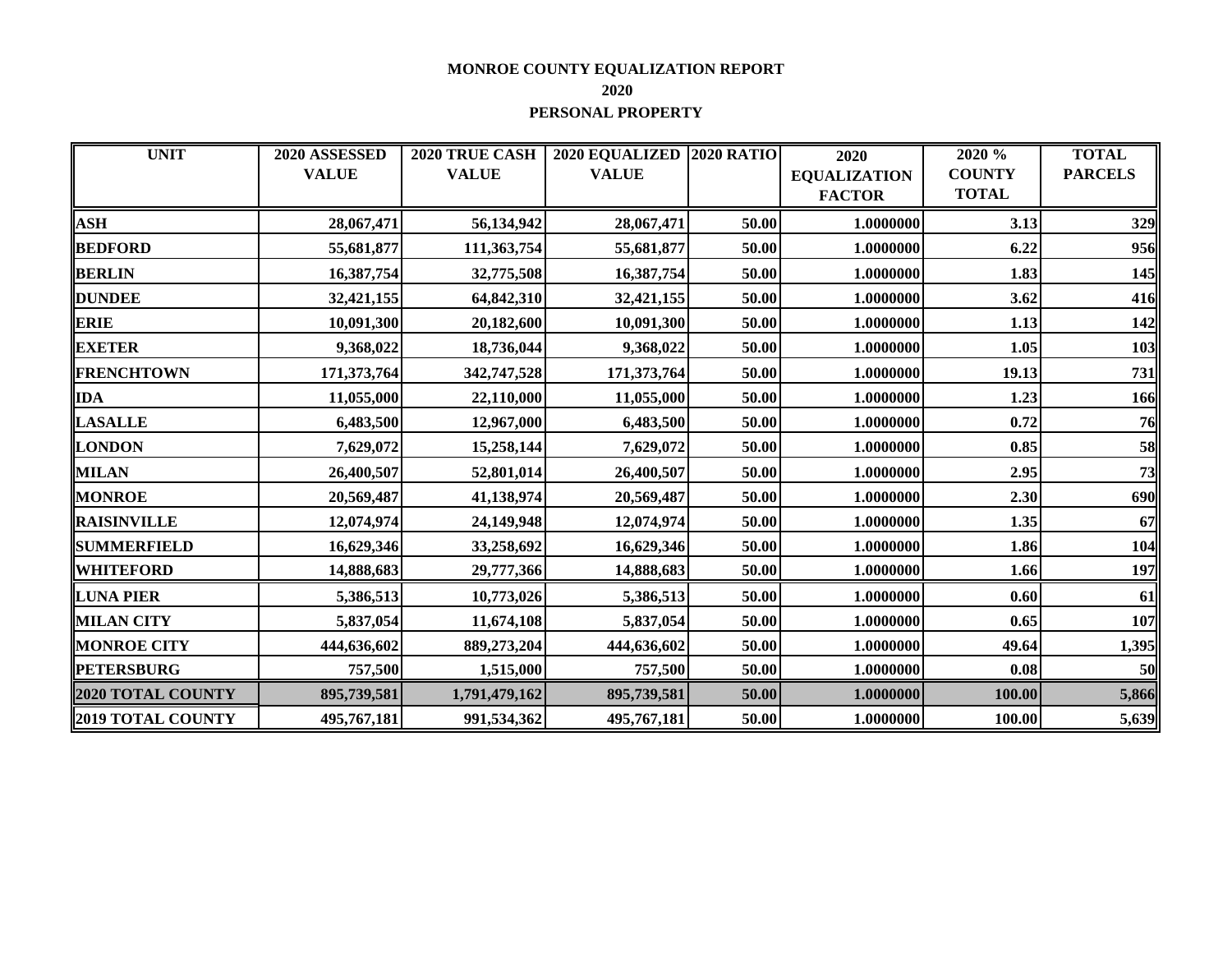**MONROE COUNTY EQUALIZATION REPORT**

**2020**

**PERSONAL PROPERTY**

| UNIT | 2020 ASSESSED VALUE | 2020 TRUE CASH VALUE | 2020 EQUALIZED VALUE | 2020 RATIO | 2020 EQUALIZATION FACTOR | 2020 % COUNTY TOTAL | TOTAL PARCELS |
|---|---|---|---|---|---|---|---|
| ASH | 28,067,471 | 56,134,942 | 28,067,471 | 50.00 | 1.0000000 | 3.13 | 329 |
| BEDFORD | 55,681,877 | 111,363,754 | 55,681,877 | 50.00 | 1.0000000 | 6.22 | 956 |
| BERLIN | 16,387,754 | 32,775,508 | 16,387,754 | 50.00 | 1.0000000 | 1.83 | 145 |
| DUNDEE | 32,421,155 | 64,842,310 | 32,421,155 | 50.00 | 1.0000000 | 3.62 | 416 |
| ERIE | 10,091,300 | 20,182,600 | 10,091,300 | 50.00 | 1.0000000 | 1.13 | 142 |
| EXETER | 9,368,022 | 18,736,044 | 9,368,022 | 50.00 | 1.0000000 | 1.05 | 103 |
| FRENCHTOWN | 171,373,764 | 342,747,528 | 171,373,764 | 50.00 | 1.0000000 | 19.13 | 731 |
| IDA | 11,055,000 | 22,110,000 | 11,055,000 | 50.00 | 1.0000000 | 1.23 | 166 |
| LASALLE | 6,483,500 | 12,967,000 | 6,483,500 | 50.00 | 1.0000000 | 0.72 | 76 |
| LONDON | 7,629,072 | 15,258,144 | 7,629,072 | 50.00 | 1.0000000 | 0.85 | 58 |
| MILAN | 26,400,507 | 52,801,014 | 26,400,507 | 50.00 | 1.0000000 | 2.95 | 73 |
| MONROE | 20,569,487 | 41,138,974 | 20,569,487 | 50.00 | 1.0000000 | 2.30 | 690 |
| RAISINVILLE | 12,074,974 | 24,149,948 | 12,074,974 | 50.00 | 1.0000000 | 1.35 | 67 |
| SUMMERFIELD | 16,629,346 | 33,258,692 | 16,629,346 | 50.00 | 1.0000000 | 1.86 | 104 |
| WHITEFORD | 14,888,683 | 29,777,366 | 14,888,683 | 50.00 | 1.0000000 | 1.66 | 197 |
| LUNA PIER | 5,386,513 | 10,773,026 | 5,386,513 | 50.00 | 1.0000000 | 0.60 | 61 |
| MILAN CITY | 5,837,054 | 11,674,108 | 5,837,054 | 50.00 | 1.0000000 | 0.65 | 107 |
| MONROE CITY | 444,636,602 | 889,273,204 | 444,636,602 | 50.00 | 1.0000000 | 49.64 | 1,395 |
| PETERSBURG | 757,500 | 1,515,000 | 757,500 | 50.00 | 1.0000000 | 0.08 | 50 |
| 2020 TOTAL COUNTY | 895,739,581 | 1,791,479,162 | 895,739,581 | 50.00 | 1.0000000 | 100.00 | 5,866 |
| 2019 TOTAL COUNTY | 495,767,181 | 991,534,362 | 495,767,181 | 50.00 | 1.0000000 | 100.00 | 5,639 |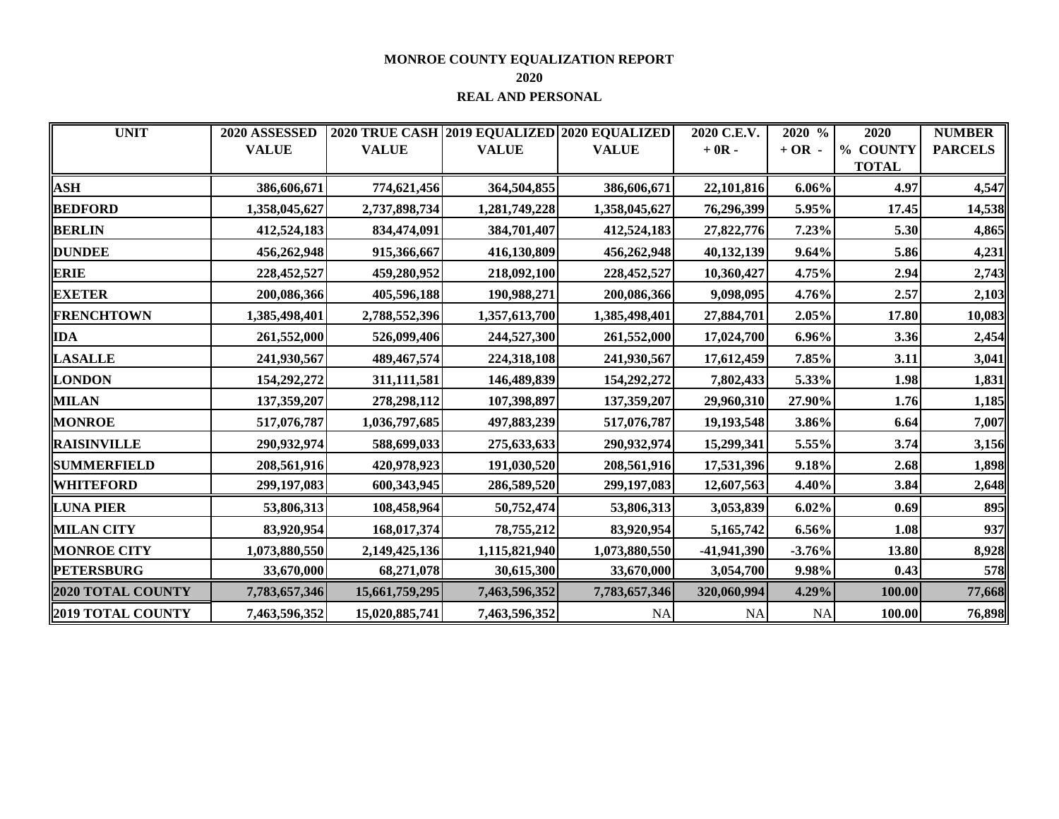# MONROE COUNTY EQUALIZATION REPORT

## 2020

## REAL AND PERSONAL

| UNIT | 2020 ASSESSED VALUE | 2020 TRUE CASH VALUE | 2019 EQUALIZED VALUE | 2020 EQUALIZED VALUE | 2020 C.E.V. + 0R - | 2020 % + OR - | 2020 % COUNTY TOTAL | NUMBER PARCELS |
|---|---|---|---|---|---|---|---|---|
| ASH | 386,606,671 | 774,621,456 | 364,504,855 | 386,606,671 | 22,101,816 | 6.06% | 4.97 | 4,547 |
| BEDFORD | 1,358,045,627 | 2,737,898,734 | 1,281,749,228 | 1,358,045,627 | 76,296,399 | 5.95% | 17.45 | 14,538 |
| BERLIN | 412,524,183 | 834,474,091 | 384,701,407 | 412,524,183 | 27,822,776 | 7.23% | 5.30 | 4,865 |
| DUNDEE | 456,262,948 | 915,366,667 | 416,130,809 | 456,262,948 | 40,132,139 | 9.64% | 5.86 | 4,231 |
| ERIE | 228,452,527 | 459,280,952 | 218,092,100 | 228,452,527 | 10,360,427 | 4.75% | 2.94 | 2,743 |
| EXETER | 200,086,366 | 405,596,188 | 190,988,271 | 200,086,366 | 9,098,095 | 4.76% | 2.57 | 2,103 |
| FRENCHTOWN | 1,385,498,401 | 2,788,552,396 | 1,357,613,700 | 1,385,498,401 | 27,884,701 | 2.05% | 17.80 | 10,083 |
| IDA | 261,552,000 | 526,099,406 | 244,527,300 | 261,552,000 | 17,024,700 | 6.96% | 3.36 | 2,454 |
| LASALLE | 241,930,567 | 489,467,574 | 224,318,108 | 241,930,567 | 17,612,459 | 7.85% | 3.11 | 3,041 |
| LONDON | 154,292,272 | 311,111,581 | 146,489,839 | 154,292,272 | 7,802,433 | 5.33% | 1.98 | 1,831 |
| MILAN | 137,359,207 | 278,298,112 | 107,398,897 | 137,359,207 | 29,960,310 | 27.90% | 1.76 | 1,185 |
| MONROE | 517,076,787 | 1,036,797,685 | 497,883,239 | 517,076,787 | 19,193,548 | 3.86% | 6.64 | 7,007 |
| RAISINVILLE | 290,932,974 | 588,699,033 | 275,633,633 | 290,932,974 | 15,299,341 | 5.55% | 3.74 | 3,156 |
| SUMMERFIELD | 208,561,916 | 420,978,923 | 191,030,520 | 208,561,916 | 17,531,396 | 9.18% | 2.68 | 1,898 |
| WHITEFORD | 299,197,083 | 600,343,945 | 286,589,520 | 299,197,083 | 12,607,563 | 4.40% | 3.84 | 2,648 |
| LUNA PIER | 53,806,313 | 108,458,964 | 50,752,474 | 53,806,313 | 3,053,839 | 6.02% | 0.69 | 895 |
| MILAN CITY | 83,920,954 | 168,017,374 | 78,755,212 | 83,920,954 | 5,165,742 | 6.56% | 1.08 | 937 |
| MONROE CITY | 1,073,880,550 | 2,149,425,136 | 1,115,821,940 | 1,073,880,550 | -41,941,390 | -3.76% | 13.80 | 8,928 |
| PETERSBURG | 33,670,000 | 68,271,078 | 30,615,300 | 33,670,000 | 3,054,700 | 9.98% | 0.43 | 578 |
| 2020 TOTAL COUNTY | 7,783,657,346 | 15,661,759,295 | 7,463,596,352 | 7,783,657,346 | 320,060,994 | 4.29% | 100.00 | 77,668 |
| 2019 TOTAL COUNTY | 7,463,596,352 | 15,020,885,741 | 7,463,596,352 | NA | NA | NA | 100.00 | 76,898 |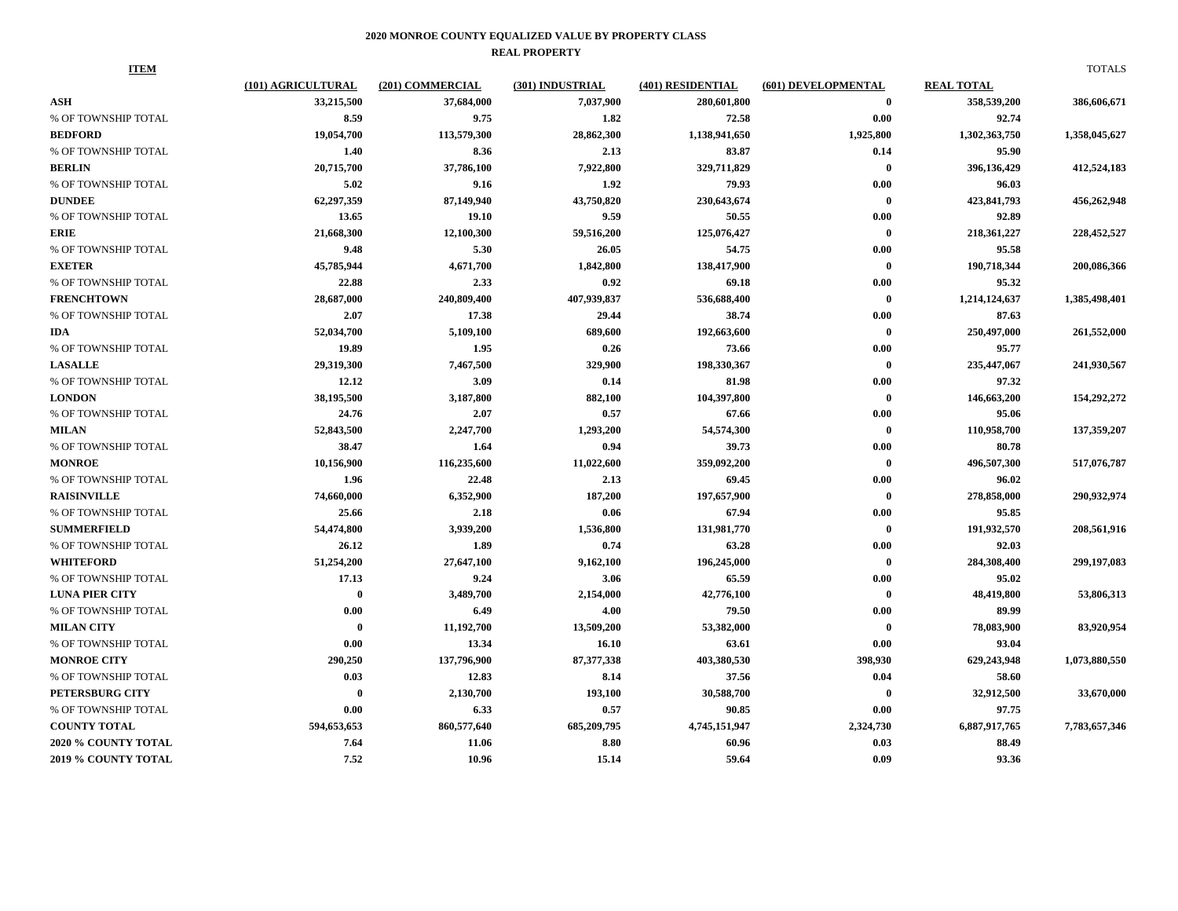# 2020 MONROE COUNTY EQUALIZED VALUE BY PROPERTY CLASS

## REAL PROPERTY

| ITEM | (101) AGRICULTURAL | (201) COMMERCIAL | (301) INDUSTRIAL | (401) RESIDENTIAL | (601) DEVELOPMENTAL | REAL TOTAL | TOTALS |
|---|---|---|---|---|---|---|---|
| **ASH** | 33,215,500 | 37,684,000 | 7,037,900 | 280,601,800 | 0 | 358,539,200 | 386,606,671 |
| % OF TOWNSHIP TOTAL | 8.59 | 9.75 | 1.82 | 72.58 | 0.00 | 92.74 | |
| **BEDFORD** | 19,054,700 | 113,579,300 | 28,862,300 | 1,138,941,650 | 1,925,800 | 1,302,363,750 | 1,358,045,627 |
| % OF TOWNSHIP TOTAL | 1.40 | 8.36 | 2.13 | 83.87 | 0.14 | 95.90 | |
| **BERLIN** | 20,715,700 | 37,786,100 | 7,922,800 | 329,711,829 | 0 | 396,136,429 | 412,524,183 |
| % OF TOWNSHIP TOTAL | 5.02 | 9.16 | 1.92 | 79.93 | 0.00 | 96.03 | |
| **DUNDEE** | 62,297,359 | 87,149,940 | 43,750,820 | 230,643,674 | 0 | 423,841,793 | 456,262,948 |
| % OF TOWNSHIP TOTAL | 13.65 | 19.10 | 9.59 | 50.55 | 0.00 | 92.89 | |
| **ERIE** | 21,668,300 | 12,100,300 | 59,516,200 | 125,076,427 | 0 | 218,361,227 | 228,452,527 |
| % OF TOWNSHIP TOTAL | 9.48 | 5.30 | 26.05 | 54.75 | 0.00 | 95.58 | |
| **EXETER** | 45,785,944 | 4,671,700 | 1,842,800 | 138,417,900 | 0 | 190,718,344 | 200,086,366 |
| % OF TOWNSHIP TOTAL | 22.88 | 2.33 | 0.92 | 69.18 | 0.00 | 95.32 | |
| **FRENCHTOWN** | 28,687,000 | 240,809,400 | 407,939,837 | 536,688,400 | 0 | 1,214,124,637 | 1,385,498,401 |
| % OF TOWNSHIP TOTAL | 2.07 | 17.38 | 29.44 | 38.74 | 0.00 | 87.63 | |
| **IDA** | 52,034,700 | 5,109,100 | 689,600 | 192,663,600 | 0 | 250,497,000 | 261,552,000 |
| % OF TOWNSHIP TOTAL | 19.89 | 1.95 | 0.26 | 73.66 | 0.00 | 95.77 | |
| **LASALLE** | 29,319,300 | 7,467,500 | 329,900 | 198,330,367 | 0 | 235,447,067 | 241,930,567 |
| % OF TOWNSHIP TOTAL | 12.12 | 3.09 | 0.14 | 81.98 | 0.00 | 97.32 | |
| **LONDON** | 38,195,500 | 3,187,800 | 882,100 | 104,397,800 | 0 | 146,663,200 | 154,292,272 |
| % OF TOWNSHIP TOTAL | 24.76 | 2.07 | 0.57 | 67.66 | 0.00 | 95.06 | |
| **MILAN** | 52,843,500 | 2,247,700 | 1,293,200 | 54,574,300 | 0 | 110,958,700 | 137,359,207 |
| % OF TOWNSHIP TOTAL | 38.47 | 1.64 | 0.94 | 39.73 | 0.00 | 80.78 | |
| **MONROE** | 10,156,900 | 116,235,600 | 11,022,600 | 359,092,200 | 0 | 496,507,300 | 517,076,787 |
| % OF TOWNSHIP TOTAL | 1.96 | 22.48 | 2.13 | 69.45 | 0.00 | 96.02 | |
| **RAISINVILLE** | 74,660,000 | 6,352,900 | 187,200 | 197,657,900 | 0 | 278,858,000 | 290,932,974 |
| % OF TOWNSHIP TOTAL | 25.66 | 2.18 | 0.06 | 67.94 | 0.00 | 95.85 | |
| **SUMMERFIELD** | 54,474,800 | 3,939,200 | 1,536,800 | 131,981,770 | 0 | 191,932,570 | 208,561,916 |
| % OF TOWNSHIP TOTAL | 26.12 | 1.89 | 0.74 | 63.28 | 0.00 | 92.03 | |
| **WHITEFORD** | 51,254,200 | 27,647,100 | 9,162,100 | 196,245,000 | 0 | 284,308,400 | 299,197,083 |
| % OF TOWNSHIP TOTAL | 17.13 | 9.24 | 3.06 | 65.59 | 0.00 | 95.02 | |
| **LUNA PIER CITY** | 0 | 3,489,700 | 2,154,000 | 42,776,100 | 0 | 48,419,800 | 53,806,313 |
| % OF TOWNSHIP TOTAL | 0.00 | 6.49 | 4.00 | 79.50 | 0.00 | 89.99 | |
| **MILAN CITY** | 0 | 11,192,700 | 13,509,200 | 53,382,000 | 0 | 78,083,900 | 83,920,954 |
| % OF TOWNSHIP TOTAL | 0.00 | 13.34 | 16.10 | 63.61 | 0.00 | 93.04 | |
| **MONROE CITY** | 290,250 | 137,796,900 | 87,377,338 | 403,380,530 | 398,930 | 629,243,948 | 1,073,880,550 |
| % OF TOWNSHIP TOTAL | 0.03 | 12.83 | 8.14 | 37.56 | 0.04 | 58.60 | |
| **PETERSBURG CITY** | 0 | 2,130,700 | 193,100 | 30,588,700 | 0 | 32,912,500 | 33,670,000 |
| % OF TOWNSHIP TOTAL | 0.00 | 6.33 | 0.57 | 90.85 | 0.00 | 97.75 | |
| **COUNTY TOTAL** | 594,653,653 | 860,577,640 | 685,209,795 | 4,745,151,947 | 2,324,730 | 6,887,917,765 | 7,783,657,346 |
| **2020 % COUNTY TOTAL** | 7.64 | 11.06 | 8.80 | 60.96 | 0.03 | 88.49 | |
| **2019 % COUNTY TOTAL** | 7.52 | 10.96 | 15.14 | 59.64 | 0.09 | 93.36 | |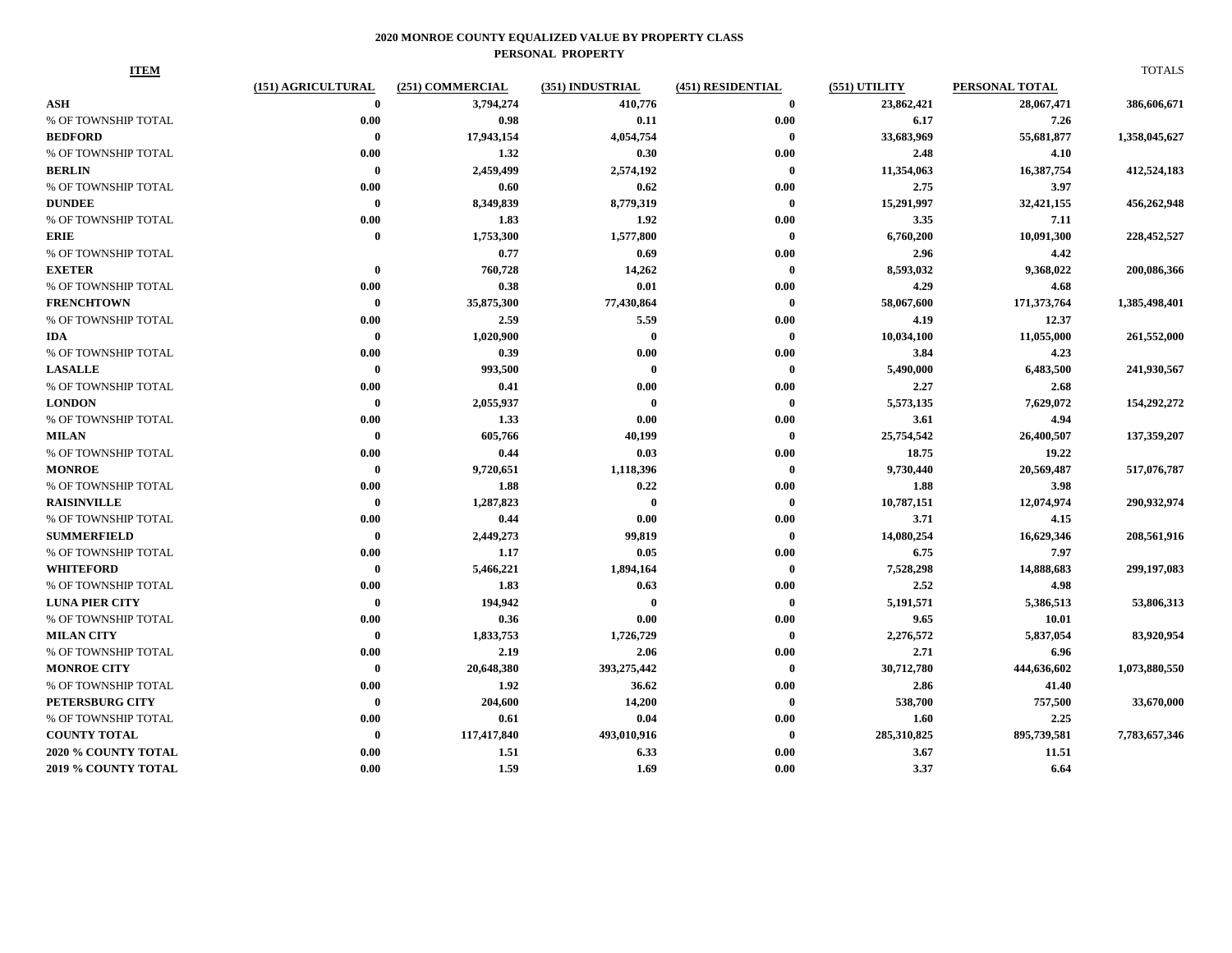## 2020 MONROE COUNTY EQUALIZED VALUE BY PROPERTY CLASS

### PERSONAL PROPERTY

| ITEM | (151) AGRICULTURAL | (251) COMMERCIAL | (351) INDUSTRIAL | (451) RESIDENTIAL | (551) UTILITY | PERSONAL TOTAL | TOTALS |
|---|---|---|---|---|---|---|---|
| **ASH** | **0** | **3,794,274** | **410,776** | **0** | **23,862,421** | **28,067,471** | **386,606,671** |
| % OF TOWNSHIP TOTAL | **0.00** | **0.98** | **0.11** | **0.00** | **6.17** | **7.26** | |
| **BEDFORD** | **0** | **17,943,154** | **4,054,754** | **0** | **33,683,969** | **55,681,877** | **1,358,045,627** |
| % OF TOWNSHIP TOTAL | **0.00** | **1.32** | **0.30** | **0.00** | **2.48** | **4.10** | |
| **BERLIN** | **0** | **2,459,499** | **2,574,192** | **0** | **11,354,063** | **16,387,754** | **412,524,183** |
| % OF TOWNSHIP TOTAL | **0.00** | **0.60** | **0.62** | **0.00** | **2.75** | **3.97** | |
| **DUNDEE** | **0** | **8,349,839** | **8,779,319** | **0** | **15,291,997** | **32,421,155** | **456,262,948** |
| % OF TOWNSHIP TOTAL | **0.00** | **1.83** | **1.92** | **0.00** | **3.35** | **7.11** | |
| **ERIE** | **0** | **1,753,300** | **1,577,800** | **0** | **6,760,200** | **10,091,300** | **228,452,527** |
| % OF TOWNSHIP TOTAL | | **0.77** | **0.69** | **0.00** | **2.96** | **4.42** | |
| **EXETER** | **0** | **760,728** | **14,262** | **0** | **8,593,032** | **9,368,022** | **200,086,366** |
| % OF TOWNSHIP TOTAL | **0.00** | **0.38** | **0.01** | **0.00** | **4.29** | **4.68** | |
| **FRENCHTOWN** | **0** | **35,875,300** | **77,430,864** | **0** | **58,067,600** | **171,373,764** | **1,385,498,401** |
| % OF TOWNSHIP TOTAL | **0.00** | **2.59** | **5.59** | **0.00** | **4.19** | **12.37** | |
| **IDA** | **0** | **1,020,900** | **0** | **0** | **10,034,100** | **11,055,000** | **261,552,000** |
| % OF TOWNSHIP TOTAL | **0.00** | **0.39** | **0.00** | **0.00** | **3.84** | **4.23** | |
| **LASALLE** | **0** | **993,500** | **0** | **0** | **5,490,000** | **6,483,500** | **241,930,567** |
| % OF TOWNSHIP TOTAL | **0.00** | **0.41** | **0.00** | **0.00** | **2.27** | **2.68** | |
| **LONDON** | **0** | **2,055,937** | **0** | **0** | **5,573,135** | **7,629,072** | **154,292,272** |
| % OF TOWNSHIP TOTAL | **0.00** | **1.33** | **0.00** | **0.00** | **3.61** | **4.94** | |
| **MILAN** | **0** | **605,766** | **40,199** | **0** | **25,754,542** | **26,400,507** | **137,359,207** |
| % OF TOWNSHIP TOTAL | **0.00** | **0.44** | **0.03** | **0.00** | **18.75** | **19.22** | |
| **MONROE** | **0** | **9,720,651** | **1,118,396** | **0** | **9,730,440** | **20,569,487** | **517,076,787** |
| % OF TOWNSHIP TOTAL | **0.00** | **1.88** | **0.22** | **0.00** | **1.88** | **3.98** | |
| **RAISINVILLE** | **0** | **1,287,823** | **0** | **0** | **10,787,151** | **12,074,974** | **290,932,974** |
| % OF TOWNSHIP TOTAL | **0.00** | **0.44** | **0.00** | **0.00** | **3.71** | **4.15** | |
| **SUMMERFIELD** | **0** | **2,449,273** | **99,819** | **0** | **14,080,254** | **16,629,346** | **208,561,916** |
| % OF TOWNSHIP TOTAL | **0.00** | **1.17** | **0.05** | **0.00** | **6.75** | **7.97** | |
| **WHITEFORD** | **0** | **5,466,221** | **1,894,164** | **0** | **7,528,298** | **14,888,683** | **299,197,083** |
| % OF TOWNSHIP TOTAL | **0.00** | **1.83** | **0.63** | **0.00** | **2.52** | **4.98** | |
| **LUNA PIER CITY** | **0** | **194,942** | **0** | **0** | **5,191,571** | **5,386,513** | **53,806,313** |
| % OF TOWNSHIP TOTAL | **0.00** | **0.36** | **0.00** | **0.00** | **9.65** | **10.01** | |
| **MILAN CITY** | **0** | **1,833,753** | **1,726,729** | **0** | **2,276,572** | **5,837,054** | **83,920,954** |
| % OF TOWNSHIP TOTAL | **0.00** | **2.19** | **2.06** | **0.00** | **2.71** | **6.96** | |
| **MONROE CITY** | **0** | **20,648,380** | **393,275,442** | **0** | **30,712,780** | **444,636,602** | **1,073,880,550** |
| % OF TOWNSHIP TOTAL | **0.00** | **1.92** | **36.62** | **0.00** | **2.86** | **41.40** | |
| **PETERSBURG CITY** | **0** | **204,600** | **14,200** | **0** | **538,700** | **757,500** | **33,670,000** |
| % OF TOWNSHIP TOTAL | **0.00** | **0.61** | **0.04** | **0.00** | **1.60** | **2.25** | |
| **COUNTY TOTAL** | **0** | **117,417,840** | **493,010,916** | **0** | **285,310,825** | **895,739,581** | **7,783,657,346** |
| **2020 % COUNTY TOTAL** | **0.00** | **1.51** | **6.33** | **0.00** | **3.67** | **11.51** | |
| **2019 % COUNTY TOTAL** | **0.00** | **1.59** | **1.69** | **0.00** | **3.37** | **6.64** | |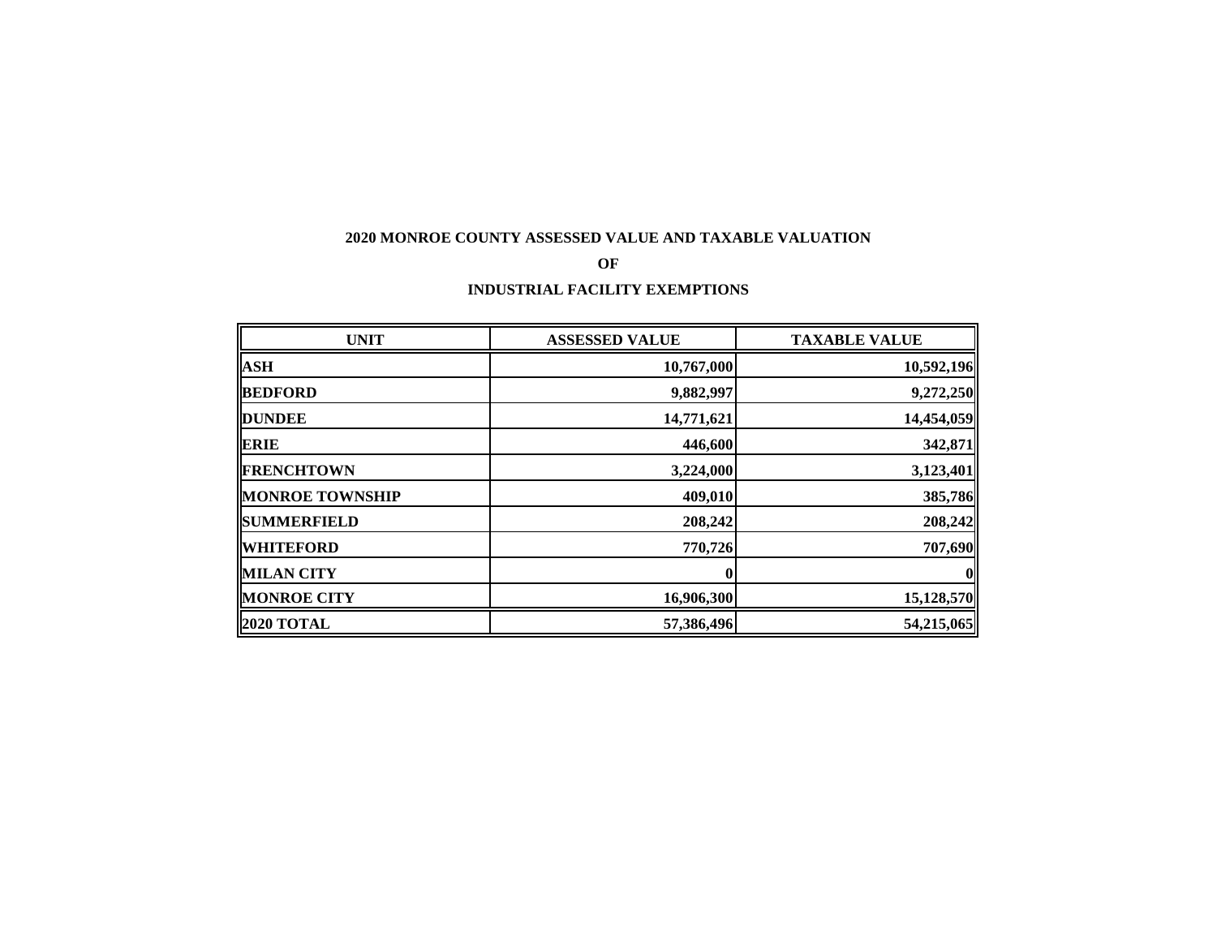**2020 MONROE COUNTY ASSESSED VALUE AND TAXABLE VALUATION**

**OF**

**INDUSTRIAL FACILITY EXEMPTIONS**

| UNIT | ASSESSED VALUE | TAXABLE VALUE |
|---|---:|---:|
| **ASH** | **10,767,000** | **10,592,196** |
| **BEDFORD** | **9,882,997** | **9,272,250** |
| **DUNDEE** | **14,771,621** | **14,454,059** |
| **ERIE** | **446,600** | **342,871** |
| **FRENCHTOWN** | **3,224,000** | **3,123,401** |
| **MONROE TOWNSHIP** | **409,010** | **385,786** |
| **SUMMERFIELD** | **208,242** | **208,242** |
| **WHITEFORD** | **770,726** | **707,690** |
| **MILAN CITY** | **0** | **0** |
| **MONROE CITY** | **16,906,300** | **15,128,570** |
| **2020 TOTAL** | **57,386,496** | **54,215,065** |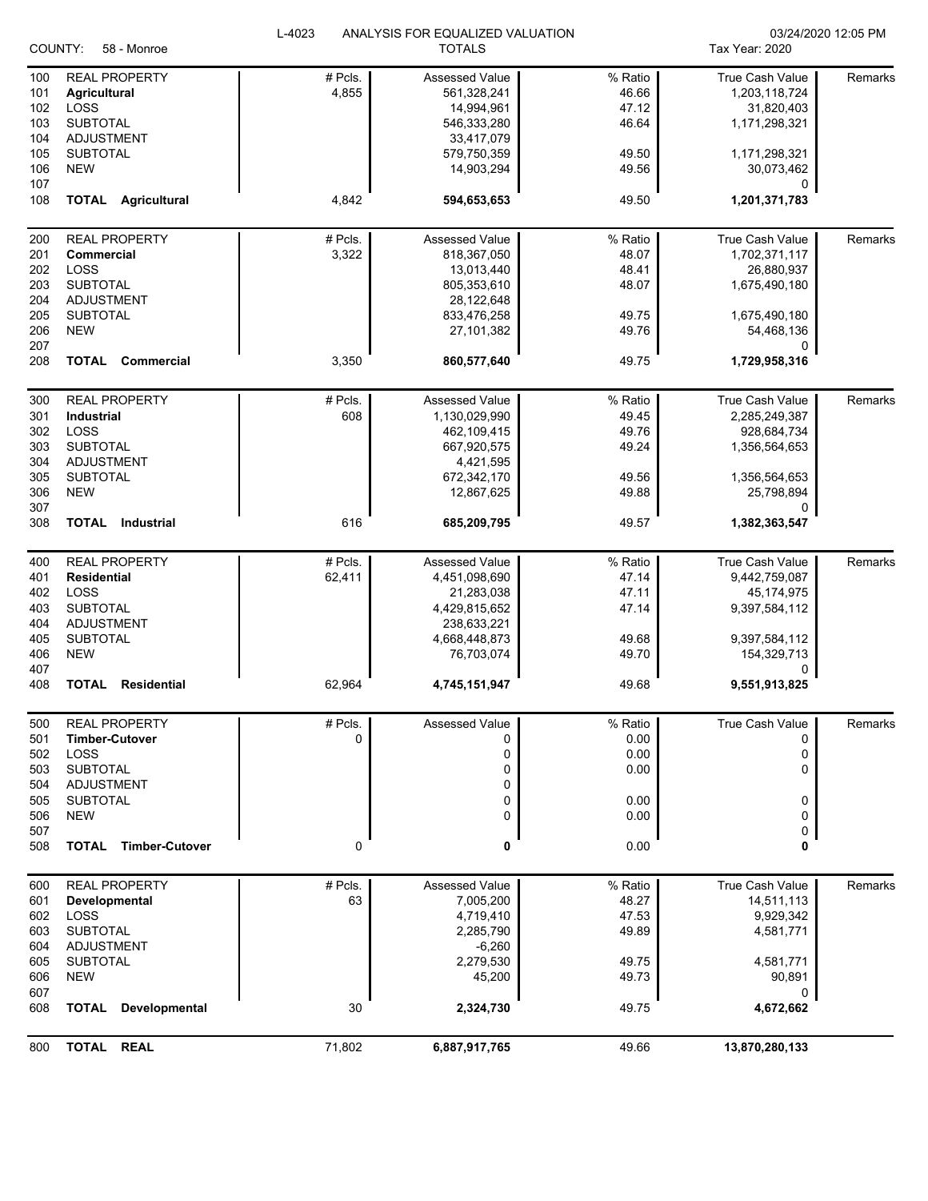L-4023 ANALYSIS FOR EQUALIZED VALUATION

COUNTY: 58 - Monroe — TOTALS — Tax Year: 2020

03/24/2020 12:05 PM

| | REAL PROPERTY | # Pcls. | Assessed Value | % Ratio | True Cash Value | Remarks |
|---|---|---|---|---|---|---|
| 100 | REAL PROPERTY | # Pcls. | Assessed Value | % Ratio | True Cash Value | Remarks |
| 101 | **Agricultural** | 4,855 | 561,328,241 | 46.66 | 1,203,118,724 | |
| 102 | LOSS | | 14,994,961 | 47.12 | 31,820,403 | |
| 103 | SUBTOTAL | | 546,333,280 | 46.64 | 1,171,298,321 | |
| 104 | ADJUSTMENT | | 33,417,079 | | | |
| 105 | SUBTOTAL | | 579,750,359 | 49.50 | 1,171,298,321 | |
| 106 | NEW | | 14,903,294 | 49.56 | 30,073,462 | |
| 107 | | | | | 0 | |
| 108 | **TOTAL Agricultural** | 4,842 | **594,653,653** | 49.50 | **1,201,371,783** | |
| 200 | REAL PROPERTY | # Pcls. | Assessed Value | % Ratio | True Cash Value | Remarks |
| 201 | **Commercial** | 3,322 | 818,367,050 | 48.07 | 1,702,371,117 | |
| 202 | LOSS | | 13,013,440 | 48.41 | 26,880,937 | |
| 203 | SUBTOTAL | | 805,353,610 | 48.07 | 1,675,490,180 | |
| 204 | ADJUSTMENT | | 28,122,648 | | | |
| 205 | SUBTOTAL | | 833,476,258 | 49.75 | 1,675,490,180 | |
| 206 | NEW | | 27,101,382 | 49.76 | 54,468,136 | |
| 207 | | | | | 0 | |
| 208 | **TOTAL Commercial** | 3,350 | **860,577,640** | 49.75 | **1,729,958,316** | |
| 300 | REAL PROPERTY | # Pcls. | Assessed Value | % Ratio | True Cash Value | Remarks |
| 301 | **Industrial** | 608 | 1,130,029,990 | 49.45 | 2,285,249,387 | |
| 302 | LOSS | | 462,109,415 | 49.76 | 928,684,734 | |
| 303 | SUBTOTAL | | 667,920,575 | 49.24 | 1,356,564,653 | |
| 304 | ADJUSTMENT | | 4,421,595 | | | |
| 305 | SUBTOTAL | | 672,342,170 | 49.56 | 1,356,564,653 | |
| 306 | NEW | | 12,867,625 | 49.88 | 25,798,894 | |
| 307 | | | | | 0 | |
| 308 | **TOTAL Industrial** | 616 | **685,209,795** | 49.57 | **1,382,363,547** | |
| 400 | REAL PROPERTY | # Pcls. | Assessed Value | % Ratio | True Cash Value | Remarks |
| 401 | **Residential** | 62,411 | 4,451,098,690 | 47.14 | 9,442,759,087 | |
| 402 | LOSS | | 21,283,038 | 47.11 | 45,174,975 | |
| 403 | SUBTOTAL | | 4,429,815,652 | 47.14 | 9,397,584,112 | |
| 404 | ADJUSTMENT | | 238,633,221 | | | |
| 405 | SUBTOTAL | | 4,668,448,873 | 49.68 | 9,397,584,112 | |
| 406 | NEW | | 76,703,074 | 49.70 | 154,329,713 | |
| 407 | | | | | 0 | |
| 408 | **TOTAL Residential** | 62,964 | **4,745,151,947** | 49.68 | **9,551,913,825** | |
| 500 | REAL PROPERTY | # Pcls. | Assessed Value | % Ratio | True Cash Value | Remarks |
| 501 | **Timber-Cutover** | 0 | 0 | 0.00 | 0 | |
| 502 | LOSS | | 0 | 0.00 | 0 | |
| 503 | SUBTOTAL | | 0 | 0.00 | 0 | |
| 504 | ADJUSTMENT | | 0 | | | |
| 505 | SUBTOTAL | | 0 | 0.00 | 0 | |
| 506 | NEW | | 0 | 0.00 | 0 | |
| 507 | | | | | 0 | |
| 508 | **TOTAL Timber-Cutover** | 0 | **0** | 0.00 | **0** | |
| 600 | REAL PROPERTY | # Pcls. | Assessed Value | % Ratio | True Cash Value | Remarks |
| 601 | **Developmental** | 63 | 7,005,200 | 48.27 | 14,511,113 | |
| 602 | LOSS | | 4,719,410 | 47.53 | 9,929,342 | |
| 603 | SUBTOTAL | | 2,285,790 | 49.89 | 4,581,771 | |
| 604 | ADJUSTMENT | | -6,260 | | | |
| 605 | SUBTOTAL | | 2,279,530 | 49.75 | 4,581,771 | |
| 606 | NEW | | 45,200 | 49.73 | 90,891 | |
| 607 | | | | | 0 | |
| 608 | **TOTAL Developmental** | 30 | **2,324,730** | 49.75 | **4,672,662** | |
| 800 | **TOTAL REAL** | 71,802 | **6,887,917,765** | 49.66 | **13,870,280,133** | |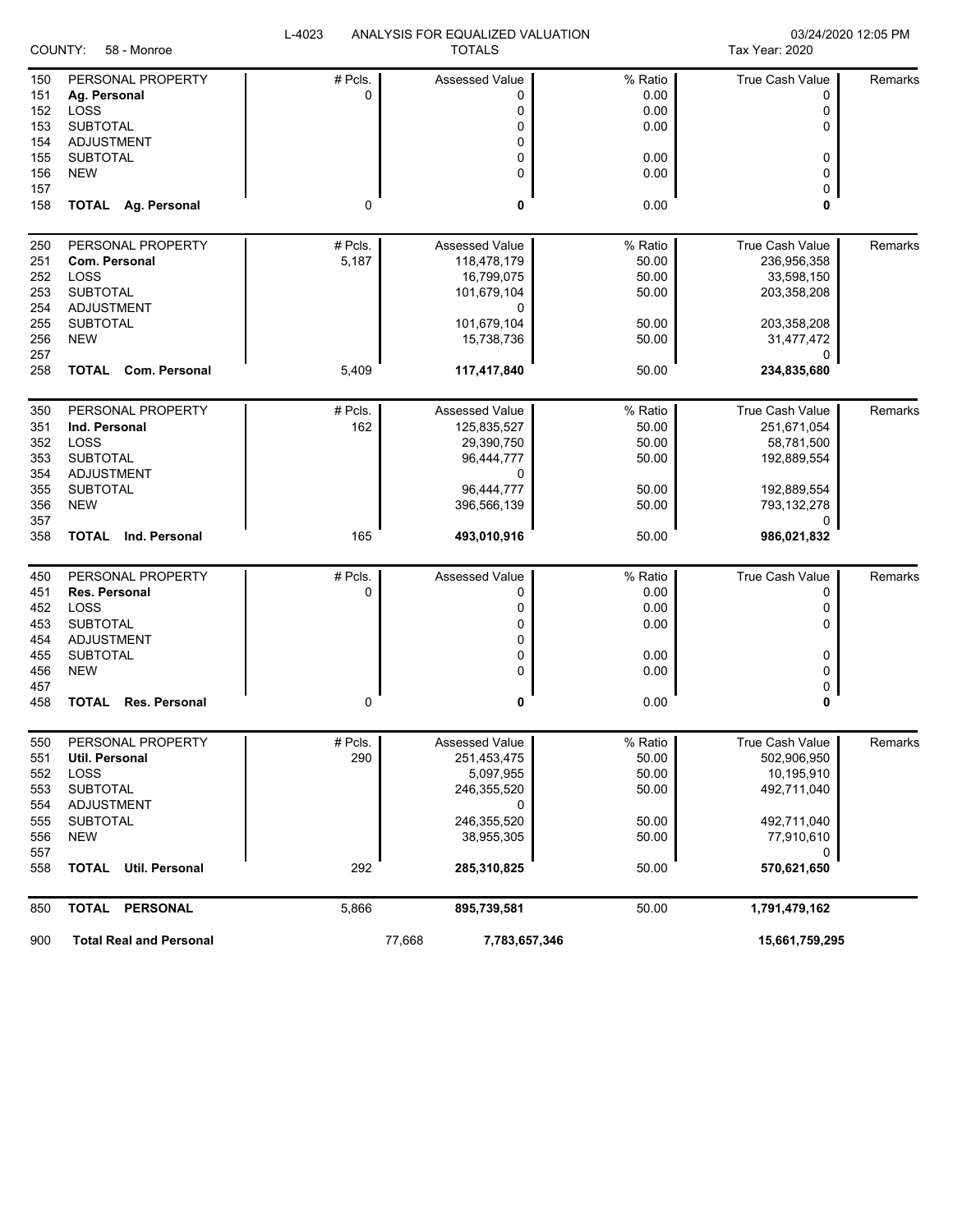L-4023 ANALYSIS FOR EQUALIZED VALUATION

COUNTY: 58 - Monroe

TOTALS

03/24/2020 12:05 PM

Tax Year: 2020

| | | # Pcls. | Assessed Value | % Ratio | True Cash Value | Remarks |
|---|---|---|---|---|---|---|
| 150 | PERSONAL PROPERTY | # Pcls. | Assessed Value | % Ratio | True Cash Value | Remarks |
| 151 | **Ag. Personal** | 0 | 0 | 0.00 | 0 | |
| 152 | LOSS | | 0 | 0.00 | 0 | |
| 153 | SUBTOTAL | | 0 | 0.00 | 0 | |
| 154 | ADJUSTMENT | | 0 | | | |
| 155 | SUBTOTAL | | 0 | 0.00 | 0 | |
| 156 | NEW | | 0 | 0.00 | 0 | |
| 157 | | | | | 0 | |
| 158 | **TOTAL Ag. Personal** | 0 | **0** | 0.00 | **0** | |
| 250 | PERSONAL PROPERTY | # Pcls. | Assessed Value | % Ratio | True Cash Value | Remarks |
| 251 | **Com. Personal** | 5,187 | 118,478,179 | 50.00 | 236,956,358 | |
| 252 | LOSS | | 16,799,075 | 50.00 | 33,598,150 | |
| 253 | SUBTOTAL | | 101,679,104 | 50.00 | 203,358,208 | |
| 254 | ADJUSTMENT | | 0 | | | |
| 255 | SUBTOTAL | | 101,679,104 | 50.00 | 203,358,208 | |
| 256 | NEW | | 15,738,736 | 50.00 | 31,477,472 | |
| 257 | | | | | 0 | |
| 258 | **TOTAL Com. Personal** | 5,409 | **117,417,840** | 50.00 | **234,835,680** | |
| 350 | PERSONAL PROPERTY | # Pcls. | Assessed Value | % Ratio | True Cash Value | Remarks |
| 351 | **Ind. Personal** | 162 | 125,835,527 | 50.00 | 251,671,054 | |
| 352 | LOSS | | 29,390,750 | 50.00 | 58,781,500 | |
| 353 | SUBTOTAL | | 96,444,777 | 50.00 | 192,889,554 | |
| 354 | ADJUSTMENT | | 0 | | | |
| 355 | SUBTOTAL | | 96,444,777 | 50.00 | 192,889,554 | |
| 356 | NEW | | 396,566,139 | 50.00 | 793,132,278 | |
| 357 | | | | | 0 | |
| 358 | **TOTAL Ind. Personal** | 165 | **493,010,916** | 50.00 | **986,021,832** | |
| 450 | PERSONAL PROPERTY | # Pcls. | Assessed Value | % Ratio | True Cash Value | Remarks |
| 451 | **Res. Personal** | 0 | 0 | 0.00 | 0 | |
| 452 | LOSS | | 0 | 0.00 | 0 | |
| 453 | SUBTOTAL | | 0 | 0.00 | 0 | |
| 454 | ADJUSTMENT | | 0 | | | |
| 455 | SUBTOTAL | | 0 | 0.00 | 0 | |
| 456 | NEW | | 0 | 0.00 | 0 | |
| 457 | | | | | 0 | |
| 458 | **TOTAL Res. Personal** | 0 | **0** | 0.00 | **0** | |
| 550 | PERSONAL PROPERTY | # Pcls. | Assessed Value | % Ratio | True Cash Value | Remarks |
| 551 | **Util. Personal** | 290 | 251,453,475 | 50.00 | 502,906,950 | |
| 552 | LOSS | | 5,097,955 | 50.00 | 10,195,910 | |
| 553 | SUBTOTAL | | 246,355,520 | 50.00 | 492,711,040 | |
| 554 | ADJUSTMENT | | 0 | | | |
| 555 | SUBTOTAL | | 246,355,520 | 50.00 | 492,711,040 | |
| 556 | NEW | | 38,955,305 | 50.00 | 77,910,610 | |
| 557 | | | | | 0 | |
| 558 | **TOTAL Util. Personal** | 292 | **285,310,825** | 50.00 | **570,621,650** | |
| 850 | **TOTAL PERSONAL** | 5,866 | **895,739,581** | 50.00 | **1,791,479,162** | |
| 900 | **Total Real and Personal** | 77,668 | **7,783,657,346** | | **15,661,759,295** | |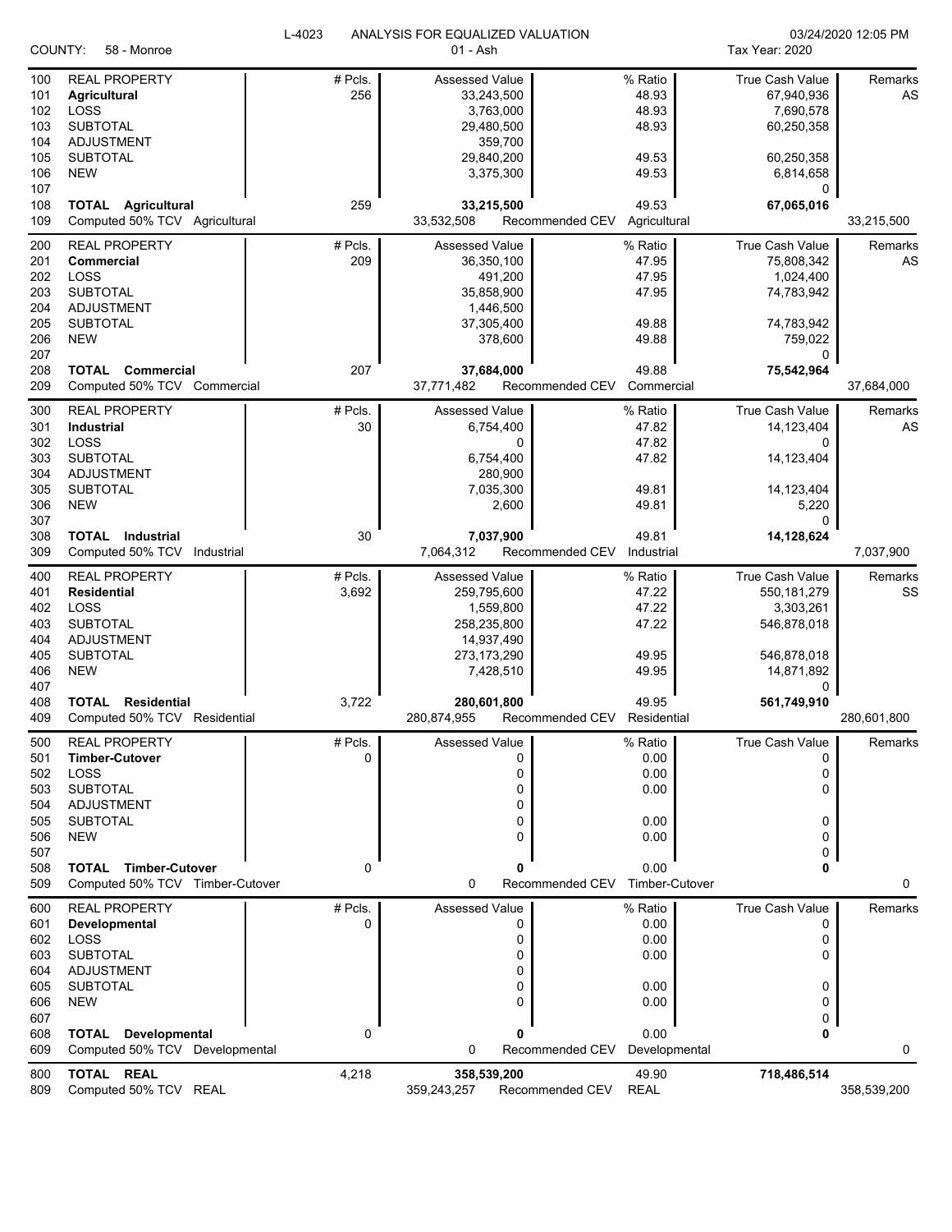L-4023 ANALYSIS FOR EQUALIZED VALUATION

COUNTY: 58 - Monroe

01 - Ash

03/24/2020 12:05 PM

Tax Year: 2020

| Line | Description | # Pcls. | Assessed Value | % Ratio | True Cash Value | Remarks |
|---|---|---|---|---|---|---|
| 100 | REAL PROPERTY | # Pcls. | Assessed Value | % Ratio | True Cash Value | Remarks |
| 101 | **Agricultural** | 256 | 33,243,500 | 48.93 | 67,940,936 | AS |
| 102 | LOSS | | 3,763,000 | 48.93 | 7,690,578 | |
| 103 | SUBTOTAL | | 29,480,500 | 48.93 | 60,250,358 | |
| 104 | ADJUSTMENT | | 359,700 | | | |
| 105 | SUBTOTAL | | 29,840,200 | 49.53 | 60,250,358 | |
| 106 | NEW | | 3,375,300 | 49.53 | 6,814,658 | |
| 107 | | | | | 0 | |
| 108 | **TOTAL Agricultural** | 259 | **33,215,500** | 49.53 | **67,065,016** | |
| 109 | Computed 50% TCV Agricultural | | 33,532,508 | Recommended CEV Agricultural | | 33,215,500 |
| 200 | REAL PROPERTY | # Pcls. | Assessed Value | % Ratio | True Cash Value | Remarks |
| 201 | **Commercial** | 209 | 36,350,100 | 47.95 | 75,808,342 | AS |
| 202 | LOSS | | 491,200 | 47.95 | 1,024,400 | |
| 203 | SUBTOTAL | | 35,858,900 | 47.95 | 74,783,942 | |
| 204 | ADJUSTMENT | | 1,446,500 | | | |
| 205 | SUBTOTAL | | 37,305,400 | 49.88 | 74,783,942 | |
| 206 | NEW | | 378,600 | 49.88 | 759,022 | |
| 207 | | | | | 0 | |
| 208 | **TOTAL Commercial** | 207 | **37,684,000** | 49.88 | **75,542,964** | |
| 209 | Computed 50% TCV Commercial | | 37,771,482 | Recommended CEV Commercial | | 37,684,000 |
| 300 | REAL PROPERTY | # Pcls. | Assessed Value | % Ratio | True Cash Value | Remarks |
| 301 | **Industrial** | 30 | 6,754,400 | 47.82 | 14,123,404 | AS |
| 302 | LOSS | | 0 | 47.82 | 0 | |
| 303 | SUBTOTAL | | 6,754,400 | 47.82 | 14,123,404 | |
| 304 | ADJUSTMENT | | 280,900 | | | |
| 305 | SUBTOTAL | | 7,035,300 | 49.81 | 14,123,404 | |
| 306 | NEW | | 2,600 | 49.81 | 5,220 | |
| 307 | | | | | 0 | |
| 308 | **TOTAL Industrial** | 30 | **7,037,900** | 49.81 | **14,128,624** | |
| 309 | Computed 50% TCV Industrial | | 7,064,312 | Recommended CEV Industrial | | 7,037,900 |
| 400 | REAL PROPERTY | # Pcls. | Assessed Value | % Ratio | True Cash Value | Remarks |
| 401 | **Residential** | 3,692 | 259,795,600 | 47.22 | 550,181,279 | SS |
| 402 | LOSS | | 1,559,800 | 47.22 | 3,303,261 | |
| 403 | SUBTOTAL | | 258,235,800 | 47.22 | 546,878,018 | |
| 404 | ADJUSTMENT | | 14,937,490 | | | |
| 405 | SUBTOTAL | | 273,173,290 | 49.95 | 546,878,018 | |
| 406 | NEW | | 7,428,510 | 49.95 | 14,871,892 | |
| 407 | | | | | 0 | |
| 408 | **TOTAL Residential** | 3,722 | **280,601,800** | 49.95 | **561,749,910** | |
| 409 | Computed 50% TCV Residential | | 280,874,955 | Recommended CEV Residential | | 280,601,800 |
| 500 | REAL PROPERTY | # Pcls. | Assessed Value | % Ratio | True Cash Value | Remarks |
| 501 | **Timber-Cutover** | 0 | 0 | 0.00 | 0 | |
| 502 | LOSS | | 0 | 0.00 | 0 | |
| 503 | SUBTOTAL | | 0 | 0.00 | 0 | |
| 504 | ADJUSTMENT | | 0 | | | |
| 505 | SUBTOTAL | | 0 | 0.00 | 0 | |
| 506 | NEW | | 0 | 0.00 | 0 | |
| 507 | | | | | 0 | |
| 508 | **TOTAL Timber-Cutover** | 0 | **0** | 0.00 | **0** | |
| 509 | Computed 50% TCV Timber-Cutover | | 0 | Recommended CEV Timber-Cutover | | 0 |
| 600 | REAL PROPERTY | # Pcls. | Assessed Value | % Ratio | True Cash Value | Remarks |
| 601 | **Developmental** | 0 | 0 | 0.00 | 0 | |
| 602 | LOSS | | 0 | 0.00 | 0 | |
| 603 | SUBTOTAL | | 0 | 0.00 | 0 | |
| 604 | ADJUSTMENT | | 0 | | | |
| 605 | SUBTOTAL | | 0 | 0.00 | 0 | |
| 606 | NEW | | 0 | 0.00 | 0 | |
| 607 | | | | | 0 | |
| 608 | **TOTAL Developmental** | 0 | **0** | 0.00 | **0** | |
| 609 | Computed 50% TCV Developmental | | 0 | Recommended CEV Developmental | | 0 |
| 800 | **TOTAL REAL** | 4,218 | **358,539,200** | 49.90 | **718,486,514** | |
| 809 | Computed 50% TCV REAL | | 359,243,257 | Recommended CEV REAL | | 358,539,200 |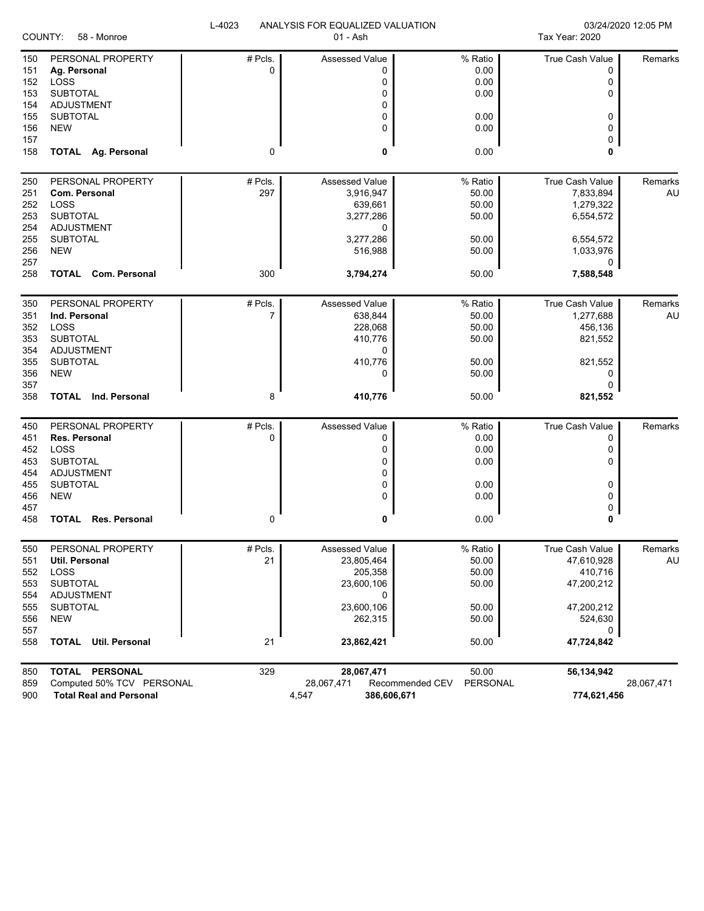L-4023 ANALYSIS FOR EQUALIZED VALUATION

COUNTY: 58 - Monroe | 01 - Ash | Tax Year: 2020 | 03/24/2020 12:05 PM

| | | # Pcls. | Assessed Value | % Ratio | True Cash Value | Remarks |
|---|---|---|---|---|---|---|
| 150 | PERSONAL PROPERTY | # Pcls. | Assessed Value | % Ratio | True Cash Value | Remarks |
| 151 | **Ag. Personal** | 0 | 0 | 0.00 | 0 | |
| 152 | LOSS | | 0 | 0.00 | 0 | |
| 153 | SUBTOTAL | | 0 | 0.00 | 0 | |
| 154 | ADJUSTMENT | | 0 | | | |
| 155 | SUBTOTAL | | 0 | 0.00 | 0 | |
| 156 | NEW | | 0 | 0.00 | 0 | |
| 157 | | | | | 0 | |
| 158 | **TOTAL Ag. Personal** | 0 | **0** | 0.00 | **0** | |
| 250 | PERSONAL PROPERTY | # Pcls. | Assessed Value | % Ratio | True Cash Value | Remarks |
| 251 | **Com. Personal** | 297 | 3,916,947 | 50.00 | 7,833,894 | AU |
| 252 | LOSS | | 639,661 | 50.00 | 1,279,322 | |
| 253 | SUBTOTAL | | 3,277,286 | 50.00 | 6,554,572 | |
| 254 | ADJUSTMENT | | 0 | | | |
| 255 | SUBTOTAL | | 3,277,286 | 50.00 | 6,554,572 | |
| 256 | NEW | | 516,988 | 50.00 | 1,033,976 | |
| 257 | | | | | 0 | |
| 258 | **TOTAL Com. Personal** | 300 | **3,794,274** | 50.00 | **7,588,548** | |
| 350 | PERSONAL PROPERTY | # Pcls. | Assessed Value | % Ratio | True Cash Value | Remarks |
| 351 | **Ind. Personal** | 7 | 638,844 | 50.00 | 1,277,688 | AU |
| 352 | LOSS | | 228,068 | 50.00 | 456,136 | |
| 353 | SUBTOTAL | | 410,776 | 50.00 | 821,552 | |
| 354 | ADJUSTMENT | | 0 | | | |
| 355 | SUBTOTAL | | 410,776 | 50.00 | 821,552 | |
| 356 | NEW | | 0 | 50.00 | 0 | |
| 357 | | | | | 0 | |
| 358 | **TOTAL Ind. Personal** | 8 | **410,776** | 50.00 | **821,552** | |
| 450 | PERSONAL PROPERTY | # Pcls. | Assessed Value | % Ratio | True Cash Value | Remarks |
| 451 | **Res. Personal** | 0 | 0 | 0.00 | 0 | |
| 452 | LOSS | | 0 | 0.00 | 0 | |
| 453 | SUBTOTAL | | 0 | 0.00 | 0 | |
| 454 | ADJUSTMENT | | 0 | | | |
| 455 | SUBTOTAL | | 0 | 0.00 | 0 | |
| 456 | NEW | | 0 | 0.00 | 0 | |
| 457 | | | | | 0 | |
| 458 | **TOTAL Res. Personal** | 0 | **0** | 0.00 | **0** | |
| 550 | PERSONAL PROPERTY | # Pcls. | Assessed Value | % Ratio | True Cash Value | Remarks |
| 551 | **Util. Personal** | 21 | 23,805,464 | 50.00 | 47,610,928 | AU |
| 552 | LOSS | | 205,358 | 50.00 | 410,716 | |
| 553 | SUBTOTAL | | 23,600,106 | 50.00 | 47,200,212 | |
| 554 | ADJUSTMENT | | 0 | | | |
| 555 | SUBTOTAL | | 23,600,106 | 50.00 | 47,200,212 | |
| 556 | NEW | | 262,315 | 50.00 | 524,630 | |
| 557 | | | | | 0 | |
| 558 | **TOTAL Util. Personal** | 21 | **23,862,421** | 50.00 | **47,724,842** | |
| 850 | **TOTAL PERSONAL** | 329 | **28,067,471** | 50.00 | **56,134,942** | |
| 859 | Computed 50% TCV PERSONAL | | 28,067,471 | Recommended CEV PERSONAL | | 28,067,471 |
| 900 | **Total Real and Personal** | | 4,547 **386,606,671** | | **774,621,456** | |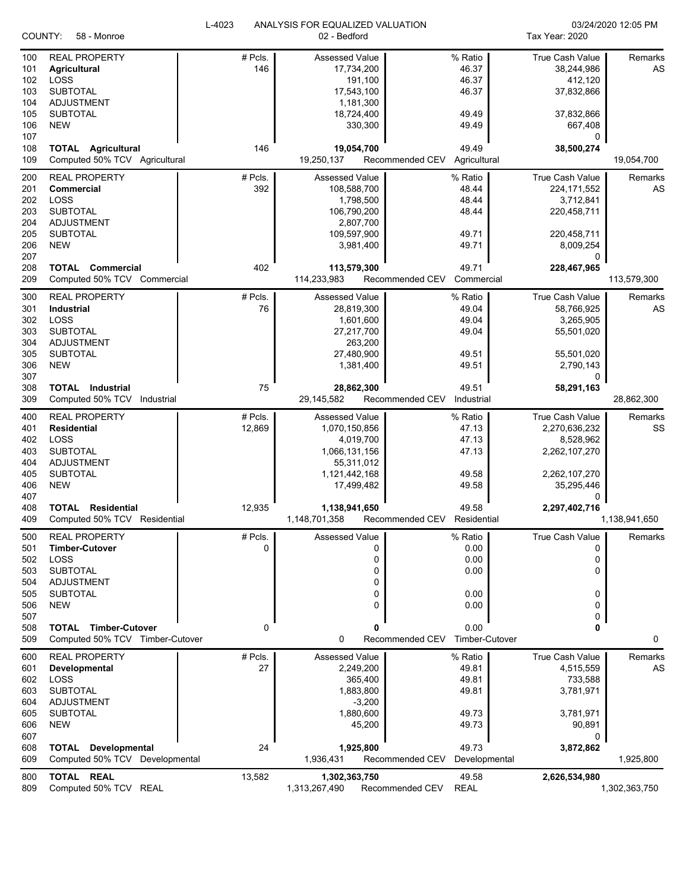L-4023 ANALYSIS FOR EQUALIZED VALUATION

COUNTY: 58 - Monroe | 02 - Bedford | Tax Year: 2020 | 03/24/2020 12:05 PM

| Line | Description | # Pcls. | Assessed Value | % Ratio | True Cash Value | Remarks |
|---|---|---|---|---|---|---|
| 100 | REAL PROPERTY | # Pcls. | Assessed Value | % Ratio | True Cash Value | Remarks |
| 101 | **Agricultural** | 146 | 17,734,200 | 46.37 | 38,244,986 | AS |
| 102 | LOSS | | 191,100 | 46.37 | 412,120 | |
| 103 | SUBTOTAL | | 17,543,100 | 46.37 | 37,832,866 | |
| 104 | ADJUSTMENT | | 1,181,300 | | | |
| 105 | SUBTOTAL | | 18,724,400 | 49.49 | 37,832,866 | |
| 106 | NEW | | 330,300 | 49.49 | 667,408 | |
| 107 | | | | | 0 | |
| 108 | **TOTAL Agricultural** | 146 | **19,054,700** | 49.49 | **38,500,274** | |
| 109 | Computed 50% TCV Agricultural | | 19,250,137 | Recommended CEV Agricultural | | 19,054,700 |
| 200 | REAL PROPERTY | # Pcls. | Assessed Value | % Ratio | True Cash Value | Remarks |
| 201 | **Commercial** | 392 | 108,588,700 | 48.44 | 224,171,552 | AS |
| 202 | LOSS | | 1,798,500 | 48.44 | 3,712,841 | |
| 203 | SUBTOTAL | | 106,790,200 | 48.44 | 220,458,711 | |
| 204 | ADJUSTMENT | | 2,807,700 | | | |
| 205 | SUBTOTAL | | 109,597,900 | 49.71 | 220,458,711 | |
| 206 | NEW | | 3,981,400 | 49.71 | 8,009,254 | |
| 207 | | | | | 0 | |
| 208 | **TOTAL Commercial** | 402 | **113,579,300** | 49.71 | **228,467,965** | |
| 209 | Computed 50% TCV Commercial | | 114,233,983 | Recommended CEV Commercial | | 113,579,300 |
| 300 | REAL PROPERTY | # Pcls. | Assessed Value | % Ratio | True Cash Value | Remarks |
| 301 | **Industrial** | 76 | 28,819,300 | 49.04 | 58,766,925 | AS |
| 302 | LOSS | | 1,601,600 | 49.04 | 3,265,905 | |
| 303 | SUBTOTAL | | 27,217,700 | 49.04 | 55,501,020 | |
| 304 | ADJUSTMENT | | 263,200 | | | |
| 305 | SUBTOTAL | | 27,480,900 | 49.51 | 55,501,020 | |
| 306 | NEW | | 1,381,400 | 49.51 | 2,790,143 | |
| 307 | | | | | 0 | |
| 308 | **TOTAL Industrial** | 75 | **28,862,300** | 49.51 | **58,291,163** | |
| 309 | Computed 50% TCV Industrial | | 29,145,582 | Recommended CEV Industrial | | 28,862,300 |
| 400 | REAL PROPERTY | # Pcls. | Assessed Value | % Ratio | True Cash Value | Remarks |
| 401 | **Residential** | 12,869 | 1,070,150,856 | 47.13 | 2,270,636,232 | SS |
| 402 | LOSS | | 4,019,700 | 47.13 | 8,528,962 | |
| 403 | SUBTOTAL | | 1,066,131,156 | 47.13 | 2,262,107,270 | |
| 404 | ADJUSTMENT | | 55,311,012 | | | |
| 405 | SUBTOTAL | | 1,121,442,168 | 49.58 | 2,262,107,270 | |
| 406 | NEW | | 17,499,482 | 49.58 | 35,295,446 | |
| 407 | | | | | 0 | |
| 408 | **TOTAL Residential** | 12,935 | **1,138,941,650** | 49.58 | **2,297,402,716** | |
| 409 | Computed 50% TCV Residential | | 1,148,701,358 | Recommended CEV Residential | | 1,138,941,650 |
| 500 | REAL PROPERTY | # Pcls. | Assessed Value | % Ratio | True Cash Value | Remarks |
| 501 | **Timber-Cutover** | 0 | 0 | 0.00 | 0 | |
| 502 | LOSS | | 0 | 0.00 | 0 | |
| 503 | SUBTOTAL | | 0 | 0.00 | 0 | |
| 504 | ADJUSTMENT | | 0 | | | |
| 505 | SUBTOTAL | | 0 | 0.00 | 0 | |
| 506 | NEW | | 0 | 0.00 | 0 | |
| 507 | | | | | 0 | |
| 508 | **TOTAL Timber-Cutover** | 0 | **0** | 0.00 | **0** | |
| 509 | Computed 50% TCV Timber-Cutover | | 0 | Recommended CEV Timber-Cutover | | 0 |
| 600 | REAL PROPERTY | # Pcls. | Assessed Value | % Ratio | True Cash Value | Remarks |
| 601 | **Developmental** | 27 | 2,249,200 | 49.81 | 4,515,559 | AS |
| 602 | LOSS | | 365,400 | 49.81 | 733,588 | |
| 603 | SUBTOTAL | | 1,883,800 | 49.81 | 3,781,971 | |
| 604 | ADJUSTMENT | | -3,200 | | | |
| 605 | SUBTOTAL | | 1,880,600 | 49.73 | 3,781,971 | |
| 606 | NEW | | 45,200 | 49.73 | 90,891 | |
| 607 | | | | | 0 | |
| 608 | **TOTAL Developmental** | 24 | **1,925,800** | 49.73 | **3,872,862** | |
| 609 | Computed 50% TCV Developmental | | 1,936,431 | Recommended CEV Developmental | | 1,925,800 |
| 800 | **TOTAL REAL** | 13,582 | **1,302,363,750** | 49.58 | **2,626,534,980** | |
| 809 | Computed 50% TCV REAL | | 1,313,267,490 | Recommended CEV REAL | | 1,302,363,750 |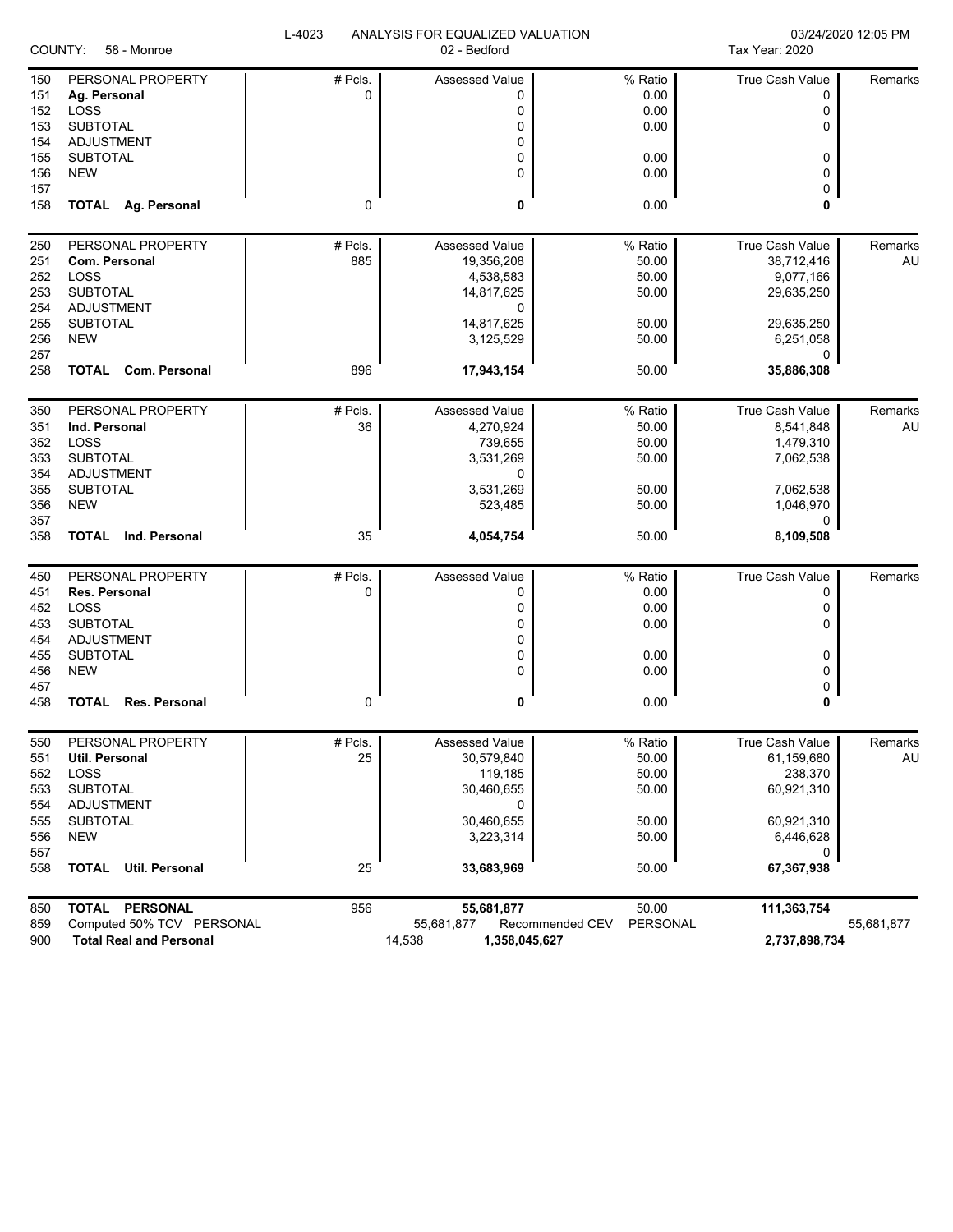L-4023 ANALYSIS FOR EQUALIZED VALUATION 03/24/2020 12:05 PM

COUNTY: 58 - Monroe 02 - Bedford Tax Year: 2020

| Line | PERSONAL PROPERTY | # Pcls. | Assessed Value | % Ratio | True Cash Value | Remarks |
|---|---|---|---|---|---|---|
| 151 | **Ag. Personal** | 0 | 0 | 0.00 | 0 | |
| 152 | LOSS | | 0 | 0.00 | 0 | |
| 153 | SUBTOTAL | | 0 | 0.00 | 0 | |
| 154 | ADJUSTMENT | | 0 | | | |
| 155 | SUBTOTAL | | 0 | 0.00 | 0 | |
| 156 | NEW | | 0 | 0.00 | 0 | |
| 157 | | | | | 0 | |
| 158 | **TOTAL Ag. Personal** | 0 | **0** | 0.00 | **0** | |

| Line | PERSONAL PROPERTY | # Pcls. | Assessed Value | % Ratio | True Cash Value | Remarks |
|---|---|---|---|---|---|---|
| 251 | **Com. Personal** | 885 | 19,356,208 | 50.00 | 38,712,416 | AU |
| 252 | LOSS | | 4,538,583 | 50.00 | 9,077,166 | |
| 253 | SUBTOTAL | | 14,817,625 | 50.00 | 29,635,250 | |
| 254 | ADJUSTMENT | | 0 | | | |
| 255 | SUBTOTAL | | 14,817,625 | 50.00 | 29,635,250 | |
| 256 | NEW | | 3,125,529 | 50.00 | 6,251,058 | |
| 257 | | | | | 0 | |
| 258 | **TOTAL Com. Personal** | 896 | **17,943,154** | 50.00 | **35,886,308** | |

| Line | PERSONAL PROPERTY | # Pcls. | Assessed Value | % Ratio | True Cash Value | Remarks |
|---|---|---|---|---|---|---|
| 351 | **Ind. Personal** | 36 | 4,270,924 | 50.00 | 8,541,848 | AU |
| 352 | LOSS | | 739,655 | 50.00 | 1,479,310 | |
| 353 | SUBTOTAL | | 3,531,269 | 50.00 | 7,062,538 | |
| 354 | ADJUSTMENT | | 0 | | | |
| 355 | SUBTOTAL | | 3,531,269 | 50.00 | 7,062,538 | |
| 356 | NEW | | 523,485 | 50.00 | 1,046,970 | |
| 357 | | | | | 0 | |
| 358 | **TOTAL Ind. Personal** | 35 | **4,054,754** | 50.00 | **8,109,508** | |

| Line | PERSONAL PROPERTY | # Pcls. | Assessed Value | % Ratio | True Cash Value | Remarks |
|---|---|---|---|---|---|---|
| 451 | **Res. Personal** | 0 | 0 | 0.00 | 0 | |
| 452 | LOSS | | 0 | 0.00 | 0 | |
| 453 | SUBTOTAL | | 0 | 0.00 | 0 | |
| 454 | ADJUSTMENT | | 0 | | | |
| 455 | SUBTOTAL | | 0 | 0.00 | 0 | |
| 456 | NEW | | 0 | 0.00 | 0 | |
| 457 | | | | | 0 | |
| 458 | **TOTAL Res. Personal** | 0 | **0** | 0.00 | **0** | |

| Line | PERSONAL PROPERTY | # Pcls. | Assessed Value | % Ratio | True Cash Value | Remarks |
|---|---|---|---|---|---|---|
| 551 | **Util. Personal** | 25 | 30,579,840 | 50.00 | 61,159,680 | AU |
| 552 | LOSS | | 119,185 | 50.00 | 238,370 | |
| 553 | SUBTOTAL | | 30,460,655 | 50.00 | 60,921,310 | |
| 554 | ADJUSTMENT | | 0 | | | |
| 555 | SUBTOTAL | | 30,460,655 | 50.00 | 60,921,310 | |
| 556 | NEW | | 3,223,314 | 50.00 | 6,446,628 | |
| 557 | | | | | 0 | |
| 558 | **TOTAL Util. Personal** | 25 | **33,683,969** | 50.00 | **67,367,938** | |

| Line | | # Pcls. | Assessed Value | | % Ratio | True Cash Value | |
|---|---|---|---|---|---|---|---|
| 850 | **TOTAL PERSONAL** | 956 | **55,681,877** | | 50.00 | **111,363,754** | |
| 859 | Computed 50% TCV PERSONAL | | 55,681,877 | Recommended CEV | PERSONAL | | 55,681,877 |
| 900 | **Total Real and Personal** | | 14,538 | **1,358,045,627** | | **2,737,898,734** | |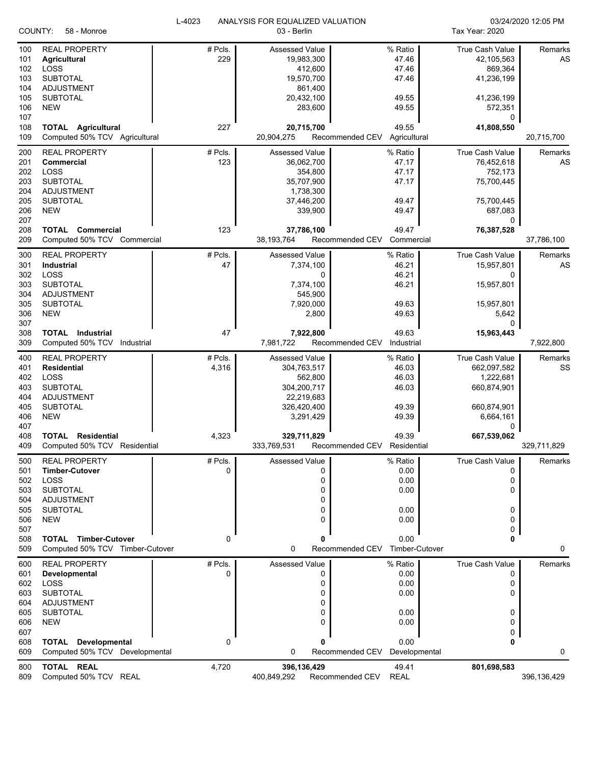L-4023 ANALYSIS FOR EQUALIZED VALUATION

COUNTY: 58 - Monroe | 03 - Berlin | Tax Year: 2020 | 03/24/2020 12:05 PM

| Line | Description | # Pcls. | Assessed Value | % Ratio | True Cash Value | Remarks |
|---|---|---|---|---|---|---|
| 100 | REAL PROPERTY | # Pcls. | Assessed Value | % Ratio | True Cash Value | Remarks |
| 101 | **Agricultural** | 229 | 19,983,300 | 47.46 | 42,105,563 | AS |
| 102 | LOSS | | 412,600 | 47.46 | 869,364 | |
| 103 | SUBTOTAL | | 19,570,700 | 47.46 | 41,236,199 | |
| 104 | ADJUSTMENT | | 861,400 | | | |
| 105 | SUBTOTAL | | 20,432,100 | 49.55 | 41,236,199 | |
| 106 | NEW | | 283,600 | 49.55 | 572,351 | |
| 107 | | | | | 0 | |
| 108 | **TOTAL Agricultural** | 227 | **20,715,700** | 49.55 | **41,808,550** | |
| 109 | Computed 50% TCV Agricultural | | 20,904,275 | Recommended CEV Agricultural | | 20,715,700 |
| 200 | REAL PROPERTY | # Pcls. | Assessed Value | % Ratio | True Cash Value | Remarks |
| 201 | **Commercial** | 123 | 36,062,700 | 47.17 | 76,452,618 | AS |
| 202 | LOSS | | 354,800 | 47.17 | 752,173 | |
| 203 | SUBTOTAL | | 35,707,900 | 47.17 | 75,700,445 | |
| 204 | ADJUSTMENT | | 1,738,300 | | | |
| 205 | SUBTOTAL | | 37,446,200 | 49.47 | 75,700,445 | |
| 206 | NEW | | 339,900 | 49.47 | 687,083 | |
| 207 | | | | | 0 | |
| 208 | **TOTAL Commercial** | 123 | **37,786,100** | 49.47 | **76,387,528** | |
| 209 | Computed 50% TCV Commercial | | 38,193,764 | Recommended CEV Commercial | | 37,786,100 |
| 300 | REAL PROPERTY | # Pcls. | Assessed Value | % Ratio | True Cash Value | Remarks |
| 301 | **Industrial** | 47 | 7,374,100 | 46.21 | 15,957,801 | AS |
| 302 | LOSS | | 0 | 46.21 | 0 | |
| 303 | SUBTOTAL | | 7,374,100 | 46.21 | 15,957,801 | |
| 304 | ADJUSTMENT | | 545,900 | | | |
| 305 | SUBTOTAL | | 7,920,000 | 49.63 | 15,957,801 | |
| 306 | NEW | | 2,800 | 49.63 | 5,642 | |
| 307 | | | | | 0 | |
| 308 | **TOTAL Industrial** | 47 | **7,922,800** | 49.63 | **15,963,443** | |
| 309 | Computed 50% TCV Industrial | | 7,981,722 | Recommended CEV Industrial | | 7,922,800 |
| 400 | REAL PROPERTY | # Pcls. | Assessed Value | % Ratio | True Cash Value | Remarks |
| 401 | **Residential** | 4,316 | 304,763,517 | 46.03 | 662,097,582 | SS |
| 402 | LOSS | | 562,800 | 46.03 | 1,222,681 | |
| 403 | SUBTOTAL | | 304,200,717 | 46.03 | 660,874,901 | |
| 404 | ADJUSTMENT | | 22,219,683 | | | |
| 405 | SUBTOTAL | | 326,420,400 | 49.39 | 660,874,901 | |
| 406 | NEW | | 3,291,429 | 49.39 | 6,664,161 | |
| 407 | | | | | 0 | |
| 408 | **TOTAL Residential** | 4,323 | **329,711,829** | 49.39 | **667,539,062** | |
| 409 | Computed 50% TCV Residential | | 333,769,531 | Recommended CEV Residential | | 329,711,829 |
| 500 | REAL PROPERTY | # Pcls. | Assessed Value | % Ratio | True Cash Value | Remarks |
| 501 | **Timber-Cutover** | 0 | 0 | 0.00 | 0 | |
| 502 | LOSS | | 0 | 0.00 | 0 | |
| 503 | SUBTOTAL | | 0 | 0.00 | 0 | |
| 504 | ADJUSTMENT | | 0 | | | |
| 505 | SUBTOTAL | | 0 | 0.00 | 0 | |
| 506 | NEW | | 0 | 0.00 | 0 | |
| 507 | | | | | 0 | |
| 508 | **TOTAL Timber-Cutover** | 0 | **0** | 0.00 | **0** | |
| 509 | Computed 50% TCV Timber-Cutover | | 0 | Recommended CEV Timber-Cutover | | 0 |
| 600 | REAL PROPERTY | # Pcls. | Assessed Value | % Ratio | True Cash Value | Remarks |
| 601 | **Developmental** | 0 | 0 | 0.00 | 0 | |
| 602 | LOSS | | 0 | 0.00 | 0 | |
| 603 | SUBTOTAL | | 0 | 0.00 | 0 | |
| 604 | ADJUSTMENT | | 0 | | | |
| 605 | SUBTOTAL | | 0 | 0.00 | 0 | |
| 606 | NEW | | 0 | 0.00 | 0 | |
| 607 | | | | | 0 | |
| 608 | **TOTAL Developmental** | 0 | **0** | 0.00 | **0** | |
| 609 | Computed 50% TCV Developmental | | 0 | Recommended CEV Developmental | | 0 |
| 800 | **TOTAL REAL** | 4,720 | **396,136,429** | 49.41 | **801,698,583** | |
| 809 | Computed 50% TCV REAL | | 400,849,292 | Recommended CEV REAL | | 396,136,429 |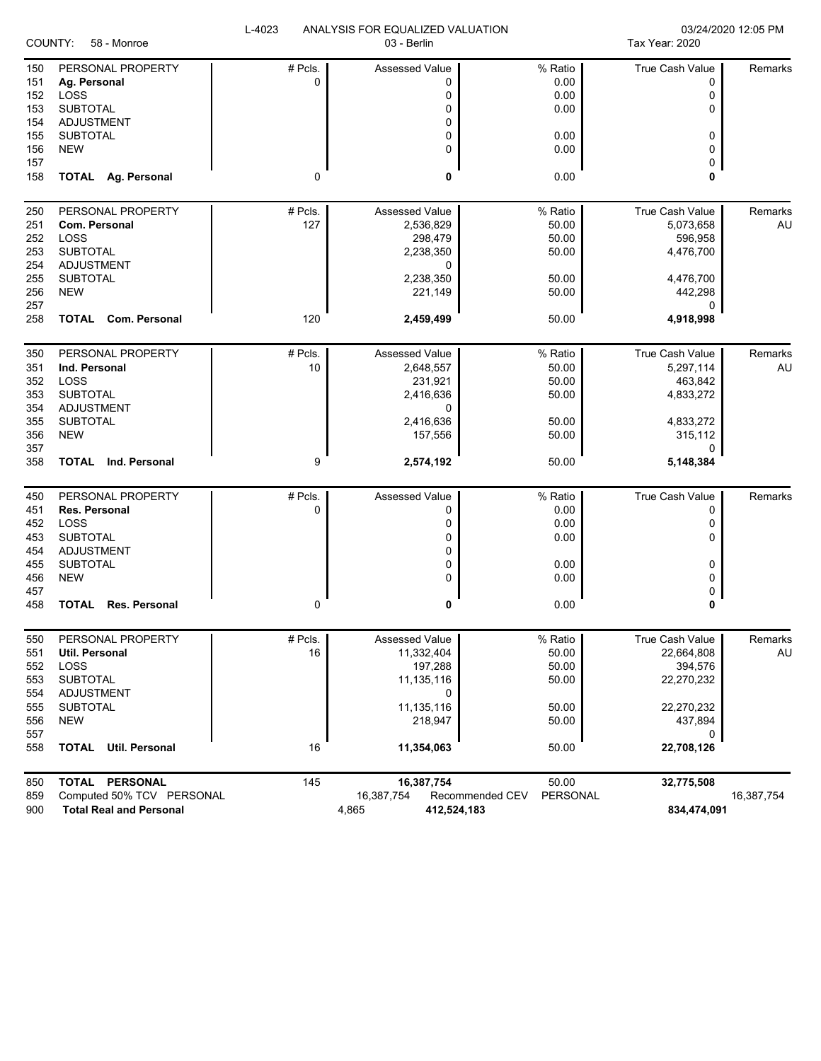L-4023 ANALYSIS FOR EQUALIZED VALUATION

COUNTY: 58 - Monroe

03 - Berlin

03/24/2020 12:05 PM

Tax Year: 2020

| | | # Pcls. | Assessed Value | % Ratio | True Cash Value | Remarks |
|---|---|---|---|---|---|---|
| 150 | PERSONAL PROPERTY | # Pcls. | Assessed Value | % Ratio | True Cash Value | Remarks |
| 151 | **Ag. Personal** | 0 | 0 | 0.00 | 0 | |
| 152 | LOSS | | 0 | 0.00 | 0 | |
| 153 | SUBTOTAL | | 0 | 0.00 | 0 | |
| 154 | ADJUSTMENT | | 0 | | | |
| 155 | SUBTOTAL | | 0 | 0.00 | 0 | |
| 156 | NEW | | 0 | 0.00 | 0 | |
| 157 | | | | | 0 | |
| 158 | **TOTAL Ag. Personal** | 0 | **0** | 0.00 | **0** | |
| 250 | PERSONAL PROPERTY | # Pcls. | Assessed Value | % Ratio | True Cash Value | Remarks |
| 251 | **Com. Personal** | 127 | 2,536,829 | 50.00 | 5,073,658 | AU |
| 252 | LOSS | | 298,479 | 50.00 | 596,958 | |
| 253 | SUBTOTAL | | 2,238,350 | 50.00 | 4,476,700 | |
| 254 | ADJUSTMENT | | 0 | | | |
| 255 | SUBTOTAL | | 2,238,350 | 50.00 | 4,476,700 | |
| 256 | NEW | | 221,149 | 50.00 | 442,298 | |
| 257 | | | | | 0 | |
| 258 | **TOTAL Com. Personal** | 120 | **2,459,499** | 50.00 | **4,918,998** | |
| 350 | PERSONAL PROPERTY | # Pcls. | Assessed Value | % Ratio | True Cash Value | Remarks |
| 351 | **Ind. Personal** | 10 | 2,648,557 | 50.00 | 5,297,114 | AU |
| 352 | LOSS | | 231,921 | 50.00 | 463,842 | |
| 353 | SUBTOTAL | | 2,416,636 | 50.00 | 4,833,272 | |
| 354 | ADJUSTMENT | | 0 | | | |
| 355 | SUBTOTAL | | 2,416,636 | 50.00 | 4,833,272 | |
| 356 | NEW | | 157,556 | 50.00 | 315,112 | |
| 357 | | | | | 0 | |
| 358 | **TOTAL Ind. Personal** | 9 | **2,574,192** | 50.00 | **5,148,384** | |
| 450 | PERSONAL PROPERTY | # Pcls. | Assessed Value | % Ratio | True Cash Value | Remarks |
| 451 | **Res. Personal** | 0 | 0 | 0.00 | 0 | |
| 452 | LOSS | | 0 | 0.00 | 0 | |
| 453 | SUBTOTAL | | 0 | 0.00 | 0 | |
| 454 | ADJUSTMENT | | 0 | | | |
| 455 | SUBTOTAL | | 0 | 0.00 | 0 | |
| 456 | NEW | | 0 | 0.00 | 0 | |
| 457 | | | | | 0 | |
| 458 | **TOTAL Res. Personal** | 0 | **0** | 0.00 | **0** | |
| 550 | PERSONAL PROPERTY | # Pcls. | Assessed Value | % Ratio | True Cash Value | Remarks |
| 551 | **Util. Personal** | 16 | 11,332,404 | 50.00 | 22,664,808 | AU |
| 552 | LOSS | | 197,288 | 50.00 | 394,576 | |
| 553 | SUBTOTAL | | 11,135,116 | 50.00 | 22,270,232 | |
| 554 | ADJUSTMENT | | 0 | | | |
| 555 | SUBTOTAL | | 11,135,116 | 50.00 | 22,270,232 | |
| 556 | NEW | | 218,947 | 50.00 | 437,894 | |
| 557 | | | | | 0 | |
| 558 | **TOTAL Util. Personal** | 16 | **11,354,063** | 50.00 | **22,708,126** | |
| 850 | **TOTAL PERSONAL** | 145 | **16,387,754** | 50.00 | **32,775,508** | |
| 859 | Computed 50% TCV PERSONAL | | 16,387,754 | Recommended CEV PERSONAL | | 16,387,754 |
| 900 | **Total Real and Personal** | | 4,865 **412,524,183** | | **834,474,091** | |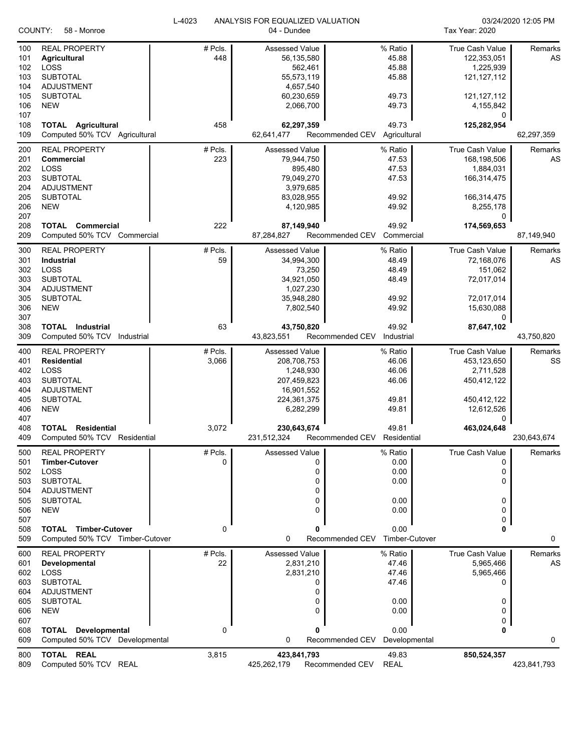L-4023 ANALYSIS FOR EQUALIZED VALUATION

COUNTY: 58 - Monroe — 04 - Dundee — Tax Year: 2020 — 03/24/2020 12:05 PM

| Line | Description | # Pcls. | Assessed Value | % Ratio | True Cash Value | Remarks |
|---|---|---|---|---|---|---|
| 100 | REAL PROPERTY | # Pcls. | Assessed Value | % Ratio | True Cash Value | Remarks |
| 101 | **Agricultural** | 448 | 56,135,580 | 45.88 | 122,353,051 | AS |
| 102 | LOSS | | 562,461 | 45.88 | 1,225,939 | |
| 103 | SUBTOTAL | | 55,573,119 | 45.88 | 121,127,112 | |
| 104 | ADJUSTMENT | | 4,657,540 | | | |
| 105 | SUBTOTAL | | 60,230,659 | 49.73 | 121,127,112 | |
| 106 | NEW | | 2,066,700 | 49.73 | 4,155,842 | |
| 107 | | | | | 0 | |
| 108 | **TOTAL Agricultural** | 458 | **62,297,359** | 49.73 | **125,282,954** | |
| 109 | Computed 50% TCV Agricultural | | 62,641,477 | Recommended CEV Agricultural | | 62,297,359 |
| 200 | REAL PROPERTY | # Pcls. | Assessed Value | % Ratio | True Cash Value | Remarks |
| 201 | **Commercial** | 223 | 79,944,750 | 47.53 | 168,198,506 | AS |
| 202 | LOSS | | 895,480 | 47.53 | 1,884,031 | |
| 203 | SUBTOTAL | | 79,049,270 | 47.53 | 166,314,475 | |
| 204 | ADJUSTMENT | | 3,979,685 | | | |
| 205 | SUBTOTAL | | 83,028,955 | 49.92 | 166,314,475 | |
| 206 | NEW | | 4,120,985 | 49.92 | 8,255,178 | |
| 207 | | | | | 0 | |
| 208 | **TOTAL Commercial** | 222 | **87,149,940** | 49.92 | **174,569,653** | |
| 209 | Computed 50% TCV Commercial | | 87,284,827 | Recommended CEV Commercial | | 87,149,940 |
| 300 | REAL PROPERTY | # Pcls. | Assessed Value | % Ratio | True Cash Value | Remarks |
| 301 | **Industrial** | 59 | 34,994,300 | 48.49 | 72,168,076 | AS |
| 302 | LOSS | | 73,250 | 48.49 | 151,062 | |
| 303 | SUBTOTAL | | 34,921,050 | 48.49 | 72,017,014 | |
| 304 | ADJUSTMENT | | 1,027,230 | | | |
| 305 | SUBTOTAL | | 35,948,280 | 49.92 | 72,017,014 | |
| 306 | NEW | | 7,802,540 | 49.92 | 15,630,088 | |
| 307 | | | | | 0 | |
| 308 | **TOTAL Industrial** | 63 | **43,750,820** | 49.92 | **87,647,102** | |
| 309 | Computed 50% TCV Industrial | | 43,823,551 | Recommended CEV Industrial | | 43,750,820 |
| 400 | REAL PROPERTY | # Pcls. | Assessed Value | % Ratio | True Cash Value | Remarks |
| 401 | **Residential** | 3,066 | 208,708,753 | 46.06 | 453,123,650 | SS |
| 402 | LOSS | | 1,248,930 | 46.06 | 2,711,528 | |
| 403 | SUBTOTAL | | 207,459,823 | 46.06 | 450,412,122 | |
| 404 | ADJUSTMENT | | 16,901,552 | | | |
| 405 | SUBTOTAL | | 224,361,375 | 49.81 | 450,412,122 | |
| 406 | NEW | | 6,282,299 | 49.81 | 12,612,526 | |
| 407 | | | | | 0 | |
| 408 | **TOTAL Residential** | 3,072 | **230,643,674** | 49.81 | **463,024,648** | |
| 409 | Computed 50% TCV Residential | | 231,512,324 | Recommended CEV Residential | | 230,643,674 |
| 500 | REAL PROPERTY | # Pcls. | Assessed Value | % Ratio | True Cash Value | Remarks |
| 501 | **Timber-Cutover** | 0 | 0 | 0.00 | 0 | |
| 502 | LOSS | | 0 | 0.00 | 0 | |
| 503 | SUBTOTAL | | 0 | 0.00 | 0 | |
| 504 | ADJUSTMENT | | 0 | | | |
| 505 | SUBTOTAL | | 0 | 0.00 | 0 | |
| 506 | NEW | | 0 | 0.00 | 0 | |
| 507 | | | | | 0 | |
| 508 | **TOTAL Timber-Cutover** | 0 | **0** | 0.00 | **0** | |
| 509 | Computed 50% TCV Timber-Cutover | | 0 | Recommended CEV Timber-Cutover | | 0 |
| 600 | REAL PROPERTY | # Pcls. | Assessed Value | % Ratio | True Cash Value | Remarks |
| 601 | **Developmental** | 22 | 2,831,210 | 47.46 | 5,965,466 | AS |
| 602 | LOSS | | 2,831,210 | 47.46 | 5,965,466 | |
| 603 | SUBTOTAL | | 0 | 47.46 | 0 | |
| 604 | ADJUSTMENT | | 0 | | | |
| 605 | SUBTOTAL | | 0 | 0.00 | 0 | |
| 606 | NEW | | 0 | 0.00 | 0 | |
| 607 | | | | | 0 | |
| 608 | **TOTAL Developmental** | 0 | **0** | 0.00 | **0** | |
| 609 | Computed 50% TCV Developmental | | 0 | Recommended CEV Developmental | | 0 |
| 800 | **TOTAL REAL** | 3,815 | **423,841,793** | 49.83 | **850,524,357** | |
| 809 | Computed 50% TCV REAL | | 425,262,179 | Recommended CEV REAL | | 423,841,793 |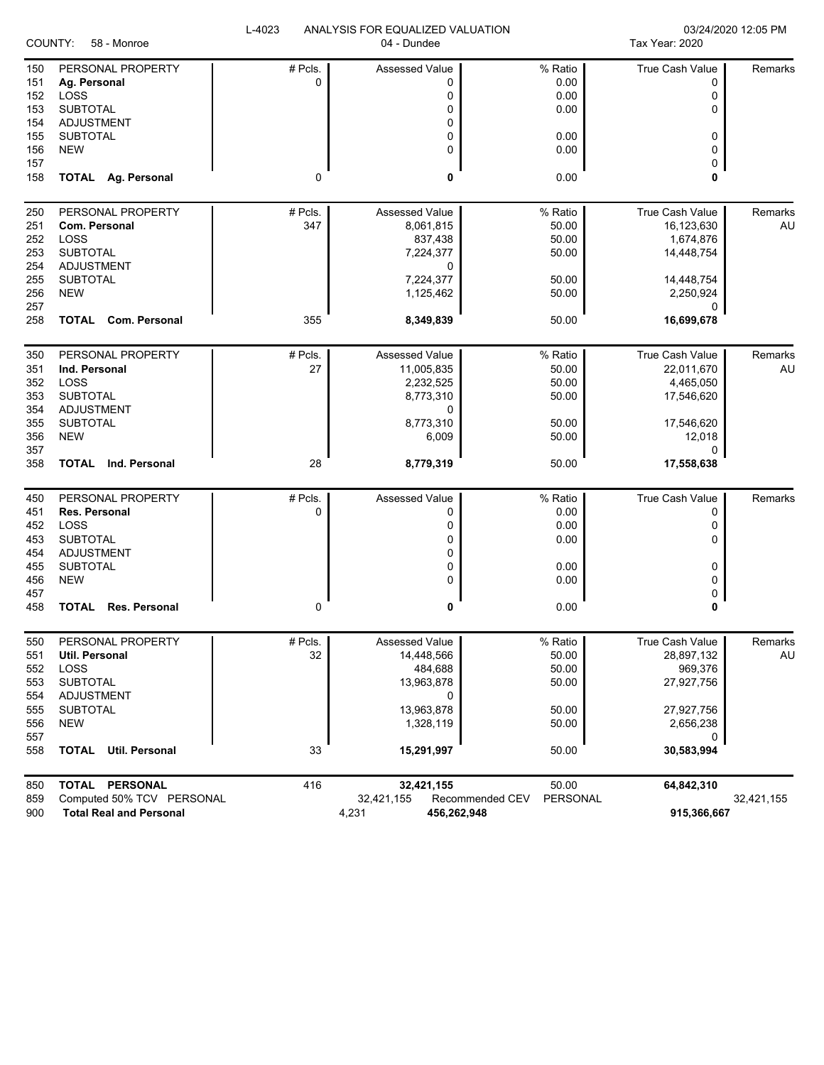L-4023 ANALYSIS FOR EQUALIZED VALUATION

COUNTY: 58 - Monroe

04 - Dundee

03/24/2020 12:05 PM

Tax Year: 2020

| | | # Pcls. | Assessed Value | % Ratio | True Cash Value | Remarks |
|---|---|---|---|---|---|---|
| 150 | PERSONAL PROPERTY | # Pcls. | Assessed Value | % Ratio | True Cash Value | Remarks |
| 151 | **Ag. Personal** | 0 | 0 | 0.00 | 0 | |
| 152 | LOSS | | 0 | 0.00 | 0 | |
| 153 | SUBTOTAL | | 0 | 0.00 | 0 | |
| 154 | ADJUSTMENT | | 0 | | | |
| 155 | SUBTOTAL | | 0 | 0.00 | 0 | |
| 156 | NEW | | 0 | 0.00 | 0 | |
| 157 | | | | | 0 | |
| 158 | **TOTAL Ag. Personal** | 0 | **0** | 0.00 | **0** | |
| 250 | PERSONAL PROPERTY | # Pcls. | Assessed Value | % Ratio | True Cash Value | Remarks |
| 251 | **Com. Personal** | 347 | 8,061,815 | 50.00 | 16,123,630 | AU |
| 252 | LOSS | | 837,438 | 50.00 | 1,674,876 | |
| 253 | SUBTOTAL | | 7,224,377 | 50.00 | 14,448,754 | |
| 254 | ADJUSTMENT | | 0 | | | |
| 255 | SUBTOTAL | | 7,224,377 | 50.00 | 14,448,754 | |
| 256 | NEW | | 1,125,462 | 50.00 | 2,250,924 | |
| 257 | | | | | 0 | |
| 258 | **TOTAL Com. Personal** | 355 | **8,349,839** | 50.00 | **16,699,678** | |
| 350 | PERSONAL PROPERTY | # Pcls. | Assessed Value | % Ratio | True Cash Value | Remarks |
| 351 | **Ind. Personal** | 27 | 11,005,835 | 50.00 | 22,011,670 | AU |
| 352 | LOSS | | 2,232,525 | 50.00 | 4,465,050 | |
| 353 | SUBTOTAL | | 8,773,310 | 50.00 | 17,546,620 | |
| 354 | ADJUSTMENT | | 0 | | | |
| 355 | SUBTOTAL | | 8,773,310 | 50.00 | 17,546,620 | |
| 356 | NEW | | 6,009 | 50.00 | 12,018 | |
| 357 | | | | | 0 | |
| 358 | **TOTAL Ind. Personal** | 28 | **8,779,319** | 50.00 | **17,558,638** | |
| 450 | PERSONAL PROPERTY | # Pcls. | Assessed Value | % Ratio | True Cash Value | Remarks |
| 451 | **Res. Personal** | 0 | 0 | 0.00 | 0 | |
| 452 | LOSS | | 0 | 0.00 | 0 | |
| 453 | SUBTOTAL | | 0 | 0.00 | 0 | |
| 454 | ADJUSTMENT | | 0 | | | |
| 455 | SUBTOTAL | | 0 | 0.00 | 0 | |
| 456 | NEW | | 0 | 0.00 | 0 | |
| 457 | | | | | 0 | |
| 458 | **TOTAL Res. Personal** | 0 | **0** | 0.00 | **0** | |
| 550 | PERSONAL PROPERTY | # Pcls. | Assessed Value | % Ratio | True Cash Value | Remarks |
| 551 | **Util. Personal** | 32 | 14,448,566 | 50.00 | 28,897,132 | AU |
| 552 | LOSS | | 484,688 | 50.00 | 969,376 | |
| 553 | SUBTOTAL | | 13,963,878 | 50.00 | 27,927,756 | |
| 554 | ADJUSTMENT | | 0 | | | |
| 555 | SUBTOTAL | | 13,963,878 | 50.00 | 27,927,756 | |
| 556 | NEW | | 1,328,119 | 50.00 | 2,656,238 | |
| 557 | | | | | 0 | |
| 558 | **TOTAL Util. Personal** | 33 | **15,291,997** | 50.00 | **30,583,994** | |
| 850 | **TOTAL PERSONAL** | 416 | **32,421,155** | 50.00 | **64,842,310** | |
| 859 | Computed 50% TCV PERSONAL | | 32,421,155 | Recommended CEV PERSONAL | | 32,421,155 |
| 900 | **Total Real and Personal** | | 4,231 **456,262,948** | | **915,366,667** | |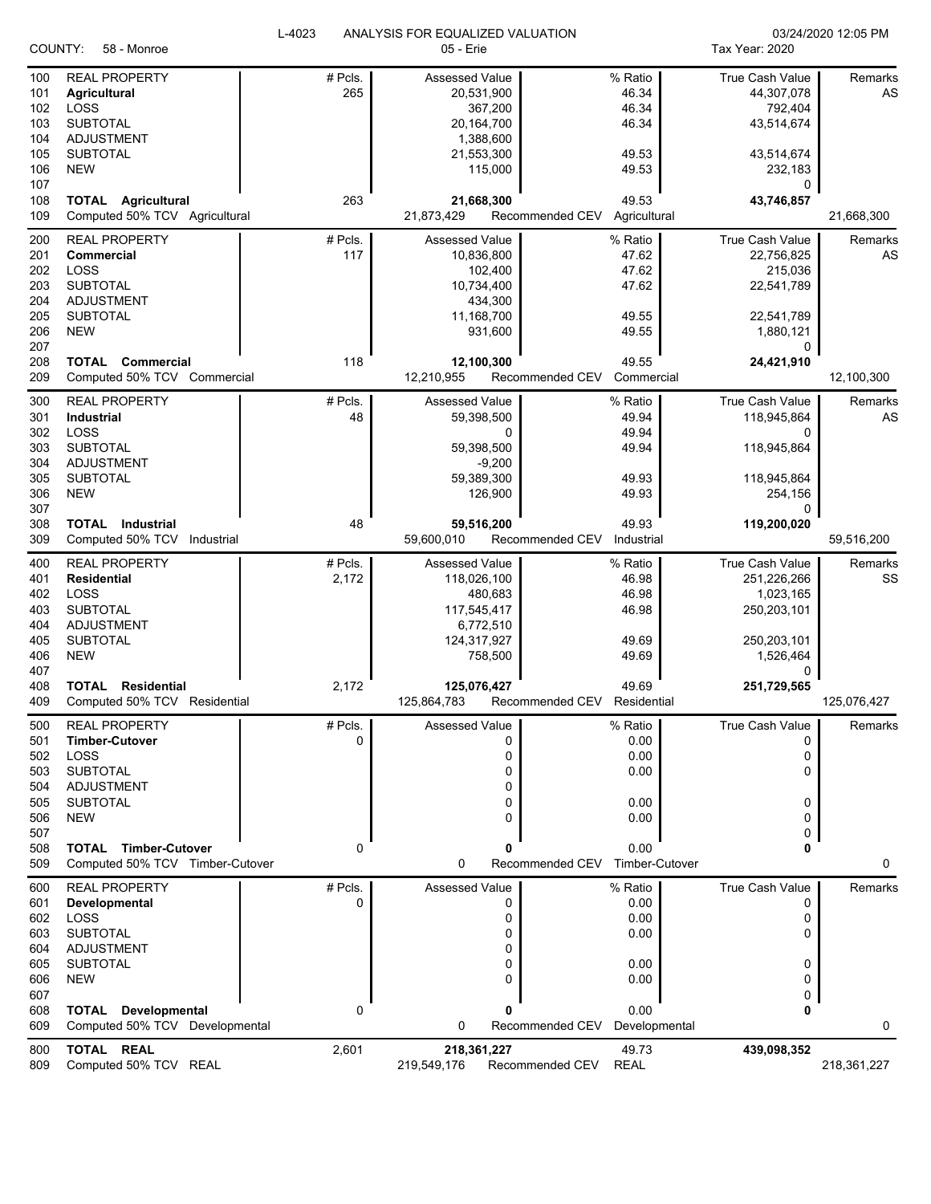L-4023 ANALYSIS FOR EQUALIZED VALUATION

03/24/2020 12:05 PM

COUNTY: 58 - Monroe

05 - Erie

Tax Year: 2020

| | | # Pcls. | Assessed Value | | % Ratio | True Cash Value | Remarks |
|---|---|---|---|---|---|---|---|
| 100 | REAL PROPERTY | # Pcls. | Assessed Value | | % Ratio | True Cash Value | Remarks |
| 101 | **Agricultural** | 265 | 20,531,900 | | 46.34 | 44,307,078 | AS |
| 102 | LOSS | | 367,200 | | 46.34 | 792,404 | |
| 103 | SUBTOTAL | | 20,164,700 | | 46.34 | 43,514,674 | |
| 104 | ADJUSTMENT | | 1,388,600 | | | | |
| 105 | SUBTOTAL | | 21,553,300 | | 49.53 | 43,514,674 | |
| 106 | NEW | | 115,000 | | 49.53 | 232,183 | |
| 107 | | | | | | 0 | |
| 108 | **TOTAL Agricultural** | 263 | **21,668,300** | | 49.53 | **43,746,857** | |
| 109 | Computed 50% TCV Agricultural | | 21,873,429 | Recommended CEV | Agricultural | | 21,668,300 |
| 200 | REAL PROPERTY | # Pcls. | Assessed Value | | % Ratio | True Cash Value | Remarks |
| 201 | **Commercial** | 117 | 10,836,800 | | 47.62 | 22,756,825 | AS |
| 202 | LOSS | | 102,400 | | 47.62 | 215,036 | |
| 203 | SUBTOTAL | | 10,734,400 | | 47.62 | 22,541,789 | |
| 204 | ADJUSTMENT | | 434,300 | | | | |
| 205 | SUBTOTAL | | 11,168,700 | | 49.55 | 22,541,789 | |
| 206 | NEW | | 931,600 | | 49.55 | 1,880,121 | |
| 207 | | | | | | 0 | |
| 208 | **TOTAL Commercial** | 118 | **12,100,300** | | 49.55 | **24,421,910** | |
| 209 | Computed 50% TCV Commercial | | 12,210,955 | Recommended CEV | Commercial | | 12,100,300 |
| 300 | REAL PROPERTY | # Pcls. | Assessed Value | | % Ratio | True Cash Value | Remarks |
| 301 | **Industrial** | 48 | 59,398,500 | | 49.94 | 118,945,864 | AS |
| 302 | LOSS | | 0 | | 49.94 | 0 | |
| 303 | SUBTOTAL | | 59,398,500 | | 49.94 | 118,945,864 | |
| 304 | ADJUSTMENT | | -9,200 | | | | |
| 305 | SUBTOTAL | | 59,389,300 | | 49.93 | 118,945,864 | |
| 306 | NEW | | 126,900 | | 49.93 | 254,156 | |
| 307 | | | | | | 0 | |
| 308 | **TOTAL Industrial** | 48 | **59,516,200** | | 49.93 | **119,200,020** | |
| 309 | Computed 50% TCV Industrial | | 59,600,010 | Recommended CEV | Industrial | | 59,516,200 |
| 400 | REAL PROPERTY | # Pcls. | Assessed Value | | % Ratio | True Cash Value | Remarks |
| 401 | **Residential** | 2,172 | 118,026,100 | | 46.98 | 251,226,266 | SS |
| 402 | LOSS | | 480,683 | | 46.98 | 1,023,165 | |
| 403 | SUBTOTAL | | 117,545,417 | | 46.98 | 250,203,101 | |
| 404 | ADJUSTMENT | | 6,772,510 | | | | |
| 405 | SUBTOTAL | | 124,317,927 | | 49.69 | 250,203,101 | |
| 406 | NEW | | 758,500 | | 49.69 | 1,526,464 | |
| 407 | | | | | | 0 | |
| 408 | **TOTAL Residential** | 2,172 | **125,076,427** | | 49.69 | **251,729,565** | |
| 409 | Computed 50% TCV Residential | | 125,864,783 | Recommended CEV | Residential | | 125,076,427 |
| 500 | REAL PROPERTY | # Pcls. | Assessed Value | | % Ratio | True Cash Value | Remarks |
| 501 | **Timber-Cutover** | 0 | 0 | | 0.00 | 0 | |
| 502 | LOSS | | 0 | | 0.00 | 0 | |
| 503 | SUBTOTAL | | 0 | | 0.00 | 0 | |
| 504 | ADJUSTMENT | | 0 | | | | |
| 505 | SUBTOTAL | | 0 | | 0.00 | 0 | |
| 506 | NEW | | 0 | | 0.00 | 0 | |
| 507 | | | | | | 0 | |
| 508 | **TOTAL Timber-Cutover** | 0 | **0** | | 0.00 | **0** | |
| 509 | Computed 50% TCV Timber-Cutover | | 0 | Recommended CEV | Timber-Cutover | | 0 |
| 600 | REAL PROPERTY | # Pcls. | Assessed Value | | % Ratio | True Cash Value | Remarks |
| 601 | **Developmental** | 0 | 0 | | 0.00 | 0 | |
| 602 | LOSS | | 0 | | 0.00 | 0 | |
| 603 | SUBTOTAL | | 0 | | 0.00 | 0 | |
| 604 | ADJUSTMENT | | 0 | | | | |
| 605 | SUBTOTAL | | 0 | | 0.00 | 0 | |
| 606 | NEW | | 0 | | 0.00 | 0 | |
| 607 | | | | | | 0 | |
| 608 | **TOTAL Developmental** | 0 | **0** | | 0.00 | **0** | |
| 609 | Computed 50% TCV Developmental | | 0 | Recommended CEV | Developmental | | 0 |
| 800 | **TOTAL REAL** | 2,601 | **218,361,227** | | 49.73 | **439,098,352** | |
| 809 | Computed 50% TCV REAL | | 219,549,176 | Recommended CEV | REAL | | 218,361,227 |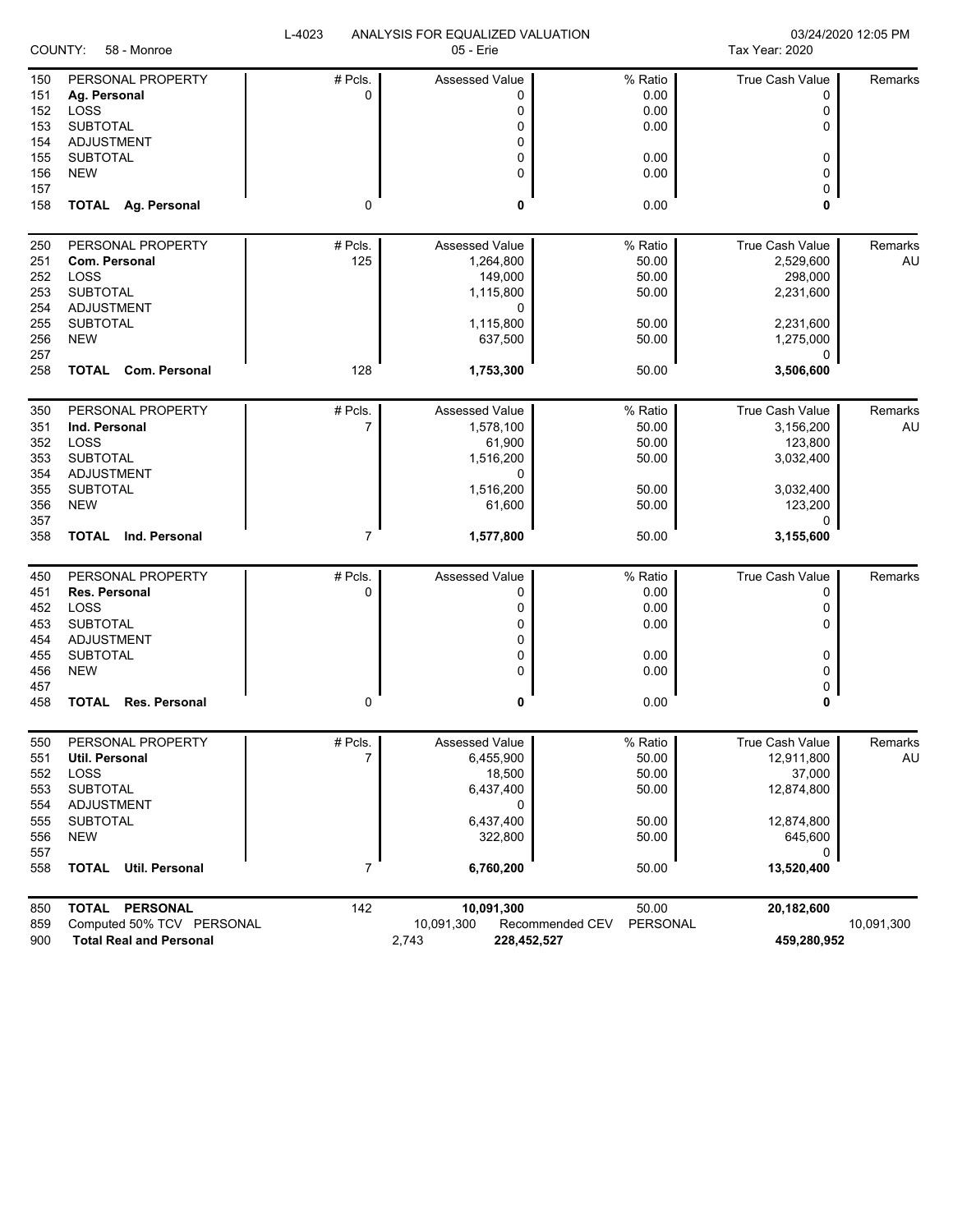L-4023 ANALYSIS FOR EQUALIZED VALUATION

COUNTY: 58 - Monroe | 05 - Erie | Tax Year: 2020 | 03/24/2020 12:05 PM

| | | # Pcls. | Assessed Value | % Ratio | True Cash Value | Remarks |
|---|---|---|---|---|---|---|
| 150 | PERSONAL PROPERTY | # Pcls. | Assessed Value | % Ratio | True Cash Value | Remarks |
| 151 | **Ag. Personal** | 0 | 0 | 0.00 | 0 | |
| 152 | LOSS | | 0 | 0.00 | 0 | |
| 153 | SUBTOTAL | | 0 | 0.00 | 0 | |
| 154 | ADJUSTMENT | | 0 | | | |
| 155 | SUBTOTAL | | 0 | 0.00 | 0 | |
| 156 | NEW | | 0 | 0.00 | 0 | |
| 157 | | | | | 0 | |
| 158 | **TOTAL Ag. Personal** | 0 | **0** | 0.00 | **0** | |
| 250 | PERSONAL PROPERTY | # Pcls. | Assessed Value | % Ratio | True Cash Value | Remarks |
| 251 | **Com. Personal** | 125 | 1,264,800 | 50.00 | 2,529,600 | AU |
| 252 | LOSS | | 149,000 | 50.00 | 298,000 | |
| 253 | SUBTOTAL | | 1,115,800 | 50.00 | 2,231,600 | |
| 254 | ADJUSTMENT | | 0 | | | |
| 255 | SUBTOTAL | | 1,115,800 | 50.00 | 2,231,600 | |
| 256 | NEW | | 637,500 | 50.00 | 1,275,000 | |
| 257 | | | | | 0 | |
| 258 | **TOTAL Com. Personal** | 128 | **1,753,300** | 50.00 | **3,506,600** | |
| 350 | PERSONAL PROPERTY | # Pcls. | Assessed Value | % Ratio | True Cash Value | Remarks |
| 351 | **Ind. Personal** | 7 | 1,578,100 | 50.00 | 3,156,200 | AU |
| 352 | LOSS | | 61,900 | 50.00 | 123,800 | |
| 353 | SUBTOTAL | | 1,516,200 | 50.00 | 3,032,400 | |
| 354 | ADJUSTMENT | | 0 | | | |
| 355 | SUBTOTAL | | 1,516,200 | 50.00 | 3,032,400 | |
| 356 | NEW | | 61,600 | 50.00 | 123,200 | |
| 357 | | | | | 0 | |
| 358 | **TOTAL Ind. Personal** | 7 | **1,577,800** | 50.00 | **3,155,600** | |
| 450 | PERSONAL PROPERTY | # Pcls. | Assessed Value | % Ratio | True Cash Value | Remarks |
| 451 | **Res. Personal** | 0 | 0 | 0.00 | 0 | |
| 452 | LOSS | | 0 | 0.00 | 0 | |
| 453 | SUBTOTAL | | 0 | 0.00 | 0 | |
| 454 | ADJUSTMENT | | 0 | | | |
| 455 | SUBTOTAL | | 0 | 0.00 | 0 | |
| 456 | NEW | | 0 | 0.00 | 0 | |
| 457 | | | | | 0 | |
| 458 | **TOTAL Res. Personal** | 0 | **0** | 0.00 | **0** | |
| 550 | PERSONAL PROPERTY | # Pcls. | Assessed Value | % Ratio | True Cash Value | Remarks |
| 551 | **Util. Personal** | 7 | 6,455,900 | 50.00 | 12,911,800 | AU |
| 552 | LOSS | | 18,500 | 50.00 | 37,000 | |
| 553 | SUBTOTAL | | 6,437,400 | 50.00 | 12,874,800 | |
| 554 | ADJUSTMENT | | 0 | | | |
| 555 | SUBTOTAL | | 6,437,400 | 50.00 | 12,874,800 | |
| 556 | NEW | | 322,800 | 50.00 | 645,600 | |
| 557 | | | | | 0 | |
| 558 | **TOTAL Util. Personal** | 7 | **6,760,200** | 50.00 | **13,520,400** | |
| 850 | **TOTAL PERSONAL** | 142 | **10,091,300** | 50.00 | **20,182,600** | |
| 859 | Computed 50% TCV PERSONAL | | 10,091,300 Recommended CEV | PERSONAL | | 10,091,300 |
| 900 | **Total Real and Personal** | | 2,743 **228,452,527** | | **459,280,952** | |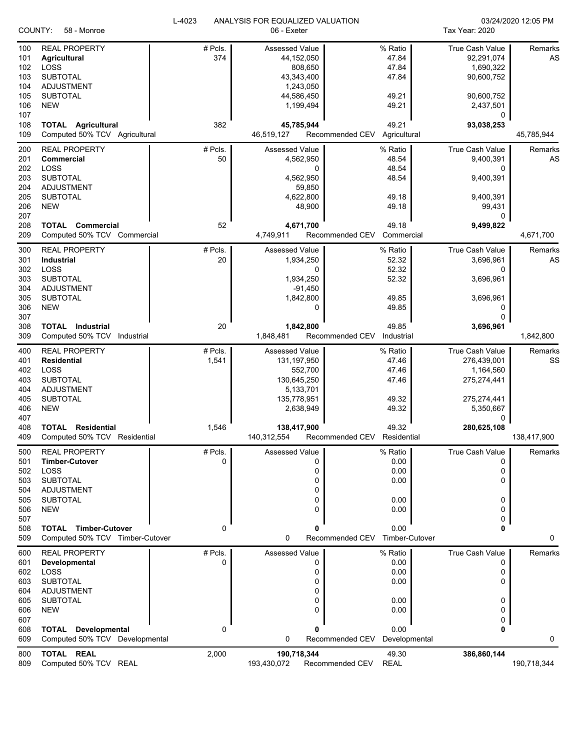L-4023 ANALYSIS FOR EQUALIZED VALUATION 03/24/2020 12:05 PM

COUNTY: 58 - Monroe | 06 - Exeter | Tax Year: 2020

| Line | REAL PROPERTY | # Pcls. | Assessed Value | % Ratio | True Cash Value | Remarks |
|---|---|---|---|---|---|---|
| 100 | REAL PROPERTY | # Pcls. | Assessed Value | % Ratio | True Cash Value | Remarks |
| 101 | **Agricultural** | 374 | 44,152,050 | 47.84 | 92,291,074 | AS |
| 102 | LOSS | | 808,650 | 47.84 | 1,690,322 | |
| 103 | SUBTOTAL | | 43,343,400 | 47.84 | 90,600,752 | |
| 104 | ADJUSTMENT | | 1,243,050 | | | |
| 105 | SUBTOTAL | | 44,586,450 | 49.21 | 90,600,752 | |
| 106 | NEW | | 1,199,494 | 49.21 | 2,437,501 | |
| 107 | | | | | 0 | |
| 108 | **TOTAL Agricultural** | 382 | **45,785,944** | 49.21 | **93,038,253** | |
| 109 | Computed 50% TCV Agricultural | | 46,519,127 | Recommended CEV Agricultural | | 45,785,944 |
| 200 | REAL PROPERTY | # Pcls. | Assessed Value | % Ratio | True Cash Value | Remarks |
| 201 | **Commercial** | 50 | 4,562,950 | 48.54 | 9,400,391 | AS |
| 202 | LOSS | | 0 | 48.54 | 0 | |
| 203 | SUBTOTAL | | 4,562,950 | 48.54 | 9,400,391 | |
| 204 | ADJUSTMENT | | 59,850 | | | |
| 205 | SUBTOTAL | | 4,622,800 | 49.18 | 9,400,391 | |
| 206 | NEW | | 48,900 | 49.18 | 99,431 | |
| 207 | | | | | 0 | |
| 208 | **TOTAL Commercial** | 52 | **4,671,700** | 49.18 | **9,499,822** | |
| 209 | Computed 50% TCV Commercial | | 4,749,911 | Recommended CEV Commercial | | 4,671,700 |
| 300 | REAL PROPERTY | # Pcls. | Assessed Value | % Ratio | True Cash Value | Remarks |
| 301 | **Industrial** | 20 | 1,934,250 | 52.32 | 3,696,961 | AS |
| 302 | LOSS | | 0 | 52.32 | 0 | |
| 303 | SUBTOTAL | | 1,934,250 | 52.32 | 3,696,961 | |
| 304 | ADJUSTMENT | | -91,450 | | | |
| 305 | SUBTOTAL | | 1,842,800 | 49.85 | 3,696,961 | |
| 306 | NEW | | 0 | 49.85 | 0 | |
| 307 | | | | | 0 | |
| 308 | **TOTAL Industrial** | 20 | **1,842,800** | 49.85 | **3,696,961** | |
| 309 | Computed 50% TCV Industrial | | 1,848,481 | Recommended CEV Industrial | | 1,842,800 |
| 400 | REAL PROPERTY | # Pcls. | Assessed Value | % Ratio | True Cash Value | Remarks |
| 401 | **Residential** | 1,541 | 131,197,950 | 47.46 | 276,439,001 | SS |
| 402 | LOSS | | 552,700 | 47.46 | 1,164,560 | |
| 403 | SUBTOTAL | | 130,645,250 | 47.46 | 275,274,441 | |
| 404 | ADJUSTMENT | | 5,133,701 | | | |
| 405 | SUBTOTAL | | 135,778,951 | 49.32 | 275,274,441 | |
| 406 | NEW | | 2,638,949 | 49.32 | 5,350,667 | |
| 407 | | | | | 0 | |
| 408 | **TOTAL Residential** | 1,546 | **138,417,900** | 49.32 | **280,625,108** | |
| 409 | Computed 50% TCV Residential | | 140,312,554 | Recommended CEV Residential | | 138,417,900 |
| 500 | REAL PROPERTY | # Pcls. | Assessed Value | % Ratio | True Cash Value | Remarks |
| 501 | **Timber-Cutover** | 0 | 0 | 0.00 | 0 | |
| 502 | LOSS | | 0 | 0.00 | 0 | |
| 503 | SUBTOTAL | | 0 | 0.00 | 0 | |
| 504 | ADJUSTMENT | | 0 | | | |
| 505 | SUBTOTAL | | 0 | 0.00 | 0 | |
| 506 | NEW | | 0 | 0.00 | 0 | |
| 507 | | | | | 0 | |
| 508 | **TOTAL Timber-Cutover** | 0 | **0** | 0.00 | **0** | |
| 509 | Computed 50% TCV Timber-Cutover | | 0 | Recommended CEV Timber-Cutover | | 0 |
| 600 | REAL PROPERTY | # Pcls. | Assessed Value | % Ratio | True Cash Value | Remarks |
| 601 | **Developmental** | 0 | 0 | 0.00 | 0 | |
| 602 | LOSS | | 0 | 0.00 | 0 | |
| 603 | SUBTOTAL | | 0 | 0.00 | 0 | |
| 604 | ADJUSTMENT | | 0 | | | |
| 605 | SUBTOTAL | | 0 | 0.00 | 0 | |
| 606 | NEW | | 0 | 0.00 | 0 | |
| 607 | | | | | 0 | |
| 608 | **TOTAL Developmental** | 0 | **0** | 0.00 | **0** | |
| 609 | Computed 50% TCV Developmental | | 0 | Recommended CEV Developmental | | 0 |
| 800 | **TOTAL REAL** | 2,000 | **190,718,344** | 49.30 | **386,860,144** | |
| 809 | Computed 50% TCV REAL | | 193,430,072 | Recommended CEV REAL | | 190,718,344 |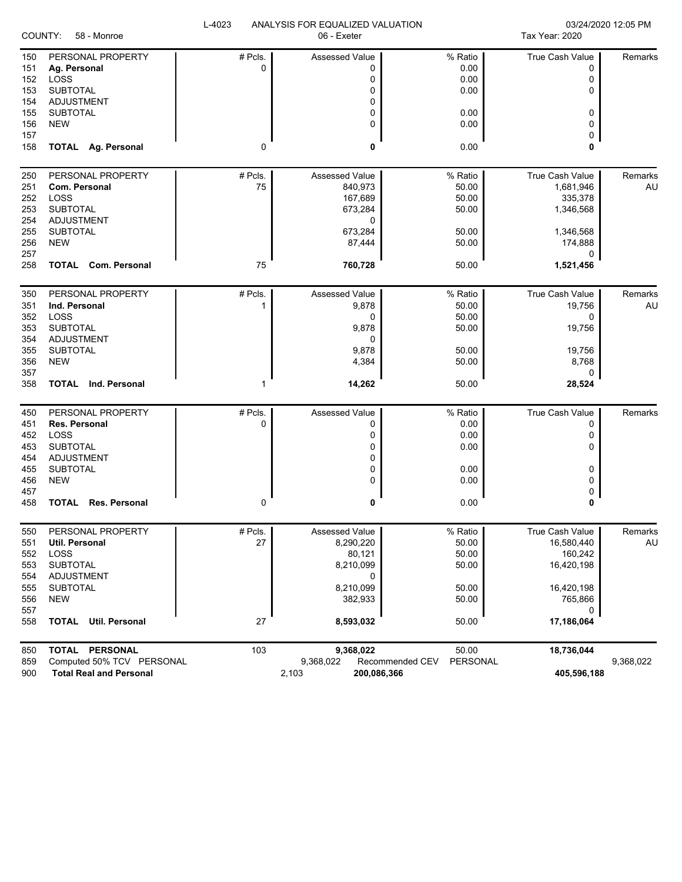L-4023 ANALYSIS FOR EQUALIZED VALUATION

COUNTY: 58 - Monroe — 06 - Exeter — Tax Year: 2020 — 03/24/2020 12:05 PM

| Line | PERSONAL PROPERTY | # Pcls. | Assessed Value | % Ratio | True Cash Value | Remarks |
|---|---|---|---|---|---|---|
| 151 | **Ag. Personal** | 0 | 0 | 0.00 | 0 | |
| 152 | LOSS | | 0 | 0.00 | 0 | |
| 153 | SUBTOTAL | | 0 | 0.00 | 0 | |
| 154 | ADJUSTMENT | | 0 | | | |
| 155 | SUBTOTAL | | 0 | 0.00 | 0 | |
| 156 | NEW | | 0 | 0.00 | 0 | |
| 157 | | | | | 0 | |
| 158 | **TOTAL Ag. Personal** | 0 | **0** | 0.00 | **0** | |

| Line | PERSONAL PROPERTY | # Pcls. | Assessed Value | % Ratio | True Cash Value | Remarks |
|---|---|---|---|---|---|---|
| 251 | **Com. Personal** | 75 | 840,973 | 50.00 | 1,681,946 | AU |
| 252 | LOSS | | 167,689 | 50.00 | 335,378 | |
| 253 | SUBTOTAL | | 673,284 | 50.00 | 1,346,568 | |
| 254 | ADJUSTMENT | | 0 | | | |
| 255 | SUBTOTAL | | 673,284 | 50.00 | 1,346,568 | |
| 256 | NEW | | 87,444 | 50.00 | 174,888 | |
| 257 | | | | | 0 | |
| 258 | **TOTAL Com. Personal** | 75 | **760,728** | 50.00 | **1,521,456** | |

| Line | PERSONAL PROPERTY | # Pcls. | Assessed Value | % Ratio | True Cash Value | Remarks |
|---|---|---|---|---|---|---|
| 351 | **Ind. Personal** | 1 | 9,878 | 50.00 | 19,756 | AU |
| 352 | LOSS | | 0 | 50.00 | 0 | |
| 353 | SUBTOTAL | | 9,878 | 50.00 | 19,756 | |
| 354 | ADJUSTMENT | | 0 | | | |
| 355 | SUBTOTAL | | 9,878 | 50.00 | 19,756 | |
| 356 | NEW | | 4,384 | 50.00 | 8,768 | |
| 357 | | | | | 0 | |
| 358 | **TOTAL Ind. Personal** | 1 | **14,262** | 50.00 | **28,524** | |

| Line | PERSONAL PROPERTY | # Pcls. | Assessed Value | % Ratio | True Cash Value | Remarks |
|---|---|---|---|---|---|---|
| 451 | **Res. Personal** | 0 | 0 | 0.00 | 0 | |
| 452 | LOSS | | 0 | 0.00 | 0 | |
| 453 | SUBTOTAL | | 0 | 0.00 | 0 | |
| 454 | ADJUSTMENT | | 0 | | | |
| 455 | SUBTOTAL | | 0 | 0.00 | 0 | |
| 456 | NEW | | 0 | 0.00 | 0 | |
| 457 | | | | | 0 | |
| 458 | **TOTAL Res. Personal** | 0 | **0** | 0.00 | **0** | |

| Line | PERSONAL PROPERTY | # Pcls. | Assessed Value | % Ratio | True Cash Value | Remarks |
|---|---|---|---|---|---|---|
| 551 | **Util. Personal** | 27 | 8,290,220 | 50.00 | 16,580,440 | AU |
| 552 | LOSS | | 80,121 | 50.00 | 160,242 | |
| 553 | SUBTOTAL | | 8,210,099 | 50.00 | 16,420,198 | |
| 554 | ADJUSTMENT | | 0 | | | |
| 555 | SUBTOTAL | | 8,210,099 | 50.00 | 16,420,198 | |
| 556 | NEW | | 382,933 | 50.00 | 765,866 | |
| 557 | | | | | 0 | |
| 558 | **TOTAL Util. Personal** | 27 | **8,593,032** | 50.00 | **17,186,064** | |

| Line | | # Pcls. | Assessed Value | % Ratio | True Cash Value | |
|---|---|---|---|---|---|---|
| 850 | **TOTAL PERSONAL** | 103 | **9,368,022** | 50.00 | **18,736,044** | |
| 859 | Computed 50% TCV PERSONAL | | 9,368,022 | Recommended CEV PERSONAL | | 9,368,022 |
| 900 | **Total Real and Personal** | 2,103 | **200,086,366** | | **405,596,188** | |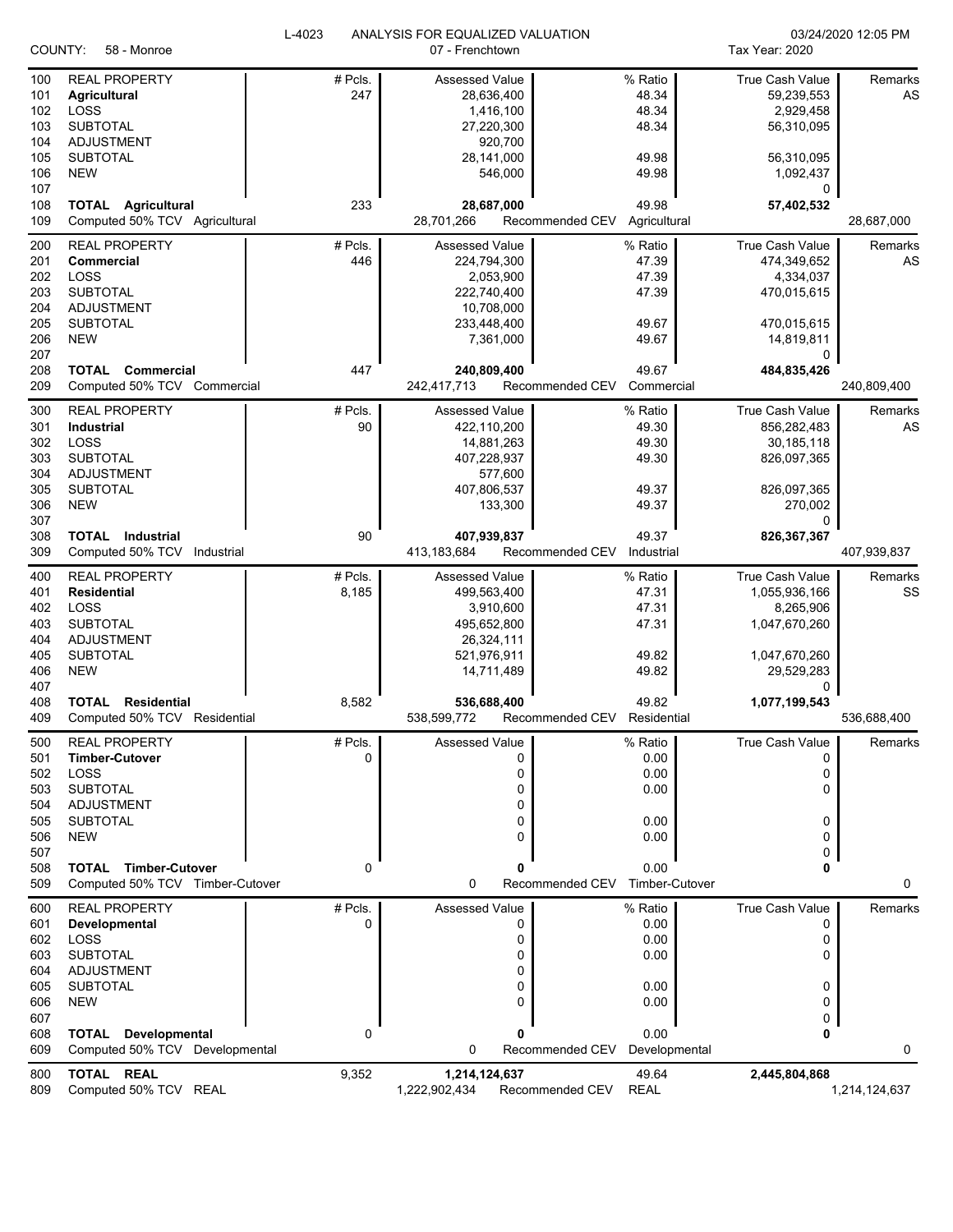L-4023 ANALYSIS FOR EQUALIZED VALUATION 03/24/2020 12:05 PM

COUNTY: 58 - Monroe    07 - Frenchtown    Tax Year: 2020

| Line | Description | # Pcls. | Assessed Value | % Ratio | True Cash Value | Remarks |
|---|---|---|---|---|---|---|
| 100 | REAL PROPERTY | # Pcls. | Assessed Value | % Ratio | True Cash Value | Remarks |
| 101 | **Agricultural** | 247 | 28,636,400 | 48.34 | 59,239,553 | AS |
| 102 | LOSS | | 1,416,100 | 48.34 | 2,929,458 | |
| 103 | SUBTOTAL | | 27,220,300 | 48.34 | 56,310,095 | |
| 104 | ADJUSTMENT | | 920,700 | | | |
| 105 | SUBTOTAL | | 28,141,000 | 49.98 | 56,310,095 | |
| 106 | NEW | | 546,000 | 49.98 | 1,092,437 | |
| 107 | | | | | 0 | |
| 108 | **TOTAL Agricultural** | 233 | **28,687,000** | 49.98 | **57,402,532** | |
| 109 | Computed 50% TCV Agricultural | | 28,701,266 | Recommended CEV Agricultural | | 28,687,000 |
| 200 | REAL PROPERTY | # Pcls. | Assessed Value | % Ratio | True Cash Value | Remarks |
| 201 | **Commercial** | 446 | 224,794,300 | 47.39 | 474,349,652 | AS |
| 202 | LOSS | | 2,053,900 | 47.39 | 4,334,037 | |
| 203 | SUBTOTAL | | 222,740,400 | 47.39 | 470,015,615 | |
| 204 | ADJUSTMENT | | 10,708,000 | | | |
| 205 | SUBTOTAL | | 233,448,400 | 49.67 | 470,015,615 | |
| 206 | NEW | | 7,361,000 | 49.67 | 14,819,811 | |
| 207 | | | | | 0 | |
| 208 | **TOTAL Commercial** | 447 | **240,809,400** | 49.67 | **484,835,426** | |
| 209 | Computed 50% TCV Commercial | | 242,417,713 | Recommended CEV Commercial | | 240,809,400 |
| 300 | REAL PROPERTY | # Pcls. | Assessed Value | % Ratio | True Cash Value | Remarks |
| 301 | **Industrial** | 90 | 422,110,200 | 49.30 | 856,282,483 | AS |
| 302 | LOSS | | 14,881,263 | 49.30 | 30,185,118 | |
| 303 | SUBTOTAL | | 407,228,937 | 49.30 | 826,097,365 | |
| 304 | ADJUSTMENT | | 577,600 | | | |
| 305 | SUBTOTAL | | 407,806,537 | 49.37 | 826,097,365 | |
| 306 | NEW | | 133,300 | 49.37 | 270,002 | |
| 307 | | | | | 0 | |
| 308 | **TOTAL Industrial** | 90 | **407,939,837** | 49.37 | **826,367,367** | |
| 309 | Computed 50% TCV Industrial | | 413,183,684 | Recommended CEV Industrial | | 407,939,837 |
| 400 | REAL PROPERTY | # Pcls. | Assessed Value | % Ratio | True Cash Value | Remarks |
| 401 | **Residential** | 8,185 | 499,563,400 | 47.31 | 1,055,936,166 | SS |
| 402 | LOSS | | 3,910,600 | 47.31 | 8,265,906 | |
| 403 | SUBTOTAL | | 495,652,800 | 47.31 | 1,047,670,260 | |
| 404 | ADJUSTMENT | | 26,324,111 | | | |
| 405 | SUBTOTAL | | 521,976,911 | 49.82 | 1,047,670,260 | |
| 406 | NEW | | 14,711,489 | 49.82 | 29,529,283 | |
| 407 | | | | | 0 | |
| 408 | **TOTAL Residential** | 8,582 | **536,688,400** | 49.82 | **1,077,199,543** | |
| 409 | Computed 50% TCV Residential | | 538,599,772 | Recommended CEV Residential | | 536,688,400 |
| 500 | REAL PROPERTY | # Pcls. | Assessed Value | % Ratio | True Cash Value | Remarks |
| 501 | **Timber-Cutover** | 0 | 0 | 0.00 | 0 | |
| 502 | LOSS | | 0 | 0.00 | 0 | |
| 503 | SUBTOTAL | | 0 | 0.00 | 0 | |
| 504 | ADJUSTMENT | | 0 | | | |
| 505 | SUBTOTAL | | 0 | 0.00 | 0 | |
| 506 | NEW | | 0 | 0.00 | 0 | |
| 507 | | | | | 0 | |
| 508 | **TOTAL Timber-Cutover** | 0 | **0** | 0.00 | **0** | |
| 509 | Computed 50% TCV Timber-Cutover | | 0 | Recommended CEV Timber-Cutover | | 0 |
| 600 | REAL PROPERTY | # Pcls. | Assessed Value | % Ratio | True Cash Value | Remarks |
| 601 | **Developmental** | 0 | 0 | 0.00 | 0 | |
| 602 | LOSS | | 0 | 0.00 | 0 | |
| 603 | SUBTOTAL | | 0 | 0.00 | 0 | |
| 604 | ADJUSTMENT | | 0 | | | |
| 605 | SUBTOTAL | | 0 | 0.00 | 0 | |
| 606 | NEW | | 0 | 0.00 | 0 | |
| 607 | | | | | 0 | |
| 608 | **TOTAL Developmental** | 0 | **0** | 0.00 | **0** | |
| 609 | Computed 50% TCV Developmental | | 0 | Recommended CEV Developmental | | 0 |
| 800 | **TOTAL REAL** | 9,352 | **1,214,124,637** | 49.64 | **2,445,804,868** | |
| 809 | Computed 50% TCV REAL | | 1,222,902,434 | Recommended CEV REAL | | 1,214,124,637 |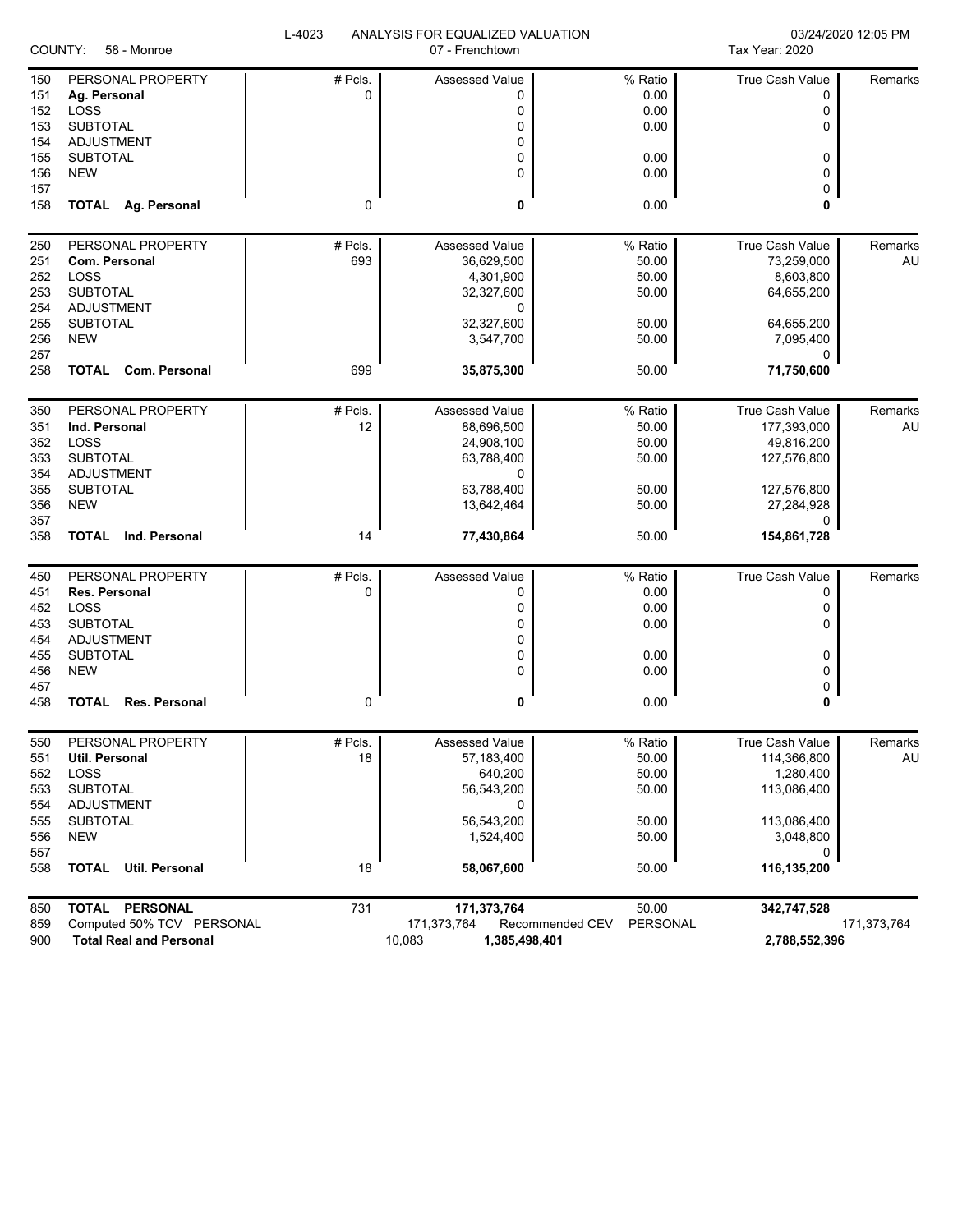L-4023 ANALYSIS FOR EQUALIZED VALUATION 03/24/2020 12:05 PM

COUNTY: 58 - Monroe 07 - Frenchtown Tax Year: 2020

| | | # Pcls. | Assessed Value | % Ratio | True Cash Value | Remarks |
|---|---|---|---|---|---|---|
| 150 | PERSONAL PROPERTY | # Pcls. | Assessed Value | % Ratio | True Cash Value | Remarks |
| 151 | **Ag. Personal** | 0 | 0 | 0.00 | 0 | |
| 152 | LOSS | | 0 | 0.00 | 0 | |
| 153 | SUBTOTAL | | 0 | 0.00 | 0 | |
| 154 | ADJUSTMENT | | 0 | | | |
| 155 | SUBTOTAL | | 0 | 0.00 | 0 | |
| 156 | NEW | | 0 | 0.00 | 0 | |
| 157 | | | | | 0 | |
| 158 | **TOTAL Ag. Personal** | 0 | **0** | 0.00 | **0** | |
| 250 | PERSONAL PROPERTY | # Pcls. | Assessed Value | % Ratio | True Cash Value | Remarks |
| 251 | **Com. Personal** | 693 | 36,629,500 | 50.00 | 73,259,000 | AU |
| 252 | LOSS | | 4,301,900 | 50.00 | 8,603,800 | |
| 253 | SUBTOTAL | | 32,327,600 | 50.00 | 64,655,200 | |
| 254 | ADJUSTMENT | | 0 | | | |
| 255 | SUBTOTAL | | 32,327,600 | 50.00 | 64,655,200 | |
| 256 | NEW | | 3,547,700 | 50.00 | 7,095,400 | |
| 257 | | | | | 0 | |
| 258 | **TOTAL Com. Personal** | 699 | **35,875,300** | 50.00 | **71,750,600** | |
| 350 | PERSONAL PROPERTY | # Pcls. | Assessed Value | % Ratio | True Cash Value | Remarks |
| 351 | **Ind. Personal** | 12 | 88,696,500 | 50.00 | 177,393,000 | AU |
| 352 | LOSS | | 24,908,100 | 50.00 | 49,816,200 | |
| 353 | SUBTOTAL | | 63,788,400 | 50.00 | 127,576,800 | |
| 354 | ADJUSTMENT | | 0 | | | |
| 355 | SUBTOTAL | | 63,788,400 | 50.00 | 127,576,800 | |
| 356 | NEW | | 13,642,464 | 50.00 | 27,284,928 | |
| 357 | | | | | 0 | |
| 358 | **TOTAL Ind. Personal** | 14 | **77,430,864** | 50.00 | **154,861,728** | |
| 450 | PERSONAL PROPERTY | # Pcls. | Assessed Value | % Ratio | True Cash Value | Remarks |
| 451 | **Res. Personal** | 0 | 0 | 0.00 | 0 | |
| 452 | LOSS | | 0 | 0.00 | 0 | |
| 453 | SUBTOTAL | | 0 | 0.00 | 0 | |
| 454 | ADJUSTMENT | | 0 | | | |
| 455 | SUBTOTAL | | 0 | 0.00 | 0 | |
| 456 | NEW | | 0 | 0.00 | 0 | |
| 457 | | | | | 0 | |
| 458 | **TOTAL Res. Personal** | 0 | **0** | 0.00 | **0** | |
| 550 | PERSONAL PROPERTY | # Pcls. | Assessed Value | % Ratio | True Cash Value | Remarks |
| 551 | **Util. Personal** | 18 | 57,183,400 | 50.00 | 114,366,800 | AU |
| 552 | LOSS | | 640,200 | 50.00 | 1,280,400 | |
| 553 | SUBTOTAL | | 56,543,200 | 50.00 | 113,086,400 | |
| 554 | ADJUSTMENT | | 0 | | | |
| 555 | SUBTOTAL | | 56,543,200 | 50.00 | 113,086,400 | |
| 556 | NEW | | 1,524,400 | 50.00 | 3,048,800 | |
| 557 | | | | | 0 | |
| 558 | **TOTAL Util. Personal** | 18 | **58,067,600** | 50.00 | **116,135,200** | |
| 850 | **TOTAL PERSONAL** | 731 | **171,373,764** | 50.00 | **342,747,528** | |
| 859 | Computed 50% TCV PERSONAL | | 171,373,764 | Recommended CEV PERSONAL | | 171,373,764 |
| 900 | **Total Real and Personal** | | 10,083 **1,385,498,401** | | **2,788,552,396** | |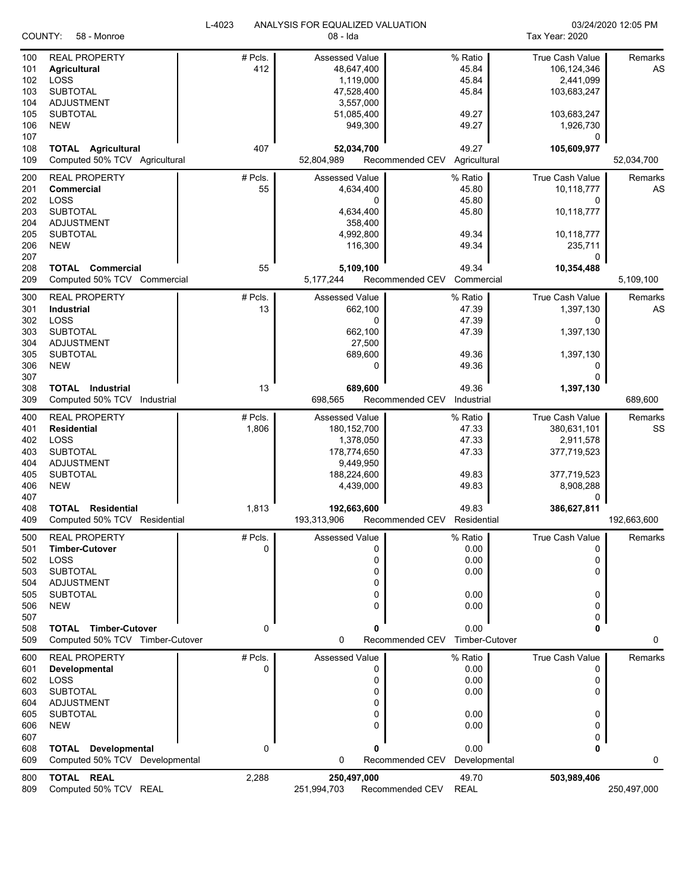L-4023 ANALYSIS FOR EQUALIZED VALUATION

COUNTY: 58 - Monroe | 08 - Ida | Tax Year: 2020 | 03/24/2020 12:05 PM

| Line | | # Pcls. | Assessed Value | % Ratio | True Cash Value | Remarks |
|---|---|---|---|---|---|---|
| 100 | REAL PROPERTY | # Pcls. | Assessed Value | % Ratio | True Cash Value | Remarks |
| 101 | **Agricultural** | 412 | 48,647,400 | 45.84 | 106,124,346 | AS |
| 102 | LOSS | | 1,119,000 | 45.84 | 2,441,099 | |
| 103 | SUBTOTAL | | 47,528,400 | 45.84 | 103,683,247 | |
| 104 | ADJUSTMENT | | 3,557,000 | | | |
| 105 | SUBTOTAL | | 51,085,400 | 49.27 | 103,683,247 | |
| 106 | NEW | | 949,300 | 49.27 | 1,926,730 | |
| 107 | | | | | 0 | |
| 108 | **TOTAL Agricultural** | 407 | **52,034,700** | 49.27 | **105,609,977** | |
| 109 | Computed 50% TCV Agricultural | | 52,804,989 | Recommended CEV Agricultural | | 52,034,700 |
| 200 | REAL PROPERTY | # Pcls. | Assessed Value | % Ratio | True Cash Value | Remarks |
| 201 | **Commercial** | 55 | 4,634,400 | 45.80 | 10,118,777 | AS |
| 202 | LOSS | | 0 | 45.80 | 0 | |
| 203 | SUBTOTAL | | 4,634,400 | 45.80 | 10,118,777 | |
| 204 | ADJUSTMENT | | 358,400 | | | |
| 205 | SUBTOTAL | | 4,992,800 | 49.34 | 10,118,777 | |
| 206 | NEW | | 116,300 | 49.34 | 235,711 | |
| 207 | | | | | 0 | |
| 208 | **TOTAL Commercial** | 55 | **5,109,100** | 49.34 | **10,354,488** | |
| 209 | Computed 50% TCV Commercial | | 5,177,244 | Recommended CEV Commercial | | 5,109,100 |
| 300 | REAL PROPERTY | # Pcls. | Assessed Value | % Ratio | True Cash Value | Remarks |
| 301 | **Industrial** | 13 | 662,100 | 47.39 | 1,397,130 | AS |
| 302 | LOSS | | 0 | 47.39 | 0 | |
| 303 | SUBTOTAL | | 662,100 | 47.39 | 1,397,130 | |
| 304 | ADJUSTMENT | | 27,500 | | | |
| 305 | SUBTOTAL | | 689,600 | 49.36 | 1,397,130 | |
| 306 | NEW | | 0 | 49.36 | 0 | |
| 307 | | | | | 0 | |
| 308 | **TOTAL Industrial** | 13 | **689,600** | 49.36 | **1,397,130** | |
| 309 | Computed 50% TCV Industrial | | 698,565 | Recommended CEV Industrial | | 689,600 |
| 400 | REAL PROPERTY | # Pcls. | Assessed Value | % Ratio | True Cash Value | Remarks |
| 401 | **Residential** | 1,806 | 180,152,700 | 47.33 | 380,631,101 | SS |
| 402 | LOSS | | 1,378,050 | 47.33 | 2,911,578 | |
| 403 | SUBTOTAL | | 178,774,650 | 47.33 | 377,719,523 | |
| 404 | ADJUSTMENT | | 9,449,950 | | | |
| 405 | SUBTOTAL | | 188,224,600 | 49.83 | 377,719,523 | |
| 406 | NEW | | 4,439,000 | 49.83 | 8,908,288 | |
| 407 | | | | | 0 | |
| 408 | **TOTAL Residential** | 1,813 | **192,663,600** | 49.83 | **386,627,811** | |
| 409 | Computed 50% TCV Residential | | 193,313,906 | Recommended CEV Residential | | 192,663,600 |
| 500 | REAL PROPERTY | # Pcls. | Assessed Value | % Ratio | True Cash Value | Remarks |
| 501 | **Timber-Cutover** | 0 | 0 | 0.00 | 0 | |
| 502 | LOSS | | 0 | 0.00 | 0 | |
| 503 | SUBTOTAL | | 0 | 0.00 | 0 | |
| 504 | ADJUSTMENT | | 0 | | | |
| 505 | SUBTOTAL | | 0 | 0.00 | 0 | |
| 506 | NEW | | 0 | 0.00 | 0 | |
| 507 | | | | | 0 | |
| 508 | **TOTAL Timber-Cutover** | 0 | **0** | 0.00 | **0** | |
| 509 | Computed 50% TCV Timber-Cutover | | 0 | Recommended CEV Timber-Cutover | | 0 |
| 600 | REAL PROPERTY | # Pcls. | Assessed Value | % Ratio | True Cash Value | Remarks |
| 601 | **Developmental** | 0 | 0 | 0.00 | 0 | |
| 602 | LOSS | | 0 | 0.00 | 0 | |
| 603 | SUBTOTAL | | 0 | 0.00 | 0 | |
| 604 | ADJUSTMENT | | 0 | | | |
| 605 | SUBTOTAL | | 0 | 0.00 | 0 | |
| 606 | NEW | | 0 | 0.00 | 0 | |
| 607 | | | | | 0 | |
| 608 | **TOTAL Developmental** | 0 | **0** | 0.00 | **0** | |
| 609 | Computed 50% TCV Developmental | | 0 | Recommended CEV Developmental | | 0 |
| 800 | **TOTAL REAL** | 2,288 | **250,497,000** | 49.70 | **503,989,406** | |
| 809 | Computed 50% TCV REAL | | 251,994,703 | Recommended CEV REAL | | 250,497,000 |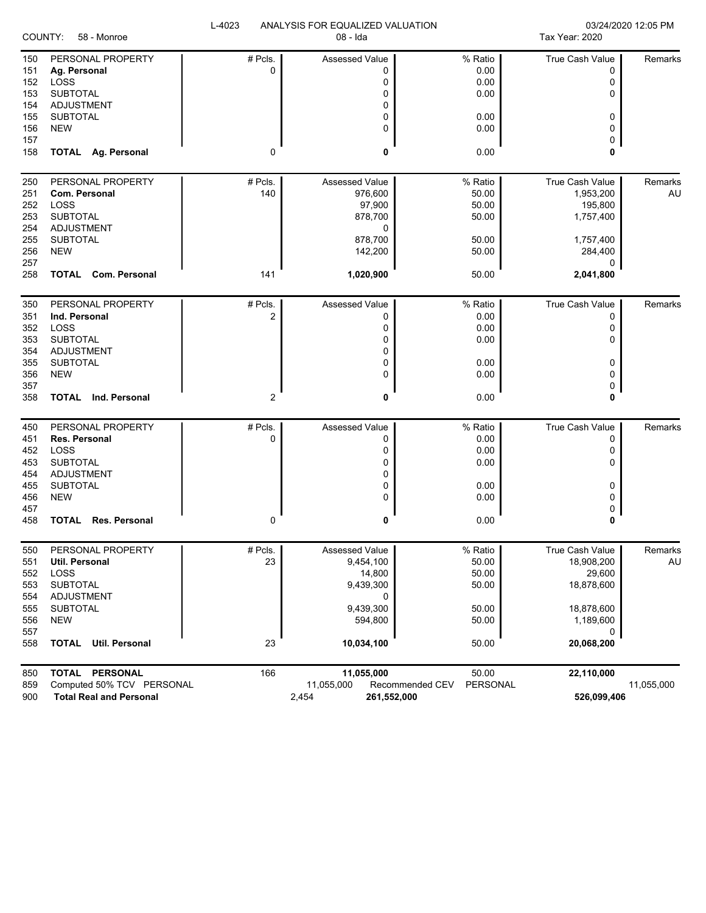L-4023 ANALYSIS FOR EQUALIZED VALUATION

COUNTY: 58 - Monroe | 08 - Ida | Tax Year: 2020 | 03/24/2020 12:05 PM

| | | # Pcls. | Assessed Value | % Ratio | True Cash Value | Remarks |
|---|---|---|---|---|---|---|
| 150 | PERSONAL PROPERTY | # Pcls. | Assessed Value | % Ratio | True Cash Value | Remarks |
| 151 | **Ag. Personal** | 0 | 0 | 0.00 | 0 | |
| 152 | LOSS | | 0 | 0.00 | 0 | |
| 153 | SUBTOTAL | | 0 | 0.00 | 0 | |
| 154 | ADJUSTMENT | | 0 | | | |
| 155 | SUBTOTAL | | 0 | 0.00 | 0 | |
| 156 | NEW | | 0 | 0.00 | 0 | |
| 157 | | | | | 0 | |
| 158 | **TOTAL Ag. Personal** | 0 | **0** | 0.00 | **0** | |
| 250 | PERSONAL PROPERTY | # Pcls. | Assessed Value | % Ratio | True Cash Value | Remarks |
| 251 | **Com. Personal** | 140 | 976,600 | 50.00 | 1,953,200 | AU |
| 252 | LOSS | | 97,900 | 50.00 | 195,800 | |
| 253 | SUBTOTAL | | 878,700 | 50.00 | 1,757,400 | |
| 254 | ADJUSTMENT | | 0 | | | |
| 255 | SUBTOTAL | | 878,700 | 50.00 | 1,757,400 | |
| 256 | NEW | | 142,200 | 50.00 | 284,400 | |
| 257 | | | | | 0 | |
| 258 | **TOTAL Com. Personal** | 141 | **1,020,900** | 50.00 | **2,041,800** | |
| 350 | PERSONAL PROPERTY | # Pcls. | Assessed Value | % Ratio | True Cash Value | Remarks |
| 351 | **Ind. Personal** | 2 | 0 | 0.00 | 0 | |
| 352 | LOSS | | 0 | 0.00 | 0 | |
| 353 | SUBTOTAL | | 0 | 0.00 | 0 | |
| 354 | ADJUSTMENT | | 0 | | | |
| 355 | SUBTOTAL | | 0 | 0.00 | 0 | |
| 356 | NEW | | 0 | 0.00 | 0 | |
| 357 | | | | | 0 | |
| 358 | **TOTAL Ind. Personal** | 2 | **0** | 0.00 | **0** | |
| 450 | PERSONAL PROPERTY | # Pcls. | Assessed Value | % Ratio | True Cash Value | Remarks |
| 451 | **Res. Personal** | 0 | 0 | 0.00 | 0 | |
| 452 | LOSS | | 0 | 0.00 | 0 | |
| 453 | SUBTOTAL | | 0 | 0.00 | 0 | |
| 454 | ADJUSTMENT | | 0 | | | |
| 455 | SUBTOTAL | | 0 | 0.00 | 0 | |
| 456 | NEW | | 0 | 0.00 | 0 | |
| 457 | | | | | 0 | |
| 458 | **TOTAL Res. Personal** | 0 | **0** | 0.00 | **0** | |
| 550 | PERSONAL PROPERTY | # Pcls. | Assessed Value | % Ratio | True Cash Value | Remarks |
| 551 | **Util. Personal** | 23 | 9,454,100 | 50.00 | 18,908,200 | AU |
| 552 | LOSS | | 14,800 | 50.00 | 29,600 | |
| 553 | SUBTOTAL | | 9,439,300 | 50.00 | 18,878,600 | |
| 554 | ADJUSTMENT | | 0 | | | |
| 555 | SUBTOTAL | | 9,439,300 | 50.00 | 18,878,600 | |
| 556 | NEW | | 594,800 | 50.00 | 1,189,600 | |
| 557 | | | | | 0 | |
| 558 | **TOTAL Util. Personal** | 23 | **10,034,100** | 50.00 | **20,068,200** | |
| 850 | **TOTAL PERSONAL** | 166 | **11,055,000** | 50.00 | **22,110,000** | |
| 859 | Computed 50% TCV PERSONAL | | 11,055,000 | Recommended CEV PERSONAL | | 11,055,000 |
| 900 | **Total Real and Personal** | 2,454 | **261,552,000** | | **526,099,406** | |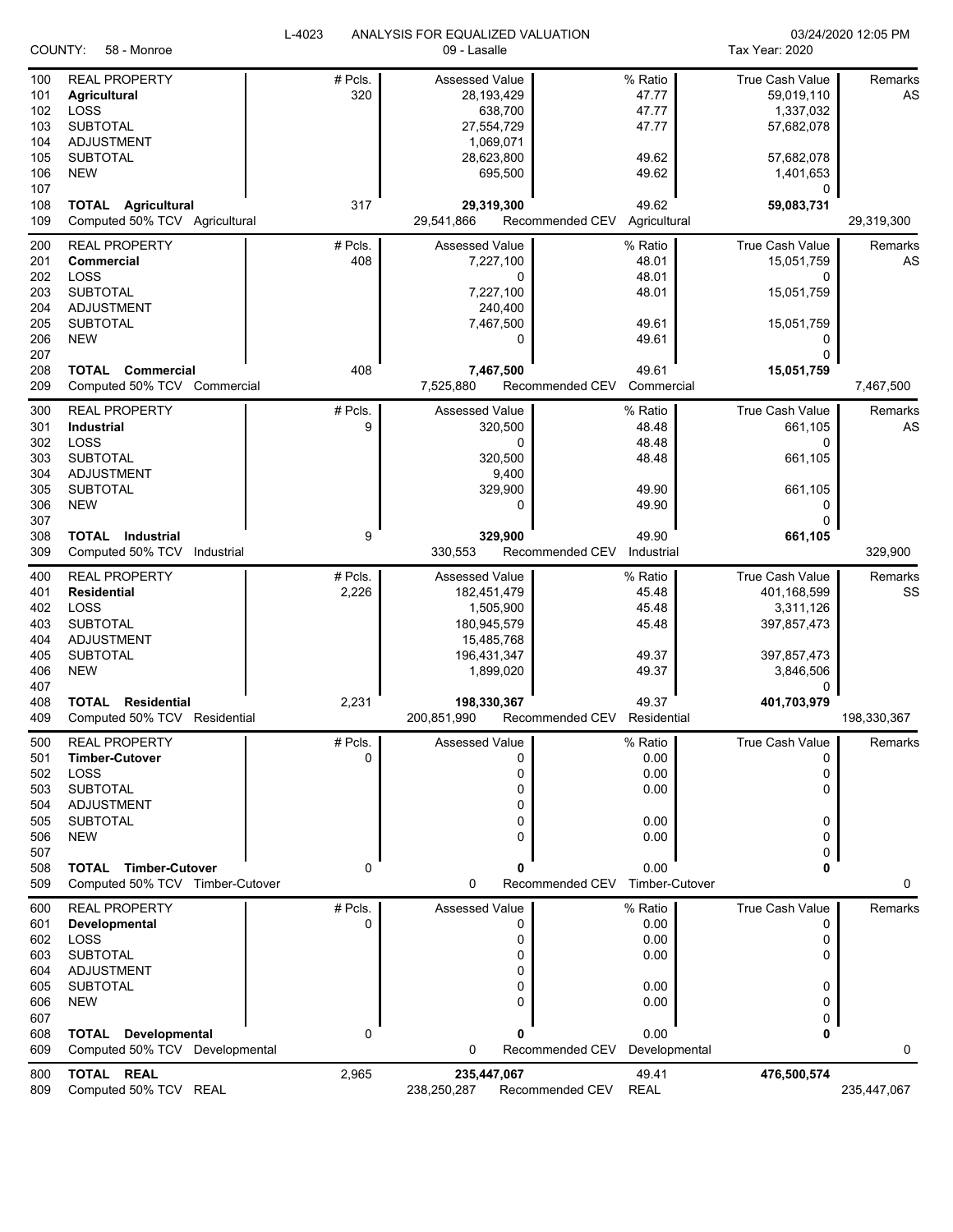L-4023 ANALYSIS FOR EQUALIZED VALUATION

COUNTY: 58 - Monroe | 09 - Lasalle | Tax Year: 2020

| Line | REAL PROPERTY | # Pcls. | Assessed Value | % Ratio | True Cash Value | Remarks |
|---|---|---|---|---|---|---|
| 100 | REAL PROPERTY | # Pcls. | Assessed Value | % Ratio | True Cash Value | Remarks |
| 101 | **Agricultural** | 320 | 28,193,429 | 47.77 | 59,019,110 | AS |
| 102 | LOSS | | 638,700 | 47.77 | 1,337,032 | |
| 103 | SUBTOTAL | | 27,554,729 | 47.77 | 57,682,078 | |
| 104 | ADJUSTMENT | | 1,069,071 | | | |
| 105 | SUBTOTAL | | 28,623,800 | 49.62 | 57,682,078 | |
| 106 | NEW | | 695,500 | 49.62 | 1,401,653 | |
| 107 | | | | | 0 | |
| 108 | **TOTAL Agricultural** | 317 | **29,319,300** | 49.62 | **59,083,731** | |
| 109 | Computed 50% TCV Agricultural | | 29,541,866 | Recommended CEV Agricultural | | 29,319,300 |
| 200 | REAL PROPERTY | # Pcls. | Assessed Value | % Ratio | True Cash Value | Remarks |
| 201 | **Commercial** | 408 | 7,227,100 | 48.01 | 15,051,759 | AS |
| 202 | LOSS | | 0 | 48.01 | 0 | |
| 203 | SUBTOTAL | | 7,227,100 | 48.01 | 15,051,759 | |
| 204 | ADJUSTMENT | | 240,400 | | | |
| 205 | SUBTOTAL | | 7,467,500 | 49.61 | 15,051,759 | |
| 206 | NEW | | 0 | 49.61 | 0 | |
| 207 | | | | | 0 | |
| 208 | **TOTAL Commercial** | 408 | **7,467,500** | 49.61 | **15,051,759** | |
| 209 | Computed 50% TCV Commercial | | 7,525,880 | Recommended CEV Commercial | | 7,467,500 |
| 300 | REAL PROPERTY | # Pcls. | Assessed Value | % Ratio | True Cash Value | Remarks |
| 301 | **Industrial** | 9 | 320,500 | 48.48 | 661,105 | AS |
| 302 | LOSS | | 0 | 48.48 | 0 | |
| 303 | SUBTOTAL | | 320,500 | 48.48 | 661,105 | |
| 304 | ADJUSTMENT | | 9,400 | | | |
| 305 | SUBTOTAL | | 329,900 | 49.90 | 661,105 | |
| 306 | NEW | | 0 | 49.90 | 0 | |
| 307 | | | | | 0 | |
| 308 | **TOTAL Industrial** | 9 | **329,900** | 49.90 | **661,105** | |
| 309 | Computed 50% TCV Industrial | | 330,553 | Recommended CEV Industrial | | 329,900 |
| 400 | REAL PROPERTY | # Pcls. | Assessed Value | % Ratio | True Cash Value | Remarks |
| 401 | **Residential** | 2,226 | 182,451,479 | 45.48 | 401,168,599 | SS |
| 402 | LOSS | | 1,505,900 | 45.48 | 3,311,126 | |
| 403 | SUBTOTAL | | 180,945,579 | 45.48 | 397,857,473 | |
| 404 | ADJUSTMENT | | 15,485,768 | | | |
| 405 | SUBTOTAL | | 196,431,347 | 49.37 | 397,857,473 | |
| 406 | NEW | | 1,899,020 | 49.37 | 3,846,506 | |
| 407 | | | | | 0 | |
| 408 | **TOTAL Residential** | 2,231 | **198,330,367** | 49.37 | **401,703,979** | |
| 409 | Computed 50% TCV Residential | | 200,851,990 | Recommended CEV Residential | | 198,330,367 |
| 500 | REAL PROPERTY | # Pcls. | Assessed Value | % Ratio | True Cash Value | Remarks |
| 501 | **Timber-Cutover** | 0 | 0 | 0.00 | 0 | |
| 502 | LOSS | | 0 | 0.00 | 0 | |
| 503 | SUBTOTAL | | 0 | 0.00 | 0 | |
| 504 | ADJUSTMENT | | 0 | | | |
| 505 | SUBTOTAL | | 0 | 0.00 | 0 | |
| 506 | NEW | | 0 | 0.00 | 0 | |
| 507 | | | | | 0 | |
| 508 | **TOTAL Timber-Cutover** | 0 | **0** | 0.00 | **0** | |
| 509 | Computed 50% TCV Timber-Cutover | | 0 | Recommended CEV Timber-Cutover | | 0 |
| 600 | REAL PROPERTY | # Pcls. | Assessed Value | % Ratio | True Cash Value | Remarks |
| 601 | **Developmental** | 0 | 0 | 0.00 | 0 | |
| 602 | LOSS | | 0 | 0.00 | 0 | |
| 603 | SUBTOTAL | | 0 | 0.00 | 0 | |
| 604 | ADJUSTMENT | | 0 | | | |
| 605 | SUBTOTAL | | 0 | 0.00 | 0 | |
| 606 | NEW | | 0 | 0.00 | 0 | |
| 607 | | | | | 0 | |
| 608 | **TOTAL Developmental** | 0 | **0** | 0.00 | **0** | |
| 609 | Computed 50% TCV Developmental | | 0 | Recommended CEV Developmental | | 0 |
| 800 | **TOTAL REAL** | 2,965 | **235,447,067** | 49.41 | **476,500,574** | |
| 809 | Computed 50% TCV REAL | | 238,250,287 | Recommended CEV REAL | | 235,447,067 |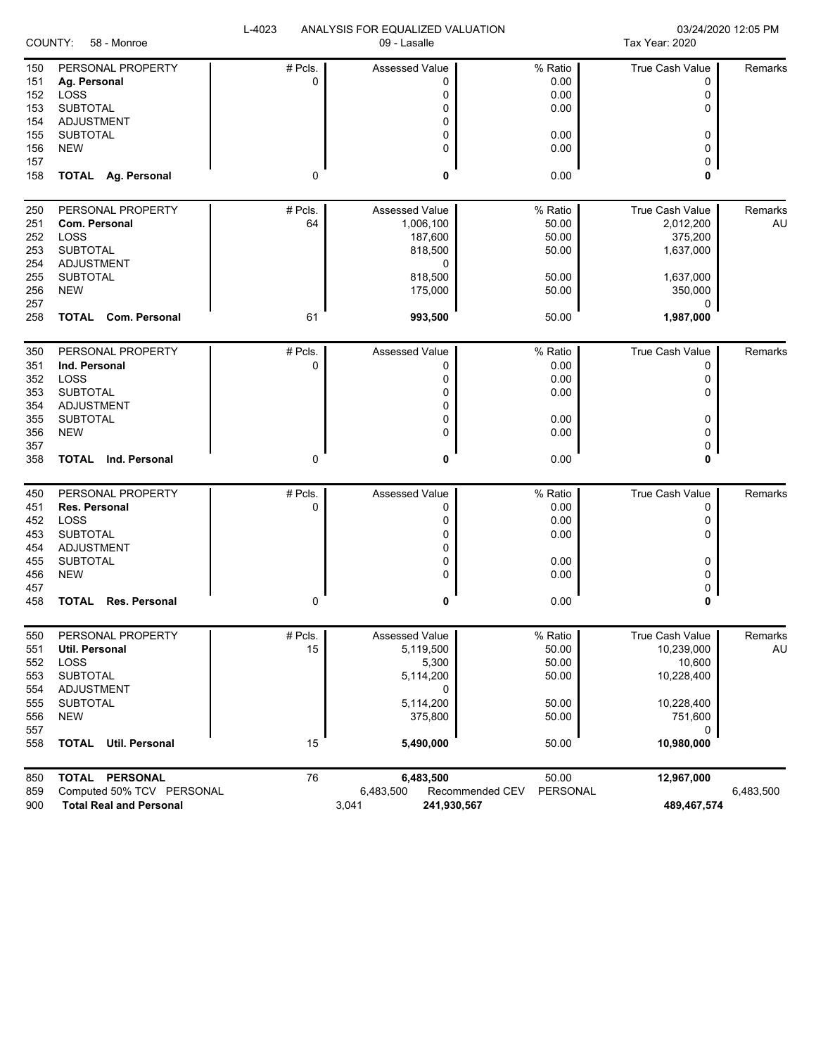L-4023 ANALYSIS FOR EQUALIZED VALUATION

COUNTY: 58 - Monroe | 09 - Lasalle | 03/24/2020 12:05 PM | Tax Year: 2020

| Line | PERSONAL PROPERTY | # Pcls. | Assessed Value | % Ratio | True Cash Value | Remarks |
|---|---|---|---|---|---|---|
| 151 | **Ag. Personal** | 0 | 0 | 0.00 | 0 | |
| 152 | LOSS | | 0 | 0.00 | 0 | |
| 153 | SUBTOTAL | | 0 | 0.00 | 0 | |
| 154 | ADJUSTMENT | | 0 | | | |
| 155 | SUBTOTAL | | 0 | 0.00 | 0 | |
| 156 | NEW | | 0 | 0.00 | 0 | |
| 157 | | | | | 0 | |
| 158 | **TOTAL Ag. Personal** | 0 | **0** | 0.00 | **0** | |

| Line | PERSONAL PROPERTY | # Pcls. | Assessed Value | % Ratio | True Cash Value | Remarks |
|---|---|---|---|---|---|---|
| 251 | **Com. Personal** | 64 | 1,006,100 | 50.00 | 2,012,200 | AU |
| 252 | LOSS | | 187,600 | 50.00 | 375,200 | |
| 253 | SUBTOTAL | | 818,500 | 50.00 | 1,637,000 | |
| 254 | ADJUSTMENT | | 0 | | | |
| 255 | SUBTOTAL | | 818,500 | 50.00 | 1,637,000 | |
| 256 | NEW | | 175,000 | 50.00 | 350,000 | |
| 257 | | | | | 0 | |
| 258 | **TOTAL Com. Personal** | 61 | **993,500** | 50.00 | **1,987,000** | |

| Line | PERSONAL PROPERTY | # Pcls. | Assessed Value | % Ratio | True Cash Value | Remarks |
|---|---|---|---|---|---|---|
| 351 | **Ind. Personal** | 0 | 0 | 0.00 | 0 | |
| 352 | LOSS | | 0 | 0.00 | 0 | |
| 353 | SUBTOTAL | | 0 | 0.00 | 0 | |
| 354 | ADJUSTMENT | | 0 | | | |
| 355 | SUBTOTAL | | 0 | 0.00 | 0 | |
| 356 | NEW | | 0 | 0.00 | 0 | |
| 357 | | | | | 0 | |
| 358 | **TOTAL Ind. Personal** | 0 | **0** | 0.00 | **0** | |

| Line | PERSONAL PROPERTY | # Pcls. | Assessed Value | % Ratio | True Cash Value | Remarks |
|---|---|---|---|---|---|---|
| 451 | **Res. Personal** | 0 | 0 | 0.00 | 0 | |
| 452 | LOSS | | 0 | 0.00 | 0 | |
| 453 | SUBTOTAL | | 0 | 0.00 | 0 | |
| 454 | ADJUSTMENT | | 0 | | | |
| 455 | SUBTOTAL | | 0 | 0.00 | 0 | |
| 456 | NEW | | 0 | 0.00 | 0 | |
| 457 | | | | | 0 | |
| 458 | **TOTAL Res. Personal** | 0 | **0** | 0.00 | **0** | |

| Line | PERSONAL PROPERTY | # Pcls. | Assessed Value | % Ratio | True Cash Value | Remarks |
|---|---|---|---|---|---|---|
| 551 | **Util. Personal** | 15 | 5,119,500 | 50.00 | 10,239,000 | AU |
| 552 | LOSS | | 5,300 | 50.00 | 10,600 | |
| 553 | SUBTOTAL | | 5,114,200 | 50.00 | 10,228,400 | |
| 554 | ADJUSTMENT | | 0 | | | |
| 555 | SUBTOTAL | | 5,114,200 | 50.00 | 10,228,400 | |
| 556 | NEW | | 375,800 | 50.00 | 751,600 | |
| 557 | | | | | 0 | |
| 558 | **TOTAL Util. Personal** | 15 | **5,490,000** | 50.00 | **10,980,000** | |

| Line | | # Pcls. | Assessed Value | % Ratio | True Cash Value | |
|---|---|---|---|---|---|---|
| 850 | **TOTAL PERSONAL** | 76 | **6,483,500** | 50.00 | **12,967,000** | |
| 859 | Computed 50% TCV PERSONAL | | 6,483,500 | Recommended CEV PERSONAL | | 6,483,500 |
| 900 | **Total Real and Personal** | 3,041 | **241,930,567** | | **489,467,574** | |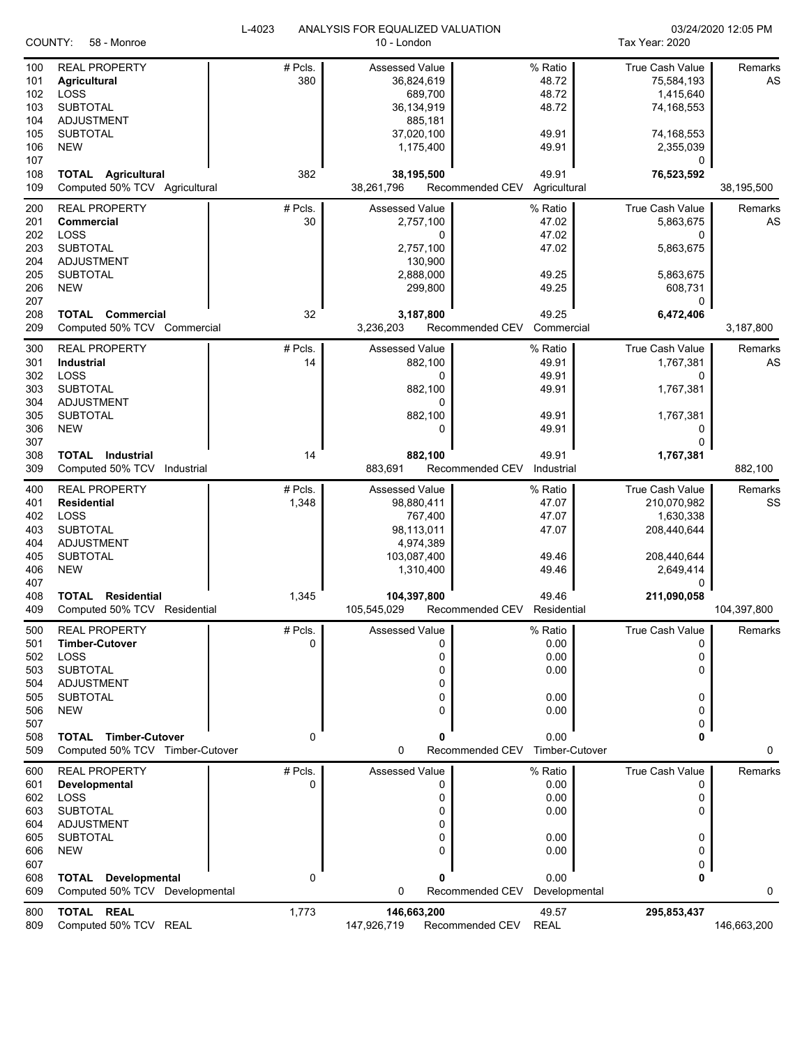L-4023 ANALYSIS FOR EQUALIZED VALUATION

COUNTY: 58 - Monroe | 10 - London | Tax Year: 2020 | 03/24/2020 12:05 PM

| Line | REAL PROPERTY | # Pcls. | Assessed Value | % Ratio | True Cash Value | Remarks |
|---|---|---|---|---|---|---|
| 100 | REAL PROPERTY | # Pcls. | Assessed Value | % Ratio | True Cash Value | Remarks |
| 101 | **Agricultural** | 380 | 36,824,619 | 48.72 | 75,584,193 | AS |
| 102 | LOSS | | 689,700 | 48.72 | 1,415,640 | |
| 103 | SUBTOTAL | | 36,134,919 | 48.72 | 74,168,553 | |
| 104 | ADJUSTMENT | | 885,181 | | | |
| 105 | SUBTOTAL | | 37,020,100 | 49.91 | 74,168,553 | |
| 106 | NEW | | 1,175,400 | 49.91 | 2,355,039 | |
| 107 | | | | | 0 | |
| 108 | **TOTAL Agricultural** | 382 | **38,195,500** | 49.91 | **76,523,592** | |
| 109 | Computed 50% TCV Agricultural | | 38,261,796 | Recommended CEV Agricultural | | 38,195,500 |
| 200 | REAL PROPERTY | # Pcls. | Assessed Value | % Ratio | True Cash Value | Remarks |
| 201 | **Commercial** | 30 | 2,757,100 | 47.02 | 5,863,675 | AS |
| 202 | LOSS | | 0 | 47.02 | 0 | |
| 203 | SUBTOTAL | | 2,757,100 | 47.02 | 5,863,675 | |
| 204 | ADJUSTMENT | | 130,900 | | | |
| 205 | SUBTOTAL | | 2,888,000 | 49.25 | 5,863,675 | |
| 206 | NEW | | 299,800 | 49.25 | 608,731 | |
| 207 | | | | | 0 | |
| 208 | **TOTAL Commercial** | 32 | **3,187,800** | 49.25 | **6,472,406** | |
| 209 | Computed 50% TCV Commercial | | 3,236,203 | Recommended CEV Commercial | | 3,187,800 |
| 300 | REAL PROPERTY | # Pcls. | Assessed Value | % Ratio | True Cash Value | Remarks |
| 301 | **Industrial** | 14 | 882,100 | 49.91 | 1,767,381 | AS |
| 302 | LOSS | | 0 | 49.91 | 0 | |
| 303 | SUBTOTAL | | 882,100 | 49.91 | 1,767,381 | |
| 304 | ADJUSTMENT | | 0 | | | |
| 305 | SUBTOTAL | | 882,100 | 49.91 | 1,767,381 | |
| 306 | NEW | | 0 | 49.91 | 0 | |
| 307 | | | | | 0 | |
| 308 | **TOTAL Industrial** | 14 | **882,100** | 49.91 | **1,767,381** | |
| 309 | Computed 50% TCV Industrial | | 883,691 | Recommended CEV Industrial | | 882,100 |
| 400 | REAL PROPERTY | # Pcls. | Assessed Value | % Ratio | True Cash Value | Remarks |
| 401 | **Residential** | 1,348 | 98,880,411 | 47.07 | 210,070,982 | SS |
| 402 | LOSS | | 767,400 | 47.07 | 1,630,338 | |
| 403 | SUBTOTAL | | 98,113,011 | 47.07 | 208,440,644 | |
| 404 | ADJUSTMENT | | 4,974,389 | | | |
| 405 | SUBTOTAL | | 103,087,400 | 49.46 | 208,440,644 | |
| 406 | NEW | | 1,310,400 | 49.46 | 2,649,414 | |
| 407 | | | | | 0 | |
| 408 | **TOTAL Residential** | 1,345 | **104,397,800** | 49.46 | **211,090,058** | |
| 409 | Computed 50% TCV Residential | | 105,545,029 | Recommended CEV Residential | | 104,397,800 |
| 500 | REAL PROPERTY | # Pcls. | Assessed Value | % Ratio | True Cash Value | Remarks |
| 501 | **Timber-Cutover** | 0 | 0 | 0.00 | 0 | |
| 502 | LOSS | | 0 | 0.00 | 0 | |
| 503 | SUBTOTAL | | 0 | 0.00 | 0 | |
| 504 | ADJUSTMENT | | 0 | | | |
| 505 | SUBTOTAL | | 0 | 0.00 | 0 | |
| 506 | NEW | | 0 | 0.00 | 0 | |
| 507 | | | | | 0 | |
| 508 | **TOTAL Timber-Cutover** | 0 | **0** | 0.00 | **0** | |
| 509 | Computed 50% TCV Timber-Cutover | | 0 | Recommended CEV Timber-Cutover | | 0 |
| 600 | REAL PROPERTY | # Pcls. | Assessed Value | % Ratio | True Cash Value | Remarks |
| 601 | **Developmental** | 0 | 0 | 0.00 | 0 | |
| 602 | LOSS | | 0 | 0.00 | 0 | |
| 603 | SUBTOTAL | | 0 | 0.00 | 0 | |
| 604 | ADJUSTMENT | | 0 | | | |
| 605 | SUBTOTAL | | 0 | 0.00 | 0 | |
| 606 | NEW | | 0 | 0.00 | 0 | |
| 607 | | | | | 0 | |
| 608 | **TOTAL Developmental** | 0 | **0** | 0.00 | **0** | |
| 609 | Computed 50% TCV Developmental | | 0 | Recommended CEV Developmental | | 0 |
| 800 | **TOTAL REAL** | 1,773 | **146,663,200** | 49.57 | **295,853,437** | |
| 809 | Computed 50% TCV REAL | | 147,926,719 | Recommended CEV REAL | | 146,663,200 |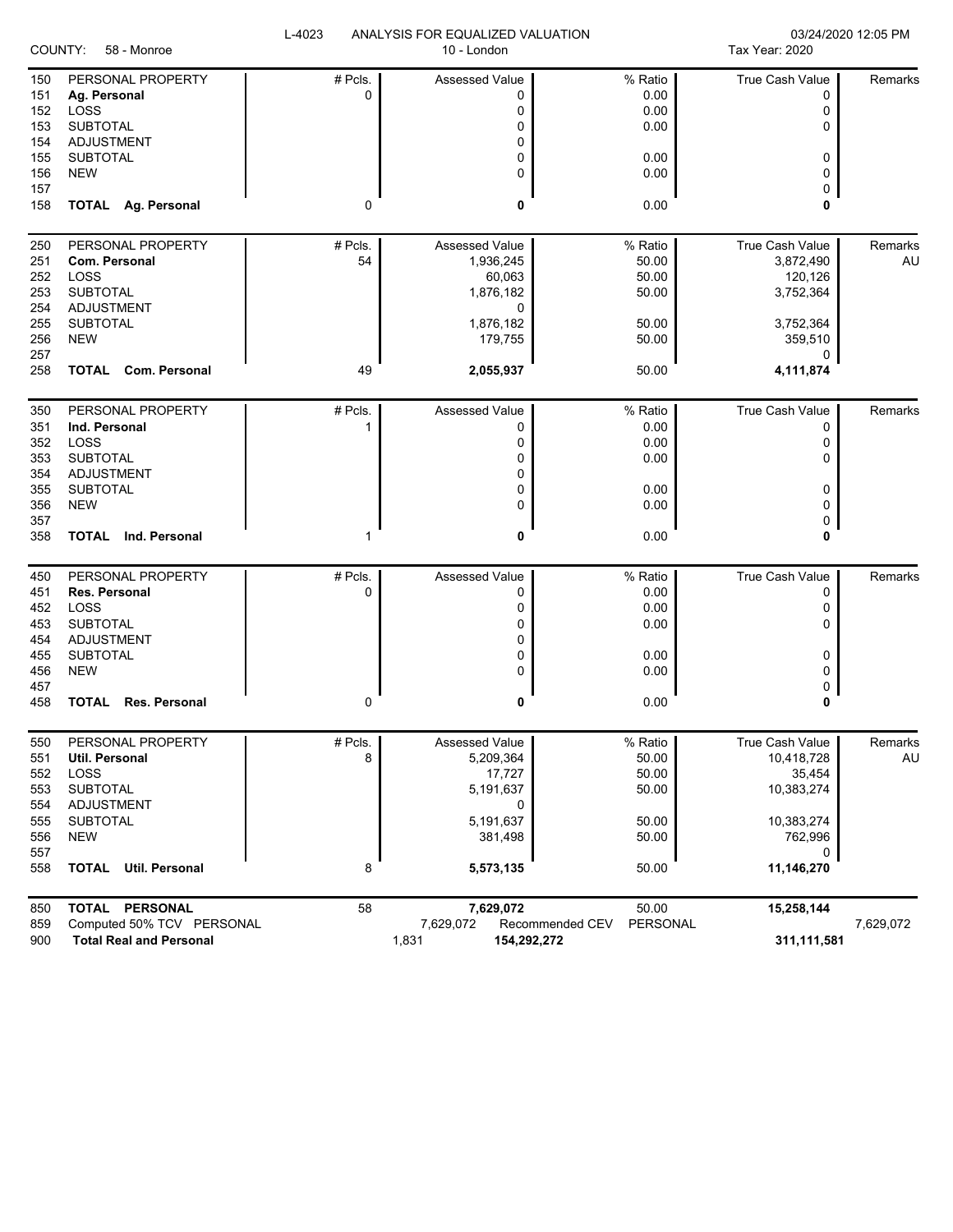L-4023 ANALYSIS FOR EQUALIZED VALUATION 03/24/2020 12:05 PM

COUNTY: 58 - Monroe 10 - London Tax Year: 2020

| | PERSONAL PROPERTY | # Pcls. | Assessed Value | % Ratio | True Cash Value | Remarks |
|---|---|---|---|---|---|---|
| 150 | PERSONAL PROPERTY | # Pcls. | Assessed Value | % Ratio | True Cash Value | Remarks |
| 151 | **Ag. Personal** | 0 | 0 | 0.00 | 0 | |
| 152 | LOSS | | 0 | 0.00 | 0 | |
| 153 | SUBTOTAL | | 0 | 0.00 | 0 | |
| 154 | ADJUSTMENT | | 0 | | | |
| 155 | SUBTOTAL | | 0 | 0.00 | 0 | |
| 156 | NEW | | 0 | 0.00 | 0 | |
| 157 | | | | | 0 | |
| 158 | **TOTAL Ag. Personal** | 0 | **0** | 0.00 | **0** | |
| 250 | PERSONAL PROPERTY | # Pcls. | Assessed Value | % Ratio | True Cash Value | Remarks |
| 251 | **Com. Personal** | 54 | 1,936,245 | 50.00 | 3,872,490 | AU |
| 252 | LOSS | | 60,063 | 50.00 | 120,126 | |
| 253 | SUBTOTAL | | 1,876,182 | 50.00 | 3,752,364 | |
| 254 | ADJUSTMENT | | 0 | | | |
| 255 | SUBTOTAL | | 1,876,182 | 50.00 | 3,752,364 | |
| 256 | NEW | | 179,755 | 50.00 | 359,510 | |
| 257 | | | | | 0 | |
| 258 | **TOTAL Com. Personal** | 49 | **2,055,937** | 50.00 | **4,111,874** | |
| 350 | PERSONAL PROPERTY | # Pcls. | Assessed Value | % Ratio | True Cash Value | Remarks |
| 351 | **Ind. Personal** | 1 | 0 | 0.00 | 0 | |
| 352 | LOSS | | 0 | 0.00 | 0 | |
| 353 | SUBTOTAL | | 0 | 0.00 | 0 | |
| 354 | ADJUSTMENT | | 0 | | | |
| 355 | SUBTOTAL | | 0 | 0.00 | 0 | |
| 356 | NEW | | 0 | 0.00 | 0 | |
| 357 | | | | | 0 | |
| 358 | **TOTAL Ind. Personal** | 1 | **0** | 0.00 | **0** | |
| 450 | PERSONAL PROPERTY | # Pcls. | Assessed Value | % Ratio | True Cash Value | Remarks |
| 451 | **Res. Personal** | 0 | 0 | 0.00 | 0 | |
| 452 | LOSS | | 0 | 0.00 | 0 | |
| 453 | SUBTOTAL | | 0 | 0.00 | 0 | |
| 454 | ADJUSTMENT | | 0 | | | |
| 455 | SUBTOTAL | | 0 | 0.00 | 0 | |
| 456 | NEW | | 0 | 0.00 | 0 | |
| 457 | | | | | 0 | |
| 458 | **TOTAL Res. Personal** | 0 | **0** | 0.00 | **0** | |
| 550 | PERSONAL PROPERTY | # Pcls. | Assessed Value | % Ratio | True Cash Value | Remarks |
| 551 | **Util. Personal** | 8 | 5,209,364 | 50.00 | 10,418,728 | AU |
| 552 | LOSS | | 17,727 | 50.00 | 35,454 | |
| 553 | SUBTOTAL | | 5,191,637 | 50.00 | 10,383,274 | |
| 554 | ADJUSTMENT | | 0 | | | |
| 555 | SUBTOTAL | | 5,191,637 | 50.00 | 10,383,274 | |
| 556 | NEW | | 381,498 | 50.00 | 762,996 | |
| 557 | | | | | 0 | |
| 558 | **TOTAL Util. Personal** | 8 | **5,573,135** | 50.00 | **11,146,270** | |
| 850 | **TOTAL PERSONAL** | 58 | **7,629,072** | 50.00 | **15,258,144** | |
| 859 | Computed 50% TCV PERSONAL | | 7,629,072 Recommended CEV | PERSONAL | | 7,629,072 |
| 900 | **Total Real and Personal** | | 1,831 **154,292,272** | | **311,111,581** | |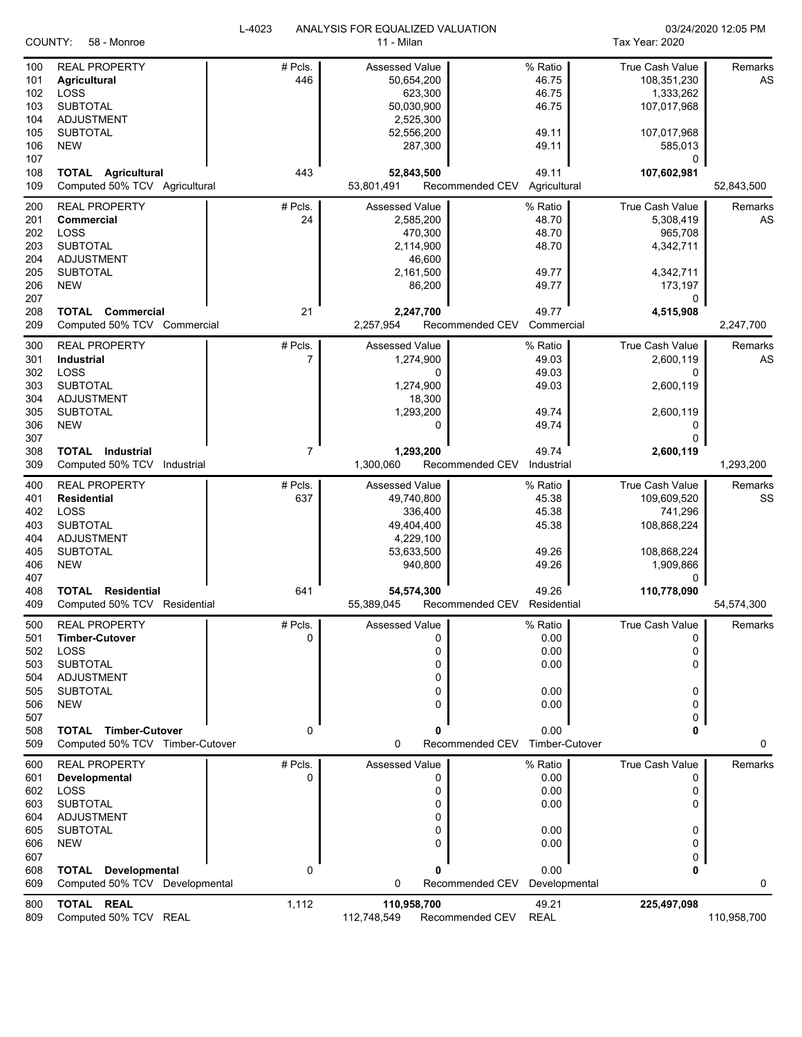L-4023 ANALYSIS FOR EQUALIZED VALUATION

03/24/2020 12:05 PM

COUNTY: 58 - Monroe

11 - Milan

Tax Year: 2020

| | | # Pcls. | Assessed Value | | % Ratio | True Cash Value | Remarks |
|---|---|---|---|---|---|---|---|
| 100 | REAL PROPERTY | # Pcls. | Assessed Value | | % Ratio | True Cash Value | Remarks |
| 101 | **Agricultural** | 446 | 50,654,200 | | 46.75 | 108,351,230 | AS |
| 102 | LOSS | | 623,300 | | 46.75 | 1,333,262 | |
| 103 | SUBTOTAL | | 50,030,900 | | 46.75 | 107,017,968 | |
| 104 | ADJUSTMENT | | 2,525,300 | | | | |
| 105 | SUBTOTAL | | 52,556,200 | | 49.11 | 107,017,968 | |
| 106 | NEW | | 287,300 | | 49.11 | 585,013 | |
| 107 | | | | | | 0 | |
| 108 | **TOTAL Agricultural** | 443 | **52,843,500** | | 49.11 | **107,602,981** | |
| 109 | Computed 50% TCV Agricultural | | 53,801,491 | Recommended CEV | Agricultural | | 52,843,500 |
| 200 | REAL PROPERTY | # Pcls. | Assessed Value | | % Ratio | True Cash Value | Remarks |
| 201 | **Commercial** | 24 | 2,585,200 | | 48.70 | 5,308,419 | AS |
| 202 | LOSS | | 470,300 | | 48.70 | 965,708 | |
| 203 | SUBTOTAL | | 2,114,900 | | 48.70 | 4,342,711 | |
| 204 | ADJUSTMENT | | 46,600 | | | | |
| 205 | SUBTOTAL | | 2,161,500 | | 49.77 | 4,342,711 | |
| 206 | NEW | | 86,200 | | 49.77 | 173,197 | |
| 207 | | | | | | 0 | |
| 208 | **TOTAL Commercial** | 21 | **2,247,700** | | 49.77 | **4,515,908** | |
| 209 | Computed 50% TCV Commercial | | 2,257,954 | Recommended CEV | Commercial | | 2,247,700 |
| 300 | REAL PROPERTY | # Pcls. | Assessed Value | | % Ratio | True Cash Value | Remarks |
| 301 | **Industrial** | 7 | 1,274,900 | | 49.03 | 2,600,119 | AS |
| 302 | LOSS | | 0 | | 49.03 | 0 | |
| 303 | SUBTOTAL | | 1,274,900 | | 49.03 | 2,600,119 | |
| 304 | ADJUSTMENT | | 18,300 | | | | |
| 305 | SUBTOTAL | | 1,293,200 | | 49.74 | 2,600,119 | |
| 306 | NEW | | 0 | | 49.74 | 0 | |
| 307 | | | | | | 0 | |
| 308 | **TOTAL Industrial** | 7 | **1,293,200** | | 49.74 | **2,600,119** | |
| 309 | Computed 50% TCV Industrial | | 1,300,060 | Recommended CEV | Industrial | | 1,293,200 |
| 400 | REAL PROPERTY | # Pcls. | Assessed Value | | % Ratio | True Cash Value | Remarks |
| 401 | **Residential** | 637 | 49,740,800 | | 45.38 | 109,609,520 | SS |
| 402 | LOSS | | 336,400 | | 45.38 | 741,296 | |
| 403 | SUBTOTAL | | 49,404,400 | | 45.38 | 108,868,224 | |
| 404 | ADJUSTMENT | | 4,229,100 | | | | |
| 405 | SUBTOTAL | | 53,633,500 | | 49.26 | 108,868,224 | |
| 406 | NEW | | 940,800 | | 49.26 | 1,909,866 | |
| 407 | | | | | | 0 | |
| 408 | **TOTAL Residential** | 641 | **54,574,300** | | 49.26 | **110,778,090** | |
| 409 | Computed 50% TCV Residential | | 55,389,045 | Recommended CEV | Residential | | 54,574,300 |
| 500 | REAL PROPERTY | # Pcls. | Assessed Value | | % Ratio | True Cash Value | Remarks |
| 501 | **Timber-Cutover** | 0 | 0 | | 0.00 | 0 | |
| 502 | LOSS | | 0 | | 0.00 | 0 | |
| 503 | SUBTOTAL | | 0 | | 0.00 | 0 | |
| 504 | ADJUSTMENT | | 0 | | | | |
| 505 | SUBTOTAL | | 0 | | 0.00 | 0 | |
| 506 | NEW | | 0 | | 0.00 | 0 | |
| 507 | | | | | | 0 | |
| 508 | **TOTAL Timber-Cutover** | 0 | **0** | | 0.00 | **0** | |
| 509 | Computed 50% TCV Timber-Cutover | | 0 | Recommended CEV | Timber-Cutover | | 0 |
| 600 | REAL PROPERTY | # Pcls. | Assessed Value | | % Ratio | True Cash Value | Remarks |
| 601 | **Developmental** | 0 | 0 | | 0.00 | 0 | |
| 602 | LOSS | | 0 | | 0.00 | 0 | |
| 603 | SUBTOTAL | | 0 | | 0.00 | 0 | |
| 604 | ADJUSTMENT | | 0 | | | | |
| 605 | SUBTOTAL | | 0 | | 0.00 | 0 | |
| 606 | NEW | | 0 | | 0.00 | 0 | |
| 607 | | | | | | 0 | |
| 608 | **TOTAL Developmental** | 0 | **0** | | 0.00 | **0** | |
| 609 | Computed 50% TCV Developmental | | 0 | Recommended CEV | Developmental | | 0 |
| 800 | **TOTAL REAL** | 1,112 | **110,958,700** | | 49.21 | **225,497,098** | |
| 809 | Computed 50% TCV REAL | | 112,748,549 | Recommended CEV | REAL | | 110,958,700 |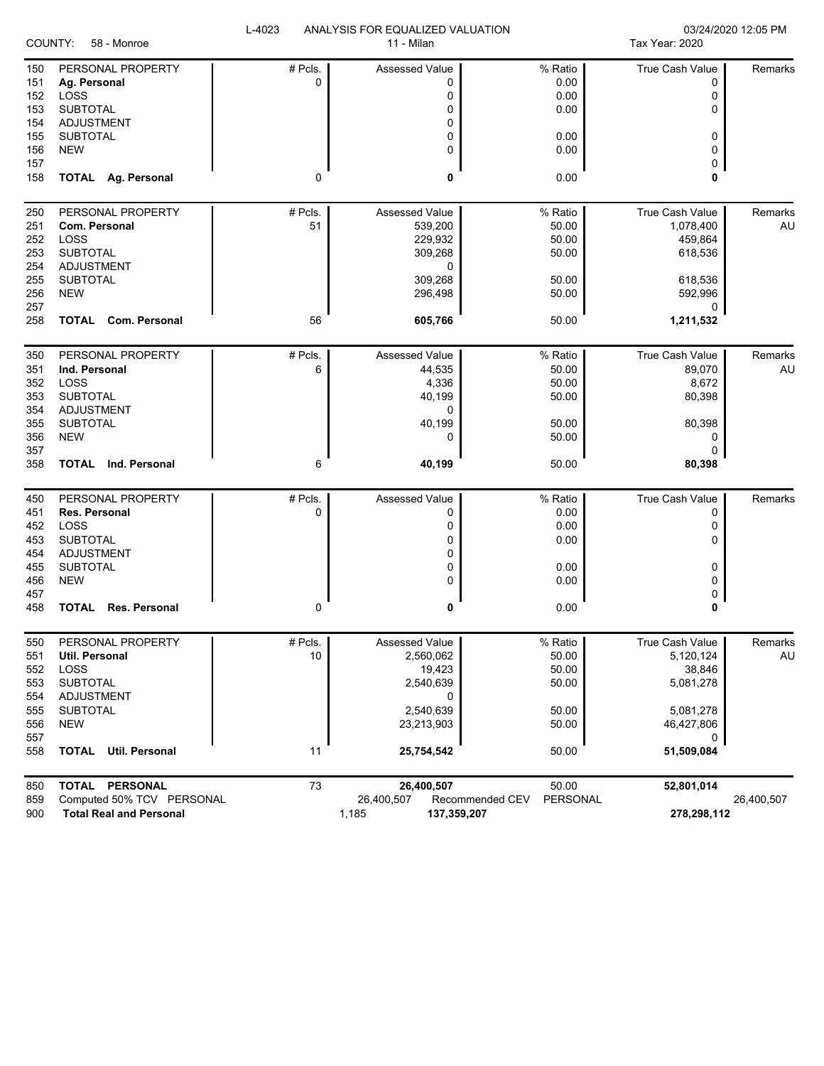L-4023 ANALYSIS FOR EQUALIZED VALUATION

COUNTY: 58 - Monroe — 11 - Milan — Tax Year: 2020 — 03/24/2020 12:05 PM

| Line | Description | # Pcls. | Assessed Value | % Ratio | True Cash Value | Remarks |
|---|---|---|---|---|---|---|
| 150 | PERSONAL PROPERTY | # Pcls. | Assessed Value | % Ratio | True Cash Value | Remarks |
| 151 | **Ag. Personal** | 0 | 0 | 0.00 | 0 | |
| 152 | LOSS | | 0 | 0.00 | 0 | |
| 153 | SUBTOTAL | | 0 | 0.00 | 0 | |
| 154 | ADJUSTMENT | | 0 | | | |
| 155 | SUBTOTAL | | 0 | 0.00 | 0 | |
| 156 | NEW | | 0 | 0.00 | 0 | |
| 157 | | | | | 0 | |
| 158 | **TOTAL Ag. Personal** | 0 | **0** | 0.00 | **0** | |
| 250 | PERSONAL PROPERTY | # Pcls. | Assessed Value | % Ratio | True Cash Value | Remarks |
| 251 | **Com. Personal** | 51 | 539,200 | 50.00 | 1,078,400 | AU |
| 252 | LOSS | | 229,932 | 50.00 | 459,864 | |
| 253 | SUBTOTAL | | 309,268 | 50.00 | 618,536 | |
| 254 | ADJUSTMENT | | 0 | | | |
| 255 | SUBTOTAL | | 309,268 | 50.00 | 618,536 | |
| 256 | NEW | | 296,498 | 50.00 | 592,996 | |
| 257 | | | | | 0 | |
| 258 | **TOTAL Com. Personal** | 56 | **605,766** | 50.00 | **1,211,532** | |
| 350 | PERSONAL PROPERTY | # Pcls. | Assessed Value | % Ratio | True Cash Value | Remarks |
| 351 | **Ind. Personal** | 6 | 44,535 | 50.00 | 89,070 | AU |
| 352 | LOSS | | 4,336 | 50.00 | 8,672 | |
| 353 | SUBTOTAL | | 40,199 | 50.00 | 80,398 | |
| 354 | ADJUSTMENT | | 0 | | | |
| 355 | SUBTOTAL | | 40,199 | 50.00 | 80,398 | |
| 356 | NEW | | 0 | 50.00 | 0 | |
| 357 | | | | | 0 | |
| 358 | **TOTAL Ind. Personal** | 6 | **40,199** | 50.00 | **80,398** | |
| 450 | PERSONAL PROPERTY | # Pcls. | Assessed Value | % Ratio | True Cash Value | Remarks |
| 451 | **Res. Personal** | 0 | 0 | 0.00 | 0 | |
| 452 | LOSS | | 0 | 0.00 | 0 | |
| 453 | SUBTOTAL | | 0 | 0.00 | 0 | |
| 454 | ADJUSTMENT | | 0 | | | |
| 455 | SUBTOTAL | | 0 | 0.00 | 0 | |
| 456 | NEW | | 0 | 0.00 | 0 | |
| 457 | | | | | 0 | |
| 458 | **TOTAL Res. Personal** | 0 | **0** | 0.00 | **0** | |
| 550 | PERSONAL PROPERTY | # Pcls. | Assessed Value | % Ratio | True Cash Value | Remarks |
| 551 | **Util. Personal** | 10 | 2,560,062 | 50.00 | 5,120,124 | AU |
| 552 | LOSS | | 19,423 | 50.00 | 38,846 | |
| 553 | SUBTOTAL | | 2,540,639 | 50.00 | 5,081,278 | |
| 554 | ADJUSTMENT | | 0 | | | |
| 555 | SUBTOTAL | | 2,540,639 | 50.00 | 5,081,278 | |
| 556 | NEW | | 23,213,903 | 50.00 | 46,427,806 | |
| 557 | | | | | 0 | |
| 558 | **TOTAL Util. Personal** | 11 | **25,754,542** | 50.00 | **51,509,084** | |
| 850 | **TOTAL PERSONAL** | 73 | **26,400,507** | 50.00 | **52,801,014** | |
| 859 | Computed 50% TCV PERSONAL | | 26,400,507 | Recommended CEV PERSONAL | | 26,400,507 |
| 900 | **Total Real and Personal** | 1,185 | **137,359,207** | | **278,298,112** | |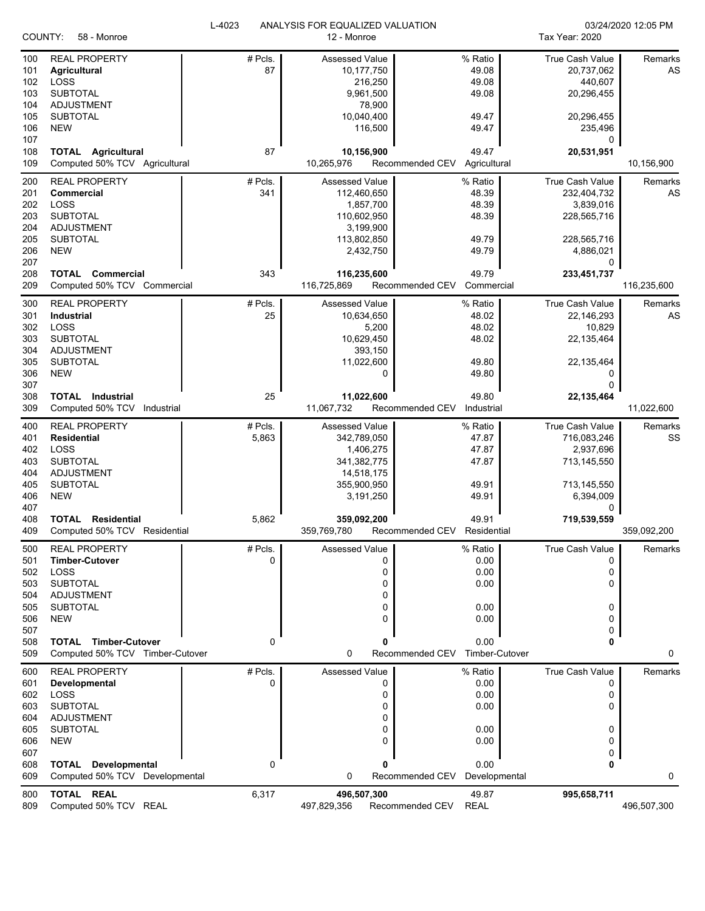L-4023 ANALYSIS FOR EQUALIZED VALUATION

COUNTY: 58 - Monroe — 12 - Monroe

03/24/2020 12:05 PM — Tax Year: 2020

| Line | Description | # Pcls. | Assessed Value | % Ratio | True Cash Value | Remarks |
|---|---|---|---|---|---|---|
| 100 | REAL PROPERTY | # Pcls. | Assessed Value | % Ratio | True Cash Value | Remarks |
| 101 | **Agricultural** | 87 | 10,177,750 | 49.08 | 20,737,062 | AS |
| 102 | LOSS | | 216,250 | 49.08 | 440,607 | |
| 103 | SUBTOTAL | | 9,961,500 | 49.08 | 20,296,455 | |
| 104 | ADJUSTMENT | | 78,900 | | | |
| 105 | SUBTOTAL | | 10,040,400 | 49.47 | 20,296,455 | |
| 106 | NEW | | 116,500 | 49.47 | 235,496 | |
| 107 | | | | | 0 | |
| 108 | **TOTAL Agricultural** | 87 | **10,156,900** | 49.47 | **20,531,951** | |
| 109 | Computed 50% TCV Agricultural | | 10,265,976 | Recommended CEV Agricultural | | 10,156,900 |
| 200 | REAL PROPERTY | # Pcls. | Assessed Value | % Ratio | True Cash Value | Remarks |
| 201 | **Commercial** | 341 | 112,460,650 | 48.39 | 232,404,732 | AS |
| 202 | LOSS | | 1,857,700 | 48.39 | 3,839,016 | |
| 203 | SUBTOTAL | | 110,602,950 | 48.39 | 228,565,716 | |
| 204 | ADJUSTMENT | | 3,199,900 | | | |
| 205 | SUBTOTAL | | 113,802,850 | 49.79 | 228,565,716 | |
| 206 | NEW | | 2,432,750 | 49.79 | 4,886,021 | |
| 207 | | | | | 0 | |
| 208 | **TOTAL Commercial** | 343 | **116,235,600** | 49.79 | **233,451,737** | |
| 209 | Computed 50% TCV Commercial | | 116,725,869 | Recommended CEV Commercial | | 116,235,600 |
| 300 | REAL PROPERTY | # Pcls. | Assessed Value | % Ratio | True Cash Value | Remarks |
| 301 | **Industrial** | 25 | 10,634,650 | 48.02 | 22,146,293 | AS |
| 302 | LOSS | | 5,200 | 48.02 | 10,829 | |
| 303 | SUBTOTAL | | 10,629,450 | 48.02 | 22,135,464 | |
| 304 | ADJUSTMENT | | 393,150 | | | |
| 305 | SUBTOTAL | | 11,022,600 | 49.80 | 22,135,464 | |
| 306 | NEW | | 0 | 49.80 | 0 | |
| 307 | | | | | 0 | |
| 308 | **TOTAL Industrial** | 25 | **11,022,600** | 49.80 | **22,135,464** | |
| 309 | Computed 50% TCV Industrial | | 11,067,732 | Recommended CEV Industrial | | 11,022,600 |
| 400 | REAL PROPERTY | # Pcls. | Assessed Value | % Ratio | True Cash Value | Remarks |
| 401 | **Residential** | 5,863 | 342,789,050 | 47.87 | 716,083,246 | SS |
| 402 | LOSS | | 1,406,275 | 47.87 | 2,937,696 | |
| 403 | SUBTOTAL | | 341,382,775 | 47.87 | 713,145,550 | |
| 404 | ADJUSTMENT | | 14,518,175 | | | |
| 405 | SUBTOTAL | | 355,900,950 | 49.91 | 713,145,550 | |
| 406 | NEW | | 3,191,250 | 49.91 | 6,394,009 | |
| 407 | | | | | 0 | |
| 408 | **TOTAL Residential** | 5,862 | **359,092,200** | 49.91 | **719,539,559** | |
| 409 | Computed 50% TCV Residential | | 359,769,780 | Recommended CEV Residential | | 359,092,200 |
| 500 | REAL PROPERTY | # Pcls. | Assessed Value | % Ratio | True Cash Value | Remarks |
| 501 | **Timber-Cutover** | 0 | 0 | 0.00 | 0 | |
| 502 | LOSS | | 0 | 0.00 | 0 | |
| 503 | SUBTOTAL | | 0 | 0.00 | 0 | |
| 504 | ADJUSTMENT | | 0 | | | |
| 505 | SUBTOTAL | | 0 | 0.00 | 0 | |
| 506 | NEW | | 0 | 0.00 | 0 | |
| 507 | | | | | 0 | |
| 508 | **TOTAL Timber-Cutover** | 0 | **0** | 0.00 | **0** | |
| 509 | Computed 50% TCV Timber-Cutover | | 0 | Recommended CEV Timber-Cutover | | 0 |
| 600 | REAL PROPERTY | # Pcls. | Assessed Value | % Ratio | True Cash Value | Remarks |
| 601 | **Developmental** | 0 | 0 | 0.00 | 0 | |
| 602 | LOSS | | 0 | 0.00 | 0 | |
| 603 | SUBTOTAL | | 0 | 0.00 | 0 | |
| 604 | ADJUSTMENT | | 0 | | | |
| 605 | SUBTOTAL | | 0 | 0.00 | 0 | |
| 606 | NEW | | 0 | 0.00 | 0 | |
| 607 | | | | | 0 | |
| 608 | **TOTAL Developmental** | 0 | **0** | 0.00 | **0** | |
| 609 | Computed 50% TCV Developmental | | 0 | Recommended CEV Developmental | | 0 |
| 800 | **TOTAL REAL** | 6,317 | **496,507,300** | 49.87 | **995,658,711** | |
| 809 | Computed 50% TCV REAL | | 497,829,356 | Recommended CEV REAL | | 496,507,300 |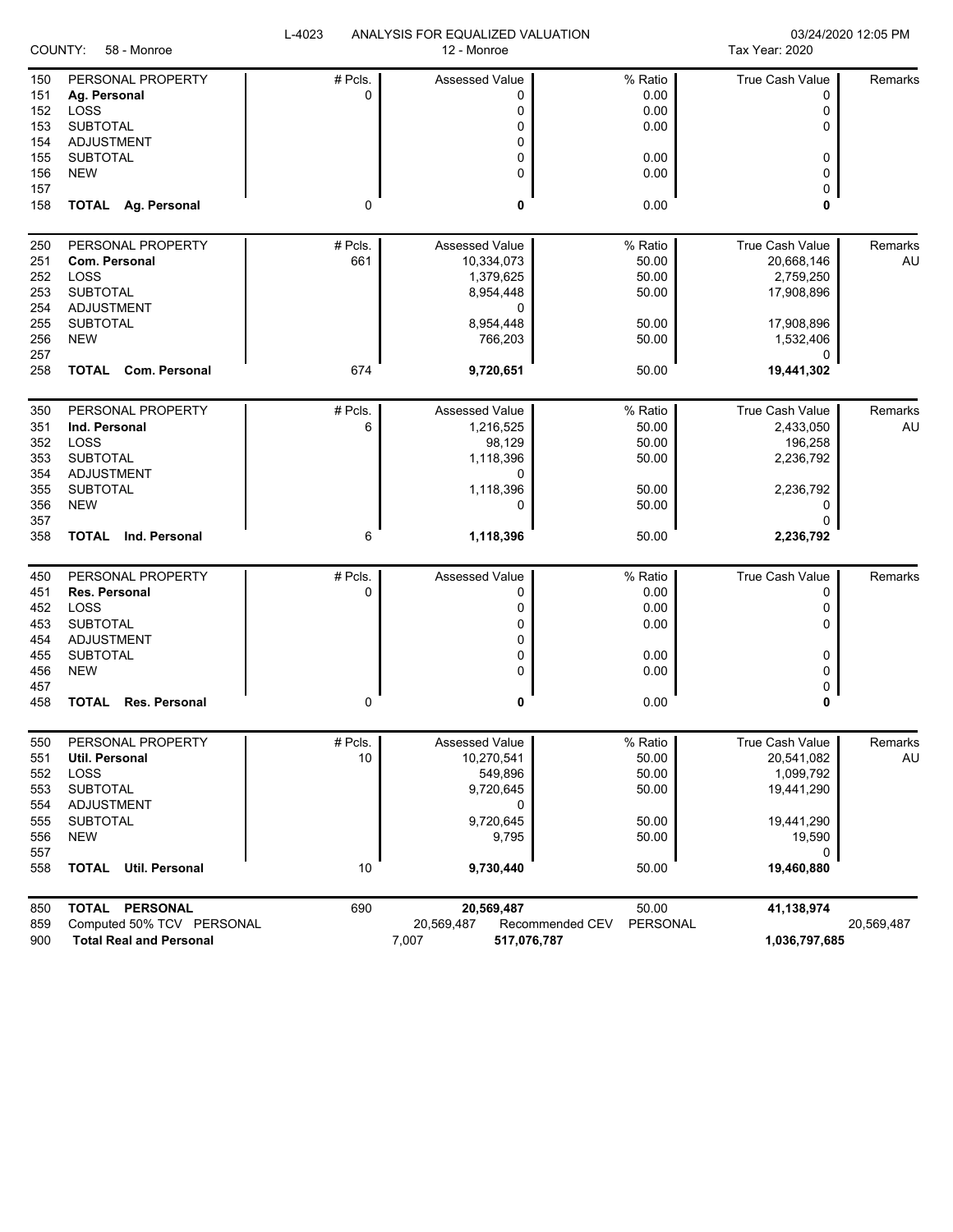COUNTY: 58 - Monroe | L-4023 ANALYSIS FOR EQUALIZED VALUATION | 12 - Monroe | 03/24/2020 12:05 PM | Tax Year: 2020

| Line | PERSONAL PROPERTY | # Pcls. | Assessed Value | % Ratio | True Cash Value | Remarks |
|---|---|---|---|---|---|---|
| 150 | PERSONAL PROPERTY | # Pcls. | Assessed Value | % Ratio | True Cash Value | Remarks |
| 151 | **Ag. Personal** | 0 | 0 | 0.00 | 0 | |
| 152 | LOSS | | 0 | 0.00 | 0 | |
| 153 | SUBTOTAL | | 0 | 0.00 | 0 | |
| 154 | ADJUSTMENT | | 0 | | | |
| 155 | SUBTOTAL | | 0 | 0.00 | 0 | |
| 156 | NEW | | 0 | 0.00 | 0 | |
| 157 | | | | | 0 | |
| 158 | **TOTAL Ag. Personal** | 0 | **0** | 0.00 | **0** | |
| 250 | PERSONAL PROPERTY | # Pcls. | Assessed Value | % Ratio | True Cash Value | Remarks |
| 251 | **Com. Personal** | 661 | 10,334,073 | 50.00 | 20,668,146 | AU |
| 252 | LOSS | | 1,379,625 | 50.00 | 2,759,250 | |
| 253 | SUBTOTAL | | 8,954,448 | 50.00 | 17,908,896 | |
| 254 | ADJUSTMENT | | 0 | | | |
| 255 | SUBTOTAL | | 8,954,448 | 50.00 | 17,908,896 | |
| 256 | NEW | | 766,203 | 50.00 | 1,532,406 | |
| 257 | | | | | 0 | |
| 258 | **TOTAL Com. Personal** | 674 | **9,720,651** | 50.00 | **19,441,302** | |
| 350 | PERSONAL PROPERTY | # Pcls. | Assessed Value | % Ratio | True Cash Value | Remarks |
| 351 | **Ind. Personal** | 6 | 1,216,525 | 50.00 | 2,433,050 | AU |
| 352 | LOSS | | 98,129 | 50.00 | 196,258 | |
| 353 | SUBTOTAL | | 1,118,396 | 50.00 | 2,236,792 | |
| 354 | ADJUSTMENT | | 0 | | | |
| 355 | SUBTOTAL | | 1,118,396 | 50.00 | 2,236,792 | |
| 356 | NEW | | 0 | 50.00 | 0 | |
| 357 | | | | | 0 | |
| 358 | **TOTAL Ind. Personal** | 6 | **1,118,396** | 50.00 | **2,236,792** | |
| 450 | PERSONAL PROPERTY | # Pcls. | Assessed Value | % Ratio | True Cash Value | Remarks |
| 451 | **Res. Personal** | 0 | 0 | 0.00 | 0 | |
| 452 | LOSS | | 0 | 0.00 | 0 | |
| 453 | SUBTOTAL | | 0 | 0.00 | 0 | |
| 454 | ADJUSTMENT | | 0 | | | |
| 455 | SUBTOTAL | | 0 | 0.00 | 0 | |
| 456 | NEW | | 0 | 0.00 | 0 | |
| 457 | | | | | 0 | |
| 458 | **TOTAL Res. Personal** | 0 | **0** | 0.00 | **0** | |
| 550 | PERSONAL PROPERTY | # Pcls. | Assessed Value | % Ratio | True Cash Value | Remarks |
| 551 | **Util. Personal** | 10 | 10,270,541 | 50.00 | 20,541,082 | AU |
| 552 | LOSS | | 549,896 | 50.00 | 1,099,792 | |
| 553 | SUBTOTAL | | 9,720,645 | 50.00 | 19,441,290 | |
| 554 | ADJUSTMENT | | 0 | | | |
| 555 | SUBTOTAL | | 9,720,645 | 50.00 | 19,441,290 | |
| 556 | NEW | | 9,795 | 50.00 | 19,590 | |
| 557 | | | | | 0 | |
| 558 | **TOTAL Util. Personal** | 10 | **9,730,440** | 50.00 | **19,460,880** | |
| 850 | **TOTAL PERSONAL** | 690 | **20,569,487** | 50.00 | **41,138,974** | |
| 859 | Computed 50% TCV PERSONAL | | 20,569,487 | Recommended CEV PERSONAL | | 20,569,487 |
| 900 | **Total Real and Personal** | | 7,007 **517,076,787** | | **1,036,797,685** | |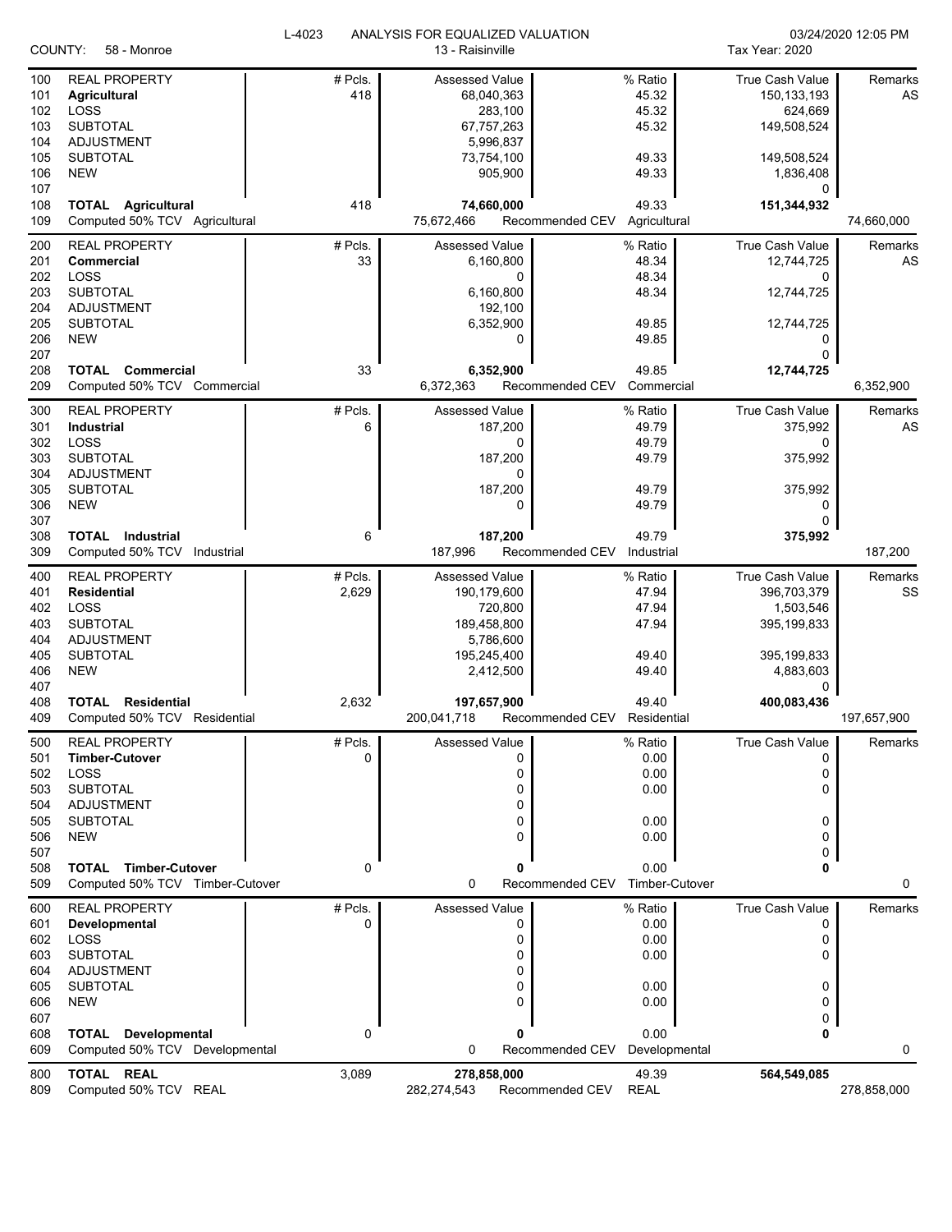L-4023 ANALYSIS FOR EQUALIZED VALUATION

COUNTY: 58 - Monroe | 13 - Raisinville | Tax Year: 2020 | 03/24/2020 12:05 PM

| Line | Description | # Pcls. | Assessed Value | % Ratio | True Cash Value | Remarks |
|---|---|---|---|---|---|---|
| 100 | REAL PROPERTY | # Pcls. | Assessed Value | % Ratio | True Cash Value | Remarks |
| 101 | **Agricultural** | 418 | 68,040,363 | 45.32 | 150,133,193 | AS |
| 102 | LOSS | | 283,100 | 45.32 | 624,669 | |
| 103 | SUBTOTAL | | 67,757,263 | 45.32 | 149,508,524 | |
| 104 | ADJUSTMENT | | 5,996,837 | | | |
| 105 | SUBTOTAL | | 73,754,100 | 49.33 | 149,508,524 | |
| 106 | NEW | | 905,900 | 49.33 | 1,836,408 | |
| 107 | | | | | 0 | |
| 108 | **TOTAL Agricultural** | 418 | **74,660,000** | 49.33 | **151,344,932** | |
| 109 | Computed 50% TCV Agricultural | | 75,672,466 | Recommended CEV Agricultural | | 74,660,000 |
| 200 | REAL PROPERTY | # Pcls. | Assessed Value | % Ratio | True Cash Value | Remarks |
| 201 | **Commercial** | 33 | 6,160,800 | 48.34 | 12,744,725 | AS |
| 202 | LOSS | | 0 | 48.34 | 0 | |
| 203 | SUBTOTAL | | 6,160,800 | 48.34 | 12,744,725 | |
| 204 | ADJUSTMENT | | 192,100 | | | |
| 205 | SUBTOTAL | | 6,352,900 | 49.85 | 12,744,725 | |
| 206 | NEW | | 0 | 49.85 | 0 | |
| 207 | | | | | 0 | |
| 208 | **TOTAL Commercial** | 33 | **6,352,900** | 49.85 | **12,744,725** | |
| 209 | Computed 50% TCV Commercial | | 6,372,363 | Recommended CEV Commercial | | 6,352,900 |
| 300 | REAL PROPERTY | # Pcls. | Assessed Value | % Ratio | True Cash Value | Remarks |
| 301 | **Industrial** | 6 | 187,200 | 49.79 | 375,992 | AS |
| 302 | LOSS | | 0 | 49.79 | 0 | |
| 303 | SUBTOTAL | | 187,200 | 49.79 | 375,992 | |
| 304 | ADJUSTMENT | | 0 | | | |
| 305 | SUBTOTAL | | 187,200 | 49.79 | 375,992 | |
| 306 | NEW | | 0 | 49.79 | 0 | |
| 307 | | | | | 0 | |
| 308 | **TOTAL Industrial** | 6 | **187,200** | 49.79 | **375,992** | |
| 309 | Computed 50% TCV Industrial | | 187,996 | Recommended CEV Industrial | | 187,200 |
| 400 | REAL PROPERTY | # Pcls. | Assessed Value | % Ratio | True Cash Value | Remarks |
| 401 | **Residential** | 2,629 | 190,179,600 | 47.94 | 396,703,379 | SS |
| 402 | LOSS | | 720,800 | 47.94 | 1,503,546 | |
| 403 | SUBTOTAL | | 189,458,800 | 47.94 | 395,199,833 | |
| 404 | ADJUSTMENT | | 5,786,600 | | | |
| 405 | SUBTOTAL | | 195,245,400 | 49.40 | 395,199,833 | |
| 406 | NEW | | 2,412,500 | 49.40 | 4,883,603 | |
| 407 | | | | | 0 | |
| 408 | **TOTAL Residential** | 2,632 | **197,657,900** | 49.40 | **400,083,436** | |
| 409 | Computed 50% TCV Residential | | 200,041,718 | Recommended CEV Residential | | 197,657,900 |
| 500 | REAL PROPERTY | # Pcls. | Assessed Value | % Ratio | True Cash Value | Remarks |
| 501 | **Timber-Cutover** | 0 | 0 | 0.00 | 0 | |
| 502 | LOSS | | 0 | 0.00 | 0 | |
| 503 | SUBTOTAL | | 0 | 0.00 | 0 | |
| 504 | ADJUSTMENT | | 0 | | | |
| 505 | SUBTOTAL | | 0 | 0.00 | 0 | |
| 506 | NEW | | 0 | 0.00 | 0 | |
| 507 | | | | | 0 | |
| 508 | **TOTAL Timber-Cutover** | 0 | **0** | 0.00 | **0** | |
| 509 | Computed 50% TCV Timber-Cutover | | 0 | Recommended CEV Timber-Cutover | | 0 |
| 600 | REAL PROPERTY | # Pcls. | Assessed Value | % Ratio | True Cash Value | Remarks |
| 601 | **Developmental** | 0 | 0 | 0.00 | 0 | |
| 602 | LOSS | | 0 | 0.00 | 0 | |
| 603 | SUBTOTAL | | 0 | 0.00 | 0 | |
| 604 | ADJUSTMENT | | 0 | | | |
| 605 | SUBTOTAL | | 0 | 0.00 | 0 | |
| 606 | NEW | | 0 | 0.00 | 0 | |
| 607 | | | | | 0 | |
| 608 | **TOTAL Developmental** | 0 | **0** | 0.00 | **0** | |
| 609 | Computed 50% TCV Developmental | | 0 | Recommended CEV Developmental | | 0 |
| 800 | **TOTAL REAL** | 3,089 | **278,858,000** | 49.39 | **564,549,085** | |
| 809 | Computed 50% TCV REAL | | 282,274,543 | Recommended CEV REAL | | 278,858,000 |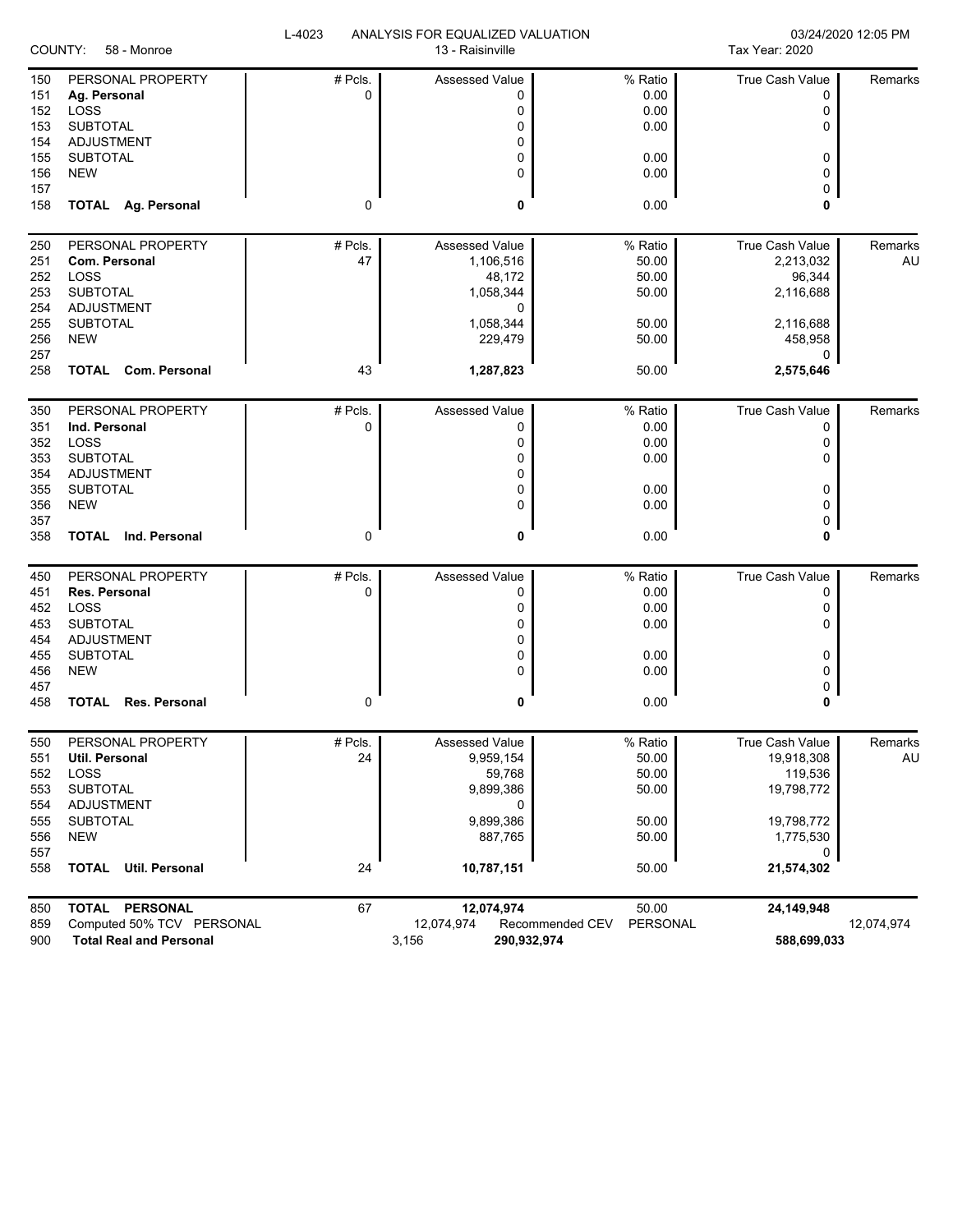L-4023 ANALYSIS FOR EQUALIZED VALUATION

COUNTY: 58 - Monroe | 13 - Raisinville | Tax Year: 2020 | 03/24/2020 12:05 PM

| Line | | # Pcls. | Assessed Value | % Ratio | True Cash Value | Remarks |
|---|---|---|---|---|---|---|
| 150 | PERSONAL PROPERTY | # Pcls. | Assessed Value | % Ratio | True Cash Value | Remarks |
| 151 | **Ag. Personal** | 0 | 0 | 0.00 | 0 | |
| 152 | LOSS | | 0 | 0.00 | 0 | |
| 153 | SUBTOTAL | | 0 | 0.00 | 0 | |
| 154 | ADJUSTMENT | | 0 | | | |
| 155 | SUBTOTAL | | 0 | 0.00 | 0 | |
| 156 | NEW | | 0 | 0.00 | 0 | |
| 157 | | | | | 0 | |
| 158 | **TOTAL Ag. Personal** | 0 | **0** | 0.00 | **0** | |
| 250 | PERSONAL PROPERTY | # Pcls. | Assessed Value | % Ratio | True Cash Value | Remarks |
| 251 | **Com. Personal** | 47 | 1,106,516 | 50.00 | 2,213,032 | AU |
| 252 | LOSS | | 48,172 | 50.00 | 96,344 | |
| 253 | SUBTOTAL | | 1,058,344 | 50.00 | 2,116,688 | |
| 254 | ADJUSTMENT | | 0 | | | |
| 255 | SUBTOTAL | | 1,058,344 | 50.00 | 2,116,688 | |
| 256 | NEW | | 229,479 | 50.00 | 458,958 | |
| 257 | | | | | 0 | |
| 258 | **TOTAL Com. Personal** | 43 | **1,287,823** | 50.00 | **2,575,646** | |
| 350 | PERSONAL PROPERTY | # Pcls. | Assessed Value | % Ratio | True Cash Value | Remarks |
| 351 | **Ind. Personal** | 0 | 0 | 0.00 | 0 | |
| 352 | LOSS | | 0 | 0.00 | 0 | |
| 353 | SUBTOTAL | | 0 | 0.00 | 0 | |
| 354 | ADJUSTMENT | | 0 | | | |
| 355 | SUBTOTAL | | 0 | 0.00 | 0 | |
| 356 | NEW | | 0 | 0.00 | 0 | |
| 357 | | | | | 0 | |
| 358 | **TOTAL Ind. Personal** | 0 | **0** | 0.00 | **0** | |
| 450 | PERSONAL PROPERTY | # Pcls. | Assessed Value | % Ratio | True Cash Value | Remarks |
| 451 | **Res. Personal** | 0 | 0 | 0.00 | 0 | |
| 452 | LOSS | | 0 | 0.00 | 0 | |
| 453 | SUBTOTAL | | 0 | 0.00 | 0 | |
| 454 | ADJUSTMENT | | 0 | | | |
| 455 | SUBTOTAL | | 0 | 0.00 | 0 | |
| 456 | NEW | | 0 | 0.00 | 0 | |
| 457 | | | | | 0 | |
| 458 | **TOTAL Res. Personal** | 0 | **0** | 0.00 | **0** | |
| 550 | PERSONAL PROPERTY | # Pcls. | Assessed Value | % Ratio | True Cash Value | Remarks |
| 551 | **Util. Personal** | 24 | 9,959,154 | 50.00 | 19,918,308 | AU |
| 552 | LOSS | | 59,768 | 50.00 | 119,536 | |
| 553 | SUBTOTAL | | 9,899,386 | 50.00 | 19,798,772 | |
| 554 | ADJUSTMENT | | 0 | | | |
| 555 | SUBTOTAL | | 9,899,386 | 50.00 | 19,798,772 | |
| 556 | NEW | | 887,765 | 50.00 | 1,775,530 | |
| 557 | | | | | 0 | |
| 558 | **TOTAL Util. Personal** | 24 | **10,787,151** | 50.00 | **21,574,302** | |
| 850 | **TOTAL PERSONAL** | 67 | **12,074,974** | 50.00 | **24,149,948** | |
| 859 | Computed 50% TCV PERSONAL | | 12,074,974 | Recommended CEV PERSONAL | | 12,074,974 |
| 900 | **Total Real and Personal** | 3,156 | **290,932,974** | | **588,699,033** | |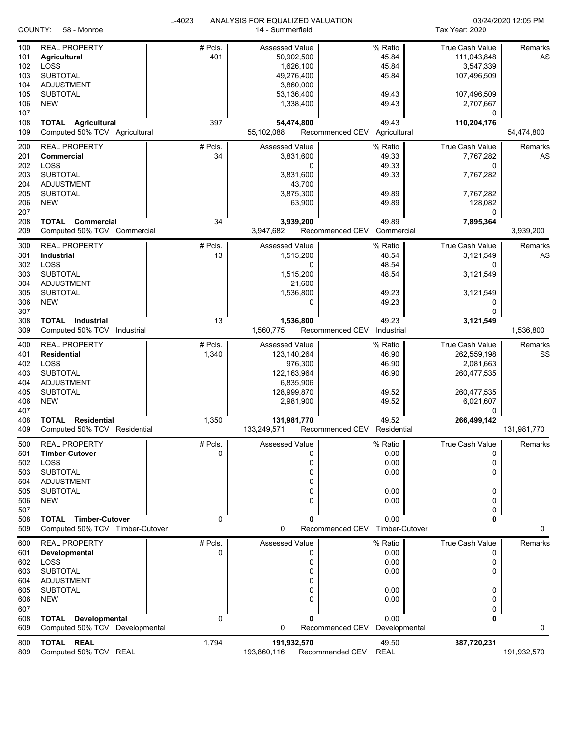L-4023 ANALYSIS FOR EQUALIZED VALUATION

COUNTY: 58 - Monroe

14 - Summerfield

03/24/2020 12:05 PM

Tax Year: 2020

| | | # Pcls. | Assessed Value | % Ratio | True Cash Value | Remarks |
|---|---|---|---|---|---|---|
| 100 | REAL PROPERTY | # Pcls. | Assessed Value | % Ratio | True Cash Value | Remarks |
| 101 | **Agricultural** | 401 | 50,902,500 | 45.84 | 111,043,848 | AS |
| 102 | LOSS | | 1,626,100 | 45.84 | 3,547,339 | |
| 103 | SUBTOTAL | | 49,276,400 | 45.84 | 107,496,509 | |
| 104 | ADJUSTMENT | | 3,860,000 | | | |
| 105 | SUBTOTAL | | 53,136,400 | 49.43 | 107,496,509 | |
| 106 | NEW | | 1,338,400 | 49.43 | 2,707,667 | |
| 107 | | | | | 0 | |
| 108 | **TOTAL Agricultural** | 397 | **54,474,800** | 49.43 | **110,204,176** | |
| 109 | Computed 50% TCV Agricultural | | 55,102,088 | Recommended CEV Agricultural | | 54,474,800 |
| 200 | REAL PROPERTY | # Pcls. | Assessed Value | % Ratio | True Cash Value | Remarks |
| 201 | **Commercial** | 34 | 3,831,600 | 49.33 | 7,767,282 | AS |
| 202 | LOSS | | 0 | 49.33 | 0 | |
| 203 | SUBTOTAL | | 3,831,600 | 49.33 | 7,767,282 | |
| 204 | ADJUSTMENT | | 43,700 | | | |
| 205 | SUBTOTAL | | 3,875,300 | 49.89 | 7,767,282 | |
| 206 | NEW | | 63,900 | 49.89 | 128,082 | |
| 207 | | | | | 0 | |
| 208 | **TOTAL Commercial** | 34 | **3,939,200** | 49.89 | **7,895,364** | |
| 209 | Computed 50% TCV Commercial | | 3,947,682 | Recommended CEV Commercial | | 3,939,200 |
| 300 | REAL PROPERTY | # Pcls. | Assessed Value | % Ratio | True Cash Value | Remarks |
| 301 | **Industrial** | 13 | 1,515,200 | 48.54 | 3,121,549 | AS |
| 302 | LOSS | | 0 | 48.54 | 0 | |
| 303 | SUBTOTAL | | 1,515,200 | 48.54 | 3,121,549 | |
| 304 | ADJUSTMENT | | 21,600 | | | |
| 305 | SUBTOTAL | | 1,536,800 | 49.23 | 3,121,549 | |
| 306 | NEW | | 0 | 49.23 | 0 | |
| 307 | | | | | 0 | |
| 308 | **TOTAL Industrial** | 13 | **1,536,800** | 49.23 | **3,121,549** | |
| 309 | Computed 50% TCV Industrial | | 1,560,775 | Recommended CEV Industrial | | 1,536,800 |
| 400 | REAL PROPERTY | # Pcls. | Assessed Value | % Ratio | True Cash Value | Remarks |
| 401 | **Residential** | 1,340 | 123,140,264 | 46.90 | 262,559,198 | SS |
| 402 | LOSS | | 976,300 | 46.90 | 2,081,663 | |
| 403 | SUBTOTAL | | 122,163,964 | 46.90 | 260,477,535 | |
| 404 | ADJUSTMENT | | 6,835,906 | | | |
| 405 | SUBTOTAL | | 128,999,870 | 49.52 | 260,477,535 | |
| 406 | NEW | | 2,981,900 | 49.52 | 6,021,607 | |
| 407 | | | | | 0 | |
| 408 | **TOTAL Residential** | 1,350 | **131,981,770** | 49.52 | **266,499,142** | |
| 409 | Computed 50% TCV Residential | | 133,249,571 | Recommended CEV Residential | | 131,981,770 |
| 500 | REAL PROPERTY | # Pcls. | Assessed Value | % Ratio | True Cash Value | Remarks |
| 501 | **Timber-Cutover** | 0 | 0 | 0.00 | 0 | |
| 502 | LOSS | | 0 | 0.00 | 0 | |
| 503 | SUBTOTAL | | 0 | 0.00 | 0 | |
| 504 | ADJUSTMENT | | 0 | | | |
| 505 | SUBTOTAL | | 0 | 0.00 | 0 | |
| 506 | NEW | | 0 | 0.00 | 0 | |
| 507 | | | | | 0 | |
| 508 | **TOTAL Timber-Cutover** | 0 | **0** | 0.00 | **0** | |
| 509 | Computed 50% TCV Timber-Cutover | | 0 | Recommended CEV Timber-Cutover | | 0 |
| 600 | REAL PROPERTY | # Pcls. | Assessed Value | % Ratio | True Cash Value | Remarks |
| 601 | **Developmental** | 0 | 0 | 0.00 | 0 | |
| 602 | LOSS | | 0 | 0.00 | 0 | |
| 603 | SUBTOTAL | | 0 | 0.00 | 0 | |
| 604 | ADJUSTMENT | | 0 | | | |
| 605 | SUBTOTAL | | 0 | 0.00 | 0 | |
| 606 | NEW | | 0 | 0.00 | 0 | |
| 607 | | | | | 0 | |
| 608 | **TOTAL Developmental** | 0 | **0** | 0.00 | **0** | |
| 609 | Computed 50% TCV Developmental | | 0 | Recommended CEV Developmental | | 0 |
| 800 | **TOTAL REAL** | 1,794 | **191,932,570** | 49.50 | **387,720,231** | |
| 809 | Computed 50% TCV REAL | | 193,860,116 | Recommended CEV REAL | | 191,932,570 |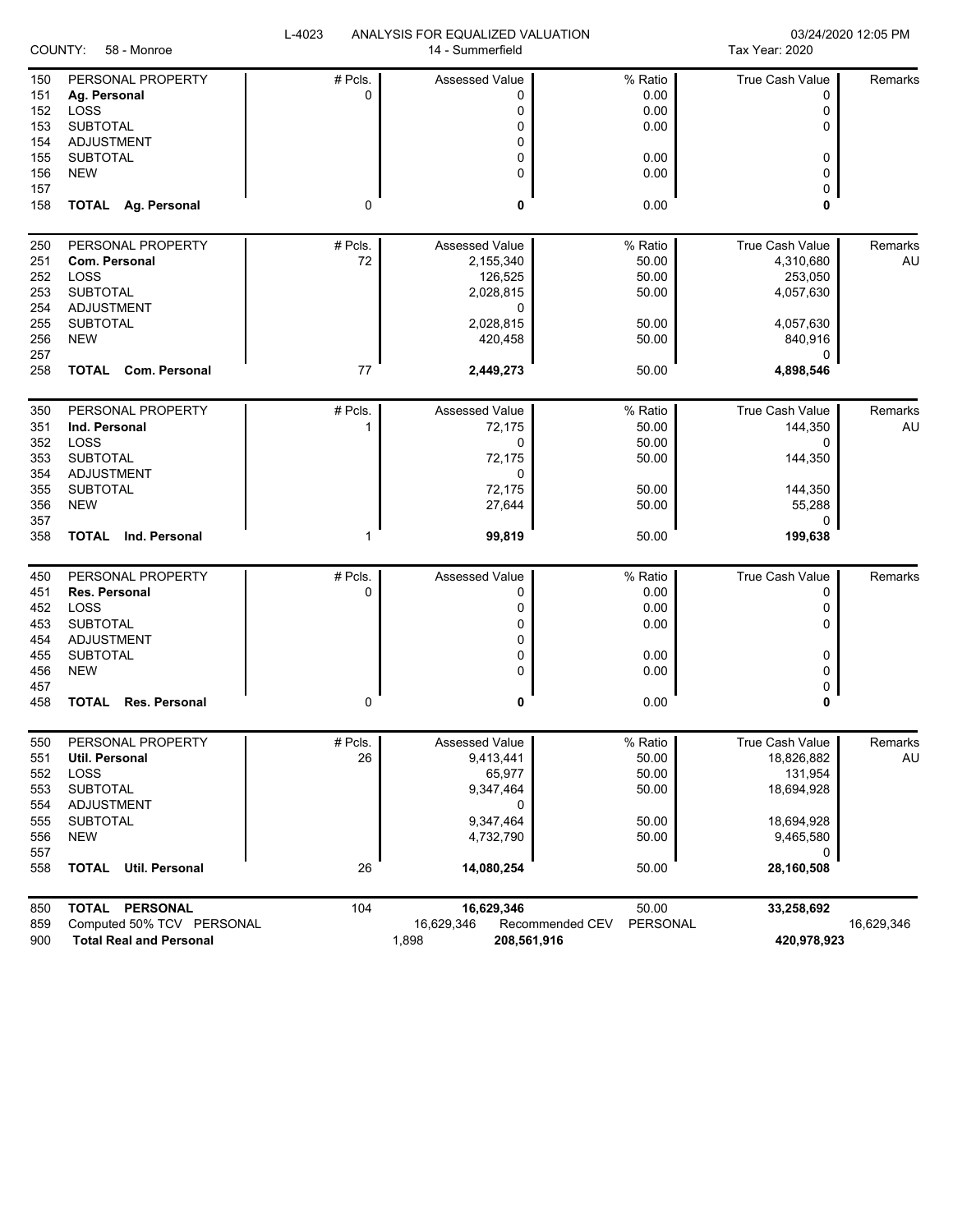L-4023 ANALYSIS FOR EQUALIZED VALUATION

COUNTY: 58 - Monroe — 14 - Summerfield — Tax Year: 2020 — 03/24/2020 12:05 PM

| Line | PERSONAL PROPERTY | # Pcls. | Assessed Value | % Ratio | True Cash Value | Remarks |
|---|---|---|---|---|---|---|
| 151 | **Ag. Personal** | 0 | 0 | 0.00 | 0 | |
| 152 | LOSS | | 0 | 0.00 | 0 | |
| 153 | SUBTOTAL | | 0 | 0.00 | 0 | |
| 154 | ADJUSTMENT | | 0 | | | |
| 155 | SUBTOTAL | | 0 | 0.00 | 0 | |
| 156 | NEW | | 0 | 0.00 | 0 | |
| 157 | | | | | 0 | |
| 158 | **TOTAL Ag. Personal** | 0 | **0** | 0.00 | **0** | |

| Line | PERSONAL PROPERTY | # Pcls. | Assessed Value | % Ratio | True Cash Value | Remarks |
|---|---|---|---|---|---|---|
| 251 | **Com. Personal** | 72 | 2,155,340 | 50.00 | 4,310,680 | AU |
| 252 | LOSS | | 126,525 | 50.00 | 253,050 | |
| 253 | SUBTOTAL | | 2,028,815 | 50.00 | 4,057,630 | |
| 254 | ADJUSTMENT | | 0 | | | |
| 255 | SUBTOTAL | | 2,028,815 | 50.00 | 4,057,630 | |
| 256 | NEW | | 420,458 | 50.00 | 840,916 | |
| 257 | | | | | 0 | |
| 258 | **TOTAL Com. Personal** | 77 | **2,449,273** | 50.00 | **4,898,546** | |

| Line | PERSONAL PROPERTY | # Pcls. | Assessed Value | % Ratio | True Cash Value | Remarks |
|---|---|---|---|---|---|---|
| 351 | **Ind. Personal** | 1 | 72,175 | 50.00 | 144,350 | AU |
| 352 | LOSS | | 0 | 50.00 | 0 | |
| 353 | SUBTOTAL | | 72,175 | 50.00 | 144,350 | |
| 354 | ADJUSTMENT | | 0 | | | |
| 355 | SUBTOTAL | | 72,175 | 50.00 | 144,350 | |
| 356 | NEW | | 27,644 | 50.00 | 55,288 | |
| 357 | | | | | 0 | |
| 358 | **TOTAL Ind. Personal** | 1 | **99,819** | 50.00 | **199,638** | |

| Line | PERSONAL PROPERTY | # Pcls. | Assessed Value | % Ratio | True Cash Value | Remarks |
|---|---|---|---|---|---|---|
| 451 | **Res. Personal** | 0 | 0 | 0.00 | 0 | |
| 452 | LOSS | | 0 | 0.00 | 0 | |
| 453 | SUBTOTAL | | 0 | 0.00 | 0 | |
| 454 | ADJUSTMENT | | 0 | | | |
| 455 | SUBTOTAL | | 0 | 0.00 | 0 | |
| 456 | NEW | | 0 | 0.00 | 0 | |
| 457 | | | | | 0 | |
| 458 | **TOTAL Res. Personal** | 0 | **0** | 0.00 | **0** | |

| Line | PERSONAL PROPERTY | # Pcls. | Assessed Value | % Ratio | True Cash Value | Remarks |
|---|---|---|---|---|---|---|
| 551 | **Util. Personal** | 26 | 9,413,441 | 50.00 | 18,826,882 | AU |
| 552 | LOSS | | 65,977 | 50.00 | 131,954 | |
| 553 | SUBTOTAL | | 9,347,464 | 50.00 | 18,694,928 | |
| 554 | ADJUSTMENT | | 0 | | | |
| 555 | SUBTOTAL | | 9,347,464 | 50.00 | 18,694,928 | |
| 556 | NEW | | 4,732,790 | 50.00 | 9,465,580 | |
| 557 | | | | | 0 | |
| 558 | **TOTAL Util. Personal** | 26 | **14,080,254** | 50.00 | **28,160,508** | |

| Line | | # Pcls. | Assessed Value | % Ratio | True Cash Value | |
|---|---|---|---|---|---|---|
| 850 | **TOTAL PERSONAL** | 104 | **16,629,346** | 50.00 | **33,258,692** | |
| 859 | Computed 50% TCV PERSONAL | | 16,629,346 Recommended CEV | PERSONAL | | 16,629,346 |
| 900 | **Total Real and Personal** | | 1,898 **208,561,916** | | **420,978,923** | |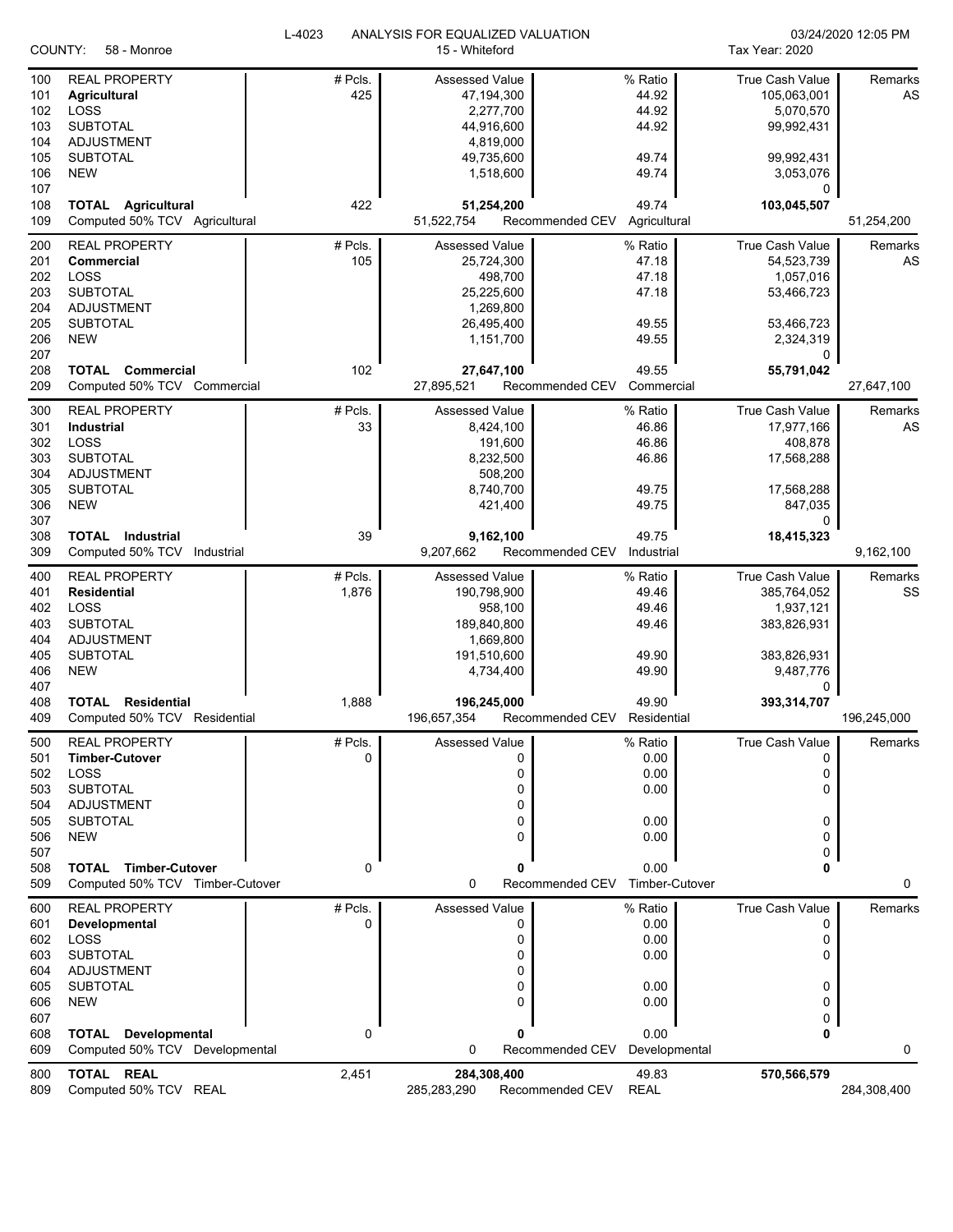L-4023 ANALYSIS FOR EQUALIZED VALUATION

COUNTY: 58 - Monroe | 15 - Whiteford | Tax Year: 2020 | 03/24/2020 12:05 PM

| Line | | # Pcls. | Assessed Value | % Ratio | True Cash Value | Remarks |
|---|---|---|---|---|---|---|
| 100 | REAL PROPERTY | # Pcls. | Assessed Value | % Ratio | True Cash Value | Remarks |
| 101 | **Agricultural** | 425 | 47,194,300 | 44.92 | 105,063,001 | AS |
| 102 | LOSS | | 2,277,700 | 44.92 | 5,070,570 | |
| 103 | SUBTOTAL | | 44,916,600 | 44.92 | 99,992,431 | |
| 104 | ADJUSTMENT | | 4,819,000 | | | |
| 105 | SUBTOTAL | | 49,735,600 | 49.74 | 99,992,431 | |
| 106 | NEW | | 1,518,600 | 49.74 | 3,053,076 | |
| 107 | | | | | 0 | |
| 108 | **TOTAL Agricultural** | 422 | **51,254,200** | 49.74 | **103,045,507** | |
| 109 | Computed 50% TCV Agricultural | | 51,522,754 | Recommended CEV Agricultural | | 51,254,200 |
| 200 | REAL PROPERTY | # Pcls. | Assessed Value | % Ratio | True Cash Value | Remarks |
| 201 | **Commercial** | 105 | 25,724,300 | 47.18 | 54,523,739 | AS |
| 202 | LOSS | | 498,700 | 47.18 | 1,057,016 | |
| 203 | SUBTOTAL | | 25,225,600 | 47.18 | 53,466,723 | |
| 204 | ADJUSTMENT | | 1,269,800 | | | |
| 205 | SUBTOTAL | | 26,495,400 | 49.55 | 53,466,723 | |
| 206 | NEW | | 1,151,700 | 49.55 | 2,324,319 | |
| 207 | | | | | 0 | |
| 208 | **TOTAL Commercial** | 102 | **27,647,100** | 49.55 | **55,791,042** | |
| 209 | Computed 50% TCV Commercial | | 27,895,521 | Recommended CEV Commercial | | 27,647,100 |
| 300 | REAL PROPERTY | # Pcls. | Assessed Value | % Ratio | True Cash Value | Remarks |
| 301 | **Industrial** | 33 | 8,424,100 | 46.86 | 17,977,166 | AS |
| 302 | LOSS | | 191,600 | 46.86 | 408,878 | |
| 303 | SUBTOTAL | | 8,232,500 | 46.86 | 17,568,288 | |
| 304 | ADJUSTMENT | | 508,200 | | | |
| 305 | SUBTOTAL | | 8,740,700 | 49.75 | 17,568,288 | |
| 306 | NEW | | 421,400 | 49.75 | 847,035 | |
| 307 | | | | | 0 | |
| 308 | **TOTAL Industrial** | 39 | **9,162,100** | 49.75 | **18,415,323** | |
| 309 | Computed 50% TCV Industrial | | 9,207,662 | Recommended CEV Industrial | | 9,162,100 |
| 400 | REAL PROPERTY | # Pcls. | Assessed Value | % Ratio | True Cash Value | Remarks |
| 401 | **Residential** | 1,876 | 190,798,900 | 49.46 | 385,764,052 | SS |
| 402 | LOSS | | 958,100 | 49.46 | 1,937,121 | |
| 403 | SUBTOTAL | | 189,840,800 | 49.46 | 383,826,931 | |
| 404 | ADJUSTMENT | | 1,669,800 | | | |
| 405 | SUBTOTAL | | 191,510,600 | 49.90 | 383,826,931 | |
| 406 | NEW | | 4,734,400 | 49.90 | 9,487,776 | |
| 407 | | | | | 0 | |
| 408 | **TOTAL Residential** | 1,888 | **196,245,000** | 49.90 | **393,314,707** | |
| 409 | Computed 50% TCV Residential | | 196,657,354 | Recommended CEV Residential | | 196,245,000 |
| 500 | REAL PROPERTY | # Pcls. | Assessed Value | % Ratio | True Cash Value | Remarks |
| 501 | **Timber-Cutover** | 0 | 0 | 0.00 | 0 | |
| 502 | LOSS | | 0 | 0.00 | 0 | |
| 503 | SUBTOTAL | | 0 | 0.00 | 0 | |
| 504 | ADJUSTMENT | | 0 | | | |
| 505 | SUBTOTAL | | 0 | 0.00 | 0 | |
| 506 | NEW | | 0 | 0.00 | 0 | |
| 507 | | | | | 0 | |
| 508 | **TOTAL Timber-Cutover** | 0 | **0** | 0.00 | **0** | |
| 509 | Computed 50% TCV Timber-Cutover | | 0 | Recommended CEV Timber-Cutover | | 0 |
| 600 | REAL PROPERTY | # Pcls. | Assessed Value | % Ratio | True Cash Value | Remarks |
| 601 | **Developmental** | 0 | 0 | 0.00 | 0 | |
| 602 | LOSS | | 0 | 0.00 | 0 | |
| 603 | SUBTOTAL | | 0 | 0.00 | 0 | |
| 604 | ADJUSTMENT | | 0 | | | |
| 605 | SUBTOTAL | | 0 | 0.00 | 0 | |
| 606 | NEW | | 0 | 0.00 | 0 | |
| 607 | | | | | 0 | |
| 608 | **TOTAL Developmental** | 0 | **0** | 0.00 | **0** | |
| 609 | Computed 50% TCV Developmental | | 0 | Recommended CEV Developmental | | 0 |
| 800 | **TOTAL REAL** | 2,451 | **284,308,400** | 49.83 | **570,566,579** | |
| 809 | Computed 50% TCV REAL | | 285,283,290 | Recommended CEV REAL | | 284,308,400 |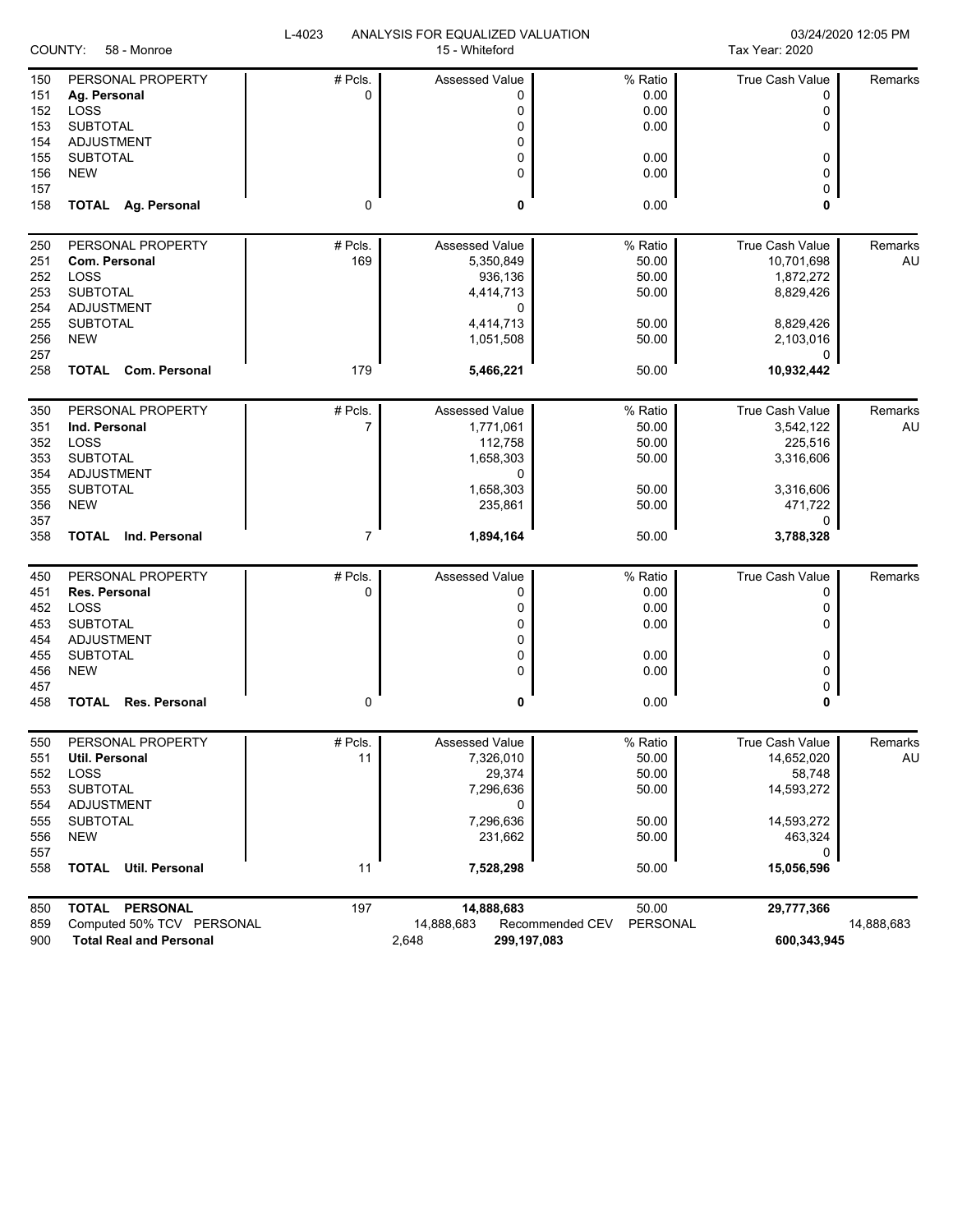L-4023 ANALYSIS FOR EQUALIZED VALUATION

COUNTY: 58 - Monroe | 15 - Whiteford | Tax Year: 2020 | 03/24/2020 12:05 PM

| | | # Pcls. | Assessed Value | % Ratio | True Cash Value | Remarks |
|---|---|---|---|---|---|---|
| 150 | PERSONAL PROPERTY | # Pcls. | Assessed Value | % Ratio | True Cash Value | Remarks |
| 151 | **Ag. Personal** | 0 | 0 | 0.00 | 0 | |
| 152 | LOSS | | 0 | 0.00 | 0 | |
| 153 | SUBTOTAL | | 0 | 0.00 | 0 | |
| 154 | ADJUSTMENT | | 0 | | | |
| 155 | SUBTOTAL | | 0 | 0.00 | 0 | |
| 156 | NEW | | 0 | 0.00 | 0 | |
| 157 | | | | | 0 | |
| 158 | **TOTAL Ag. Personal** | 0 | **0** | 0.00 | **0** | |
| 250 | PERSONAL PROPERTY | # Pcls. | Assessed Value | % Ratio | True Cash Value | Remarks |
| 251 | **Com. Personal** | 169 | 5,350,849 | 50.00 | 10,701,698 | AU |
| 252 | LOSS | | 936,136 | 50.00 | 1,872,272 | |
| 253 | SUBTOTAL | | 4,414,713 | 50.00 | 8,829,426 | |
| 254 | ADJUSTMENT | | 0 | | | |
| 255 | SUBTOTAL | | 4,414,713 | 50.00 | 8,829,426 | |
| 256 | NEW | | 1,051,508 | 50.00 | 2,103,016 | |
| 257 | | | | | 0 | |
| 258 | **TOTAL Com. Personal** | 179 | **5,466,221** | 50.00 | **10,932,442** | |
| 350 | PERSONAL PROPERTY | # Pcls. | Assessed Value | % Ratio | True Cash Value | Remarks |
| 351 | **Ind. Personal** | 7 | 1,771,061 | 50.00 | 3,542,122 | AU |
| 352 | LOSS | | 112,758 | 50.00 | 225,516 | |
| 353 | SUBTOTAL | | 1,658,303 | 50.00 | 3,316,606 | |
| 354 | ADJUSTMENT | | 0 | | | |
| 355 | SUBTOTAL | | 1,658,303 | 50.00 | 3,316,606 | |
| 356 | NEW | | 235,861 | 50.00 | 471,722 | |
| 357 | | | | | 0 | |
| 358 | **TOTAL Ind. Personal** | 7 | **1,894,164** | 50.00 | **3,788,328** | |
| 450 | PERSONAL PROPERTY | # Pcls. | Assessed Value | % Ratio | True Cash Value | Remarks |
| 451 | **Res. Personal** | 0 | 0 | 0.00 | 0 | |
| 452 | LOSS | | 0 | 0.00 | 0 | |
| 453 | SUBTOTAL | | 0 | 0.00 | 0 | |
| 454 | ADJUSTMENT | | 0 | | | |
| 455 | SUBTOTAL | | 0 | 0.00 | 0 | |
| 456 | NEW | | 0 | 0.00 | 0 | |
| 457 | | | | | 0 | |
| 458 | **TOTAL Res. Personal** | 0 | **0** | 0.00 | **0** | |
| 550 | PERSONAL PROPERTY | # Pcls. | Assessed Value | % Ratio | True Cash Value | Remarks |
| 551 | **Util. Personal** | 11 | 7,326,010 | 50.00 | 14,652,020 | AU |
| 552 | LOSS | | 29,374 | 50.00 | 58,748 | |
| 553 | SUBTOTAL | | 7,296,636 | 50.00 | 14,593,272 | |
| 554 | ADJUSTMENT | | 0 | | | |
| 555 | SUBTOTAL | | 7,296,636 | 50.00 | 14,593,272 | |
| 556 | NEW | | 231,662 | 50.00 | 463,324 | |
| 557 | | | | | 0 | |
| 558 | **TOTAL Util. Personal** | 11 | **7,528,298** | 50.00 | **15,056,596** | |
| 850 | **TOTAL PERSONAL** | 197 | **14,888,683** | 50.00 | **29,777,366** | |
| 859 | Computed 50% TCV PERSONAL | | 14,888,683 | Recommended CEV PERSONAL | | 14,888,683 |
| 900 | **Total Real and Personal** | | 2,648 **299,197,083** | | **600,343,945** | |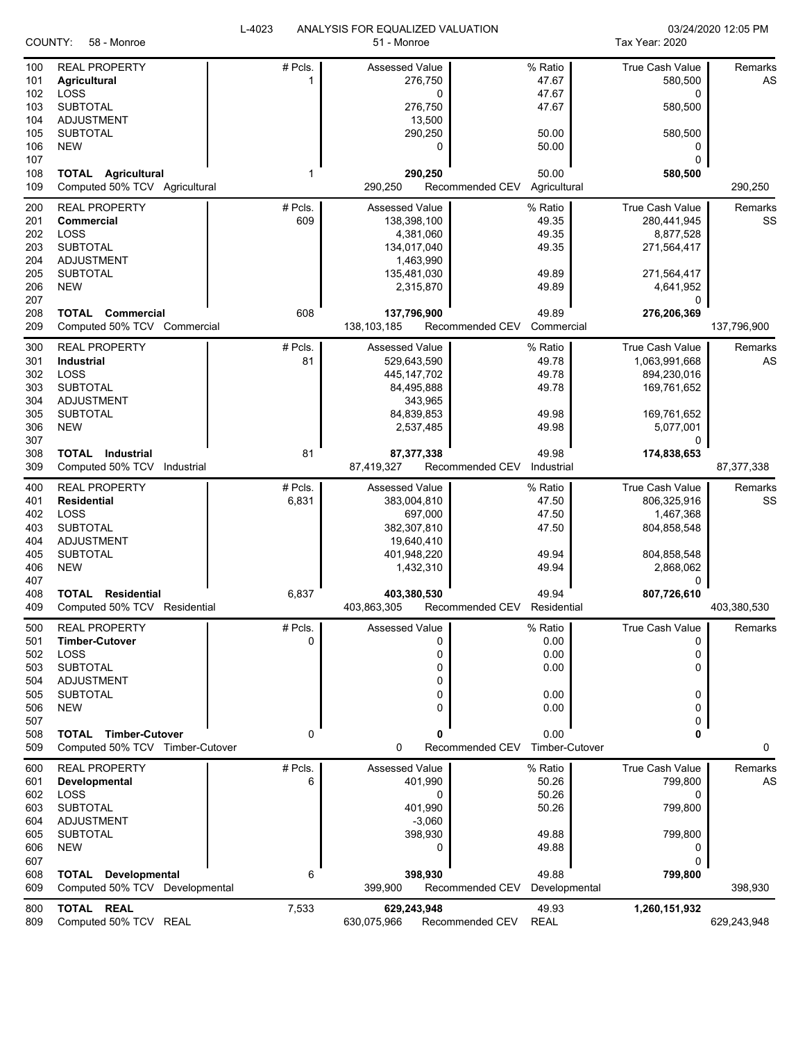L-4023 ANALYSIS FOR EQUALIZED VALUATION 03/24/2020 12:05 PM

COUNTY: 58 - Monroe 51 - Monroe Tax Year: 2020

| | | # Pcls. | Assessed Value | | % Ratio | True Cash Value | Remarks |
|---|---|---|---|---|---|---|---|
| 100 | REAL PROPERTY | # Pcls. | Assessed Value | | % Ratio | True Cash Value | Remarks |
| 101 | **Agricultural** | 1 | 276,750 | | 47.67 | 580,500 | AS |
| 102 | LOSS | | 0 | | 47.67 | 0 | |
| 103 | SUBTOTAL | | 276,750 | | 47.67 | 580,500 | |
| 104 | ADJUSTMENT | | 13,500 | | | | |
| 105 | SUBTOTAL | | 290,250 | | 50.00 | 580,500 | |
| 106 | NEW | | 0 | | 50.00 | 0 | |
| 107 | | | | | | 0 | |
| 108 | **TOTAL Agricultural** | 1 | **290,250** | | 50.00 | **580,500** | |
| 109 | Computed 50% TCV Agricultural | | 290,250 | Recommended CEV | Agricultural | | 290,250 |
| 200 | REAL PROPERTY | # Pcls. | Assessed Value | | % Ratio | True Cash Value | Remarks |
| 201 | **Commercial** | 609 | 138,398,100 | | 49.35 | 280,441,945 | SS |
| 202 | LOSS | | 4,381,060 | | 49.35 | 8,877,528 | |
| 203 | SUBTOTAL | | 134,017,040 | | 49.35 | 271,564,417 | |
| 204 | ADJUSTMENT | | 1,463,990 | | | | |
| 205 | SUBTOTAL | | 135,481,030 | | 49.89 | 271,564,417 | |
| 206 | NEW | | 2,315,870 | | 49.89 | 4,641,952 | |
| 207 | | | | | | 0 | |
| 208 | **TOTAL Commercial** | 608 | **137,796,900** | | 49.89 | **276,206,369** | |
| 209 | Computed 50% TCV Commercial | | 138,103,185 | Recommended CEV | Commercial | | 137,796,900 |
| 300 | REAL PROPERTY | # Pcls. | Assessed Value | | % Ratio | True Cash Value | Remarks |
| 301 | **Industrial** | 81 | 529,643,590 | | 49.78 | 1,063,991,668 | AS |
| 302 | LOSS | | 445,147,702 | | 49.78 | 894,230,016 | |
| 303 | SUBTOTAL | | 84,495,888 | | 49.78 | 169,761,652 | |
| 304 | ADJUSTMENT | | 343,965 | | | | |
| 305 | SUBTOTAL | | 84,839,853 | | 49.98 | 169,761,652 | |
| 306 | NEW | | 2,537,485 | | 49.98 | 5,077,001 | |
| 307 | | | | | | 0 | |
| 308 | **TOTAL Industrial** | 81 | **87,377,338** | | 49.98 | **174,838,653** | |
| 309 | Computed 50% TCV Industrial | | 87,419,327 | Recommended CEV | Industrial | | 87,377,338 |
| 400 | REAL PROPERTY | # Pcls. | Assessed Value | | % Ratio | True Cash Value | Remarks |
| 401 | **Residential** | 6,831 | 383,004,810 | | 47.50 | 806,325,916 | SS |
| 402 | LOSS | | 697,000 | | 47.50 | 1,467,368 | |
| 403 | SUBTOTAL | | 382,307,810 | | 47.50 | 804,858,548 | |
| 404 | ADJUSTMENT | | 19,640,410 | | | | |
| 405 | SUBTOTAL | | 401,948,220 | | 49.94 | 804,858,548 | |
| 406 | NEW | | 1,432,310 | | 49.94 | 2,868,062 | |
| 407 | | | | | | 0 | |
| 408 | **TOTAL Residential** | 6,837 | **403,380,530** | | 49.94 | **807,726,610** | |
| 409 | Computed 50% TCV Residential | | 403,863,305 | Recommended CEV | Residential | | 403,380,530 |
| 500 | REAL PROPERTY | # Pcls. | Assessed Value | | % Ratio | True Cash Value | Remarks |
| 501 | **Timber-Cutover** | 0 | 0 | | 0.00 | 0 | |
| 502 | LOSS | | 0 | | 0.00 | 0 | |
| 503 | SUBTOTAL | | 0 | | 0.00 | 0 | |
| 504 | ADJUSTMENT | | 0 | | | | |
| 505 | SUBTOTAL | | 0 | | 0.00 | 0 | |
| 506 | NEW | | 0 | | 0.00 | 0 | |
| 507 | | | | | | 0 | |
| 508 | **TOTAL Timber-Cutover** | 0 | **0** | | 0.00 | **0** | |
| 509 | Computed 50% TCV Timber-Cutover | | 0 | Recommended CEV | Timber-Cutover | | 0 |
| 600 | REAL PROPERTY | # Pcls. | Assessed Value | | % Ratio | True Cash Value | Remarks |
| 601 | **Developmental** | 6 | 401,990 | | 50.26 | 799,800 | AS |
| 602 | LOSS | | 0 | | 50.26 | 0 | |
| 603 | SUBTOTAL | | 401,990 | | 50.26 | 799,800 | |
| 604 | ADJUSTMENT | | -3,060 | | | | |
| 605 | SUBTOTAL | | 398,930 | | 49.88 | 799,800 | |
| 606 | NEW | | 0 | | 49.88 | 0 | |
| 607 | | | | | | 0 | |
| 608 | **TOTAL Developmental** | 6 | **398,930** | | 49.88 | **799,800** | |
| 609 | Computed 50% TCV Developmental | | 399,900 | Recommended CEV | Developmental | | 398,930 |
| 800 | **TOTAL REAL** | 7,533 | **629,243,948** | | 49.93 | **1,260,151,932** | |
| 809 | Computed 50% TCV REAL | | 630,075,966 | Recommended CEV | REAL | | 629,243,948 |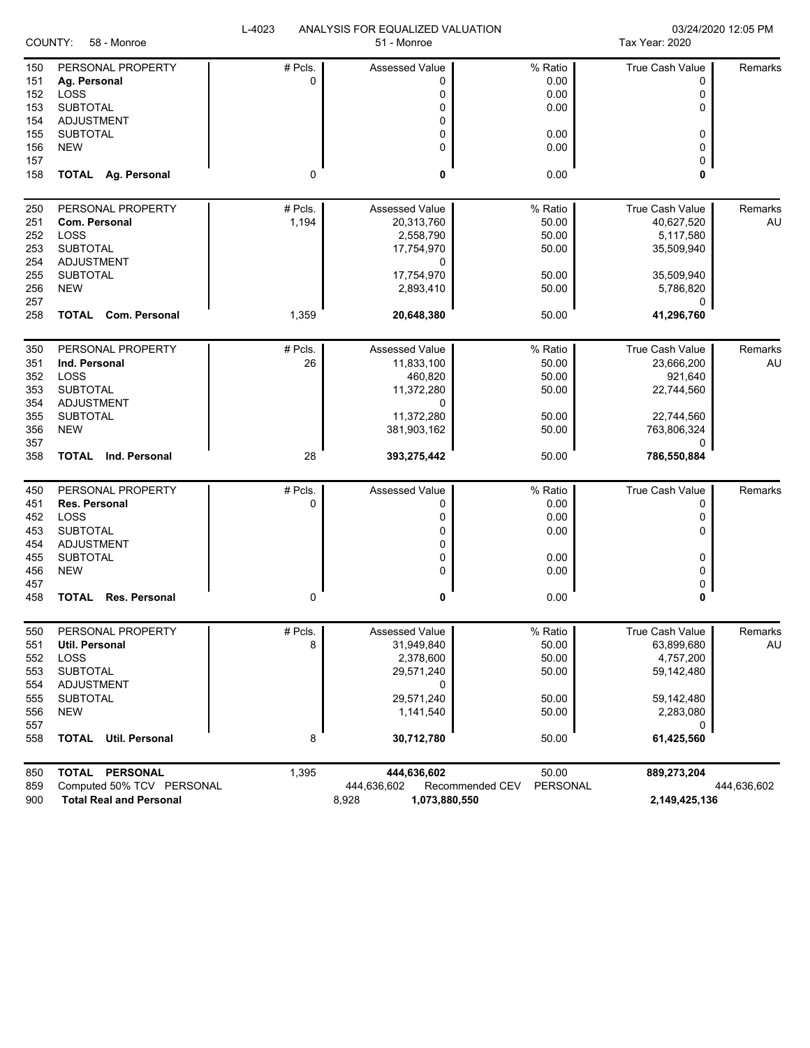L-4023 ANALYSIS FOR EQUALIZED VALUATION

COUNTY: 58 - Monroe | 51 - Monroe | Tax Year: 2020 | 03/24/2020 12:05 PM

| Line | PERSONAL PROPERTY | # Pcls. | Assessed Value | % Ratio | True Cash Value | Remarks |
|---|---|---|---|---|---|---|
| 150 | PERSONAL PROPERTY | # Pcls. | Assessed Value | % Ratio | True Cash Value | Remarks |
| 151 | **Ag. Personal** | 0 | 0 | 0.00 | 0 | |
| 152 | LOSS | | 0 | 0.00 | 0 | |
| 153 | SUBTOTAL | | 0 | 0.00 | 0 | |
| 154 | ADJUSTMENT | | 0 | | | |
| 155 | SUBTOTAL | | 0 | 0.00 | 0 | |
| 156 | NEW | | 0 | 0.00 | 0 | |
| 157 | | | | | 0 | |
| 158 | **TOTAL Ag. Personal** | 0 | **0** | 0.00 | **0** | |
| 250 | PERSONAL PROPERTY | # Pcls. | Assessed Value | % Ratio | True Cash Value | Remarks |
| 251 | **Com. Personal** | 1,194 | 20,313,760 | 50.00 | 40,627,520 | AU |
| 252 | LOSS | | 2,558,790 | 50.00 | 5,117,580 | |
| 253 | SUBTOTAL | | 17,754,970 | 50.00 | 35,509,940 | |
| 254 | ADJUSTMENT | | 0 | | | |
| 255 | SUBTOTAL | | 17,754,970 | 50.00 | 35,509,940 | |
| 256 | NEW | | 2,893,410 | 50.00 | 5,786,820 | |
| 257 | | | | | 0 | |
| 258 | **TOTAL Com. Personal** | 1,359 | **20,648,380** | 50.00 | **41,296,760** | |
| 350 | PERSONAL PROPERTY | # Pcls. | Assessed Value | % Ratio | True Cash Value | Remarks |
| 351 | **Ind. Personal** | 26 | 11,833,100 | 50.00 | 23,666,200 | AU |
| 352 | LOSS | | 460,820 | 50.00 | 921,640 | |
| 353 | SUBTOTAL | | 11,372,280 | 50.00 | 22,744,560 | |
| 354 | ADJUSTMENT | | 0 | | | |
| 355 | SUBTOTAL | | 11,372,280 | 50.00 | 22,744,560 | |
| 356 | NEW | | 381,903,162 | 50.00 | 763,806,324 | |
| 357 | | | | | 0 | |
| 358 | **TOTAL Ind. Personal** | 28 | **393,275,442** | 50.00 | **786,550,884** | |
| 450 | PERSONAL PROPERTY | # Pcls. | Assessed Value | % Ratio | True Cash Value | Remarks |
| 451 | **Res. Personal** | 0 | 0 | 0.00 | 0 | |
| 452 | LOSS | | 0 | 0.00 | 0 | |
| 453 | SUBTOTAL | | 0 | 0.00 | 0 | |
| 454 | ADJUSTMENT | | 0 | | | |
| 455 | SUBTOTAL | | 0 | 0.00 | 0 | |
| 456 | NEW | | 0 | 0.00 | 0 | |
| 457 | | | | | 0 | |
| 458 | **TOTAL Res. Personal** | 0 | **0** | 0.00 | **0** | |
| 550 | PERSONAL PROPERTY | # Pcls. | Assessed Value | % Ratio | True Cash Value | Remarks |
| 551 | **Util. Personal** | 8 | 31,949,840 | 50.00 | 63,899,680 | AU |
| 552 | LOSS | | 2,378,600 | 50.00 | 4,757,200 | |
| 553 | SUBTOTAL | | 29,571,240 | 50.00 | 59,142,480 | |
| 554 | ADJUSTMENT | | 0 | | | |
| 555 | SUBTOTAL | | 29,571,240 | 50.00 | 59,142,480 | |
| 556 | NEW | | 1,141,540 | 50.00 | 2,283,080 | |
| 557 | | | | | 0 | |
| 558 | **TOTAL Util. Personal** | 8 | **30,712,780** | 50.00 | **61,425,560** | |
| 850 | **TOTAL PERSONAL** | 1,395 | **444,636,602** | 50.00 | **889,273,204** | |
| 859 | Computed 50% TCV PERSONAL | | 444,636,602 | Recommended CEV PERSONAL | | 444,636,602 |
| 900 | **Total Real and Personal** | | 8,928 **1,073,880,550** | | **2,149,425,136** | |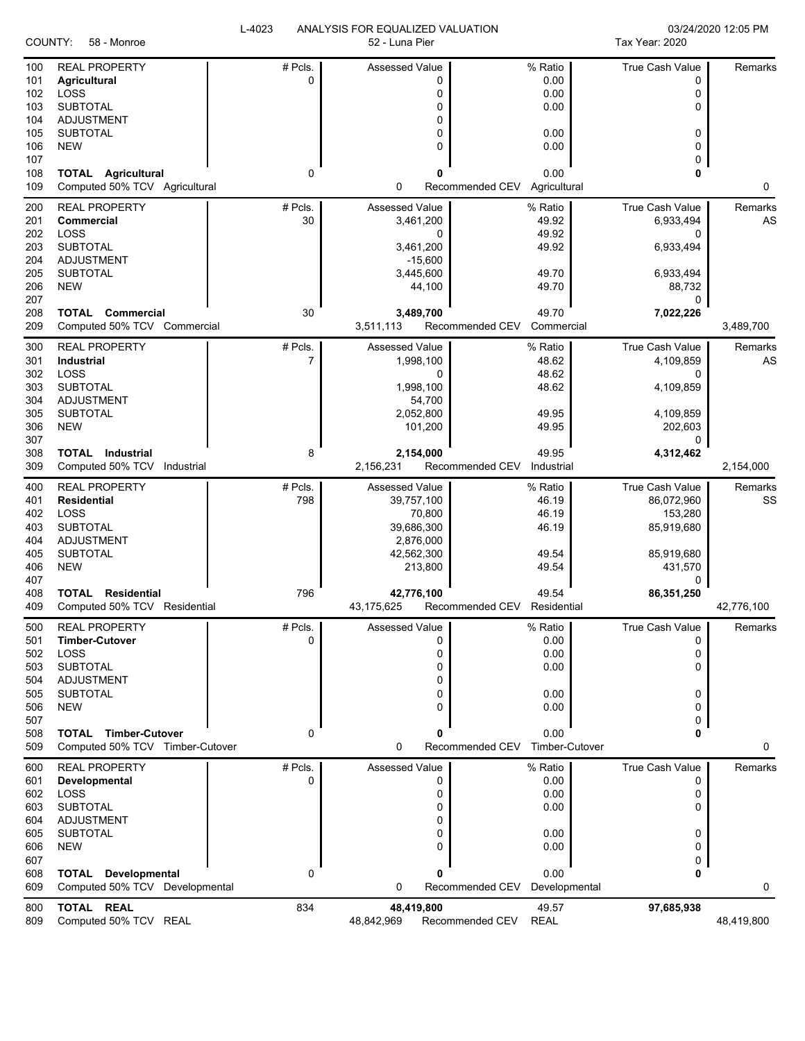COUNTY: 58 - Monroe

L-4023 ANALYSIS FOR EQUALIZED VALUATION

52 - Luna Pier

03/24/2020 12:05 PM

Tax Year: 2020

| Line | REAL PROPERTY | # Pcls. | Assessed Value | % Ratio | True Cash Value | Remarks |
|---|---|---|---|---|---|---|
| 100 | REAL PROPERTY | # Pcls. | Assessed Value | % Ratio | True Cash Value | Remarks |
| 101 | **Agricultural** | 0 | 0 | 0.00 | 0 | |
| 102 | LOSS | | 0 | 0.00 | 0 | |
| 103 | SUBTOTAL | | 0 | 0.00 | 0 | |
| 104 | ADJUSTMENT | | 0 | | | |
| 105 | SUBTOTAL | | 0 | 0.00 | 0 | |
| 106 | NEW | | 0 | 0.00 | 0 | |
| 107 | | | | | 0 | |
| 108 | **TOTAL Agricultural** | 0 | **0** | 0.00 | **0** | |
| 109 | Computed 50% TCV Agricultural | | 0 | Recommended CEV Agricultural | | 0 |
| 200 | REAL PROPERTY | # Pcls. | Assessed Value | % Ratio | True Cash Value | Remarks |
| 201 | **Commercial** | 30 | 3,461,200 | 49.92 | 6,933,494 | AS |
| 202 | LOSS | | 0 | 49.92 | 0 | |
| 203 | SUBTOTAL | | 3,461,200 | 49.92 | 6,933,494 | |
| 204 | ADJUSTMENT | | -15,600 | | | |
| 205 | SUBTOTAL | | 3,445,600 | 49.70 | 6,933,494 | |
| 206 | NEW | | 44,100 | 49.70 | 88,732 | |
| 207 | | | | | 0 | |
| 208 | **TOTAL Commercial** | 30 | **3,489,700** | 49.70 | **7,022,226** | |
| 209 | Computed 50% TCV Commercial | | 3,511,113 | Recommended CEV Commercial | | 3,489,700 |
| 300 | REAL PROPERTY | # Pcls. | Assessed Value | % Ratio | True Cash Value | Remarks |
| 301 | **Industrial** | 7 | 1,998,100 | 48.62 | 4,109,859 | AS |
| 302 | LOSS | | 0 | 48.62 | 0 | |
| 303 | SUBTOTAL | | 1,998,100 | 48.62 | 4,109,859 | |
| 304 | ADJUSTMENT | | 54,700 | | | |
| 305 | SUBTOTAL | | 2,052,800 | 49.95 | 4,109,859 | |
| 306 | NEW | | 101,200 | 49.95 | 202,603 | |
| 307 | | | | | 0 | |
| 308 | **TOTAL Industrial** | 8 | **2,154,000** | 49.95 | **4,312,462** | |
| 309 | Computed 50% TCV Industrial | | 2,156,231 | Recommended CEV Industrial | | 2,154,000 |
| 400 | REAL PROPERTY | # Pcls. | Assessed Value | % Ratio | True Cash Value | Remarks |
| 401 | **Residential** | 798 | 39,757,100 | 46.19 | 86,072,960 | SS |
| 402 | LOSS | | 70,800 | 46.19 | 153,280 | |
| 403 | SUBTOTAL | | 39,686,300 | 46.19 | 85,919,680 | |
| 404 | ADJUSTMENT | | 2,876,000 | | | |
| 405 | SUBTOTAL | | 42,562,300 | 49.54 | 85,919,680 | |
| 406 | NEW | | 213,800 | 49.54 | 431,570 | |
| 407 | | | | | 0 | |
| 408 | **TOTAL Residential** | 796 | **42,776,100** | 49.54 | **86,351,250** | |
| 409 | Computed 50% TCV Residential | | 43,175,625 | Recommended CEV Residential | | 42,776,100 |
| 500 | REAL PROPERTY | # Pcls. | Assessed Value | % Ratio | True Cash Value | Remarks |
| 501 | **Timber-Cutover** | 0 | 0 | 0.00 | 0 | |
| 502 | LOSS | | 0 | 0.00 | 0 | |
| 503 | SUBTOTAL | | 0 | 0.00 | 0 | |
| 504 | ADJUSTMENT | | 0 | | | |
| 505 | SUBTOTAL | | 0 | 0.00 | 0 | |
| 506 | NEW | | 0 | 0.00 | 0 | |
| 507 | | | | | 0 | |
| 508 | **TOTAL Timber-Cutover** | 0 | **0** | 0.00 | **0** | |
| 509 | Computed 50% TCV Timber-Cutover | | 0 | Recommended CEV Timber-Cutover | | 0 |
| 600 | REAL PROPERTY | # Pcls. | Assessed Value | % Ratio | True Cash Value | Remarks |
| 601 | **Developmental** | 0 | 0 | 0.00 | 0 | |
| 602 | LOSS | | 0 | 0.00 | 0 | |
| 603 | SUBTOTAL | | 0 | 0.00 | 0 | |
| 604 | ADJUSTMENT | | 0 | | | |
| 605 | SUBTOTAL | | 0 | 0.00 | 0 | |
| 606 | NEW | | 0 | 0.00 | 0 | |
| 607 | | | | | 0 | |
| 608 | **TOTAL Developmental** | 0 | **0** | 0.00 | **0** | |
| 609 | Computed 50% TCV Developmental | | 0 | Recommended CEV Developmental | | 0 |
| 800 | **TOTAL REAL** | 834 | **48,419,800** | 49.57 | **97,685,938** | |
| 809 | Computed 50% TCV REAL | | 48,842,969 | Recommended CEV REAL | | 48,419,800 |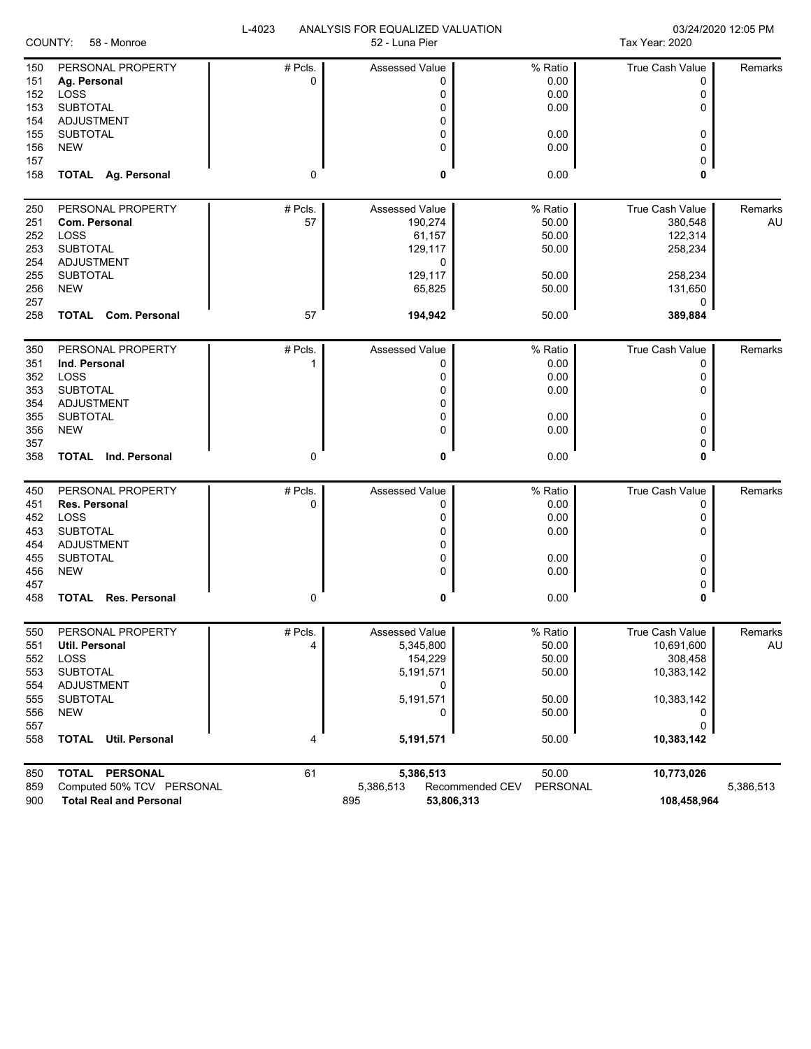L-4023 ANALYSIS FOR EQUALIZED VALUATION 03/24/2020 12:05 PM

COUNTY: 58 - Monroe 52 - Luna Pier Tax Year: 2020

| Line | PERSONAL PROPERTY | # Pcls. | Assessed Value | % Ratio | True Cash Value | Remarks |
|---|---|---|---|---|---|---|
| 150 | PERSONAL PROPERTY | # Pcls. | Assessed Value | % Ratio | True Cash Value | Remarks |
| 151 | **Ag. Personal** | 0 | 0 | 0.00 | 0 | |
| 152 | LOSS | | 0 | 0.00 | 0 | |
| 153 | SUBTOTAL | | 0 | 0.00 | 0 | |
| 154 | ADJUSTMENT | | 0 | | | |
| 155 | SUBTOTAL | | 0 | 0.00 | 0 | |
| 156 | NEW | | 0 | 0.00 | 0 | |
| 157 | | | | | 0 | |
| 158 | **TOTAL Ag. Personal** | 0 | **0** | 0.00 | **0** | |
| 250 | PERSONAL PROPERTY | # Pcls. | Assessed Value | % Ratio | True Cash Value | Remarks |
| 251 | **Com. Personal** | 57 | 190,274 | 50.00 | 380,548 | AU |
| 252 | LOSS | | 61,157 | 50.00 | 122,314 | |
| 253 | SUBTOTAL | | 129,117 | 50.00 | 258,234 | |
| 254 | ADJUSTMENT | | 0 | | | |
| 255 | SUBTOTAL | | 129,117 | 50.00 | 258,234 | |
| 256 | NEW | | 65,825 | 50.00 | 131,650 | |
| 257 | | | | | 0 | |
| 258 | **TOTAL Com. Personal** | 57 | **194,942** | 50.00 | **389,884** | |
| 350 | PERSONAL PROPERTY | # Pcls. | Assessed Value | % Ratio | True Cash Value | Remarks |
| 351 | **Ind. Personal** | 1 | 0 | 0.00 | 0 | |
| 352 | LOSS | | 0 | 0.00 | 0 | |
| 353 | SUBTOTAL | | 0 | 0.00 | 0 | |
| 354 | ADJUSTMENT | | 0 | | | |
| 355 | SUBTOTAL | | 0 | 0.00 | 0 | |
| 356 | NEW | | 0 | 0.00 | 0 | |
| 357 | | | | | 0 | |
| 358 | **TOTAL Ind. Personal** | 0 | **0** | 0.00 | **0** | |
| 450 | PERSONAL PROPERTY | # Pcls. | Assessed Value | % Ratio | True Cash Value | Remarks |
| 451 | **Res. Personal** | 0 | 0 | 0.00 | 0 | |
| 452 | LOSS | | 0 | 0.00 | 0 | |
| 453 | SUBTOTAL | | 0 | 0.00 | 0 | |
| 454 | ADJUSTMENT | | 0 | | | |
| 455 | SUBTOTAL | | 0 | 0.00 | 0 | |
| 456 | NEW | | 0 | 0.00 | 0 | |
| 457 | | | | | 0 | |
| 458 | **TOTAL Res. Personal** | 0 | **0** | 0.00 | **0** | |
| 550 | PERSONAL PROPERTY | # Pcls. | Assessed Value | % Ratio | True Cash Value | Remarks |
| 551 | **Util. Personal** | 4 | 5,345,800 | 50.00 | 10,691,600 | AU |
| 552 | LOSS | | 154,229 | 50.00 | 308,458 | |
| 553 | SUBTOTAL | | 5,191,571 | 50.00 | 10,383,142 | |
| 554 | ADJUSTMENT | | 0 | | | |
| 555 | SUBTOTAL | | 5,191,571 | 50.00 | 10,383,142 | |
| 556 | NEW | | 0 | 50.00 | 0 | |
| 557 | | | | | 0 | |
| 558 | **TOTAL Util. Personal** | 4 | **5,191,571** | 50.00 | **10,383,142** | |
| 850 | **TOTAL PERSONAL** | 61 | **5,386,513** | 50.00 | **10,773,026** | |
| 859 | Computed 50% TCV PERSONAL | | 5,386,513 | Recommended CEV PERSONAL | | 5,386,513 |
| 900 | **Total Real and Personal** | | 895 **53,806,313** | | **108,458,964** | |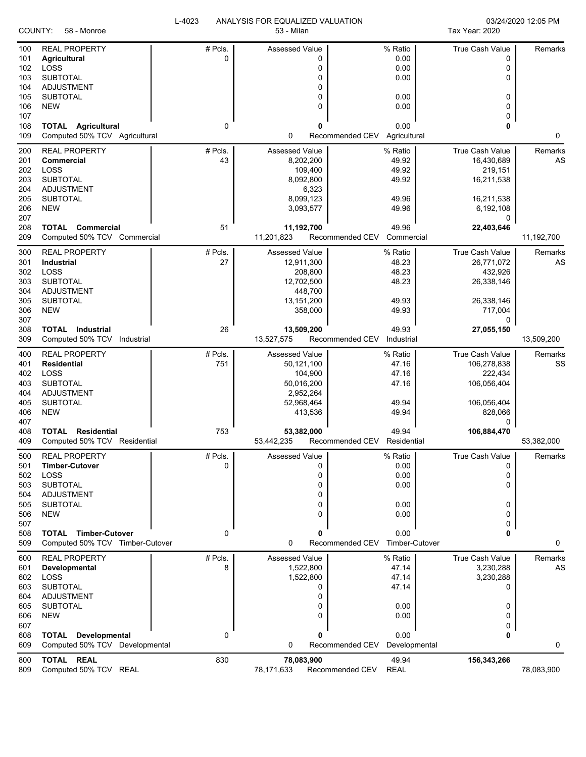L-4023 ANALYSIS FOR EQUALIZED VALUATION

COUNTY: 58 - Monroe

53 - Milan

03/24/2020 12:05 PM

Tax Year: 2020

| Line | Description | # Pcls. | Assessed Value | % Ratio | True Cash Value | Remarks |
|---|---|---|---|---|---|---|
| 100 | REAL PROPERTY | # Pcls. | Assessed Value | % Ratio | True Cash Value | Remarks |
| 101 | **Agricultural** | 0 | 0 | 0.00 | 0 | |
| 102 | LOSS | | 0 | 0.00 | 0 | |
| 103 | SUBTOTAL | | 0 | 0.00 | 0 | |
| 104 | ADJUSTMENT | | 0 | | | |
| 105 | SUBTOTAL | | 0 | 0.00 | 0 | |
| 106 | NEW | | 0 | 0.00 | 0 | |
| 107 | | | | | 0 | |
| 108 | **TOTAL Agricultural** | 0 | **0** | 0.00 | **0** | |
| 109 | Computed 50% TCV Agricultural | | 0 | Recommended CEV Agricultural | | 0 |
| 200 | REAL PROPERTY | # Pcls. | Assessed Value | % Ratio | True Cash Value | Remarks |
| 201 | **Commercial** | 43 | 8,202,200 | 49.92 | 16,430,689 | AS |
| 202 | LOSS | | 109,400 | 49.92 | 219,151 | |
| 203 | SUBTOTAL | | 8,092,800 | 49.92 | 16,211,538 | |
| 204 | ADJUSTMENT | | 6,323 | | | |
| 205 | SUBTOTAL | | 8,099,123 | 49.96 | 16,211,538 | |
| 206 | NEW | | 3,093,577 | 49.96 | 6,192,108 | |
| 207 | | | | | 0 | |
| 208 | **TOTAL Commercial** | 51 | **11,192,700** | 49.96 | **22,403,646** | |
| 209 | Computed 50% TCV Commercial | | 11,201,823 | Recommended CEV Commercial | | 11,192,700 |
| 300 | REAL PROPERTY | # Pcls. | Assessed Value | % Ratio | True Cash Value | Remarks |
| 301 | **Industrial** | 27 | 12,911,300 | 48.23 | 26,771,072 | AS |
| 302 | LOSS | | 208,800 | 48.23 | 432,926 | |
| 303 | SUBTOTAL | | 12,702,500 | 48.23 | 26,338,146 | |
| 304 | ADJUSTMENT | | 448,700 | | | |
| 305 | SUBTOTAL | | 13,151,200 | 49.93 | 26,338,146 | |
| 306 | NEW | | 358,000 | 49.93 | 717,004 | |
| 307 | | | | | 0 | |
| 308 | **TOTAL Industrial** | 26 | **13,509,200** | 49.93 | **27,055,150** | |
| 309 | Computed 50% TCV Industrial | | 13,527,575 | Recommended CEV Industrial | | 13,509,200 |
| 400 | REAL PROPERTY | # Pcls. | Assessed Value | % Ratio | True Cash Value | Remarks |
| 401 | **Residential** | 751 | 50,121,100 | 47.16 | 106,278,838 | SS |
| 402 | LOSS | | 104,900 | 47.16 | 222,434 | |
| 403 | SUBTOTAL | | 50,016,200 | 47.16 | 106,056,404 | |
| 404 | ADJUSTMENT | | 2,952,264 | | | |
| 405 | SUBTOTAL | | 52,968,464 | 49.94 | 106,056,404 | |
| 406 | NEW | | 413,536 | 49.94 | 828,066 | |
| 407 | | | | | 0 | |
| 408 | **TOTAL Residential** | 753 | **53,382,000** | 49.94 | **106,884,470** | |
| 409 | Computed 50% TCV Residential | | 53,442,235 | Recommended CEV Residential | | 53,382,000 |
| 500 | REAL PROPERTY | # Pcls. | Assessed Value | % Ratio | True Cash Value | Remarks |
| 501 | **Timber-Cutover** | 0 | 0 | 0.00 | 0 | |
| 502 | LOSS | | 0 | 0.00 | 0 | |
| 503 | SUBTOTAL | | 0 | 0.00 | 0 | |
| 504 | ADJUSTMENT | | 0 | | | |
| 505 | SUBTOTAL | | 0 | 0.00 | 0 | |
| 506 | NEW | | 0 | 0.00 | 0 | |
| 507 | | | | | 0 | |
| 508 | **TOTAL Timber-Cutover** | 0 | **0** | 0.00 | **0** | |
| 509 | Computed 50% TCV Timber-Cutover | | 0 | Recommended CEV Timber-Cutover | | 0 |
| 600 | REAL PROPERTY | # Pcls. | Assessed Value | % Ratio | True Cash Value | Remarks |
| 601 | **Developmental** | 8 | 1,522,800 | 47.14 | 3,230,288 | AS |
| 602 | LOSS | | 1,522,800 | 47.14 | 3,230,288 | |
| 603 | SUBTOTAL | | 0 | 47.14 | 0 | |
| 604 | ADJUSTMENT | | 0 | | | |
| 605 | SUBTOTAL | | 0 | 0.00 | 0 | |
| 606 | NEW | | 0 | 0.00 | 0 | |
| 607 | | | | | 0 | |
| 608 | **TOTAL Developmental** | 0 | **0** | 0.00 | **0** | |
| 609 | Computed 50% TCV Developmental | | 0 | Recommended CEV Developmental | | 0 |
| 800 | **TOTAL REAL** | 830 | **78,083,900** | 49.94 | **156,343,266** | |
| 809 | Computed 50% TCV REAL | | 78,171,633 | Recommended CEV REAL | | 78,083,900 |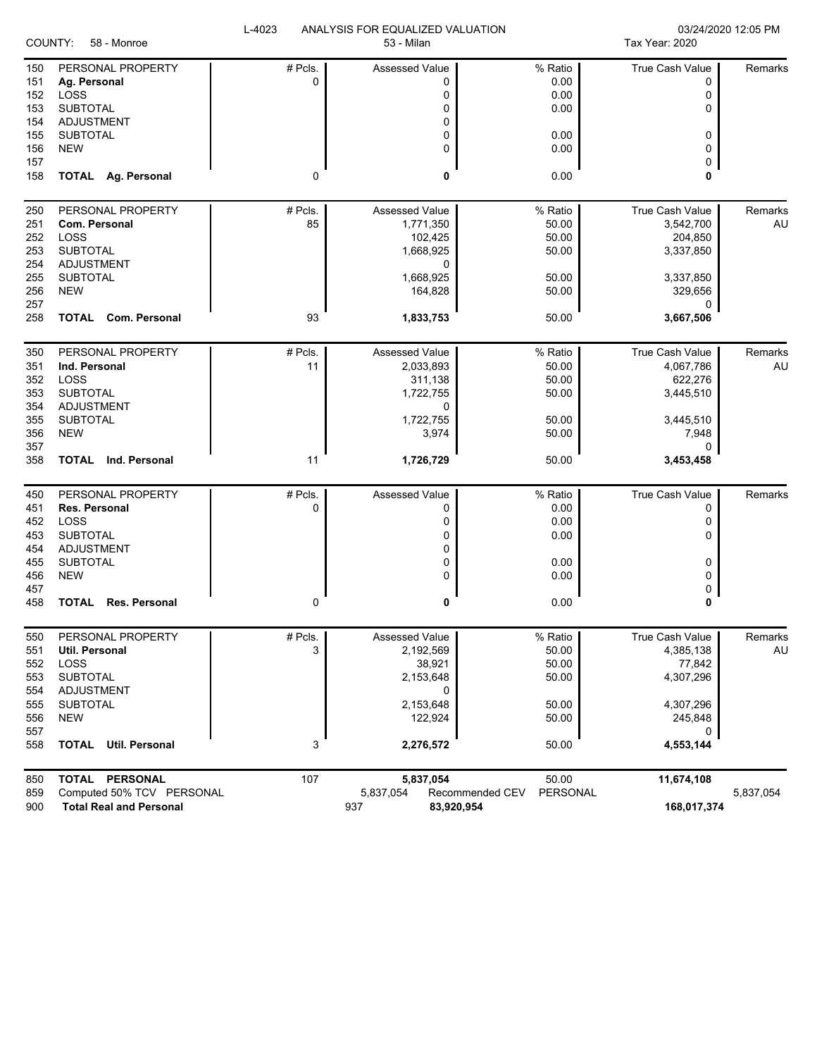L-4023 ANALYSIS FOR EQUALIZED VALUATION 03/24/2020 12:05 PM

COUNTY: 58 - Monroe 53 - Milan Tax Year: 2020

| | PERSONAL PROPERTY | # Pcls. | Assessed Value | % Ratio | True Cash Value | Remarks |
|---|---|---|---|---|---|---|
| 150 | PERSONAL PROPERTY | # Pcls. | Assessed Value | % Ratio | True Cash Value | Remarks |
| 151 | **Ag. Personal** | 0 | 0 | 0.00 | 0 | |
| 152 | LOSS | | 0 | 0.00 | 0 | |
| 153 | SUBTOTAL | | 0 | 0.00 | 0 | |
| 154 | ADJUSTMENT | | 0 | | | |
| 155 | SUBTOTAL | | 0 | 0.00 | 0 | |
| 156 | NEW | | 0 | 0.00 | 0 | |
| 157 | | | | | 0 | |
| 158 | **TOTAL Ag. Personal** | 0 | **0** | 0.00 | **0** | |
| 250 | PERSONAL PROPERTY | # Pcls. | Assessed Value | % Ratio | True Cash Value | Remarks |
| 251 | **Com. Personal** | 85 | 1,771,350 | 50.00 | 3,542,700 | AU |
| 252 | LOSS | | 102,425 | 50.00 | 204,850 | |
| 253 | SUBTOTAL | | 1,668,925 | 50.00 | 3,337,850 | |
| 254 | ADJUSTMENT | | 0 | | | |
| 255 | SUBTOTAL | | 1,668,925 | 50.00 | 3,337,850 | |
| 256 | NEW | | 164,828 | 50.00 | 329,656 | |
| 257 | | | | | 0 | |
| 258 | **TOTAL Com. Personal** | 93 | **1,833,753** | 50.00 | **3,667,506** | |
| 350 | PERSONAL PROPERTY | # Pcls. | Assessed Value | % Ratio | True Cash Value | Remarks |
| 351 | **Ind. Personal** | 11 | 2,033,893 | 50.00 | 4,067,786 | AU |
| 352 | LOSS | | 311,138 | 50.00 | 622,276 | |
| 353 | SUBTOTAL | | 1,722,755 | 50.00 | 3,445,510 | |
| 354 | ADJUSTMENT | | 0 | | | |
| 355 | SUBTOTAL | | 1,722,755 | 50.00 | 3,445,510 | |
| 356 | NEW | | 3,974 | 50.00 | 7,948 | |
| 357 | | | | | 0 | |
| 358 | **TOTAL Ind. Personal** | 11 | **1,726,729** | 50.00 | **3,453,458** | |
| 450 | PERSONAL PROPERTY | # Pcls. | Assessed Value | % Ratio | True Cash Value | Remarks |
| 451 | **Res. Personal** | 0 | 0 | 0.00 | 0 | |
| 452 | LOSS | | 0 | 0.00 | 0 | |
| 453 | SUBTOTAL | | 0 | 0.00 | 0 | |
| 454 | ADJUSTMENT | | 0 | | | |
| 455 | SUBTOTAL | | 0 | 0.00 | 0 | |
| 456 | NEW | | 0 | 0.00 | 0 | |
| 457 | | | | | 0 | |
| 458 | **TOTAL Res. Personal** | 0 | **0** | 0.00 | **0** | |
| 550 | PERSONAL PROPERTY | # Pcls. | Assessed Value | % Ratio | True Cash Value | Remarks |
| 551 | **Util. Personal** | 3 | 2,192,569 | 50.00 | 4,385,138 | AU |
| 552 | LOSS | | 38,921 | 50.00 | 77,842 | |
| 553 | SUBTOTAL | | 2,153,648 | 50.00 | 4,307,296 | |
| 554 | ADJUSTMENT | | 0 | | | |
| 555 | SUBTOTAL | | 2,153,648 | 50.00 | 4,307,296 | |
| 556 | NEW | | 122,924 | 50.00 | 245,848 | |
| 557 | | | | | 0 | |
| 558 | **TOTAL Util. Personal** | 3 | **2,276,572** | 50.00 | **4,553,144** | |
| 850 | **TOTAL PERSONAL** | 107 | **5,837,054** | 50.00 | **11,674,108** | |
| 859 | Computed 50% TCV PERSONAL | | 5,837,054 Recommended CEV | PERSONAL | | 5,837,054 |
| 900 | **Total Real and Personal** | | 937 **83,920,954** | | **168,017,374** | |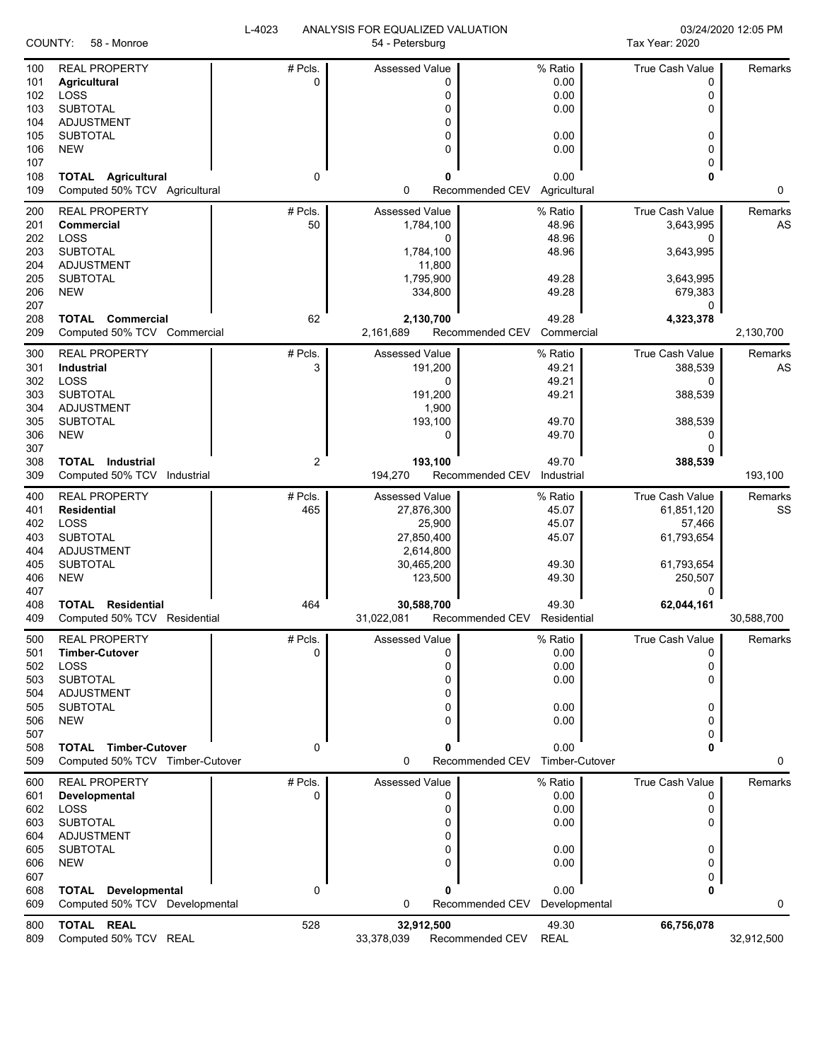L-4023 ANALYSIS FOR EQUALIZED VALUATION

COUNTY: 58 - Monroe — 54 - Petersburg — 03/24/2020 12:05 PM — Tax Year: 2020

| Line | Description | # Pcls. | Assessed Value | % Ratio | True Cash Value | Remarks |
|---|---|---|---|---|---|---|
| 100 | REAL PROPERTY | # Pcls. | Assessed Value | % Ratio | True Cash Value | Remarks |
| 101 | **Agricultural** | 0 | 0 | 0.00 | 0 | |
| 102 | LOSS | | 0 | 0.00 | 0 | |
| 103 | SUBTOTAL | | 0 | 0.00 | 0 | |
| 104 | ADJUSTMENT | | 0 | | | |
| 105 | SUBTOTAL | | 0 | 0.00 | 0 | |
| 106 | NEW | | 0 | 0.00 | 0 | |
| 107 | | | | | 0 | |
| 108 | **TOTAL Agricultural** | 0 | **0** | 0.00 | **0** | |
| 109 | Computed 50% TCV Agricultural | | 0 | Recommended CEV Agricultural | | 0 |
| 200 | REAL PROPERTY | # Pcls. | Assessed Value | % Ratio | True Cash Value | Remarks |
| 201 | **Commercial** | 50 | 1,784,100 | 48.96 | 3,643,995 | AS |
| 202 | LOSS | | 0 | 48.96 | 0 | |
| 203 | SUBTOTAL | | 1,784,100 | 48.96 | 3,643,995 | |
| 204 | ADJUSTMENT | | 11,800 | | | |
| 205 | SUBTOTAL | | 1,795,900 | 49.28 | 3,643,995 | |
| 206 | NEW | | 334,800 | 49.28 | 679,383 | |
| 207 | | | | | 0 | |
| 208 | **TOTAL Commercial** | 62 | **2,130,700** | 49.28 | **4,323,378** | |
| 209 | Computed 50% TCV Commercial | | 2,161,689 | Recommended CEV Commercial | | 2,130,700 |
| 300 | REAL PROPERTY | # Pcls. | Assessed Value | % Ratio | True Cash Value | Remarks |
| 301 | **Industrial** | 3 | 191,200 | 49.21 | 388,539 | AS |
| 302 | LOSS | | 0 | 49.21 | 0 | |
| 303 | SUBTOTAL | | 191,200 | 49.21 | 388,539 | |
| 304 | ADJUSTMENT | | 1,900 | | | |
| 305 | SUBTOTAL | | 193,100 | 49.70 | 388,539 | |
| 306 | NEW | | 0 | 49.70 | 0 | |
| 307 | | | | | 0 | |
| 308 | **TOTAL Industrial** | 2 | **193,100** | 49.70 | **388,539** | |
| 309 | Computed 50% TCV Industrial | | 194,270 | Recommended CEV Industrial | | 193,100 |
| 400 | REAL PROPERTY | # Pcls. | Assessed Value | % Ratio | True Cash Value | Remarks |
| 401 | **Residential** | 465 | 27,876,300 | 45.07 | 61,851,120 | SS |
| 402 | LOSS | | 25,900 | 45.07 | 57,466 | |
| 403 | SUBTOTAL | | 27,850,400 | 45.07 | 61,793,654 | |
| 404 | ADJUSTMENT | | 2,614,800 | | | |
| 405 | SUBTOTAL | | 30,465,200 | 49.30 | 61,793,654 | |
| 406 | NEW | | 123,500 | 49.30 | 250,507 | |
| 407 | | | | | 0 | |
| 408 | **TOTAL Residential** | 464 | **30,588,700** | 49.30 | **62,044,161** | |
| 409 | Computed 50% TCV Residential | | 31,022,081 | Recommended CEV Residential | | 30,588,700 |
| 500 | REAL PROPERTY | # Pcls. | Assessed Value | % Ratio | True Cash Value | Remarks |
| 501 | **Timber-Cutover** | 0 | 0 | 0.00 | 0 | |
| 502 | LOSS | | 0 | 0.00 | 0 | |
| 503 | SUBTOTAL | | 0 | 0.00 | 0 | |
| 504 | ADJUSTMENT | | 0 | | | |
| 505 | SUBTOTAL | | 0 | 0.00 | 0 | |
| 506 | NEW | | 0 | 0.00 | 0 | |
| 507 | | | | | 0 | |
| 508 | **TOTAL Timber-Cutover** | 0 | **0** | 0.00 | **0** | |
| 509 | Computed 50% TCV Timber-Cutover | | 0 | Recommended CEV Timber-Cutover | | 0 |
| 600 | REAL PROPERTY | # Pcls. | Assessed Value | % Ratio | True Cash Value | Remarks |
| 601 | **Developmental** | 0 | 0 | 0.00 | 0 | |
| 602 | LOSS | | 0 | 0.00 | 0 | |
| 603 | SUBTOTAL | | 0 | 0.00 | 0 | |
| 604 | ADJUSTMENT | | 0 | | | |
| 605 | SUBTOTAL | | 0 | 0.00 | 0 | |
| 606 | NEW | | 0 | 0.00 | 0 | |
| 607 | | | | | 0 | |
| 608 | **TOTAL Developmental** | 0 | **0** | 0.00 | **0** | |
| 609 | Computed 50% TCV Developmental | | 0 | Recommended CEV Developmental | | 0 |
| 800 | **TOTAL REAL** | 528 | **32,912,500** | 49.30 | **66,756,078** | |
| 809 | Computed 50% TCV REAL | | 33,378,039 | Recommended CEV REAL | | 32,912,500 |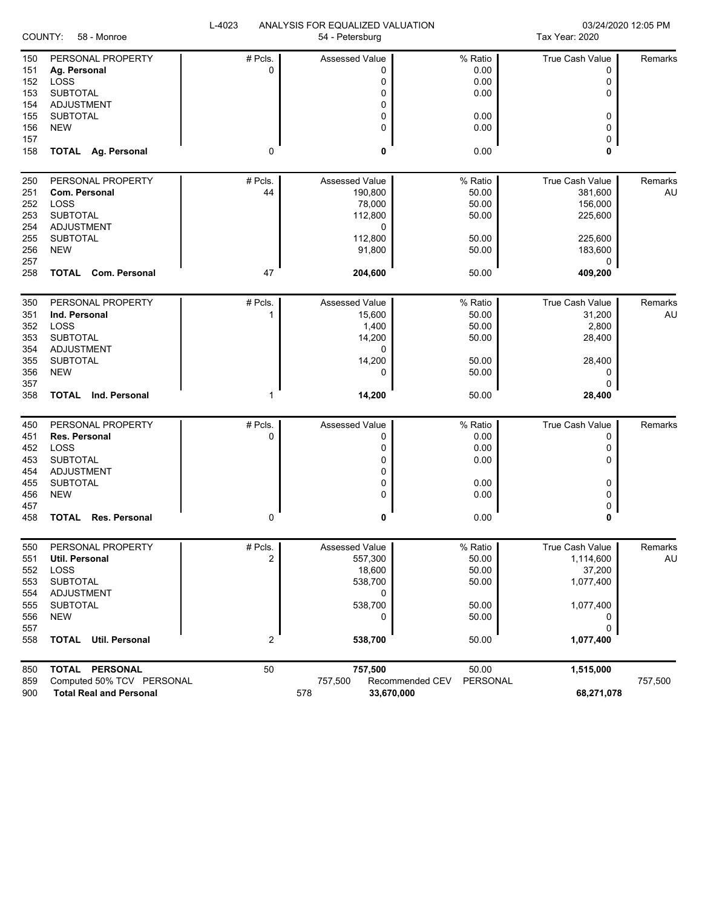L-4023 ANALYSIS FOR EQUALIZED VALUATION 03/24/2020 12:05 PM

COUNTY: 58 - Monroe 54 - Petersburg Tax Year: 2020

| | PERSONAL PROPERTY | # Pcls. | Assessed Value | % Ratio | True Cash Value | Remarks |
|---|---|---|---|---|---|---|
| 150 | PERSONAL PROPERTY | # Pcls. | Assessed Value | % Ratio | True Cash Value | Remarks |
| 151 | **Ag. Personal** | 0 | 0 | 0.00 | 0 | |
| 152 | LOSS | | 0 | 0.00 | 0 | |
| 153 | SUBTOTAL | | 0 | 0.00 | 0 | |
| 154 | ADJUSTMENT | | 0 | | | |
| 155 | SUBTOTAL | | 0 | 0.00 | 0 | |
| 156 | NEW | | 0 | 0.00 | 0 | |
| 157 | | | | | 0 | |
| 158 | **TOTAL Ag. Personal** | 0 | **0** | 0.00 | **0** | |
| 250 | PERSONAL PROPERTY | # Pcls. | Assessed Value | % Ratio | True Cash Value | Remarks |
| 251 | **Com. Personal** | 44 | 190,800 | 50.00 | 381,600 | AU |
| 252 | LOSS | | 78,000 | 50.00 | 156,000 | |
| 253 | SUBTOTAL | | 112,800 | 50.00 | 225,600 | |
| 254 | ADJUSTMENT | | 0 | | | |
| 255 | SUBTOTAL | | 112,800 | 50.00 | 225,600 | |
| 256 | NEW | | 91,800 | 50.00 | 183,600 | |
| 257 | | | | | 0 | |
| 258 | **TOTAL Com. Personal** | 47 | **204,600** | 50.00 | **409,200** | |
| 350 | PERSONAL PROPERTY | # Pcls. | Assessed Value | % Ratio | True Cash Value | Remarks |
| 351 | **Ind. Personal** | 1 | 15,600 | 50.00 | 31,200 | AU |
| 352 | LOSS | | 1,400 | 50.00 | 2,800 | |
| 353 | SUBTOTAL | | 14,200 | 50.00 | 28,400 | |
| 354 | ADJUSTMENT | | 0 | | | |
| 355 | SUBTOTAL | | 14,200 | 50.00 | 28,400 | |
| 356 | NEW | | 0 | 50.00 | 0 | |
| 357 | | | | | 0 | |
| 358 | **TOTAL Ind. Personal** | 1 | **14,200** | 50.00 | **28,400** | |
| 450 | PERSONAL PROPERTY | # Pcls. | Assessed Value | % Ratio | True Cash Value | Remarks |
| 451 | **Res. Personal** | 0 | 0 | 0.00 | 0 | |
| 452 | LOSS | | 0 | 0.00 | 0 | |
| 453 | SUBTOTAL | | 0 | 0.00 | 0 | |
| 454 | ADJUSTMENT | | 0 | | | |
| 455 | SUBTOTAL | | 0 | 0.00 | 0 | |
| 456 | NEW | | 0 | 0.00 | 0 | |
| 457 | | | | | 0 | |
| 458 | **TOTAL Res. Personal** | 0 | **0** | 0.00 | **0** | |
| 550 | PERSONAL PROPERTY | # Pcls. | Assessed Value | % Ratio | True Cash Value | Remarks |
| 551 | **Util. Personal** | 2 | 557,300 | 50.00 | 1,114,600 | AU |
| 552 | LOSS | | 18,600 | 50.00 | 37,200 | |
| 553 | SUBTOTAL | | 538,700 | 50.00 | 1,077,400 | |
| 554 | ADJUSTMENT | | 0 | | | |
| 555 | SUBTOTAL | | 538,700 | 50.00 | 1,077,400 | |
| 556 | NEW | | 0 | 50.00 | 0 | |
| 557 | | | | | 0 | |
| 558 | **TOTAL Util. Personal** | 2 | **538,700** | 50.00 | **1,077,400** | |
| 850 | **TOTAL PERSONAL** | 50 | **757,500** | 50.00 | **1,515,000** | |
| 859 | Computed 50% TCV PERSONAL | | 757,500 | Recommended CEV PERSONAL | | 757,500 |
| 900 | **Total Real and Personal** | | 578 **33,670,000** | | **68,271,078** | |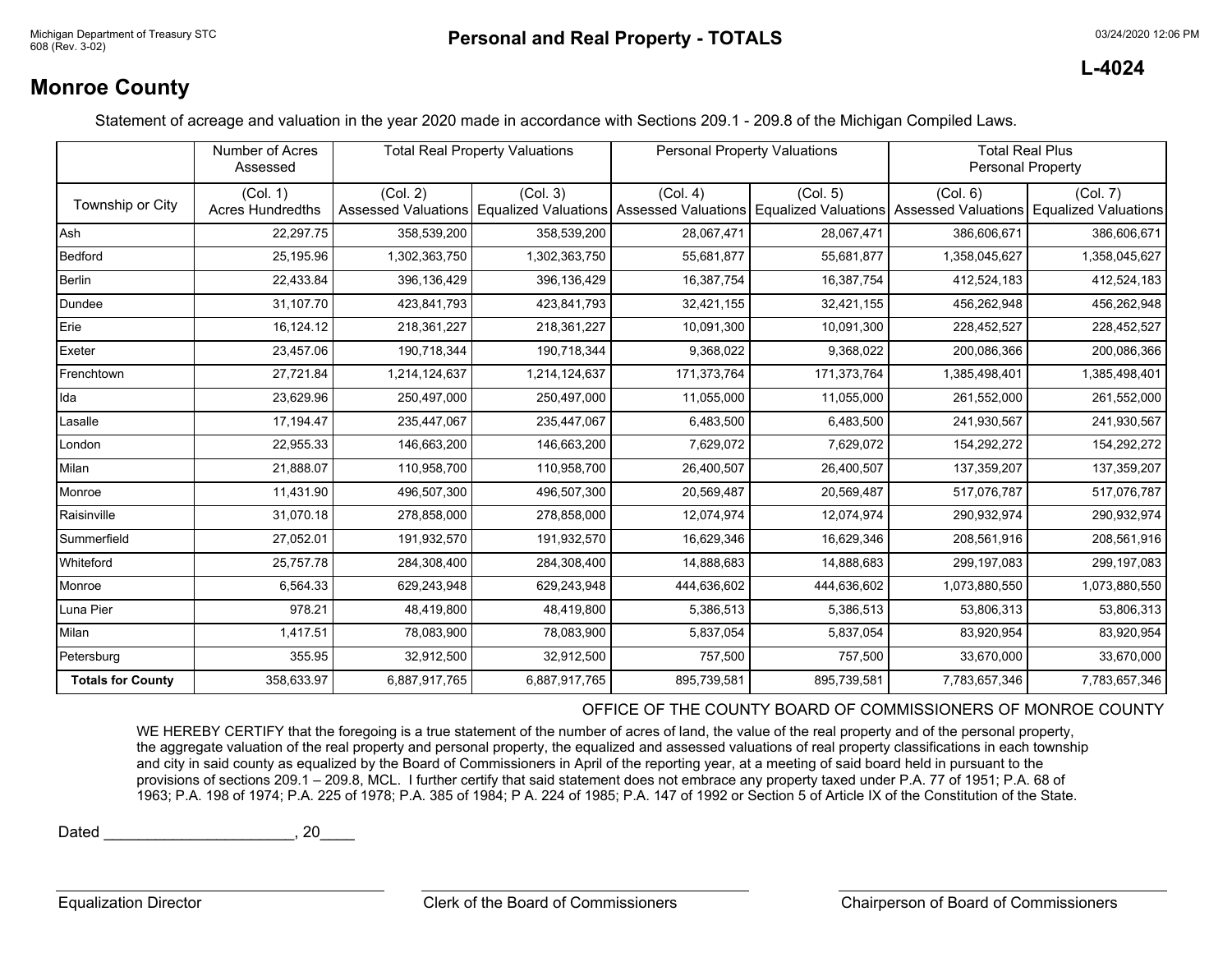Michigan Department of Treasury STC
608 (Rev. 3-02)

# Personal and Real Property - TOTALS

03/24/2020 12:06 PM

**L-4024**

## Monroe County

Statement of acreage and valuation in the year 2020 made in accordance with Sections 209.1 - 209.8 of the Michigan Compiled Laws.

| | Number of Acres Assessed | Total Real Property Valuations | | Personal Property Valuations | | Total Real Plus Personal Property | |
|---|---|---|---|---|---|---|---|
| Township or City | (Col. 1) Acres Hundredths | (Col. 2) Assessed Valuations | (Col. 3) Equalized Valuations | (Col. 4) Assessed Valuations | (Col. 5) Equalized Valuations | (Col. 6) Assessed Valuations | (Col. 7) Equalized Valuations |
| Ash | 22,297.75 | 358,539,200 | 358,539,200 | 28,067,471 | 28,067,471 | 386,606,671 | 386,606,671 |
| Bedford | 25,195.96 | 1,302,363,750 | 1,302,363,750 | 55,681,877 | 55,681,877 | 1,358,045,627 | 1,358,045,627 |
| Berlin | 22,433.84 | 396,136,429 | 396,136,429 | 16,387,754 | 16,387,754 | 412,524,183 | 412,524,183 |
| Dundee | 31,107.70 | 423,841,793 | 423,841,793 | 32,421,155 | 32,421,155 | 456,262,948 | 456,262,948 |
| Erie | 16,124.12 | 218,361,227 | 218,361,227 | 10,091,300 | 10,091,300 | 228,452,527 | 228,452,527 |
| Exeter | 23,457.06 | 190,718,344 | 190,718,344 | 9,368,022 | 9,368,022 | 200,086,366 | 200,086,366 |
| Frenchtown | 27,721.84 | 1,214,124,637 | 1,214,124,637 | 171,373,764 | 171,373,764 | 1,385,498,401 | 1,385,498,401 |
| Ida | 23,629.96 | 250,497,000 | 250,497,000 | 11,055,000 | 11,055,000 | 261,552,000 | 261,552,000 |
| Lasalle | 17,194.47 | 235,447,067 | 235,447,067 | 6,483,500 | 6,483,500 | 241,930,567 | 241,930,567 |
| London | 22,955.33 | 146,663,200 | 146,663,200 | 7,629,072 | 7,629,072 | 154,292,272 | 154,292,272 |
| Milan | 21,888.07 | 110,958,700 | 110,958,700 | 26,400,507 | 26,400,507 | 137,359,207 | 137,359,207 |
| Monroe | 11,431.90 | 496,507,300 | 496,507,300 | 20,569,487 | 20,569,487 | 517,076,787 | 517,076,787 |
| Raisinville | 31,070.18 | 278,858,000 | 278,858,000 | 12,074,974 | 12,074,974 | 290,932,974 | 290,932,974 |
| Summerfield | 27,052.01 | 191,932,570 | 191,932,570 | 16,629,346 | 16,629,346 | 208,561,916 | 208,561,916 |
| Whiteford | 25,757.78 | 284,308,400 | 284,308,400 | 14,888,683 | 14,888,683 | 299,197,083 | 299,197,083 |
| Monroe | 6,564.33 | 629,243,948 | 629,243,948 | 444,636,602 | 444,636,602 | 1,073,880,550 | 1,073,880,550 |
| Luna Pier | 978.21 | 48,419,800 | 48,419,800 | 5,386,513 | 5,386,513 | 53,806,313 | 53,806,313 |
| Milan | 1,417.51 | 78,083,900 | 78,083,900 | 5,837,054 | 5,837,054 | 83,920,954 | 83,920,954 |
| Petersburg | 355.95 | 32,912,500 | 32,912,500 | 757,500 | 757,500 | 33,670,000 | 33,670,000 |
| **Totals for County** | 358,633.97 | 6,887,917,765 | 6,887,917,765 | 895,739,581 | 895,739,581 | 7,783,657,346 | 7,783,657,346 |

OFFICE OF THE COUNTY BOARD OF COMMISSIONERS OF MONROE COUNTY

WE HEREBY CERTIFY that the foregoing is a true statement of the number of acres of land, the value of the real property and of the personal property, the aggregate valuation of the real property and personal property, the equalized and assessed valuations of real property classifications in each township and city in said county as equalized by the Board of Commissioners in April of the reporting year, at a meeting of said board held in pursuant to the provisions of sections 209.1 – 209.8, MCL. I further certify that said statement does not embrace any property taxed under P.A. 77 of 1951; P.A. 68 of 1963; P.A. 198 of 1974; P.A. 225 of 1978; P.A. 385 of 1984; P A. 224 of 1985; P.A. 147 of 1992 or Section 5 of Article IX of the Constitution of the State.

Dated ______________________, 20____

Equalization Director

Clerk of the Board of Commissioners

Chairperson of Board of Commissioners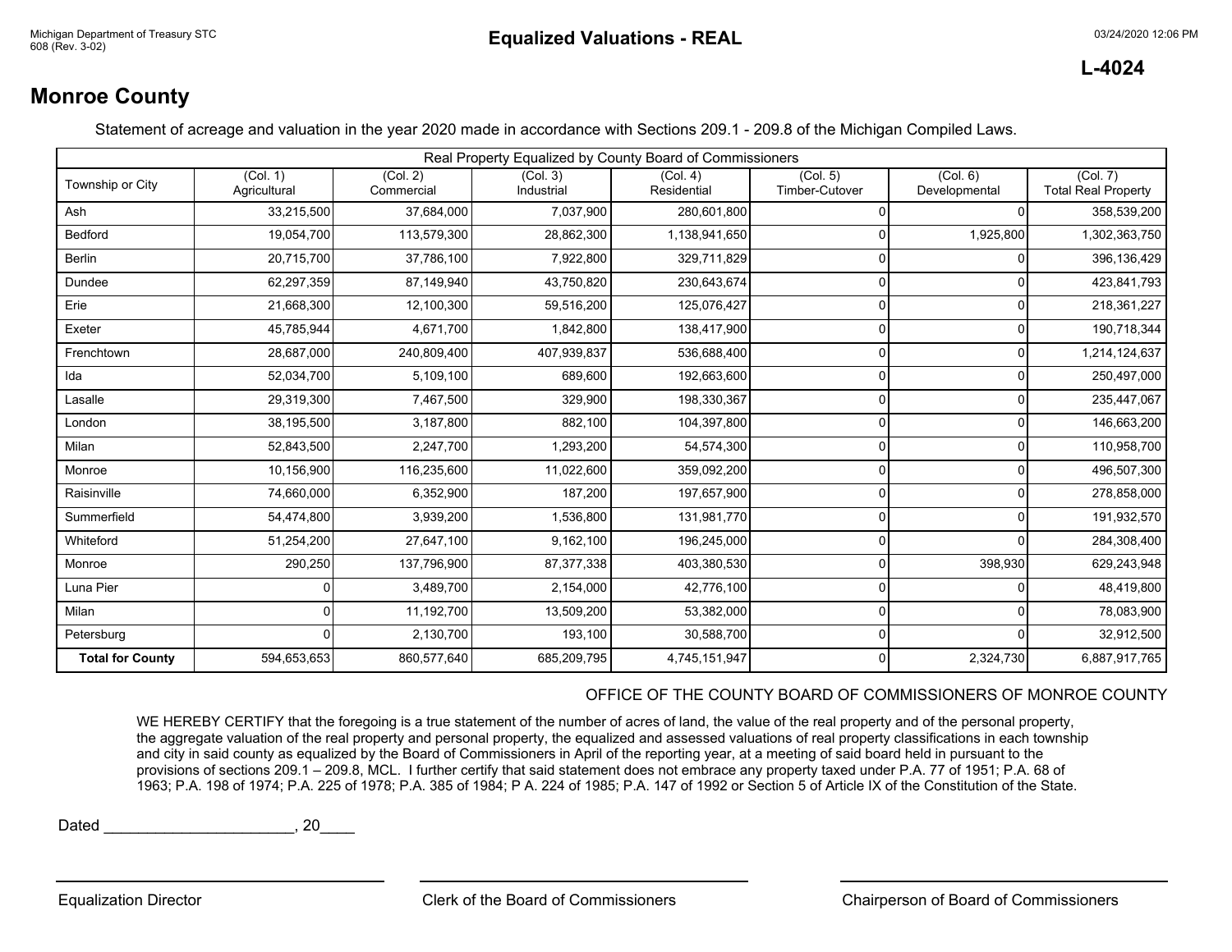Michigan Department of Treasury STC
608 (Rev. 3-02)

# Equalized Valuations - REAL

03/24/2020 12:06 PM

**L-4024**

## Monroe County

Statement of acreage and valuation in the year 2020 made in accordance with Sections 209.1 - 209.8 of the Michigan Compiled Laws.

| Real Property Equalized by County Board of Commissioners | | | | | | | |
|---|---|---|---|---|---|---|---|
| Township or City | (Col. 1) Agricultural | (Col. 2) Commercial | (Col. 3) Industrial | (Col. 4) Residential | (Col. 5) Timber-Cutover | (Col. 6) Developmental | (Col. 7) Total Real Property |
| Ash | 33,215,500 | 37,684,000 | 7,037,900 | 280,601,800 | 0 | 0 | 358,539,200 |
| Bedford | 19,054,700 | 113,579,300 | 28,862,300 | 1,138,941,650 | 0 | 1,925,800 | 1,302,363,750 |
| Berlin | 20,715,700 | 37,786,100 | 7,922,800 | 329,711,829 | 0 | 0 | 396,136,429 |
| Dundee | 62,297,359 | 87,149,940 | 43,750,820 | 230,643,674 | 0 | 0 | 423,841,793 |
| Erie | 21,668,300 | 12,100,300 | 59,516,200 | 125,076,427 | 0 | 0 | 218,361,227 |
| Exeter | 45,785,944 | 4,671,700 | 1,842,800 | 138,417,900 | 0 | 0 | 190,718,344 |
| Frenchtown | 28,687,000 | 240,809,400 | 407,939,837 | 536,688,400 | 0 | 0 | 1,214,124,637 |
| Ida | 52,034,700 | 5,109,100 | 689,600 | 192,663,600 | 0 | 0 | 250,497,000 |
| Lasalle | 29,319,300 | 7,467,500 | 329,900 | 198,330,367 | 0 | 0 | 235,447,067 |
| London | 38,195,500 | 3,187,800 | 882,100 | 104,397,800 | 0 | 0 | 146,663,200 |
| Milan | 52,843,500 | 2,247,700 | 1,293,200 | 54,574,300 | 0 | 0 | 110,958,700 |
| Monroe | 10,156,900 | 116,235,600 | 11,022,600 | 359,092,200 | 0 | 0 | 496,507,300 |
| Raisinville | 74,660,000 | 6,352,900 | 187,200 | 197,657,900 | 0 | 0 | 278,858,000 |
| Summerfield | 54,474,800 | 3,939,200 | 1,536,800 | 131,981,770 | 0 | 0 | 191,932,570 |
| Whiteford | 51,254,200 | 27,647,100 | 9,162,100 | 196,245,000 | 0 | 0 | 284,308,400 |
| Monroe | 290,250 | 137,796,900 | 87,377,338 | 403,380,530 | 0 | 398,930 | 629,243,948 |
| Luna Pier | 0 | 3,489,700 | 2,154,000 | 42,776,100 | 0 | 0 | 48,419,800 |
| Milan | 0 | 11,192,700 | 13,509,200 | 53,382,000 | 0 | 0 | 78,083,900 |
| Petersburg | 0 | 2,130,700 | 193,100 | 30,588,700 | 0 | 0 | 32,912,500 |
| **Total for County** | 594,653,653 | 860,577,640 | 685,209,795 | 4,745,151,947 | 0 | 2,324,730 | 6,887,917,765 |

OFFICE OF THE COUNTY BOARD OF COMMISSIONERS OF MONROE COUNTY

WE HEREBY CERTIFY that the foregoing is a true statement of the number of acres of land, the value of the real property and of the personal property, the aggregate valuation of the real property and personal property, the equalized and assessed valuations of real property classifications in each township and city in said county as equalized by the Board of Commissioners in April of the reporting year, at a meeting of said board held in pursuant to the provisions of sections 209.1 – 209.8, MCL. I further certify that said statement does not embrace any property taxed under P.A. 77 of 1951; P.A. 68 of 1963; P.A. 198 of 1974; P.A. 225 of 1978; P.A. 385 of 1984; P A. 224 of 1985; P.A. 147 of 1992 or Section 5 of Article IX of the Constitution of the State.

Dated ______________________, 20____

Equalization Director

Clerk of the Board of Commissioners

Chairperson of Board of Commissioners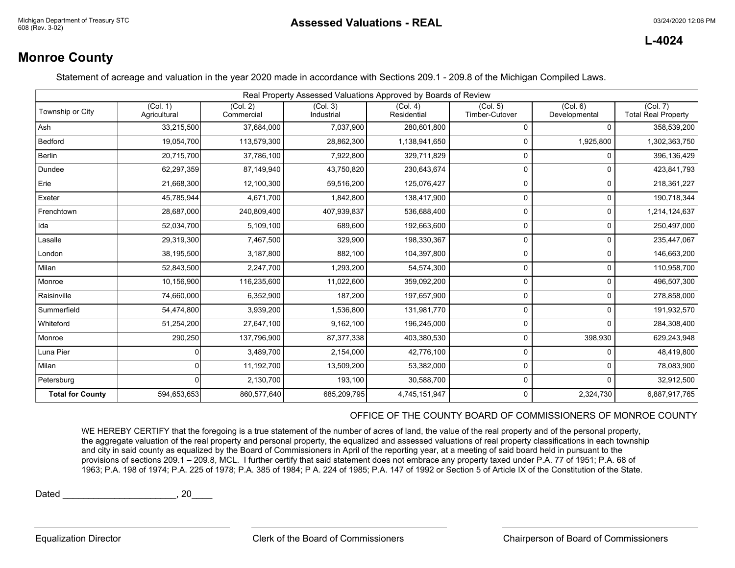Michigan Department of Treasury STC
608 (Rev. 3-02)

# Assessed Valuations - REAL

03/24/2020 12:06 PM

**L-4024**

## Monroe County

Statement of acreage and valuation in the year 2020 made in accordance with Sections 209.1 - 209.8 of the Michigan Compiled Laws.

| Real Property Assessed Valuations Approved by Boards of Review | | | | | | | |
|---|---|---|---|---|---|---|---|
| Township or City | (Col. 1) Agricultural | (Col. 2) Commercial | (Col. 3) Industrial | (Col. 4) Residential | (Col. 5) Timber-Cutover | (Col. 6) Developmental | (Col. 7) Total Real Property |
| Ash | 33,215,500 | 37,684,000 | 7,037,900 | 280,601,800 | 0 | 0 | 358,539,200 |
| Bedford | 19,054,700 | 113,579,300 | 28,862,300 | 1,138,941,650 | 0 | 1,925,800 | 1,302,363,750 |
| Berlin | 20,715,700 | 37,786,100 | 7,922,800 | 329,711,829 | 0 | 0 | 396,136,429 |
| Dundee | 62,297,359 | 87,149,940 | 43,750,820 | 230,643,674 | 0 | 0 | 423,841,793 |
| Erie | 21,668,300 | 12,100,300 | 59,516,200 | 125,076,427 | 0 | 0 | 218,361,227 |
| Exeter | 45,785,944 | 4,671,700 | 1,842,800 | 138,417,900 | 0 | 0 | 190,718,344 |
| Frenchtown | 28,687,000 | 240,809,400 | 407,939,837 | 536,688,400 | 0 | 0 | 1,214,124,637 |
| Ida | 52,034,700 | 5,109,100 | 689,600 | 192,663,600 | 0 | 0 | 250,497,000 |
| Lasalle | 29,319,300 | 7,467,500 | 329,900 | 198,330,367 | 0 | 0 | 235,447,067 |
| London | 38,195,500 | 3,187,800 | 882,100 | 104,397,800 | 0 | 0 | 146,663,200 |
| Milan | 52,843,500 | 2,247,700 | 1,293,200 | 54,574,300 | 0 | 0 | 110,958,700 |
| Monroe | 10,156,900 | 116,235,600 | 11,022,600 | 359,092,200 | 0 | 0 | 496,507,300 |
| Raisinville | 74,660,000 | 6,352,900 | 187,200 | 197,657,900 | 0 | 0 | 278,858,000 |
| Summerfield | 54,474,800 | 3,939,200 | 1,536,800 | 131,981,770 | 0 | 0 | 191,932,570 |
| Whiteford | 51,254,200 | 27,647,100 | 9,162,100 | 196,245,000 | 0 | 0 | 284,308,400 |
| Monroe | 290,250 | 137,796,900 | 87,377,338 | 403,380,530 | 0 | 398,930 | 629,243,948 |
| Luna Pier | 0 | 3,489,700 | 2,154,000 | 42,776,100 | 0 | 0 | 48,419,800 |
| Milan | 0 | 11,192,700 | 13,509,200 | 53,382,000 | 0 | 0 | 78,083,900 |
| Petersburg | 0 | 2,130,700 | 193,100 | 30,588,700 | 0 | 0 | 32,912,500 |
| **Total for County** | 594,653,653 | 860,577,640 | 685,209,795 | 4,745,151,947 | 0 | 2,324,730 | 6,887,917,765 |

OFFICE OF THE COUNTY BOARD OF COMMISSIONERS OF MONROE COUNTY

WE HEREBY CERTIFY that the foregoing is a true statement of the number of acres of land, the value of the real property and of the personal property, the aggregate valuation of the real property and personal property, the equalized and assessed valuations of real property classifications in each township and city in said county as equalized by the Board of Commissioners in April of the reporting year, at a meeting of said board held in pursuant to the provisions of sections 209.1 – 209.8, MCL. I further certify that said statement does not embrace any property taxed under P.A. 77 of 1951; P.A. 68 of 1963; P.A. 198 of 1974; P.A. 225 of 1978; P.A. 385 of 1984; P A. 224 of 1985; P.A. 147 of 1992 or Section 5 of Article IX of the Constitution of the State.

Dated ______________________, 20____

Equalization Director

Clerk of the Board of Commissioners

Chairperson of Board of Commissioners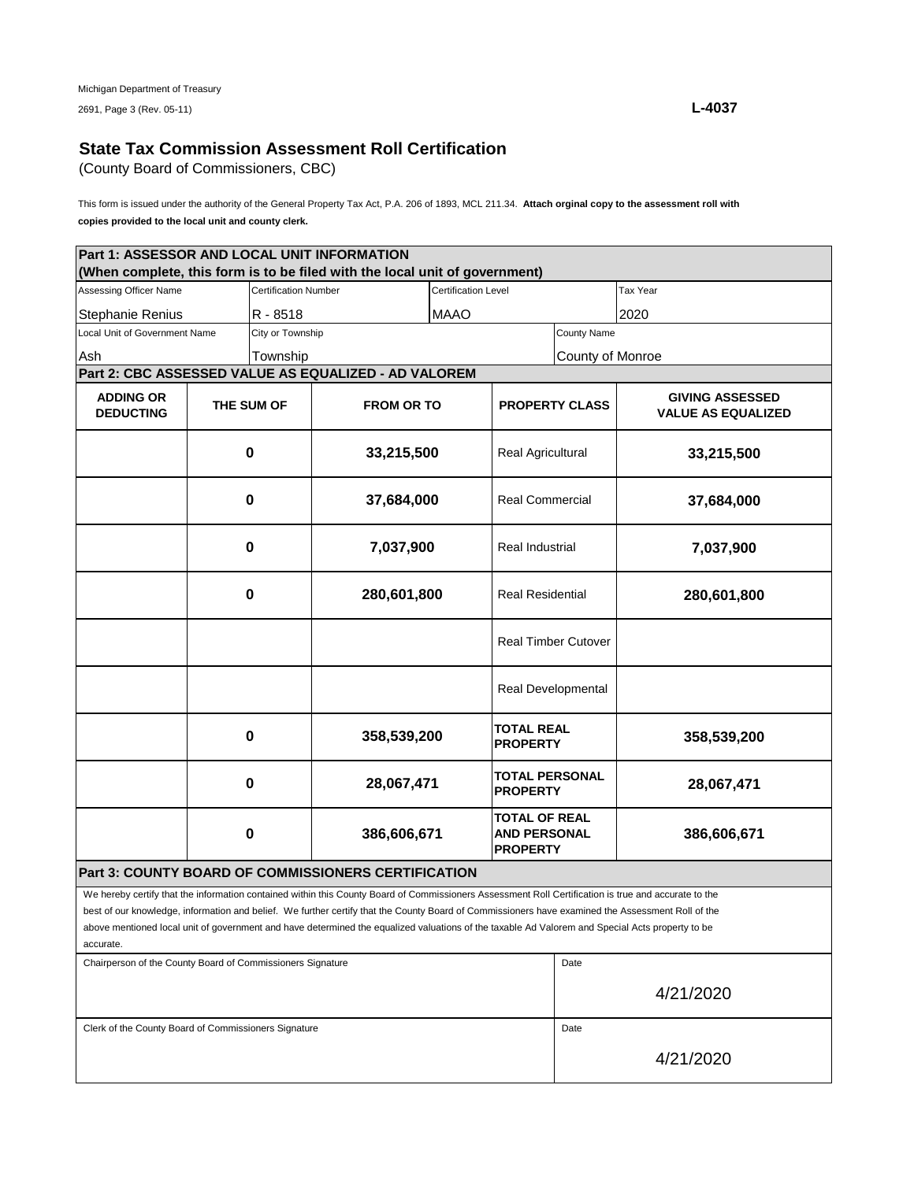Michigan Department of Treasury
2691, Page 3 (Rev. 05-11)

**L-4037**

## State Tax Commission Assessment Roll Certification

(County Board of Commissioners, CBC)

This form is issued under the authority of the General Property Tax Act, P.A. 206 of 1893, MCL 211.34. **Attach orginal copy to the assessment roll with copies provided to the local unit and county clerk.**

**Part 1: ASSESSOR AND LOCAL UNIT INFORMATION**
**(When complete, this form is to be filed with the local unit of government)**

| Assessing Officer Name | Certification Number | Certification Level | Tax Year |
|---|---|---|---|
| Stephanie Renius | R - 8518 | MAAO | 2020 |

| Local Unit of Government Name | City or Township | County Name |
|---|---|---|
| Ash | Township | County of Monroe |

**Part 2: CBC ASSESSED VALUE AS EQUALIZED - AD VALOREM**

| ADDING OR DEDUCTING | THE SUM OF | FROM OR TO | PROPERTY CLASS | GIVING ASSESSED VALUE AS EQUALIZED |
|---|---|---|---|---|
| | 0 | 33,215,500 | Real Agricultural | 33,215,500 |
| | 0 | 37,684,000 | Real Commercial | 37,684,000 |
| | 0 | 7,037,900 | Real Industrial | 7,037,900 |
| | 0 | 280,601,800 | Real Residential | 280,601,800 |
| | | | Real Timber Cutover | |
| | | | Real Developmental | |
| | 0 | 358,539,200 | **TOTAL REAL PROPERTY** | 358,539,200 |
| | 0 | 28,067,471 | **TOTAL PERSONAL PROPERTY** | 28,067,471 |
| | 0 | 386,606,671 | **TOTAL OF REAL AND PERSONAL PROPERTY** | 386,606,671 |

**Part 3: COUNTY BOARD OF COMMISSIONERS CERTIFICATION**

We hereby certify that the information contained within this County Board of Commissioners Assessment Roll Certification is true and accurate to the best of our knowledge, information and belief. We further certify that the County Board of Commissioners have examined the Assessment Roll of the above mentioned local unit of government and have determined the equalized valuations of the taxable Ad Valorem and Special Acts property to be accurate.

| Chairperson of the County Board of Commissioners Signature | Date |
|---|---|
| | 4/21/2020 |

| Clerk of the County Board of Commissioners Signature | Date |
|---|---|
| | 4/21/2020 |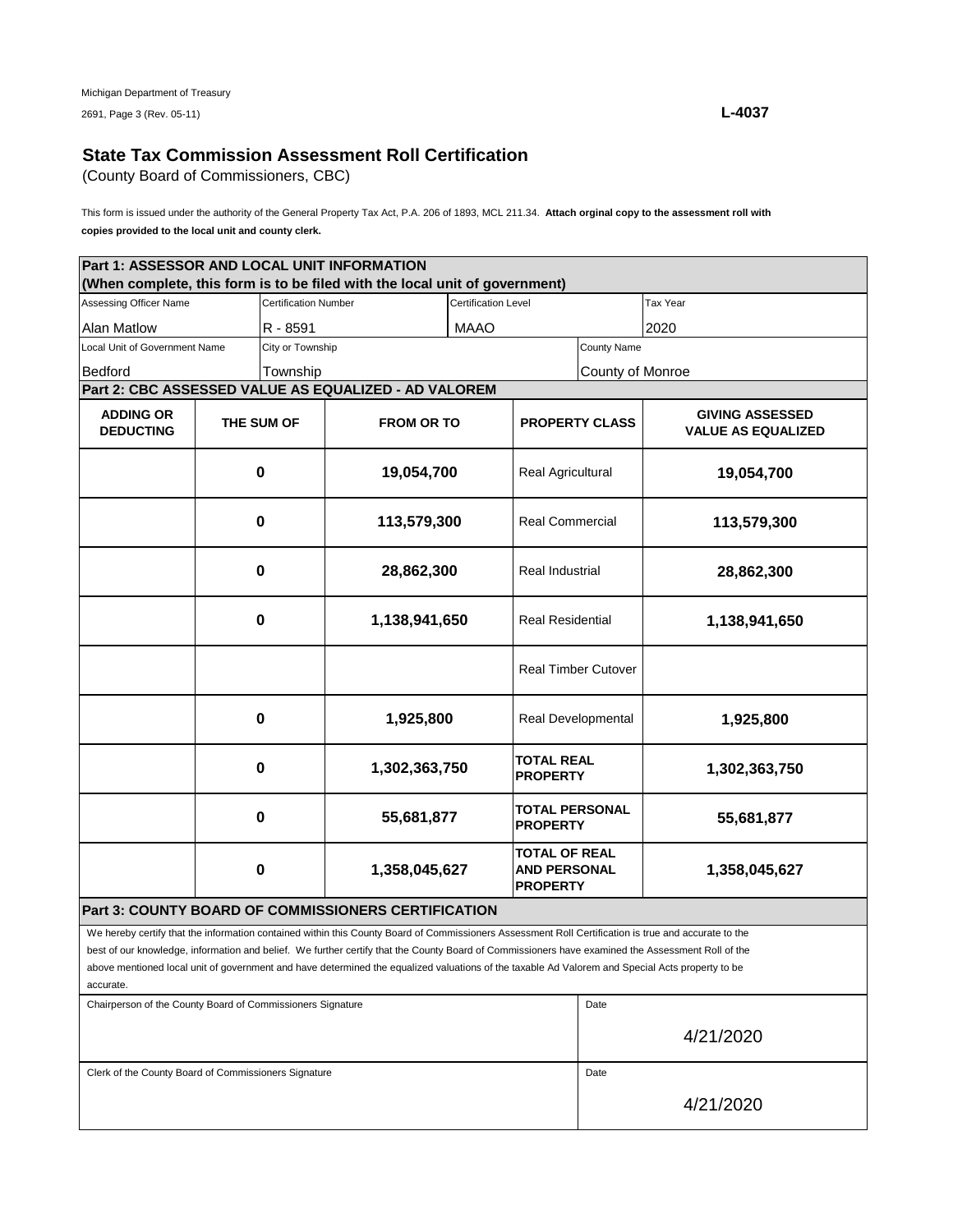Michigan Department of Treasury
2691, Page 3 (Rev. 05-11)

**L-4037**

## State Tax Commission Assessment Roll Certification

(County Board of Commissioners, CBC)

This form is issued under the authority of the General Property Tax Act, P.A. 206 of 1893, MCL 211.34. **Attach orginal copy to the assessment roll with copies provided to the local unit and county clerk.**

**Part 1: ASSESSOR AND LOCAL UNIT INFORMATION**
**(When complete, this form is to be filed with the local unit of government)**

| Assessing Officer Name | Certification Number | Certification Level | Tax Year |
|---|---|---|---|
| Alan Matlow | R - 8591 | MAAO | 2020 |

| Local Unit of Government Name | City or Township | County Name |
|---|---|---|
| Bedford | Township | County of Monroe |

**Part 2: CBC ASSESSED VALUE AS EQUALIZED - AD VALOREM**

| ADDING OR DEDUCTING | THE SUM OF | FROM OR TO | PROPERTY CLASS | GIVING ASSESSED VALUE AS EQUALIZED |
|---|---|---|---|---|
| | 0 | 19,054,700 | Real Agricultural | 19,054,700 |
| | 0 | 113,579,300 | Real Commercial | 113,579,300 |
| | 0 | 28,862,300 | Real Industrial | 28,862,300 |
| | 0 | 1,138,941,650 | Real Residential | 1,138,941,650 |
| | | | Real Timber Cutover | |
| | 0 | 1,925,800 | Real Developmental | 1,925,800 |
| | 0 | 1,302,363,750 | **TOTAL REAL PROPERTY** | 1,302,363,750 |
| | 0 | 55,681,877 | **TOTAL PERSONAL PROPERTY** | 55,681,877 |
| | 0 | 1,358,045,627 | **TOTAL OF REAL AND PERSONAL PROPERTY** | 1,358,045,627 |

**Part 3: COUNTY BOARD OF COMMISSIONERS CERTIFICATION**

We hereby certify that the information contained within this County Board of Commissioners Assessment Roll Certification is true and accurate to the best of our knowledge, information and belief. We further certify that the County Board of Commissioners have examined the Assessment Roll of the above mentioned local unit of government and have determined the equalized valuations of the taxable Ad Valorem and Special Acts property to be accurate.

| Chairperson of the County Board of Commissioners Signature | Date |
|---|---|
| | 4/21/2020 |

| Clerk of the County Board of Commissioners Signature | Date |
|---|---|
| | 4/21/2020 |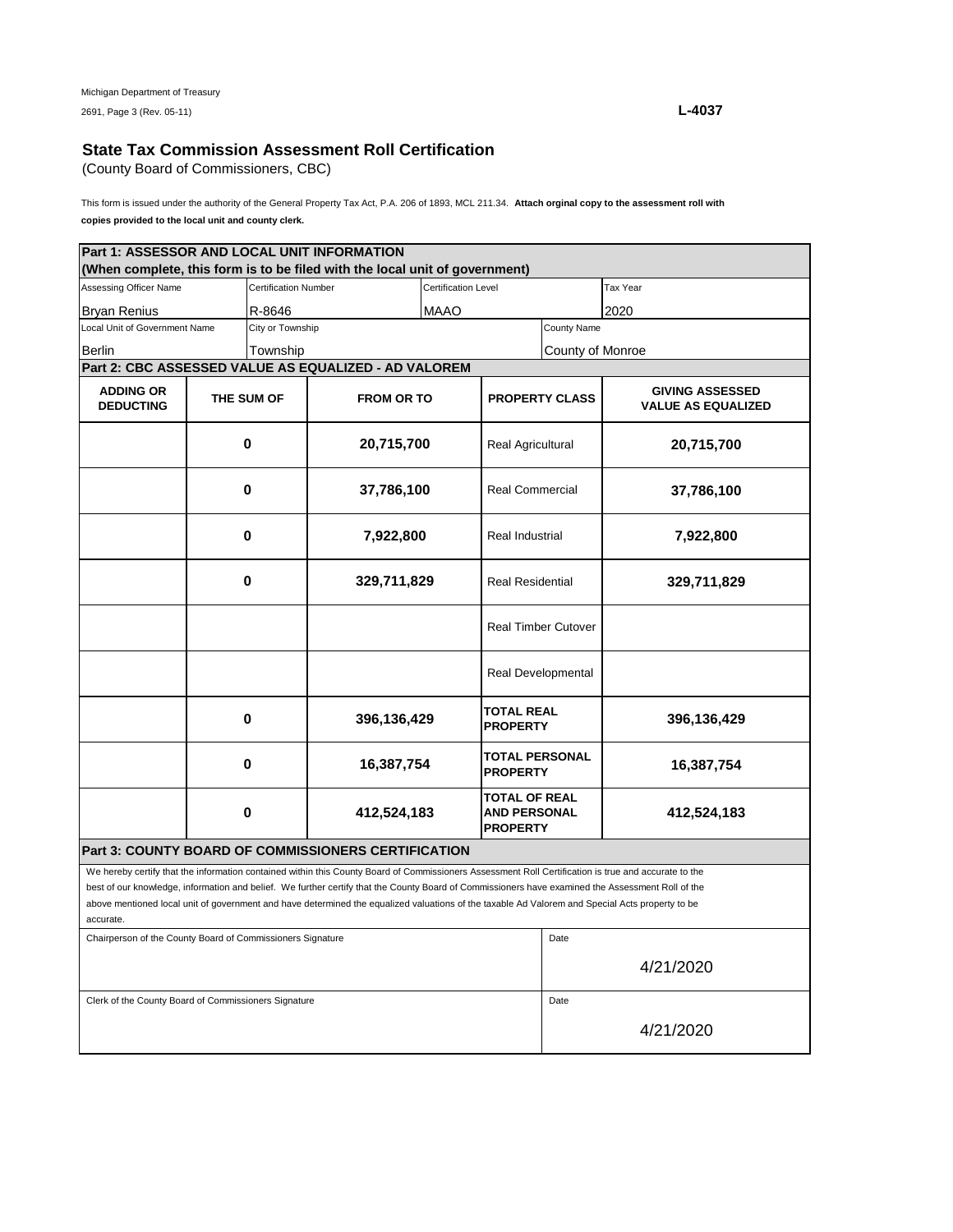Michigan Department of Treasury
2691, Page 3 (Rev. 05-11)

**L-4037**

## State Tax Commission Assessment Roll Certification

(County Board of Commissioners, CBC)

This form is issued under the authority of the General Property Tax Act, P.A. 206 of 1893, MCL 211.34. **Attach orginal copy to the assessment roll with copies provided to the local unit and county clerk.**

### Part 1: ASSESSOR AND LOCAL UNIT INFORMATION
**(When complete, this form is to be filed with the local unit of government)**

| Assessing Officer Name | Certification Number | Certification Level | Tax Year |
|---|---|---|---|
| Bryan Renius | R-8646 | MAAO | 2020 |

| Local Unit of Government Name | City or Township | County Name |
|---|---|---|
| Berlin | Township | County of Monroe |

### Part 2: CBC ASSESSED VALUE AS EQUALIZED - AD VALOREM

| ADDING OR DEDUCTING | THE SUM OF | FROM OR TO | PROPERTY CLASS | GIVING ASSESSED VALUE AS EQUALIZED |
|---|---|---|---|---|
| | 0 | 20,715,700 | Real Agricultural | 20,715,700 |
| | 0 | 37,786,100 | Real Commercial | 37,786,100 |
| | 0 | 7,922,800 | Real Industrial | 7,922,800 |
| | 0 | 329,711,829 | Real Residential | 329,711,829 |
| | | | Real Timber Cutover | |
| | | | Real Developmental | |
| | 0 | 396,136,429 | **TOTAL REAL PROPERTY** | 396,136,429 |
| | 0 | 16,387,754 | **TOTAL PERSONAL PROPERTY** | 16,387,754 |
| | 0 | 412,524,183 | **TOTAL OF REAL AND PERSONAL PROPERTY** | 412,524,183 |

### Part 3: COUNTY BOARD OF COMMISSIONERS CERTIFICATION

We hereby certify that the information contained within this County Board of Commissioners Assessment Roll Certification is true and accurate to the best of our knowledge, information and belief. We further certify that the County Board of Commissioners have examined the Assessment Roll of the above mentioned local unit of government and have determined the equalized valuations of the taxable Ad Valorem and Special Acts property to be accurate.

| Chairperson of the County Board of Commissioners Signature | Date |
|---|---|
| | 4/21/2020 |

| Clerk of the County Board of Commissioners Signature | Date |
|---|---|
| | 4/21/2020 |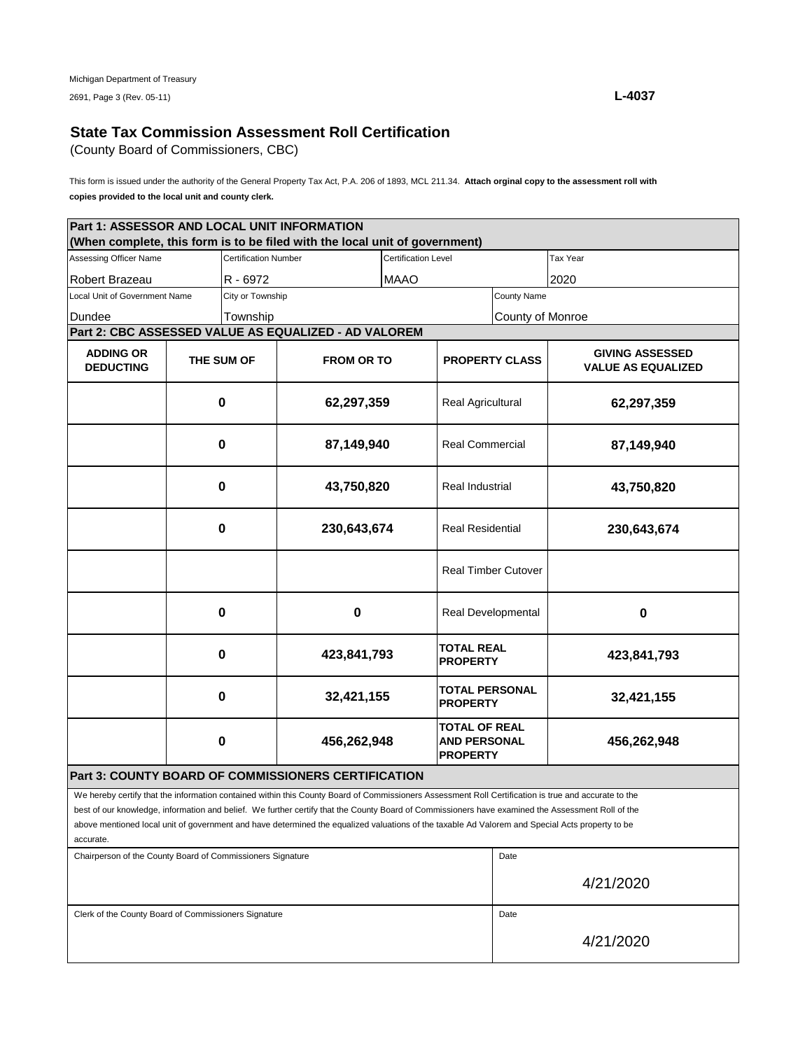Michigan Department of Treasury

2691, Page 3 (Rev. 05-11)

**L-4037**

## State Tax Commission Assessment Roll Certification

(County Board of Commissioners, CBC)

This form is issued under the authority of the General Property Tax Act, P.A. 206 of 1893, MCL 211.34. **Attach orginal copy to the assessment roll with copies provided to the local unit and county clerk.**

**Part 1: ASSESSOR AND LOCAL UNIT INFORMATION**
**(When complete, this form is to be filed with the local unit of government)**

| Assessing Officer Name | Certification Number | Certification Level | Tax Year |
|---|---|---|---|
| Robert Brazeau | R - 6972 | MAAO | 2020 |

| Local Unit of Government Name | City or Township | County Name |
|---|---|---|
| Dundee | Township | County of Monroe |

**Part 2: CBC ASSESSED VALUE AS EQUALIZED - AD VALOREM**

| ADDING OR DEDUCTING | THE SUM OF | FROM OR TO | PROPERTY CLASS | GIVING ASSESSED VALUE AS EQUALIZED |
|---|---|---|---|---|
| | **0** | **62,297,359** | Real Agricultural | **62,297,359** |
| | **0** | **87,149,940** | Real Commercial | **87,149,940** |
| | **0** | **43,750,820** | Real Industrial | **43,750,820** |
| | **0** | **230,643,674** | Real Residential | **230,643,674** |
| | | | Real Timber Cutover | |
| | **0** | **0** | Real Developmental | **0** |
| | **0** | **423,841,793** | **TOTAL REAL PROPERTY** | **423,841,793** |
| | **0** | **32,421,155** | **TOTAL PERSONAL PROPERTY** | **32,421,155** |
| | **0** | **456,262,948** | **TOTAL OF REAL AND PERSONAL PROPERTY** | **456,262,948** |

**Part 3: COUNTY BOARD OF COMMISSIONERS CERTIFICATION**

We hereby certify that the information contained within this County Board of Commissioners Assessment Roll Certification is true and accurate to the best of our knowledge, information and belief. We further certify that the County Board of Commissioners have examined the Assessment Roll of the above mentioned local unit of government and have determined the equalized valuations of the taxable Ad Valorem and Special Acts property to be accurate.

| Chairperson of the County Board of Commissioners Signature | Date |
|---|---|
| | 4/21/2020 |

| Clerk of the County Board of Commissioners Signature | Date |
|---|---|
| | 4/21/2020 |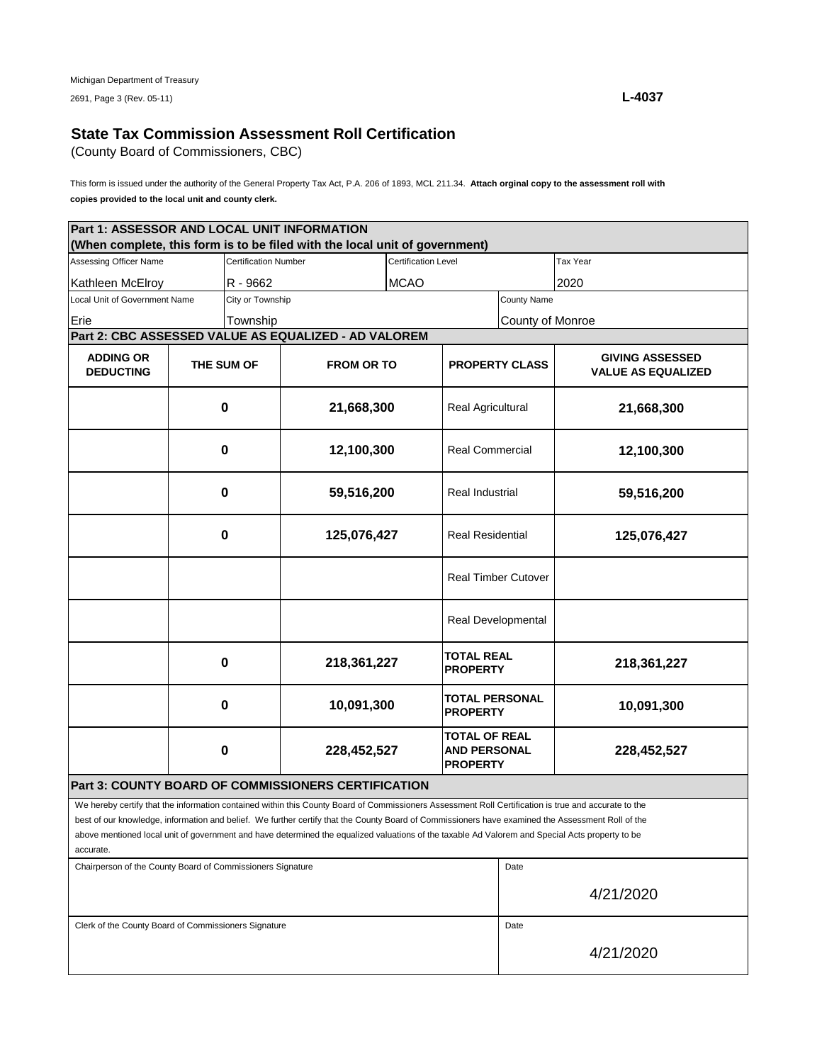Michigan Department of Treasury

2691, Page 3 (Rev. 05-11)

**L-4037**

## State Tax Commission Assessment Roll Certification

(County Board of Commissioners, CBC)

This form is issued under the authority of the General Property Tax Act, P.A. 206 of 1893, MCL 211.34. **Attach orginal copy to the assessment roll with copies provided to the local unit and county clerk.**

**Part 1: ASSESSOR AND LOCAL UNIT INFORMATION**
**(When complete, this form is to be filed with the local unit of government)**

| Assessing Officer Name | Certification Number | Certification Level | Tax Year |
|---|---|---|---|
| Kathleen McElroy | R - 9662 | MCAO | 2020 |

| Local Unit of Government Name | City or Township | County Name |
|---|---|---|
| Erie | Township | County of Monroe |

**Part 2: CBC ASSESSED VALUE AS EQUALIZED - AD VALOREM**

| ADDING OR DEDUCTING | THE SUM OF | FROM OR TO | PROPERTY CLASS | GIVING ASSESSED VALUE AS EQUALIZED |
|---|---|---|---|---|
| | 0 | 21,668,300 | Real Agricultural | 21,668,300 |
| | 0 | 12,100,300 | Real Commercial | 12,100,300 |
| | 0 | 59,516,200 | Real Industrial | 59,516,200 |
| | 0 | 125,076,427 | Real Residential | 125,076,427 |
| | | | Real Timber Cutover | |
| | | | Real Developmental | |
| | 0 | 218,361,227 | **TOTAL REAL PROPERTY** | 218,361,227 |
| | 0 | 10,091,300 | **TOTAL PERSONAL PROPERTY** | 10,091,300 |
| | 0 | 228,452,527 | **TOTAL OF REAL AND PERSONAL PROPERTY** | 228,452,527 |

**Part 3: COUNTY BOARD OF COMMISSIONERS CERTIFICATION**

We hereby certify that the information contained within this County Board of Commissioners Assessment Roll Certification is true and accurate to the best of our knowledge, information and belief. We further certify that the County Board of Commissioners have examined the Assessment Roll of the above mentioned local unit of government and have determined the equalized valuations of the taxable Ad Valorem and Special Acts property to be accurate.

| Chairperson of the County Board of Commissioners Signature | Date |
|---|---|
| | 4/21/2020 |

| Clerk of the County Board of Commissioners Signature | Date |
|---|---|
| | 4/21/2020 |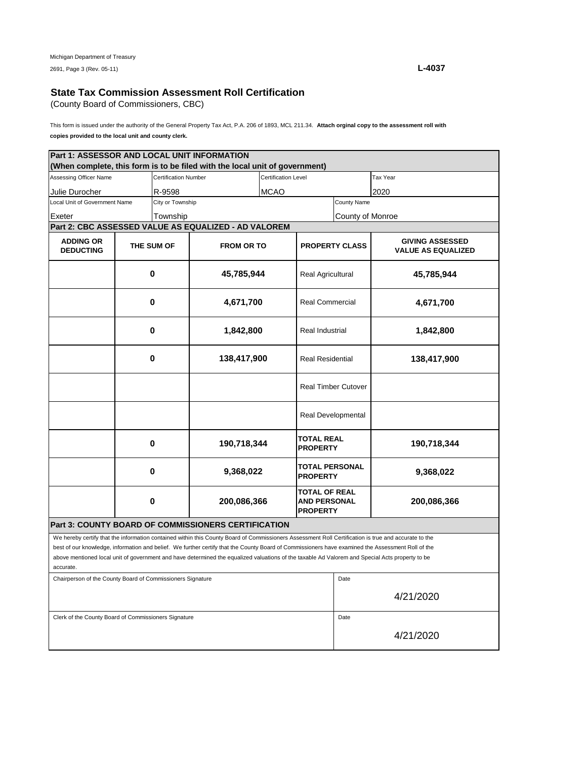Michigan Department of Treasury

2691, Page 3 (Rev. 05-11)

**L-4037**

## State Tax Commission Assessment Roll Certification

(County Board of Commissioners, CBC)

This form is issued under the authority of the General Property Tax Act, P.A. 206 of 1893, MCL 211.34. **Attach orginal copy to the assessment roll with copies provided to the local unit and county clerk.**

### Part 1: ASSESSOR AND LOCAL UNIT INFORMATION

**(When complete, this form is to be filed with the local unit of government)**

| Assessing Officer Name | Certification Number | Certification Level | Tax Year |
|---|---|---|---|
| Julie Durocher | R-9598 | MCAO | 2020 |

| Local Unit of Government Name | City or Township | County Name |
|---|---|---|
| Exeter | Township | County of Monroe |

### Part 2: CBC ASSESSED VALUE AS EQUALIZED - AD VALOREM

| ADDING OR DEDUCTING | THE SUM OF | FROM OR TO | PROPERTY CLASS | GIVING ASSESSED VALUE AS EQUALIZED |
|---|---|---|---|---|
| | **0** | **45,785,944** | Real Agricultural | **45,785,944** |
| | **0** | **4,671,700** | Real Commercial | **4,671,700** |
| | **0** | **1,842,800** | Real Industrial | **1,842,800** |
| | **0** | **138,417,900** | Real Residential | **138,417,900** |
| | | | Real Timber Cutover | |
| | | | Real Developmental | |
| | **0** | **190,718,344** | **TOTAL REAL PROPERTY** | **190,718,344** |
| | **0** | **9,368,022** | **TOTAL PERSONAL PROPERTY** | **9,368,022** |
| | **0** | **200,086,366** | **TOTAL OF REAL AND PERSONAL PROPERTY** | **200,086,366** |

### Part 3: COUNTY BOARD OF COMMISSIONERS CERTIFICATION

We hereby certify that the information contained within this County Board of Commissioners Assessment Roll Certification is true and accurate to the best of our knowledge, information and belief. We further certify that the County Board of Commissioners have examined the Assessment Roll of the above mentioned local unit of government and have determined the equalized valuations of the taxable Ad Valorem and Special Acts property to be accurate.

| Chairperson of the County Board of Commissioners Signature | Date |
|---|---|
| | 4/21/2020 |

| Clerk of the County Board of Commissioners Signature | Date |
|---|---|
| | 4/21/2020 |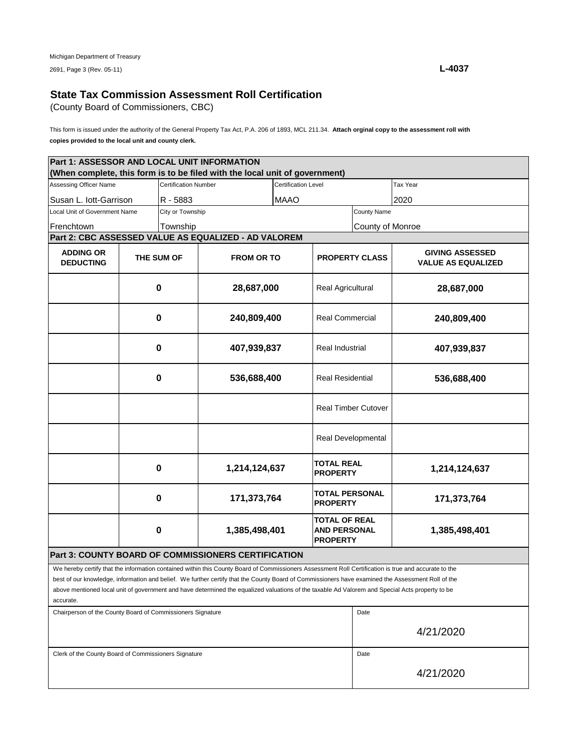Michigan Department of Treasury
2691, Page 3 (Rev. 05-11)

**L-4037**

## State Tax Commission Assessment Roll Certification

(County Board of Commissioners, CBC)

This form is issued under the authority of the General Property Tax Act, P.A. 206 of 1893, MCL 211.34. **Attach orginal copy to the assessment roll with copies provided to the local unit and county clerk.**

**Part 1: ASSESSOR AND LOCAL UNIT INFORMATION**
**(When complete, this form is to be filed with the local unit of government)**

| Assessing Officer Name | Certification Number | Certification Level | Tax Year |
|---|---|---|---|
| Susan L. Iott-Garrison | R - 5883 | MAAO | 2020 |

| Local Unit of Government Name | City or Township | County Name |
|---|---|---|
| Frenchtown | Township | County of Monroe |

**Part 2: CBC ASSESSED VALUE AS EQUALIZED - AD VALOREM**

| ADDING OR DEDUCTING | THE SUM OF | FROM OR TO | PROPERTY CLASS | GIVING ASSESSED VALUE AS EQUALIZED |
|---|---|---|---|---|
| | 0 | 28,687,000 | Real Agricultural | 28,687,000 |
| | 0 | 240,809,400 | Real Commercial | 240,809,400 |
| | 0 | 407,939,837 | Real Industrial | 407,939,837 |
| | 0 | 536,688,400 | Real Residential | 536,688,400 |
| | | | Real Timber Cutover | |
| | | | Real Developmental | |
| | 0 | 1,214,124,637 | **TOTAL REAL PROPERTY** | 1,214,124,637 |
| | 0 | 171,373,764 | **TOTAL PERSONAL PROPERTY** | 171,373,764 |
| | 0 | 1,385,498,401 | **TOTAL OF REAL AND PERSONAL PROPERTY** | 1,385,498,401 |

**Part 3: COUNTY BOARD OF COMMISSIONERS CERTIFICATION**

We hereby certify that the information contained within this County Board of Commissioners Assessment Roll Certification is true and accurate to the best of our knowledge, information and belief. We further certify that the County Board of Commissioners have examined the Assessment Roll of the above mentioned local unit of government and have determined the equalized valuations of the taxable Ad Valorem and Special Acts property to be accurate.

| Chairperson of the County Board of Commissioners Signature | Date |
|---|---|
| | 4/21/2020 |

| Clerk of the County Board of Commissioners Signature | Date |
|---|---|
| | 4/21/2020 |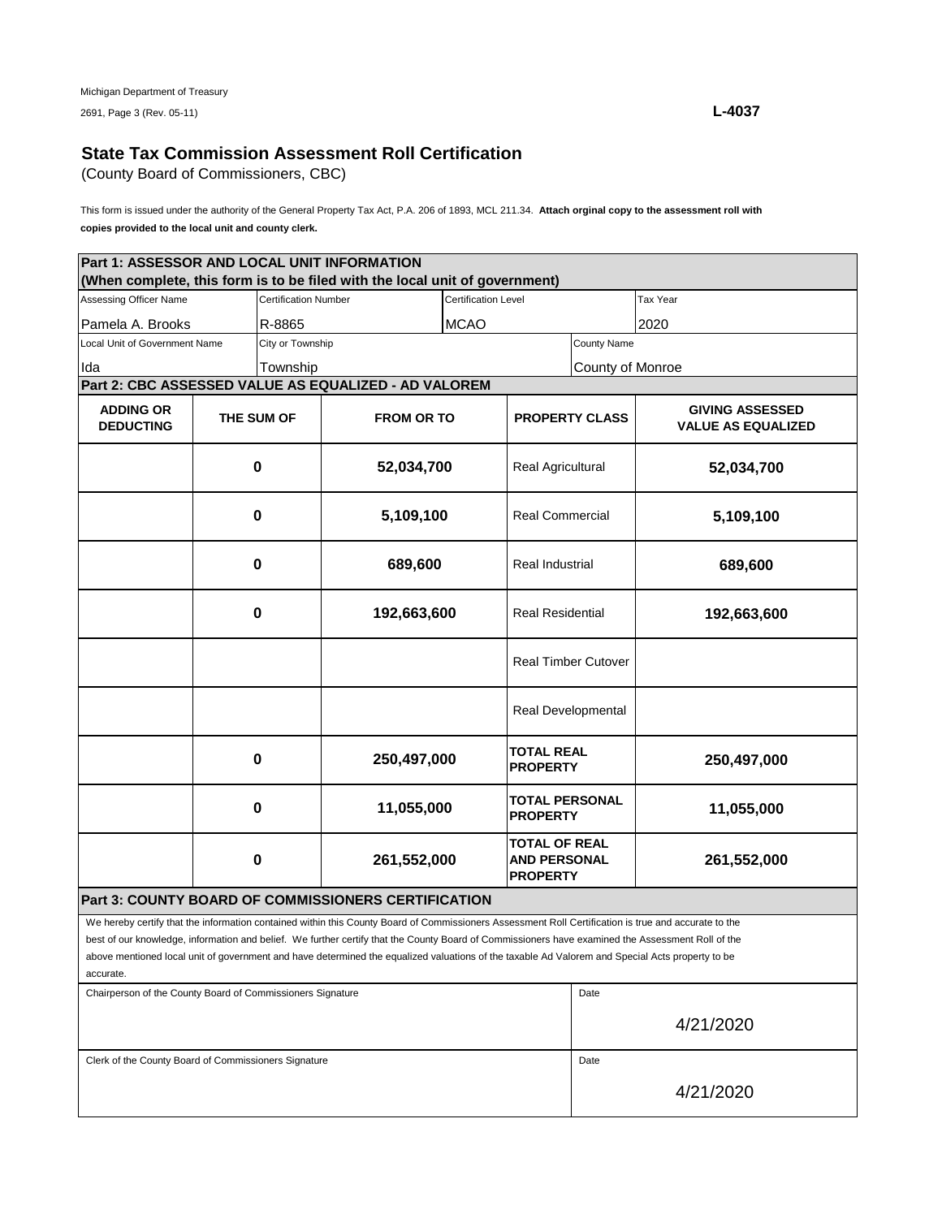Michigan Department of Treasury
2691, Page 3 (Rev. 05-11)

**L-4037**

## State Tax Commission Assessment Roll Certification

(County Board of Commissioners, CBC)

This form is issued under the authority of the General Property Tax Act, P.A. 206 of 1893, MCL 211.34. **Attach orginal copy to the assessment roll with copies provided to the local unit and county clerk.**

**Part 1: ASSESSOR AND LOCAL UNIT INFORMATION**
**(When complete, this form is to be filed with the local unit of government)**

| Assessing Officer Name | Certification Number | Certification Level | Tax Year |
|---|---|---|---|
| Pamela A. Brooks | R-8865 | MCAO | 2020 |

| Local Unit of Government Name | City or Township | County Name |
|---|---|---|
| Ida | Township | County of Monroe |

**Part 2: CBC ASSESSED VALUE AS EQUALIZED - AD VALOREM**

| ADDING OR DEDUCTING | THE SUM OF | FROM OR TO | PROPERTY CLASS | GIVING ASSESSED VALUE AS EQUALIZED |
|---|---|---|---|---|
| | 0 | 52,034,700 | Real Agricultural | 52,034,700 |
| | 0 | 5,109,100 | Real Commercial | 5,109,100 |
| | 0 | 689,600 | Real Industrial | 689,600 |
| | 0 | 192,663,600 | Real Residential | 192,663,600 |
| | | | Real Timber Cutover | |
| | | | Real Developmental | |
| | 0 | 250,497,000 | **TOTAL REAL PROPERTY** | 250,497,000 |
| | 0 | 11,055,000 | **TOTAL PERSONAL PROPERTY** | 11,055,000 |
| | 0 | 261,552,000 | **TOTAL OF REAL AND PERSONAL PROPERTY** | 261,552,000 |

**Part 3: COUNTY BOARD OF COMMISSIONERS CERTIFICATION**

We hereby certify that the information contained within this County Board of Commissioners Assessment Roll Certification is true and accurate to the best of our knowledge, information and belief. We further certify that the County Board of Commissioners have examined the Assessment Roll of the above mentioned local unit of government and have determined the equalized valuations of the taxable Ad Valorem and Special Acts property to be accurate.

| Chairperson of the County Board of Commissioners Signature | Date |
|---|---|
| | 4/21/2020 |

| Clerk of the County Board of Commissioners Signature | Date |
|---|---|
| | 4/21/2020 |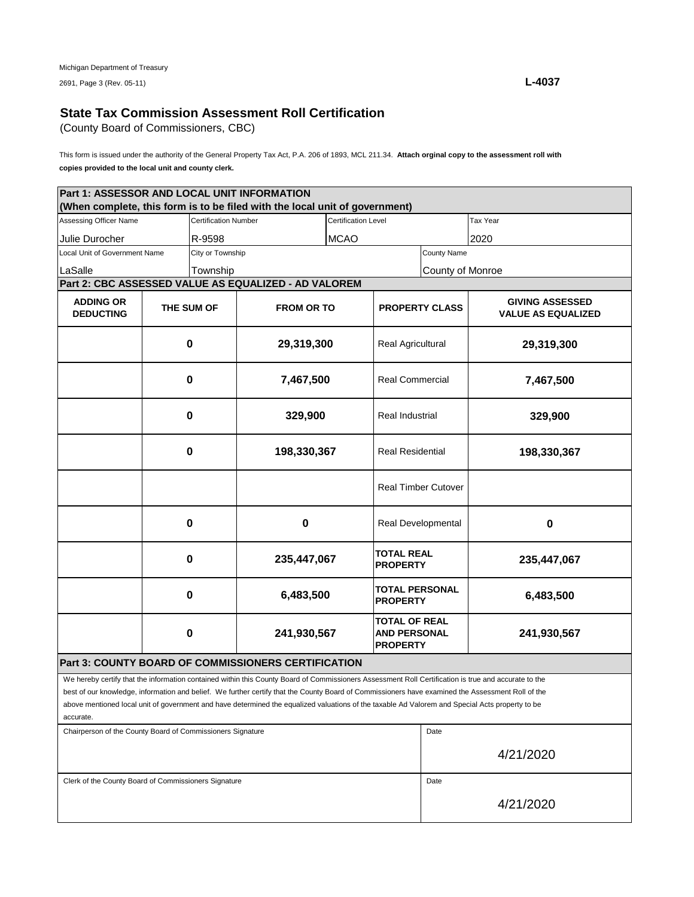Michigan Department of Treasury
2691, Page 3 (Rev. 05-11)

**L-4037**

## State Tax Commission Assessment Roll Certification

(County Board of Commissioners, CBC)

This form is issued under the authority of the General Property Tax Act, P.A. 206 of 1893, MCL 211.34. **Attach orginal copy to the assessment roll with copies provided to the local unit and county clerk.**

**Part 1: ASSESSOR AND LOCAL UNIT INFORMATION**
**(When complete, this form is to be filed with the local unit of government)**

| Assessing Officer Name | Certification Number | Certification Level | Tax Year |
|---|---|---|---|
| Julie Durocher | R-9598 | MCAO | 2020 |

| Local Unit of Government Name | City or Township | County Name |
|---|---|---|
| LaSalle | Township | County of Monroe |

**Part 2: CBC ASSESSED VALUE AS EQUALIZED - AD VALOREM**

| ADDING OR DEDUCTING | THE SUM OF | FROM OR TO | PROPERTY CLASS | GIVING ASSESSED VALUE AS EQUALIZED |
|---|---|---|---|---|
| | 0 | 29,319,300 | Real Agricultural | 29,319,300 |
| | 0 | 7,467,500 | Real Commercial | 7,467,500 |
| | 0 | 329,900 | Real Industrial | 329,900 |
| | 0 | 198,330,367 | Real Residential | 198,330,367 |
| | | | Real Timber Cutover | |
| | 0 | 0 | Real Developmental | 0 |
| | 0 | 235,447,067 | **TOTAL REAL PROPERTY** | 235,447,067 |
| | 0 | 6,483,500 | **TOTAL PERSONAL PROPERTY** | 6,483,500 |
| | 0 | 241,930,567 | **TOTAL OF REAL AND PERSONAL PROPERTY** | 241,930,567 |

**Part 3: COUNTY BOARD OF COMMISSIONERS CERTIFICATION**

We hereby certify that the information contained within this County Board of Commissioners Assessment Roll Certification is true and accurate to the best of our knowledge, information and belief. We further certify that the County Board of Commissioners have examined the Assessment Roll of the above mentioned local unit of government and have determined the equalized valuations of the taxable Ad Valorem and Special Acts property to be accurate.

| Chairperson of the County Board of Commissioners Signature | Date |
|---|---|
| | 4/21/2020 |

| Clerk of the County Board of Commissioners Signature | Date |
|---|---|
| | 4/21/2020 |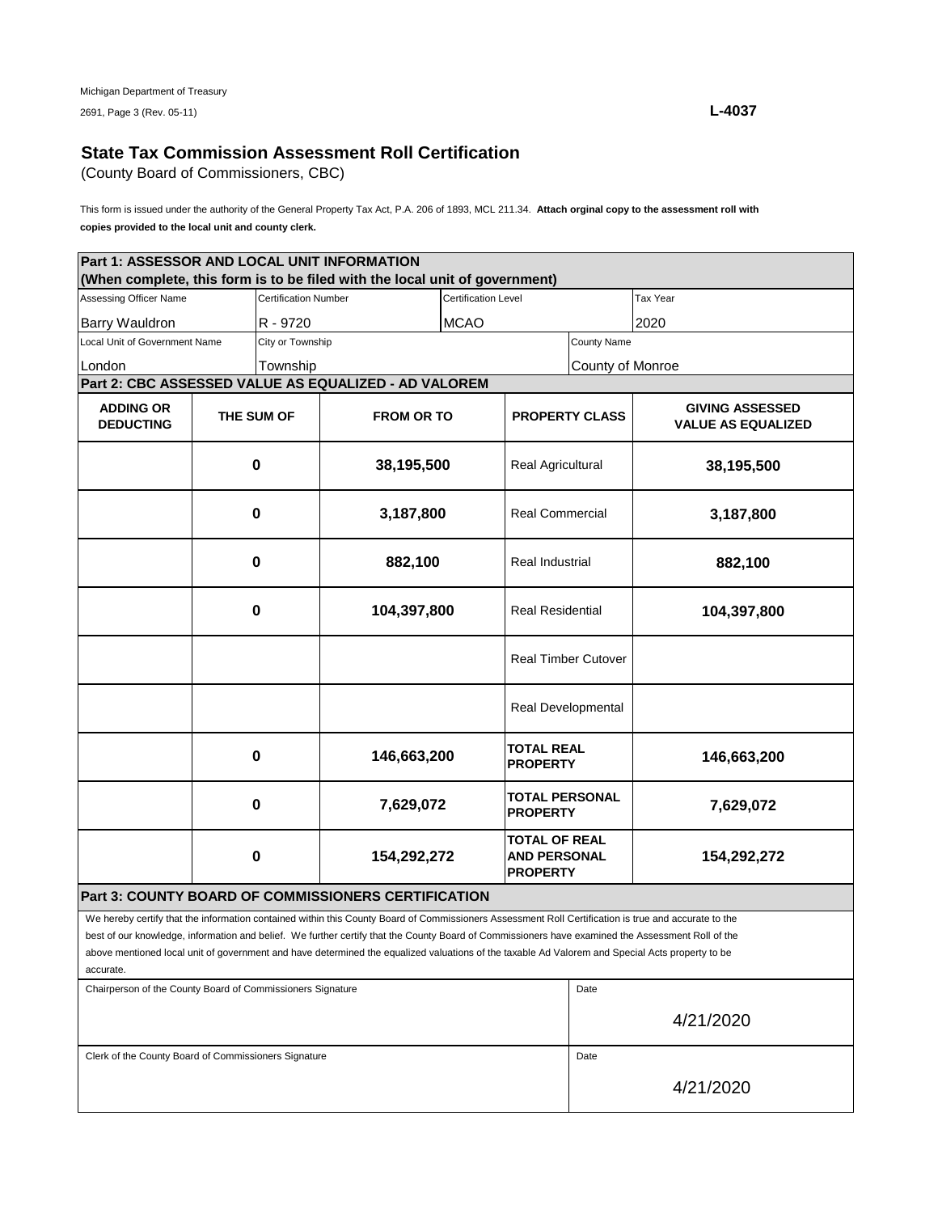Michigan Department of Treasury
2691, Page 3 (Rev. 05-11)

**L-4037**

## State Tax Commission Assessment Roll Certification

(County Board of Commissioners, CBC)

This form is issued under the authority of the General Property Tax Act, P.A. 206 of 1893, MCL 211.34. **Attach orginal copy to the assessment roll with copies provided to the local unit and county clerk.**

**Part 1: ASSESSOR AND LOCAL UNIT INFORMATION**
**(When complete, this form is to be filed with the local unit of government)**

| Assessing Officer Name | Certification Number | Certification Level | Tax Year |
|---|---|---|---|
| Barry Wauldron | R - 9720 | MCAO | 2020 |

| Local Unit of Government Name | City or Township | County Name |
|---|---|---|
| London | Township | County of Monroe |

**Part 2: CBC ASSESSED VALUE AS EQUALIZED - AD VALOREM**

| ADDING OR DEDUCTING | THE SUM OF | FROM OR TO | PROPERTY CLASS | GIVING ASSESSED VALUE AS EQUALIZED |
|---|---|---|---|---|
| | 0 | 38,195,500 | Real Agricultural | 38,195,500 |
| | 0 | 3,187,800 | Real Commercial | 3,187,800 |
| | 0 | 882,100 | Real Industrial | 882,100 |
| | 0 | 104,397,800 | Real Residential | 104,397,800 |
| | | | Real Timber Cutover | |
| | | | Real Developmental | |
| | 0 | 146,663,200 | **TOTAL REAL PROPERTY** | 146,663,200 |
| | 0 | 7,629,072 | **TOTAL PERSONAL PROPERTY** | 7,629,072 |
| | 0 | 154,292,272 | **TOTAL OF REAL AND PERSONAL PROPERTY** | 154,292,272 |

**Part 3: COUNTY BOARD OF COMMISSIONERS CERTIFICATION**

We hereby certify that the information contained within this County Board of Commissioners Assessment Roll Certification is true and accurate to the best of our knowledge, information and belief. We further certify that the County Board of Commissioners have examined the Assessment Roll of the above mentioned local unit of government and have determined the equalized valuations of the taxable Ad Valorem and Special Acts property to be accurate.

| Chairperson of the County Board of Commissioners Signature | Date |
|---|---|
| | 4/21/2020 |

| Clerk of the County Board of Commissioners Signature | Date |
|---|---|
| | 4/21/2020 |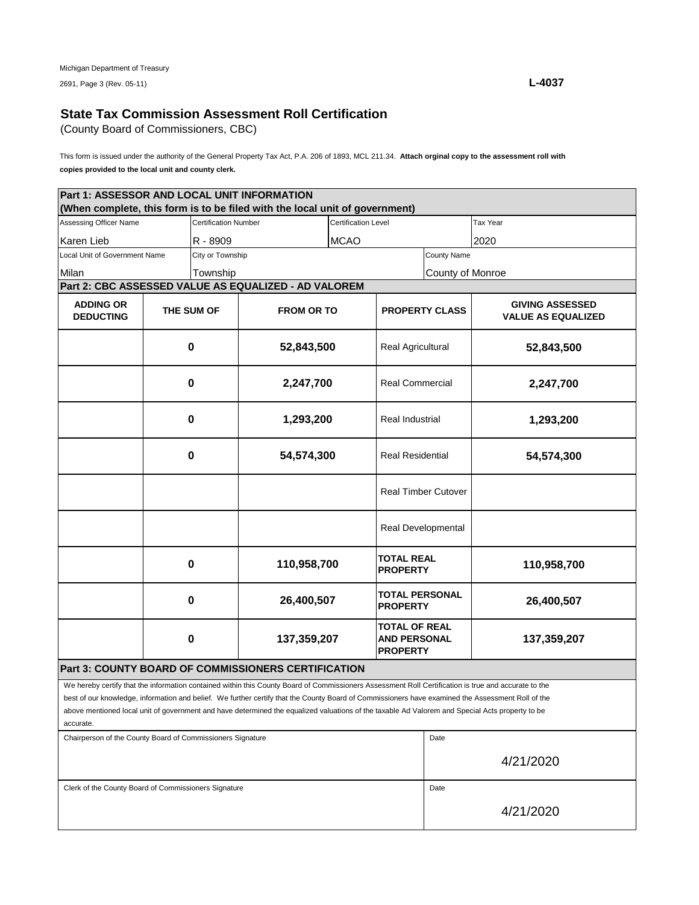Michigan Department of Treasury
2691, Page 3 (Rev. 05-11)

**L-4037**

## State Tax Commission Assessment Roll Certification

(County Board of Commissioners, CBC)

This form is issued under the authority of the General Property Tax Act, P.A. 206 of 1893, MCL 211.34. **Attach orginal copy to the assessment roll with copies provided to the local unit and county clerk.**

**Part 1: ASSESSOR AND LOCAL UNIT INFORMATION**
**(When complete, this form is to be filed with the local unit of government)**

| Assessing Officer Name | Certification Number | Certification Level | Tax Year |
|---|---|---|---|
| Karen Lieb | R - 8909 | MCAO | 2020 |

| Local Unit of Government Name | City or Township | County Name |
|---|---|---|
| Milan | Township | County of Monroe |

**Part 2: CBC ASSESSED VALUE AS EQUALIZED - AD VALOREM**

| ADDING OR DEDUCTING | THE SUM OF | FROM OR TO | PROPERTY CLASS | GIVING ASSESSED VALUE AS EQUALIZED |
|---|---|---|---|---|
| | 0 | 52,843,500 | Real Agricultural | 52,843,500 |
| | 0 | 2,247,700 | Real Commercial | 2,247,700 |
| | 0 | 1,293,200 | Real Industrial | 1,293,200 |
| | 0 | 54,574,300 | Real Residential | 54,574,300 |
| | | | Real Timber Cutover | |
| | | | Real Developmental | |
| | 0 | 110,958,700 | **TOTAL REAL PROPERTY** | 110,958,700 |
| | 0 | 26,400,507 | **TOTAL PERSONAL PROPERTY** | 26,400,507 |
| | 0 | 137,359,207 | **TOTAL OF REAL AND PERSONAL PROPERTY** | 137,359,207 |

**Part 3: COUNTY BOARD OF COMMISSIONERS CERTIFICATION**

We hereby certify that the information contained within this County Board of Commissioners Assessment Roll Certification is true and accurate to the best of our knowledge, information and belief. We further certify that the County Board of Commissioners have examined the Assessment Roll of the above mentioned local unit of government and have determined the equalized valuations of the taxable Ad Valorem and Special Acts property to be accurate.

| Chairperson of the County Board of Commissioners Signature | Date |
|---|---|
| | 4/21/2020 |

| Clerk of the County Board of Commissioners Signature | Date |
|---|---|
| | 4/21/2020 |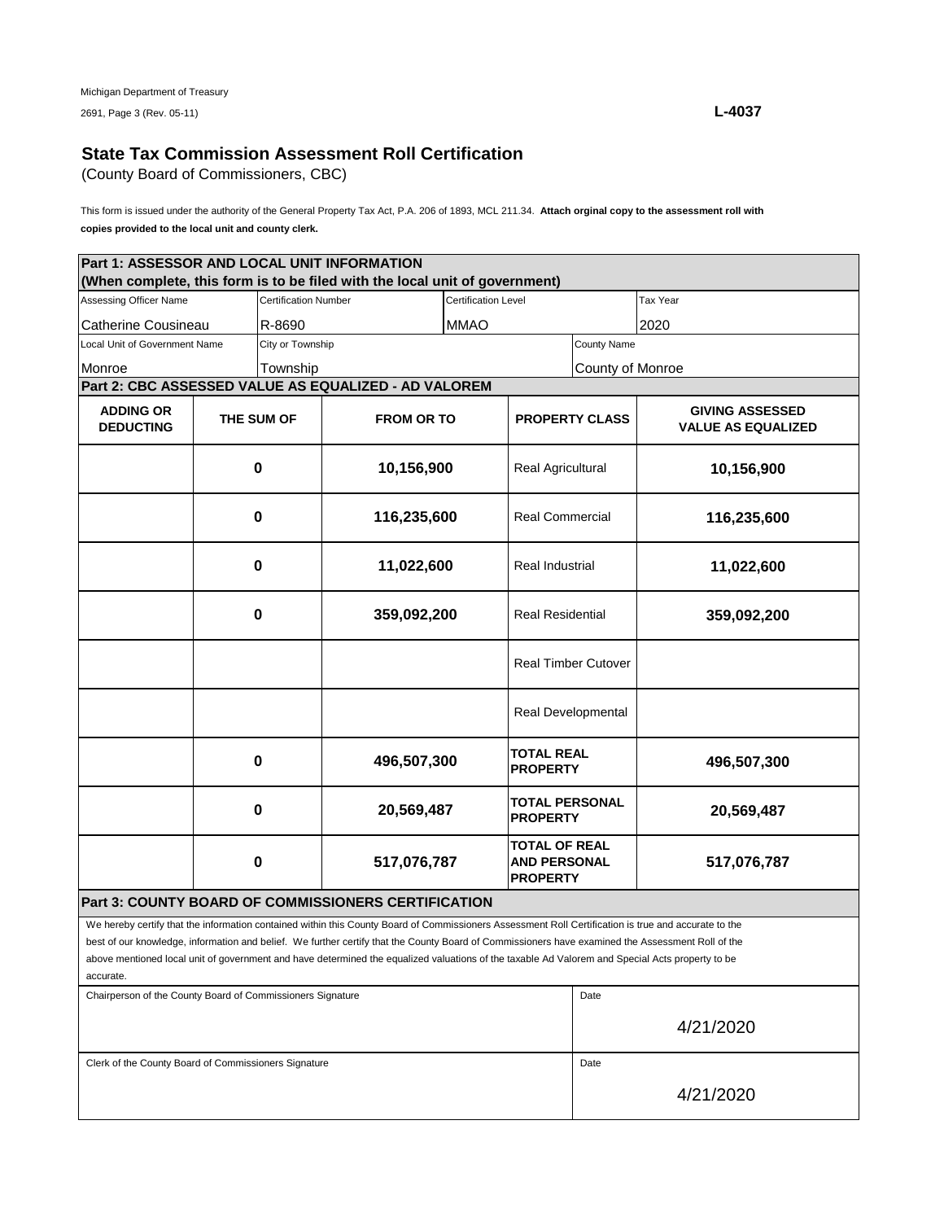Michigan Department of Treasury
2691, Page 3 (Rev. 05-11)

**L-4037**

## State Tax Commission Assessment Roll Certification

(County Board of Commissioners, CBC)

This form is issued under the authority of the General Property Tax Act, P.A. 206 of 1893, MCL 211.34. **Attach orginal copy to the assessment roll with copies provided to the local unit and county clerk.**

**Part 1: ASSESSOR AND LOCAL UNIT INFORMATION**
**(When complete, this form is to be filed with the local unit of government)**

| Assessing Officer Name | Certification Number | Certification Level | Tax Year |
|---|---|---|---|
| Catherine Cousineau | R-8690 | MMAO | 2020 |

| Local Unit of Government Name | City or Township | County Name |
|---|---|---|
| Monroe | Township | County of Monroe |

**Part 2: CBC ASSESSED VALUE AS EQUALIZED - AD VALOREM**

| ADDING OR DEDUCTING | THE SUM OF | FROM OR TO | PROPERTY CLASS | GIVING ASSESSED VALUE AS EQUALIZED |
|---|---|---|---|---|
| | 0 | 10,156,900 | Real Agricultural | 10,156,900 |
| | 0 | 116,235,600 | Real Commercial | 116,235,600 |
| | 0 | 11,022,600 | Real Industrial | 11,022,600 |
| | 0 | 359,092,200 | Real Residential | 359,092,200 |
| | | | Real Timber Cutover | |
| | | | Real Developmental | |
| | 0 | 496,507,300 | **TOTAL REAL PROPERTY** | 496,507,300 |
| | 0 | 20,569,487 | **TOTAL PERSONAL PROPERTY** | 20,569,487 |
| | 0 | 517,076,787 | **TOTAL OF REAL AND PERSONAL PROPERTY** | 517,076,787 |

**Part 3: COUNTY BOARD OF COMMISSIONERS CERTIFICATION**

We hereby certify that the information contained within this County Board of Commissioners Assessment Roll Certification is true and accurate to the best of our knowledge, information and belief. We further certify that the County Board of Commissioners have examined the Assessment Roll of the above mentioned local unit of government and have determined the equalized valuations of the taxable Ad Valorem and Special Acts property to be accurate.

| Chairperson of the County Board of Commissioners Signature | Date |
|---|---|
| | 4/21/2020 |

| Clerk of the County Board of Commissioners Signature | Date |
|---|---|
| | 4/21/2020 |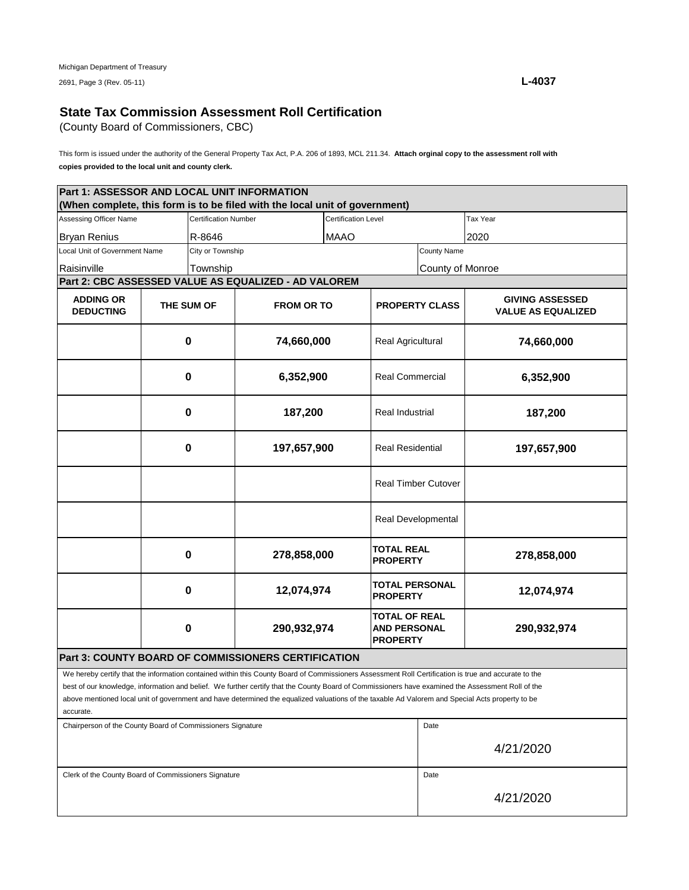Michigan Department of Treasury
2691, Page 3 (Rev. 05-11)

**L-4037**

## State Tax Commission Assessment Roll Certification

(County Board of Commissioners, CBC)

This form is issued under the authority of the General Property Tax Act, P.A. 206 of 1893, MCL 211.34. **Attach orginal copy to the assessment roll with copies provided to the local unit and county clerk.**

**Part 1: ASSESSOR AND LOCAL UNIT INFORMATION**
**(When complete, this form is to be filed with the local unit of government)**

| Assessing Officer Name | Certification Number | Certification Level | Tax Year |
|---|---|---|---|
| Bryan Renius | R-8646 | MAAO | 2020 |

| Local Unit of Government Name | City or Township | County Name |
|---|---|---|
| Raisinville | Township | County of Monroe |

**Part 2: CBC ASSESSED VALUE AS EQUALIZED - AD VALOREM**

| ADDING OR DEDUCTING | THE SUM OF | FROM OR TO | PROPERTY CLASS | GIVING ASSESSED VALUE AS EQUALIZED |
|---|---|---|---|---|
| | 0 | 74,660,000 | Real Agricultural | 74,660,000 |
| | 0 | 6,352,900 | Real Commercial | 6,352,900 |
| | 0 | 187,200 | Real Industrial | 187,200 |
| | 0 | 197,657,900 | Real Residential | 197,657,900 |
| | | | Real Timber Cutover | |
| | | | Real Developmental | |
| | 0 | 278,858,000 | **TOTAL REAL PROPERTY** | 278,858,000 |
| | 0 | 12,074,974 | **TOTAL PERSONAL PROPERTY** | 12,074,974 |
| | 0 | 290,932,974 | **TOTAL OF REAL AND PERSONAL PROPERTY** | 290,932,974 |

**Part 3: COUNTY BOARD OF COMMISSIONERS CERTIFICATION**

We hereby certify that the information contained within this County Board of Commissioners Assessment Roll Certification is true and accurate to the best of our knowledge, information and belief. We further certify that the County Board of Commissioners have examined the Assessment Roll of the above mentioned local unit of government and have determined the equalized valuations of the taxable Ad Valorem and Special Acts property to be accurate.

| Chairperson of the County Board of Commissioners Signature | Date |
|---|---|
| | 4/21/2020 |

| Clerk of the County Board of Commissioners Signature | Date |
|---|---|
| | 4/21/2020 |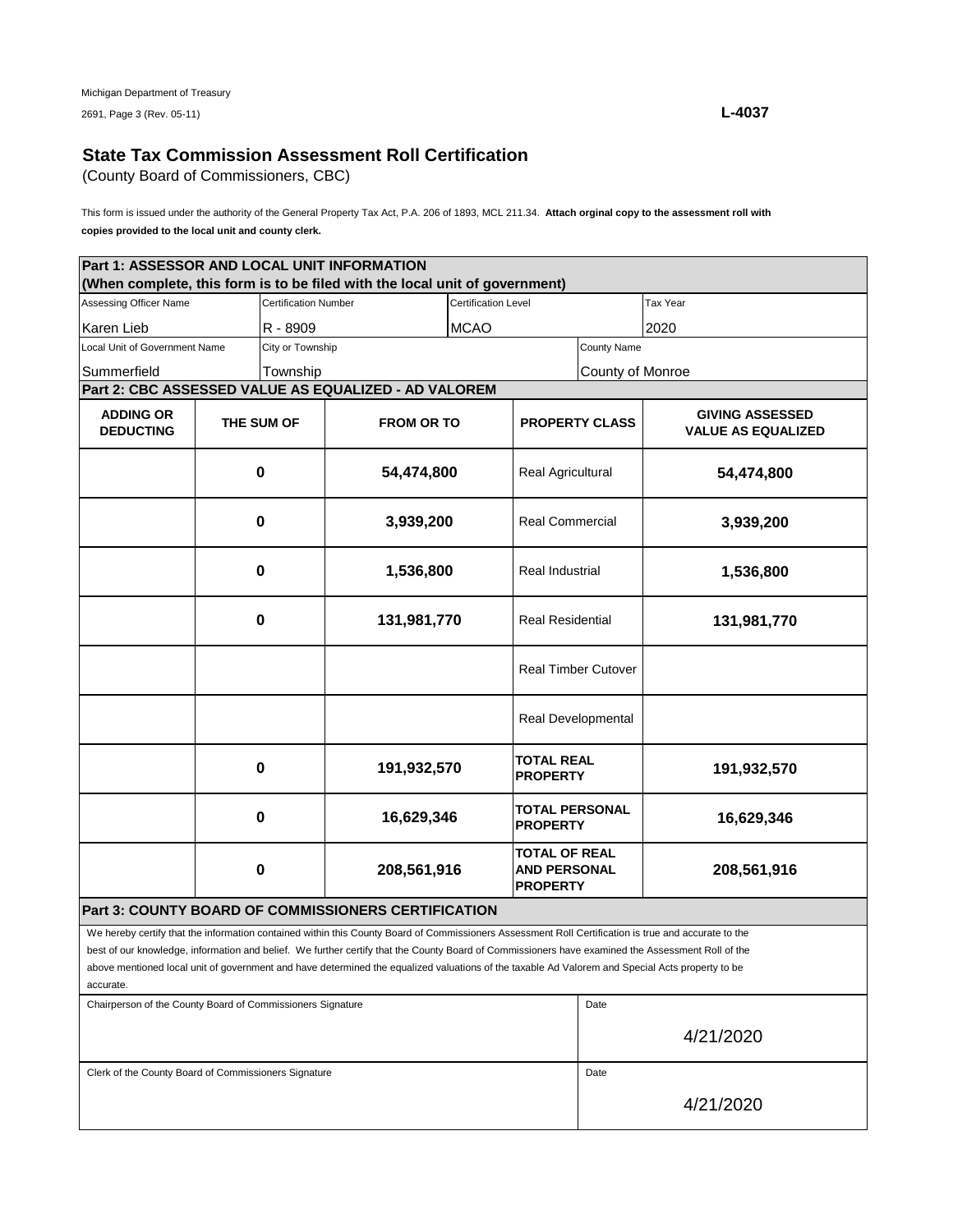Michigan Department of Treasury

2691, Page 3 (Rev. 05-11)

**L-4037**

## State Tax Commission Assessment Roll Certification

(County Board of Commissioners, CBC)

This form is issued under the authority of the General Property Tax Act, P.A. 206 of 1893, MCL 211.34. **Attach orginal copy to the assessment roll with copies provided to the local unit and county clerk.**

**Part 1: ASSESSOR AND LOCAL UNIT INFORMATION**
**(When complete, this form is to be filed with the local unit of government)**

| Assessing Officer Name | Certification Number | Certification Level | Tax Year |
|---|---|---|---|
| Karen Lieb | R - 8909 | MCAO | 2020 |

| Local Unit of Government Name | City or Township | County Name |
|---|---|---|
| Summerfield | Township | County of Monroe |

**Part 2: CBC ASSESSED VALUE AS EQUALIZED - AD VALOREM**

| ADDING OR DEDUCTING | THE SUM OF | FROM OR TO | PROPERTY CLASS | GIVING ASSESSED VALUE AS EQUALIZED |
|---|---|---|---|---|
| | 0 | 54,474,800 | Real Agricultural | 54,474,800 |
| | 0 | 3,939,200 | Real Commercial | 3,939,200 |
| | 0 | 1,536,800 | Real Industrial | 1,536,800 |
| | 0 | 131,981,770 | Real Residential | 131,981,770 |
| | | | Real Timber Cutover | |
| | | | Real Developmental | |
| | 0 | 191,932,570 | **TOTAL REAL PROPERTY** | 191,932,570 |
| | 0 | 16,629,346 | **TOTAL PERSONAL PROPERTY** | 16,629,346 |
| | 0 | 208,561,916 | **TOTAL OF REAL AND PERSONAL PROPERTY** | 208,561,916 |

**Part 3: COUNTY BOARD OF COMMISSIONERS CERTIFICATION**

We hereby certify that the information contained within this County Board of Commissioners Assessment Roll Certification is true and accurate to the best of our knowledge, information and belief. We further certify that the County Board of Commissioners have examined the Assessment Roll of the above mentioned local unit of government and have determined the equalized valuations of the taxable Ad Valorem and Special Acts property to be accurate.

| Chairperson of the County Board of Commissioners Signature | Date |
|---|---|
| | 4/21/2020 |

| Clerk of the County Board of Commissioners Signature | Date |
|---|---|
| | 4/21/2020 |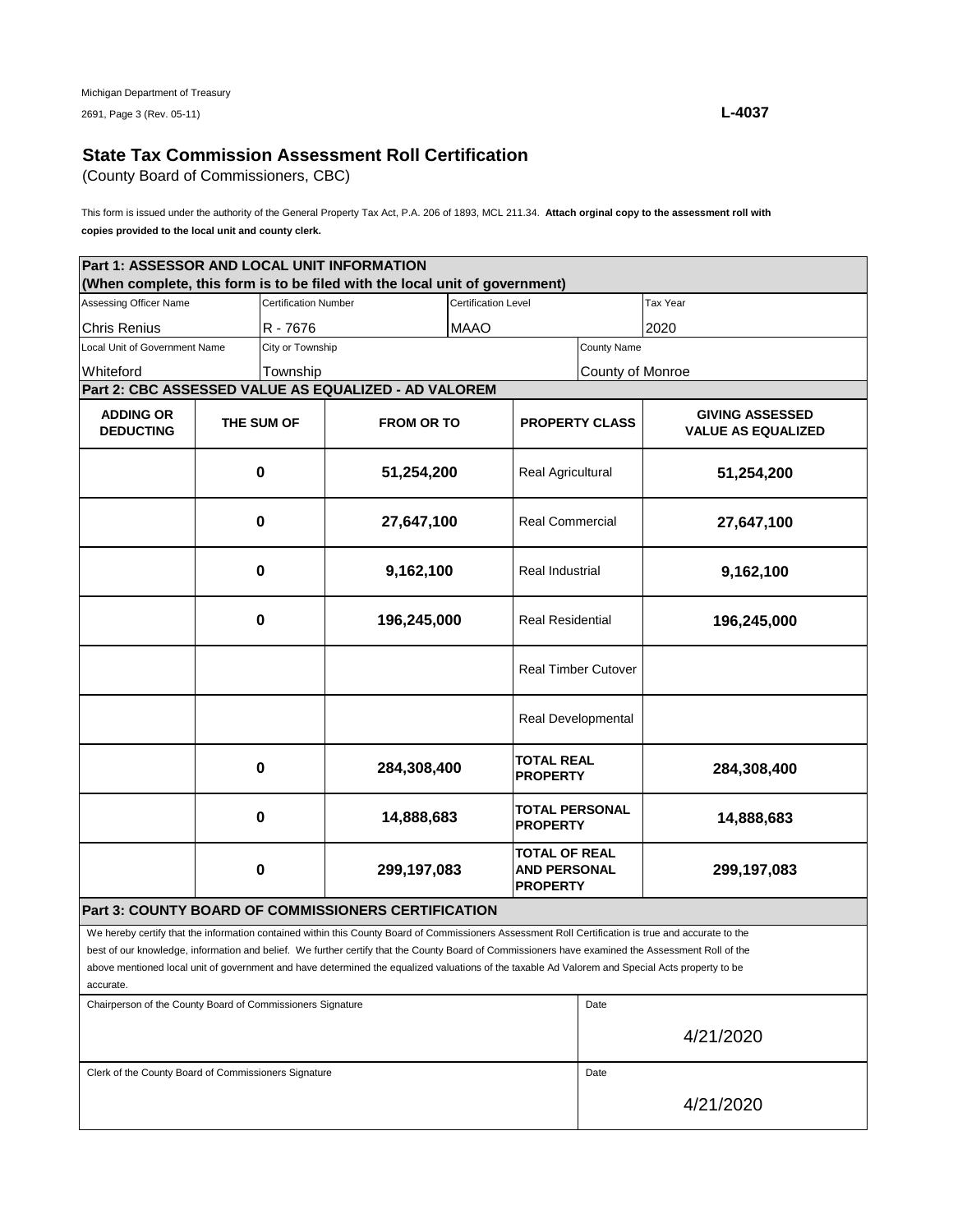Michigan Department of Treasury

2691, Page 3 (Rev. 05-11)

**L-4037**

## State Tax Commission Assessment Roll Certification

(County Board of Commissioners, CBC)

This form is issued under the authority of the General Property Tax Act, P.A. 206 of 1893, MCL 211.34. **Attach orginal copy to the assessment roll with copies provided to the local unit and county clerk.**

**Part 1: ASSESSOR AND LOCAL UNIT INFORMATION**
**(When complete, this form is to be filed with the local unit of government)**

| Assessing Officer Name | Certification Number | Certification Level | Tax Year |
|---|---|---|---|
| Chris Renius | R - 7676 | MAAO | 2020 |

| Local Unit of Government Name | City or Township | County Name |
|---|---|---|
| Whiteford | Township | County of Monroe |

**Part 2: CBC ASSESSED VALUE AS EQUALIZED - AD VALOREM**

| ADDING OR DEDUCTING | THE SUM OF | FROM OR TO | PROPERTY CLASS | GIVING ASSESSED VALUE AS EQUALIZED |
|---|---|---|---|---|
| | 0 | 51,254,200 | Real Agricultural | 51,254,200 |
| | 0 | 27,647,100 | Real Commercial | 27,647,100 |
| | 0 | 9,162,100 | Real Industrial | 9,162,100 |
| | 0 | 196,245,000 | Real Residential | 196,245,000 |
| | | | Real Timber Cutover | |
| | | | Real Developmental | |
| | 0 | 284,308,400 | **TOTAL REAL PROPERTY** | 284,308,400 |
| | 0 | 14,888,683 | **TOTAL PERSONAL PROPERTY** | 14,888,683 |
| | 0 | 299,197,083 | **TOTAL OF REAL AND PERSONAL PROPERTY** | 299,197,083 |

**Part 3: COUNTY BOARD OF COMMISSIONERS CERTIFICATION**

We hereby certify that the information contained within this County Board of Commissioners Assessment Roll Certification is true and accurate to the best of our knowledge, information and belief. We further certify that the County Board of Commissioners have examined the Assessment Roll of the above mentioned local unit of government and have determined the equalized valuations of the taxable Ad Valorem and Special Acts property to be accurate.

| Chairperson of the County Board of Commissioners Signature | Date |
|---|---|
| | 4/21/2020 |

| Clerk of the County Board of Commissioners Signature | Date |
|---|---|
| | 4/21/2020 |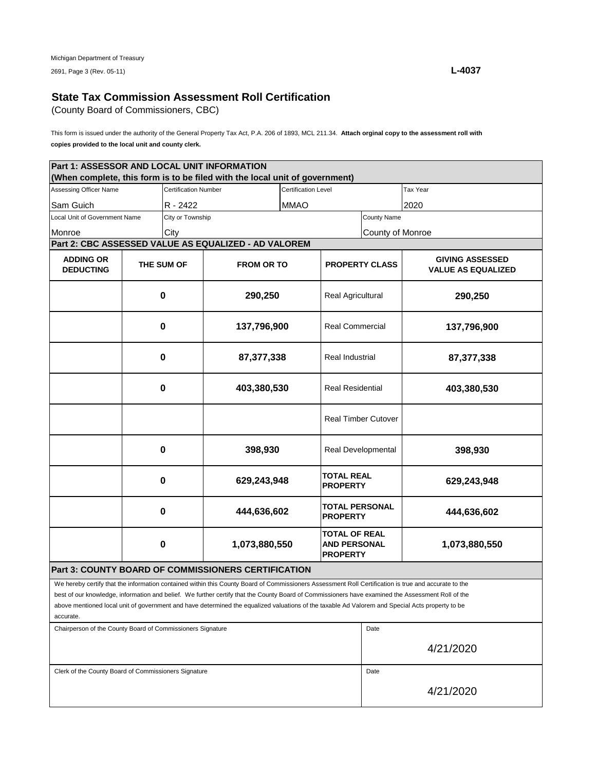Michigan Department of Treasury

2691, Page 3 (Rev. 05-11)

**L-4037**

## State Tax Commission Assessment Roll Certification

(County Board of Commissioners, CBC)

This form is issued under the authority of the General Property Tax Act, P.A. 206 of 1893, MCL 211.34. **Attach orginal copy to the assessment roll with copies provided to the local unit and county clerk.**

**Part 1: ASSESSOR AND LOCAL UNIT INFORMATION**
**(When complete, this form is to be filed with the local unit of government)**

| Assessing Officer Name | Certification Number | Certification Level | Tax Year |
|---|---|---|---|
| Sam Guich | R - 2422 | MMAO | 2020 |

| Local Unit of Government Name | City or Township | County Name |
|---|---|---|
| Monroe | City | County of Monroe |

**Part 2: CBC ASSESSED VALUE AS EQUALIZED - AD VALOREM**

| ADDING OR DEDUCTING | THE SUM OF | FROM OR TO | PROPERTY CLASS | GIVING ASSESSED VALUE AS EQUALIZED |
|---|---|---|---|---|
| | 0 | 290,250 | Real Agricultural | 290,250 |
| | 0 | 137,796,900 | Real Commercial | 137,796,900 |
| | 0 | 87,377,338 | Real Industrial | 87,377,338 |
| | 0 | 403,380,530 | Real Residential | 403,380,530 |
| | | | Real Timber Cutover | |
| | 0 | 398,930 | Real Developmental | 398,930 |
| | 0 | 629,243,948 | **TOTAL REAL PROPERTY** | 629,243,948 |
| | 0 | 444,636,602 | **TOTAL PERSONAL PROPERTY** | 444,636,602 |
| | 0 | 1,073,880,550 | **TOTAL OF REAL AND PERSONAL PROPERTY** | 1,073,880,550 |

**Part 3: COUNTY BOARD OF COMMISSIONERS CERTIFICATION**

We hereby certify that the information contained within this County Board of Commissioners Assessment Roll Certification is true and accurate to the best of our knowledge, information and belief. We further certify that the County Board of Commissioners have examined the Assessment Roll of the above mentioned local unit of government and have determined the equalized valuations of the taxable Ad Valorem and Special Acts property to be accurate.

| Chairperson of the County Board of Commissioners Signature | Date |
|---|---|
| | 4/21/2020 |

| Clerk of the County Board of Commissioners Signature | Date |
|---|---|
| | 4/21/2020 |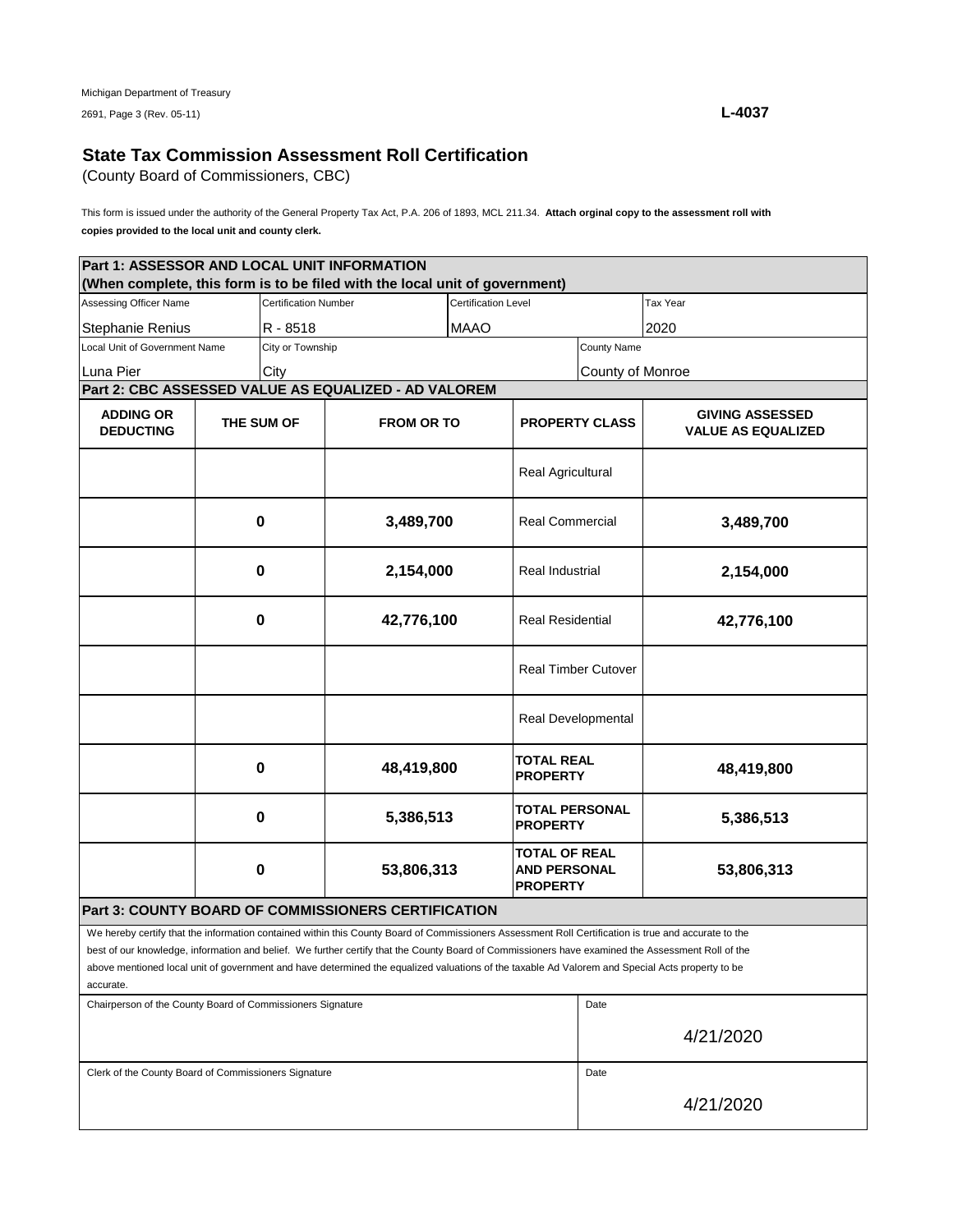Michigan Department of Treasury
2691, Page 3 (Rev. 05-11)

**L-4037**

## State Tax Commission Assessment Roll Certification

(County Board of Commissioners, CBC)

This form is issued under the authority of the General Property Tax Act, P.A. 206 of 1893, MCL 211.34. **Attach orginal copy to the assessment roll with copies provided to the local unit and county clerk.**

**Part 1: ASSESSOR AND LOCAL UNIT INFORMATION**
**(When complete, this form is to be filed with the local unit of government)**

| Assessing Officer Name | Certification Number | Certification Level | Tax Year |
|---|---|---|---|
| Stephanie Renius | R - 8518 | MAAO | 2020 |

| Local Unit of Government Name | City or Township | County Name |
|---|---|---|
| Luna Pier | City | County of Monroe |

**Part 2: CBC ASSESSED VALUE AS EQUALIZED - AD VALOREM**

| ADDING OR DEDUCTING | THE SUM OF | FROM OR TO | PROPERTY CLASS | GIVING ASSESSED VALUE AS EQUALIZED |
|---|---|---|---|---|
| | | | Real Agricultural | |
| | 0 | 3,489,700 | Real Commercial | 3,489,700 |
| | 0 | 2,154,000 | Real Industrial | 2,154,000 |
| | 0 | 42,776,100 | Real Residential | 42,776,100 |
| | | | Real Timber Cutover | |
| | | | Real Developmental | |
| | 0 | 48,419,800 | **TOTAL REAL PROPERTY** | 48,419,800 |
| | 0 | 5,386,513 | **TOTAL PERSONAL PROPERTY** | 5,386,513 |
| | 0 | 53,806,313 | **TOTAL OF REAL AND PERSONAL PROPERTY** | 53,806,313 |

**Part 3: COUNTY BOARD OF COMMISSIONERS CERTIFICATION**

We hereby certify that the information contained within this County Board of Commissioners Assessment Roll Certification is true and accurate to the best of our knowledge, information and belief. We further certify that the County Board of Commissioners have examined the Assessment Roll of the above mentioned local unit of government and have determined the equalized valuations of the taxable Ad Valorem and Special Acts property to be accurate.

| Chairperson of the County Board of Commissioners Signature | Date |
|---|---|
| | 4/21/2020 |

| Clerk of the County Board of Commissioners Signature | Date |
|---|---|
| | 4/21/2020 |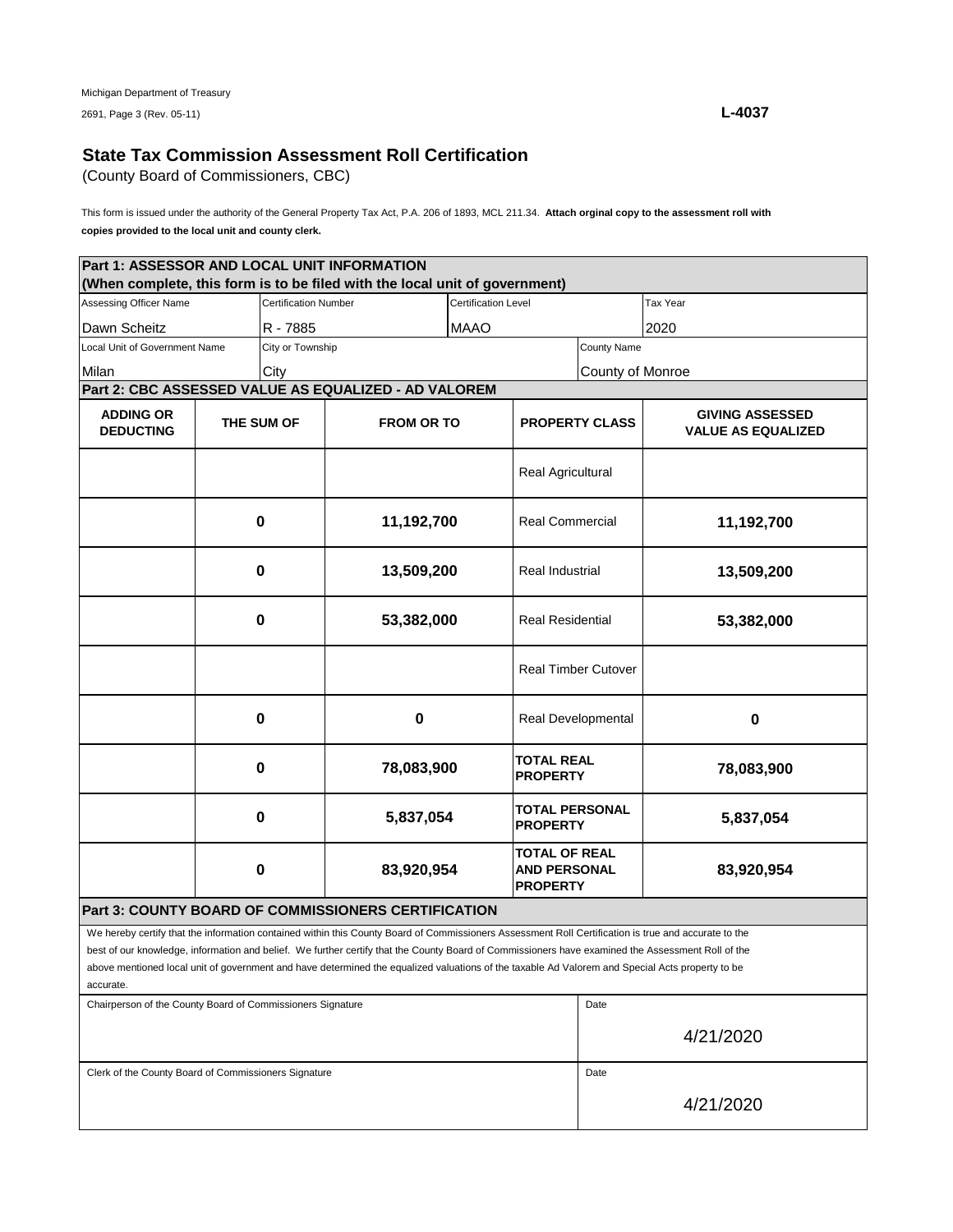Michigan Department of Treasury
2691, Page 3 (Rev. 05-11)

**L-4037**

## State Tax Commission Assessment Roll Certification

(County Board of Commissioners, CBC)

This form is issued under the authority of the General Property Tax Act, P.A. 206 of 1893, MCL 211.34. **Attach orginal copy to the assessment roll with copies provided to the local unit and county clerk.**

**Part 1: ASSESSOR AND LOCAL UNIT INFORMATION**
**(When complete, this form is to be filed with the local unit of government)**

| Assessing Officer Name | Certification Number | Certification Level | Tax Year |
|---|---|---|---|
| Dawn Scheitz | R - 7885 | MAAO | 2020 |

| Local Unit of Government Name | City or Township | County Name |
|---|---|---|
| Milan | City | County of Monroe |

**Part 2: CBC ASSESSED VALUE AS EQUALIZED - AD VALOREM**

| ADDING OR DEDUCTING | THE SUM OF | FROM OR TO | PROPERTY CLASS | GIVING ASSESSED VALUE AS EQUALIZED |
|---|---|---|---|---|
| | | | Real Agricultural | |
| | 0 | 11,192,700 | Real Commercial | 11,192,700 |
| | 0 | 13,509,200 | Real Industrial | 13,509,200 |
| | 0 | 53,382,000 | Real Residential | 53,382,000 |
| | | | Real Timber Cutover | |
| | 0 | 0 | Real Developmental | 0 |
| | 0 | 78,083,900 | **TOTAL REAL PROPERTY** | 78,083,900 |
| | 0 | 5,837,054 | **TOTAL PERSONAL PROPERTY** | 5,837,054 |
| | 0 | 83,920,954 | **TOTAL OF REAL AND PERSONAL PROPERTY** | 83,920,954 |

**Part 3: COUNTY BOARD OF COMMISSIONERS CERTIFICATION**

We hereby certify that the information contained within this County Board of Commissioners Assessment Roll Certification is true and accurate to the best of our knowledge, information and belief. We further certify that the County Board of Commissioners have examined the Assessment Roll of the above mentioned local unit of government and have determined the equalized valuations of the taxable Ad Valorem and Special Acts property to be accurate.

| Chairperson of the County Board of Commissioners Signature | Date |
|---|---|
| | 4/21/2020 |

| Clerk of the County Board of Commissioners Signature | Date |
|---|---|
| | 4/21/2020 |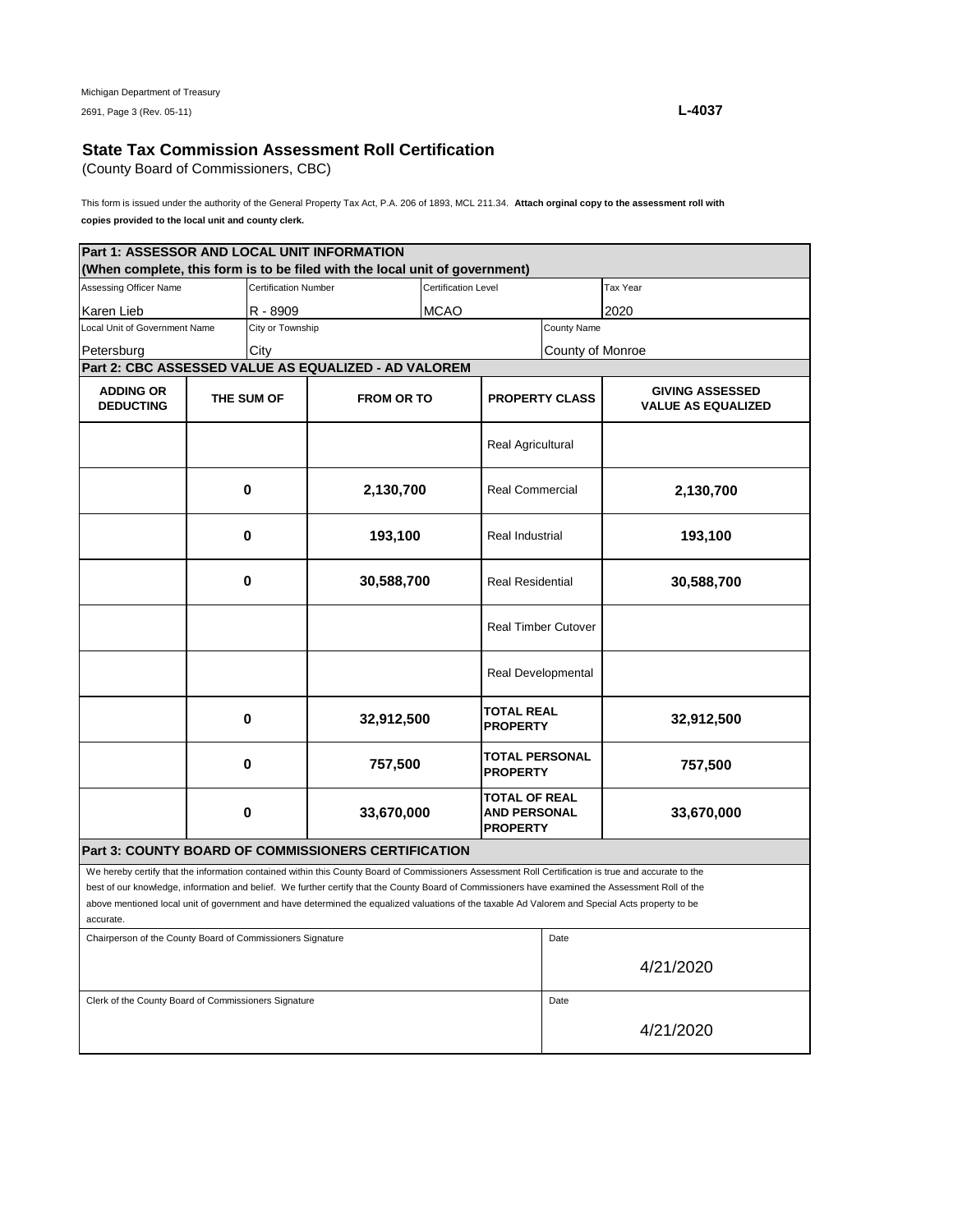Michigan Department of Treasury
2691, Page 3 (Rev. 05-11)

**L-4037**

## State Tax Commission Assessment Roll Certification

(County Board of Commissioners, CBC)

This form is issued under the authority of the General Property Tax Act, P.A. 206 of 1893, MCL 211.34. **Attach orginal copy to the assessment roll with copies provided to the local unit and county clerk.**

**Part 1: ASSESSOR AND LOCAL UNIT INFORMATION**
**(When complete, this form is to be filed with the local unit of government)**

| Assessing Officer Name | Certification Number | Certification Level | Tax Year |
|---|---|---|---|
| Karen Lieb | R - 8909 | MCAO | 2020 |

| Local Unit of Government Name | City or Township | County Name |
|---|---|---|
| Petersburg | City | County of Monroe |

**Part 2: CBC ASSESSED VALUE AS EQUALIZED - AD VALOREM**

| ADDING OR DEDUCTING | THE SUM OF | FROM OR TO | PROPERTY CLASS | GIVING ASSESSED VALUE AS EQUALIZED |
|---|---|---|---|---|
| | | | Real Agricultural | |
| | 0 | 2,130,700 | Real Commercial | 2,130,700 |
| | 0 | 193,100 | Real Industrial | 193,100 |
| | 0 | 30,588,700 | Real Residential | 30,588,700 |
| | | | Real Timber Cutover | |
| | | | Real Developmental | |
| | 0 | 32,912,500 | **TOTAL REAL PROPERTY** | 32,912,500 |
| | 0 | 757,500 | **TOTAL PERSONAL PROPERTY** | 757,500 |
| | 0 | 33,670,000 | **TOTAL OF REAL AND PERSONAL PROPERTY** | 33,670,000 |

**Part 3: COUNTY BOARD OF COMMISSIONERS CERTIFICATION**

We hereby certify that the information contained within this County Board of Commissioners Assessment Roll Certification is true and accurate to the best of our knowledge, information and belief. We further certify that the County Board of Commissioners have examined the Assessment Roll of the above mentioned local unit of government and have determined the equalized valuations of the taxable Ad Valorem and Special Acts property to be accurate.

| Chairperson of the County Board of Commissioners Signature | Date |
|---|---|
| | 4/21/2020 |

| Clerk of the County Board of Commissioners Signature | Date |
|---|---|
| | 4/21/2020 |